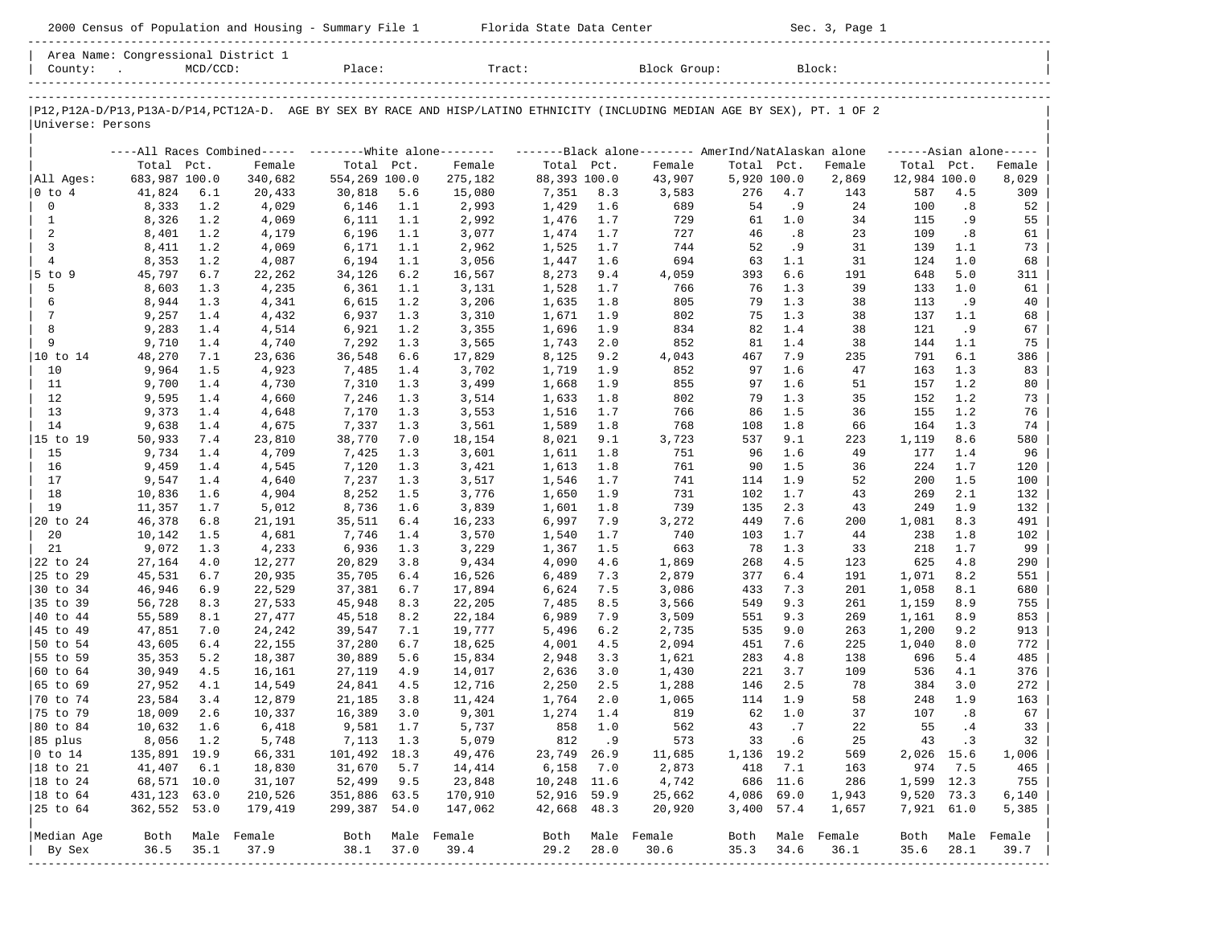2000 Census of Population and Housing - Summary File 1 Florida State Data Center Sec. 3, Page 1

Area Name: Congressional District 1
County: . MCD/CCD: Place: Tract: Block Group: Block:

P12,P12A-D/P13,P13A-D/P14,PCT12A-D. AGE BY SEX BY RACE AND HISP/LATINO ETHNICITY (INCLUDING MEDIAN AGE BY SEX), PT. 1 OF 2
Universe: Persons

| | All Races Combined | | | White alone | | | Black alone | | | AmerInd/NatAlaskan alone | | | Asian alone | | |
|---|---|---|---|---|---|---|---|---|---|---|---|---|---|---|---|
| | Total | Pct. | Female | Total | Pct. | Female | Total | Pct. | Female | Total | Pct. | Female | Total | Pct. | Female |
| All Ages: | 683,987 | 100.0 | 340,682 | 554,269 | 100.0 | 275,182 | 88,393 | 100.0 | 43,907 | 5,920 | 100.0 | 2,869 | 12,984 | 100.0 | 8,029 |
| 0 to 4 | 41,824 | 6.1 | 20,433 | 30,818 | 5.6 | 15,080 | 7,351 | 8.3 | 3,583 | 276 | 4.7 | 143 | 587 | 4.5 | 309 |
| 0 | 8,333 | 1.2 | 4,029 | 6,146 | 1.1 | 2,993 | 1,429 | 1.6 | 689 | 54 | .9 | 24 | 100 | .8 | 52 |
| 1 | 8,326 | 1.2 | 4,069 | 6,111 | 1.1 | 2,992 | 1,476 | 1.7 | 729 | 61 | 1.0 | 34 | 115 | .9 | 55 |
| 2 | 8,401 | 1.2 | 4,179 | 6,196 | 1.1 | 3,077 | 1,474 | 1.7 | 727 | 46 | .8 | 23 | 109 | .8 | 61 |
| 3 | 8,411 | 1.2 | 4,069 | 6,171 | 1.1 | 2,962 | 1,525 | 1.7 | 744 | 52 | .9 | 31 | 139 | 1.1 | 73 |
| 4 | 8,353 | 1.2 | 4,087 | 6,194 | 1.1 | 3,056 | 1,447 | 1.6 | 694 | 63 | 1.1 | 31 | 124 | 1.0 | 68 |
| 5 to 9 | 45,797 | 6.7 | 22,262 | 34,126 | 6.2 | 16,567 | 8,273 | 9.4 | 4,059 | 393 | 6.6 | 191 | 648 | 5.0 | 311 |
| 5 | 8,603 | 1.3 | 4,235 | 6,361 | 1.1 | 3,131 | 1,528 | 1.7 | 766 | 76 | 1.3 | 39 | 133 | 1.0 | 61 |
| 6 | 8,944 | 1.3 | 4,341 | 6,615 | 1.2 | 3,206 | 1,635 | 1.8 | 805 | 79 | 1.3 | 38 | 113 | .9 | 40 |
| 7 | 9,257 | 1.4 | 4,432 | 6,937 | 1.3 | 3,310 | 1,671 | 1.9 | 802 | 75 | 1.3 | 38 | 137 | 1.1 | 68 |
| 8 | 9,283 | 1.4 | 4,514 | 6,921 | 1.2 | 3,355 | 1,696 | 1.9 | 834 | 82 | 1.4 | 38 | 121 | .9 | 67 |
| 9 | 9,710 | 1.4 | 4,740 | 7,292 | 1.3 | 3,565 | 1,743 | 2.0 | 852 | 81 | 1.4 | 38 | 144 | 1.1 | 75 |
| 10 to 14 | 48,270 | 7.1 | 23,636 | 36,548 | 6.6 | 17,829 | 8,125 | 9.2 | 4,043 | 467 | 7.9 | 235 | 791 | 6.1 | 386 |
| 10 | 9,964 | 1.5 | 4,923 | 7,485 | 1.4 | 3,702 | 1,719 | 1.9 | 852 | 97 | 1.6 | 47 | 163 | 1.3 | 83 |
| 11 | 9,700 | 1.4 | 4,730 | 7,310 | 1.3 | 3,499 | 1,668 | 1.9 | 855 | 97 | 1.6 | 51 | 157 | 1.2 | 80 |
| 12 | 9,595 | 1.4 | 4,660 | 7,246 | 1.3 | 3,514 | 1,633 | 1.8 | 802 | 79 | 1.3 | 35 | 152 | 1.2 | 73 |
| 13 | 9,373 | 1.4 | 4,648 | 7,170 | 1.3 | 3,553 | 1,516 | 1.7 | 766 | 86 | 1.5 | 36 | 155 | 1.2 | 76 |
| 14 | 9,638 | 1.4 | 4,675 | 7,337 | 1.3 | 3,561 | 1,589 | 1.8 | 768 | 108 | 1.8 | 66 | 164 | 1.3 | 74 |
| 15 to 19 | 50,933 | 7.4 | 23,810 | 38,770 | 7.0 | 18,154 | 8,021 | 9.1 | 3,723 | 537 | 9.1 | 223 | 1,119 | 8.6 | 580 |
| 15 | 9,734 | 1.4 | 4,709 | 7,425 | 1.3 | 3,601 | 1,611 | 1.8 | 751 | 96 | 1.6 | 49 | 177 | 1.4 | 96 |
| 16 | 9,459 | 1.4 | 4,545 | 7,120 | 1.3 | 3,421 | 1,613 | 1.8 | 761 | 90 | 1.5 | 36 | 224 | 1.7 | 120 |
| 17 | 9,547 | 1.4 | 4,640 | 7,237 | 1.3 | 3,517 | 1,546 | 1.7 | 741 | 114 | 1.9 | 52 | 200 | 1.5 | 100 |
| 18 | 10,836 | 1.6 | 4,904 | 8,252 | 1.5 | 3,776 | 1,650 | 1.9 | 731 | 102 | 1.7 | 43 | 269 | 2.1 | 132 |
| 19 | 11,357 | 1.7 | 5,012 | 8,736 | 1.6 | 3,839 | 1,601 | 1.8 | 739 | 135 | 2.3 | 43 | 249 | 1.9 | 132 |
| 20 to 24 | 46,378 | 6.8 | 21,191 | 35,511 | 6.4 | 16,233 | 6,997 | 7.9 | 3,272 | 449 | 7.6 | 200 | 1,081 | 8.3 | 491 |
| 20 | 10,142 | 1.5 | 4,681 | 7,746 | 1.4 | 3,570 | 1,540 | 1.7 | 740 | 103 | 1.7 | 44 | 238 | 1.8 | 102 |
| 21 | 9,072 | 1.3 | 4,233 | 6,936 | 1.3 | 3,229 | 1,367 | 1.5 | 663 | 78 | 1.3 | 33 | 218 | 1.7 | 99 |
| 22 to 24 | 27,164 | 4.0 | 12,277 | 20,829 | 3.8 | 9,434 | 4,090 | 4.6 | 1,869 | 268 | 4.5 | 123 | 625 | 4.8 | 290 |
| 25 to 29 | 45,531 | 6.7 | 20,935 | 35,705 | 6.4 | 16,526 | 6,489 | 7.3 | 2,879 | 377 | 6.4 | 191 | 1,071 | 8.2 | 551 |
| 30 to 34 | 46,946 | 6.9 | 22,529 | 37,381 | 6.7 | 17,894 | 6,624 | 7.5 | 3,086 | 433 | 7.3 | 201 | 1,058 | 8.1 | 680 |
| 35 to 39 | 56,728 | 8.3 | 27,533 | 45,948 | 8.3 | 22,205 | 7,485 | 8.5 | 3,566 | 549 | 9.3 | 261 | 1,159 | 8.9 | 755 |
| 40 to 44 | 55,589 | 8.1 | 27,477 | 45,518 | 8.2 | 22,184 | 6,989 | 7.9 | 3,509 | 551 | 9.3 | 269 | 1,161 | 8.9 | 853 |
| 45 to 49 | 47,851 | 7.0 | 24,242 | 39,547 | 7.1 | 19,777 | 5,496 | 6.2 | 2,735 | 535 | 9.0 | 263 | 1,200 | 9.2 | 913 |
| 50 to 54 | 43,605 | 6.4 | 22,155 | 37,280 | 6.7 | 18,625 | 4,001 | 4.5 | 2,094 | 451 | 7.6 | 225 | 1,040 | 8.0 | 772 |
| 55 to 59 | 35,353 | 5.2 | 18,387 | 30,889 | 5.6 | 15,834 | 2,948 | 3.3 | 1,621 | 283 | 4.8 | 138 | 696 | 5.4 | 485 |
| 60 to 64 | 30,949 | 4.5 | 16,161 | 27,119 | 4.9 | 14,017 | 2,636 | 3.0 | 1,430 | 221 | 3.7 | 109 | 536 | 4.1 | 376 |
| 65 to 69 | 27,952 | 4.1 | 14,549 | 24,841 | 4.5 | 12,716 | 2,250 | 2.5 | 1,288 | 146 | 2.5 | 78 | 384 | 3.0 | 272 |
| 70 to 74 | 23,584 | 3.4 | 12,879 | 21,185 | 3.8 | 11,424 | 1,764 | 2.0 | 1,065 | 114 | 1.9 | 58 | 248 | 1.9 | 163 |
| 75 to 79 | 18,009 | 2.6 | 10,337 | 16,389 | 3.0 | 9,301 | 1,274 | 1.4 | 819 | 62 | 1.0 | 37 | 107 | .8 | 67 |
| 80 to 84 | 10,632 | 1.6 | 6,418 | 9,581 | 1.7 | 5,737 | 858 | 1.0 | 562 | 43 | .7 | 22 | 55 | .4 | 33 |
| 85 plus | 8,056 | 1.2 | 5,748 | 7,113 | 1.3 | 5,079 | 812 | .9 | 573 | 33 | .6 | 25 | 43 | .3 | 32 |
| 0 to 14 | 135,891 | 19.9 | 66,331 | 101,492 | 18.3 | 49,476 | 23,749 | 26.9 | 11,685 | 1,136 | 19.2 | 569 | 2,026 | 15.6 | 1,006 |
| 18 to 21 | 41,407 | 6.1 | 18,830 | 31,670 | 5.7 | 14,414 | 6,158 | 7.0 | 2,873 | 418 | 7.1 | 163 | 974 | 7.5 | 465 |
| 18 to 24 | 68,571 | 10.0 | 31,107 | 52,499 | 9.5 | 23,848 | 10,248 | 11.6 | 4,742 | 686 | 11.6 | 286 | 1,599 | 12.3 | 755 |
| 18 to 64 | 431,123 | 63.0 | 210,526 | 351,886 | 63.5 | 170,910 | 52,916 | 59.9 | 25,662 | 4,086 | 69.0 | 1,943 | 9,520 | 73.3 | 6,140 |
| 25 to 64 | 362,552 | 53.0 | 179,419 | 299,387 | 54.0 | 147,062 | 42,668 | 48.3 | 20,920 | 3,400 | 57.4 | 1,657 | 7,921 | 61.0 | 5,385 |
| Median Age | Both | Male | Female | Both | Male | Female | Both | Male | Female | Both | Male | Female | Both | Male | Female |
| By Sex | 36.5 | 35.1 | 37.9 | 38.1 | 37.0 | 39.4 | 29.2 | 28.0 | 30.6 | 35.3 | 34.6 | 36.1 | 35.6 | 28.1 | 39.7 |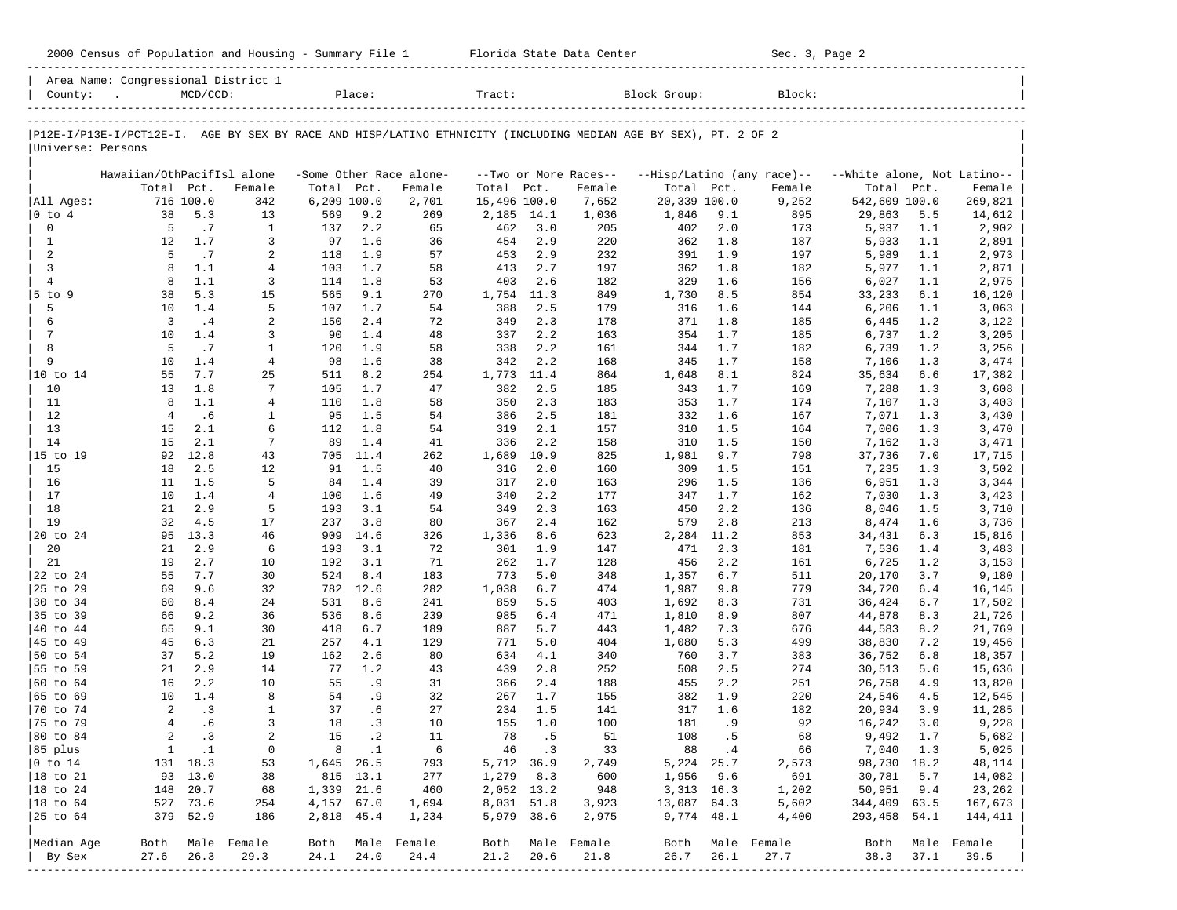2000 Census of Population and Housing - Summary File 1 Florida State Data Center Sec. 3, Page 2

Area Name: Congressional District 1
County: . MCD/CCD: Place: Tract: Block Group: Block:

P12E-I/P13E-I/PCT12E-I. AGE BY SEX BY RACE AND HISP/LATINO ETHNICITY (INCLUDING MEDIAN AGE BY SEX), PT. 2 OF 2
Universe: Persons

| | Hawaiian/OthPacifIsl alone | | | -Some Other Race alone- | | | --Two or More Races-- | | | --Hisp/Latino (any race)-- | | | --White alone, Not Latino-- | | |
|---|---|---|---|---|---|---|---|---|---|---|---|---|---|---|---|
| | Total | Pct. | Female | Total | Pct. | Female | Total | Pct. | Female | Total | Pct. | Female | Total | Pct. | Female |
| All Ages: | 716 | 100.0 | 342 | 6,209 | 100.0 | 2,701 | 15,496 | 100.0 | 7,652 | 20,339 | 100.0 | 9,252 | 542,609 | 100.0 | 269,821 |
| 0 to 4 | 38 | 5.3 | 13 | 569 | 9.2 | 269 | 2,185 | 14.1 | 1,036 | 1,846 | 9.1 | 895 | 29,863 | 5.5 | 14,612 |
| 0 | 5 | .7 | 1 | 137 | 2.2 | 65 | 462 | 3.0 | 205 | 402 | 2.0 | 173 | 5,937 | 1.1 | 2,902 |
| 1 | 12 | 1.7 | 3 | 97 | 1.6 | 36 | 454 | 2.9 | 220 | 362 | 1.8 | 187 | 5,933 | 1.1 | 2,891 |
| 2 | 5 | .7 | 2 | 118 | 1.9 | 57 | 453 | 2.9 | 232 | 391 | 1.9 | 197 | 5,989 | 1.1 | 2,973 |
| 3 | 8 | 1.1 | 4 | 103 | 1.7 | 58 | 413 | 2.7 | 197 | 362 | 1.8 | 182 | 5,977 | 1.1 | 2,871 |
| 4 | 8 | 1.1 | 3 | 114 | 1.8 | 53 | 403 | 2.6 | 182 | 329 | 1.6 | 156 | 6,027 | 1.1 | 2,975 |
| 5 to 9 | 38 | 5.3 | 15 | 565 | 9.1 | 270 | 1,754 | 11.3 | 849 | 1,730 | 8.5 | 854 | 33,233 | 6.1 | 16,120 |
| 5 | 10 | 1.4 | 5 | 107 | 1.7 | 54 | 388 | 2.5 | 179 | 316 | 1.6 | 144 | 6,206 | 1.1 | 3,063 |
| 6 | 3 | .4 | 2 | 150 | 2.4 | 72 | 349 | 2.3 | 178 | 371 | 1.8 | 185 | 6,445 | 1.2 | 3,122 |
| 7 | 10 | 1.4 | 3 | 90 | 1.4 | 48 | 337 | 2.2 | 163 | 354 | 1.7 | 185 | 6,737 | 1.2 | 3,205 |
| 8 | 5 | .7 | 1 | 120 | 1.9 | 58 | 338 | 2.2 | 161 | 344 | 1.7 | 182 | 6,739 | 1.2 | 3,256 |
| 9 | 10 | 1.4 | 4 | 98 | 1.6 | 38 | 342 | 2.2 | 168 | 345 | 1.7 | 158 | 7,106 | 1.3 | 3,474 |
| 10 to 14 | 55 | 7.7 | 25 | 511 | 8.2 | 254 | 1,773 | 11.4 | 864 | 1,648 | 8.1 | 824 | 35,634 | 6.6 | 17,382 |
| 10 | 13 | 1.8 | 7 | 105 | 1.7 | 47 | 382 | 2.5 | 185 | 343 | 1.7 | 169 | 7,288 | 1.3 | 3,608 |
| 11 | 8 | 1.1 | 4 | 110 | 1.8 | 58 | 350 | 2.3 | 183 | 353 | 1.7 | 174 | 7,107 | 1.3 | 3,403 |
| 12 | 4 | .6 | 1 | 95 | 1.5 | 54 | 386 | 2.5 | 181 | 332 | 1.6 | 167 | 7,071 | 1.3 | 3,430 |
| 13 | 15 | 2.1 | 6 | 112 | 1.8 | 54 | 319 | 2.1 | 157 | 310 | 1.5 | 164 | 7,006 | 1.3 | 3,470 |
| 14 | 15 | 2.1 | 7 | 89 | 1.4 | 41 | 336 | 2.2 | 158 | 310 | 1.5 | 150 | 7,162 | 1.3 | 3,471 |
| 15 to 19 | 92 | 12.8 | 43 | 705 | 11.4 | 262 | 1,689 | 10.9 | 825 | 1,981 | 9.7 | 798 | 37,736 | 7.0 | 17,715 |
| 15 | 18 | 2.5 | 12 | 91 | 1.5 | 40 | 316 | 2.0 | 160 | 309 | 1.5 | 151 | 7,235 | 1.3 | 3,502 |
| 16 | 11 | 1.5 | 5 | 84 | 1.4 | 39 | 317 | 2.0 | 163 | 296 | 1.5 | 136 | 6,951 | 1.3 | 3,344 |
| 17 | 10 | 1.4 | 4 | 100 | 1.6 | 49 | 340 | 2.2 | 177 | 347 | 1.7 | 162 | 7,030 | 1.3 | 3,423 |
| 18 | 21 | 2.9 | 5 | 193 | 3.1 | 54 | 349 | 2.3 | 163 | 450 | 2.2 | 136 | 8,046 | 1.5 | 3,710 |
| 19 | 32 | 4.5 | 17 | 237 | 3.8 | 80 | 367 | 2.4 | 162 | 579 | 2.8 | 213 | 8,474 | 1.6 | 3,736 |
| 20 to 24 | 95 | 13.3 | 46 | 909 | 14.6 | 326 | 1,336 | 8.6 | 623 | 2,284 | 11.2 | 853 | 34,431 | 6.3 | 15,816 |
| 20 | 21 | 2.9 | 6 | 193 | 3.1 | 72 | 301 | 1.9 | 147 | 471 | 2.3 | 181 | 7,536 | 1.4 | 3,483 |
| 21 | 19 | 2.7 | 10 | 192 | 3.1 | 71 | 262 | 1.7 | 128 | 456 | 2.2 | 161 | 6,725 | 1.2 | 3,153 |
| 22 to 24 | 55 | 7.7 | 30 | 524 | 8.4 | 183 | 773 | 5.0 | 348 | 1,357 | 6.7 | 511 | 20,170 | 3.7 | 9,180 |
| 25 to 29 | 69 | 9.6 | 32 | 782 | 12.6 | 282 | 1,038 | 6.7 | 474 | 1,987 | 9.8 | 779 | 34,720 | 6.4 | 16,145 |
| 30 to 34 | 60 | 8.4 | 24 | 531 | 8.6 | 241 | 859 | 5.5 | 403 | 1,692 | 8.3 | 731 | 36,424 | 6.7 | 17,502 |
| 35 to 39 | 66 | 9.2 | 36 | 536 | 8.6 | 239 | 985 | 6.4 | 471 | 1,810 | 8.9 | 807 | 44,878 | 8.3 | 21,726 |
| 40 to 44 | 65 | 9.1 | 30 | 418 | 6.7 | 189 | 887 | 5.7 | 443 | 1,482 | 7.3 | 676 | 44,583 | 8.2 | 21,769 |
| 45 to 49 | 45 | 6.3 | 21 | 257 | 4.1 | 129 | 771 | 5.0 | 404 | 1,080 | 5.3 | 499 | 38,830 | 7.2 | 19,456 |
| 50 to 54 | 37 | 5.2 | 19 | 162 | 2.6 | 80 | 634 | 4.1 | 340 | 760 | 3.7 | 383 | 36,752 | 6.8 | 18,357 |
| 55 to 59 | 21 | 2.9 | 14 | 77 | 1.2 | 43 | 439 | 2.8 | 252 | 508 | 2.5 | 274 | 30,513 | 5.6 | 15,636 |
| 60 to 64 | 16 | 2.2 | 10 | 55 | .9 | 31 | 366 | 2.4 | 188 | 455 | 2.2 | 251 | 26,758 | 4.9 | 13,820 |
| 65 to 69 | 10 | 1.4 | 8 | 54 | .9 | 32 | 267 | 1.7 | 155 | 382 | 1.9 | 220 | 24,546 | 4.5 | 12,545 |
| 70 to 74 | 2 | .3 | 1 | 37 | .6 | 27 | 234 | 1.5 | 141 | 317 | 1.6 | 182 | 20,934 | 3.9 | 11,285 |
| 75 to 79 | 4 | .6 | 3 | 18 | .3 | 10 | 155 | 1.0 | 100 | 181 | .9 | 92 | 16,242 | 3.0 | 9,228 |
| 80 to 84 | 2 | .3 | 2 | 15 | .2 | 11 | 78 | .5 | 51 | 108 | .5 | 68 | 9,492 | 1.7 | 5,682 |
| 85 plus | 1 | .1 | 0 | 8 | .1 | 6 | 46 | .3 | 33 | 88 | .4 | 66 | 7,040 | 1.3 | 5,025 |
| 0 to 14 | 131 | 18.3 | 53 | 1,645 | 26.5 | 793 | 5,712 | 36.9 | 2,749 | 5,224 | 25.7 | 2,573 | 98,730 | 18.2 | 48,114 |
| 18 to 21 | 93 | 13.0 | 38 | 815 | 13.1 | 277 | 1,279 | 8.3 | 600 | 1,956 | 9.6 | 691 | 30,781 | 5.7 | 14,082 |
| 18 to 24 | 148 | 20.7 | 68 | 1,339 | 21.6 | 460 | 2,052 | 13.2 | 948 | 3,313 | 16.3 | 1,202 | 50,951 | 9.4 | 23,262 |
| 18 to 64 | 527 | 73.6 | 254 | 4,157 | 67.0 | 1,694 | 8,031 | 51.8 | 3,923 | 13,087 | 64.3 | 5,602 | 344,409 | 63.5 | 167,673 |
| 25 to 64 | 379 | 52.9 | 186 | 2,818 | 45.4 | 1,234 | 5,979 | 38.6 | 2,975 | 9,774 | 48.1 | 4,400 | 293,458 | 54.1 | 144,411 |
| Median Age | Both | Male | Female | Both | Male | Female | Both | Male | Female | Both | Male | Female | Both | Male | Female |
| By Sex | 27.6 | 26.3 | 29.3 | 24.1 | 24.0 | 24.4 | 21.2 | 20.6 | 21.8 | 26.7 | 26.1 | 27.7 | 38.3 | 37.1 | 39.5 |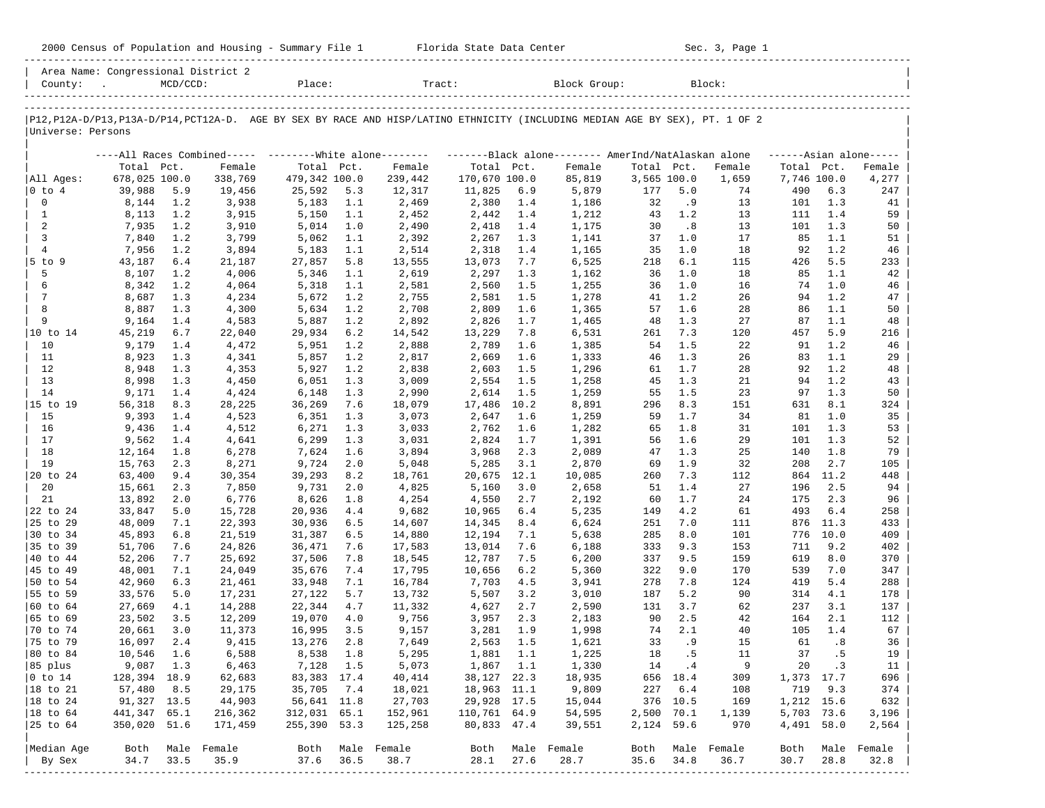2000 Census of Population and Housing - Summary File 1 Florida State Data Center Sec. 3, Page 1

Area Name: Congressional District 2
County: . MCD/CCD: Place: Tract: Block Group: Block:

P12,P12A-D/P13,P13A-D/P14,PCT12A-D. AGE BY SEX BY RACE AND HISP/LATINO ETHNICITY (INCLUDING MEDIAN AGE BY SEX), PT. 1 OF 2
Universe: Persons

| | All Races Combined Total | Pct. | Female | White alone Total | Pct. | Female | Black alone Total | Pct. | Female | AmerInd/NatAlaskan alone Total | Pct. | Female | Asian alone Total | Pct. | Female |
|---|---|---|---|---|---|---|---|---|---|---|---|---|---|---|---|
| All Ages: | 678,025 | 100.0 | 338,769 | 479,342 | 100.0 | 239,442 | 170,670 | 100.0 | 85,819 | 3,565 | 100.0 | 1,659 | 7,746 | 100.0 | 4,277 |
| 0 to 4 | 39,988 | 5.9 | 19,456 | 25,592 | 5.3 | 12,317 | 11,825 | 6.9 | 5,879 | 177 | 5.0 | 74 | 490 | 6.3 | 247 |
| 0 | 8,144 | 1.2 | 3,938 | 5,183 | 1.1 | 2,469 | 2,380 | 1.4 | 1,186 | 32 | .9 | 13 | 101 | 1.3 | 41 |
| 1 | 8,113 | 1.2 | 3,915 | 5,150 | 1.1 | 2,452 | 2,442 | 1.4 | 1,212 | 43 | 1.2 | 13 | 111 | 1.4 | 59 |
| 2 | 7,935 | 1.2 | 3,910 | 5,014 | 1.0 | 2,490 | 2,418 | 1.4 | 1,175 | 30 | .8 | 13 | 101 | 1.3 | 50 |
| 3 | 7,840 | 1.2 | 3,799 | 5,062 | 1.1 | 2,392 | 2,267 | 1.3 | 1,141 | 37 | 1.0 | 17 | 85 | 1.1 | 51 |
| 4 | 7,956 | 1.2 | 3,894 | 5,183 | 1.1 | 2,514 | 2,318 | 1.4 | 1,165 | 35 | 1.0 | 18 | 92 | 1.2 | 46 |
| 5 to 9 | 43,187 | 6.4 | 21,187 | 27,857 | 5.8 | 13,555 | 13,073 | 7.7 | 6,525 | 218 | 6.1 | 115 | 426 | 5.5 | 233 |
| 5 | 8,107 | 1.2 | 4,006 | 5,346 | 1.1 | 2,619 | 2,297 | 1.3 | 1,162 | 36 | 1.0 | 18 | 85 | 1.1 | 42 |
| 6 | 8,342 | 1.2 | 4,064 | 5,318 | 1.1 | 2,581 | 2,560 | 1.5 | 1,255 | 36 | 1.0 | 16 | 74 | 1.0 | 46 |
| 7 | 8,687 | 1.3 | 4,234 | 5,672 | 1.2 | 2,755 | 2,581 | 1.5 | 1,278 | 41 | 1.2 | 26 | 94 | 1.2 | 47 |
| 8 | 8,887 | 1.3 | 4,300 | 5,634 | 1.2 | 2,708 | 2,809 | 1.6 | 1,365 | 57 | 1.6 | 28 | 86 | 1.1 | 50 |
| 9 | 9,164 | 1.4 | 4,583 | 5,887 | 1.2 | 2,892 | 2,826 | 1.7 | 1,465 | 48 | 1.3 | 27 | 87 | 1.1 | 48 |
| 10 to 14 | 45,219 | 6.7 | 22,040 | 29,934 | 6.2 | 14,542 | 13,229 | 7.8 | 6,531 | 261 | 7.3 | 120 | 457 | 5.9 | 216 |
| 10 | 9,179 | 1.4 | 4,472 | 5,951 | 1.2 | 2,888 | 2,789 | 1.6 | 1,385 | 54 | 1.5 | 22 | 91 | 1.2 | 46 |
| 11 | 8,923 | 1.3 | 4,341 | 5,857 | 1.2 | 2,817 | 2,669 | 1.6 | 1,333 | 46 | 1.3 | 26 | 83 | 1.1 | 29 |
| 12 | 8,948 | 1.3 | 4,353 | 5,927 | 1.2 | 2,838 | 2,603 | 1.5 | 1,296 | 61 | 1.7 | 28 | 92 | 1.2 | 48 |
| 13 | 8,998 | 1.3 | 4,450 | 6,051 | 1.3 | 3,009 | 2,554 | 1.5 | 1,258 | 45 | 1.3 | 21 | 94 | 1.2 | 43 |
| 14 | 9,171 | 1.4 | 4,424 | 6,148 | 1.3 | 2,990 | 2,614 | 1.5 | 1,259 | 55 | 1.5 | 23 | 97 | 1.3 | 50 |
| 15 to 19 | 56,318 | 8.3 | 28,225 | 36,269 | 7.6 | 18,079 | 17,486 | 10.2 | 8,891 | 296 | 8.3 | 151 | 631 | 8.1 | 324 |
| 15 | 9,393 | 1.4 | 4,523 | 6,351 | 1.3 | 3,073 | 2,647 | 1.6 | 1,259 | 59 | 1.7 | 34 | 81 | 1.0 | 35 |
| 16 | 9,436 | 1.4 | 4,512 | 6,271 | 1.3 | 3,033 | 2,762 | 1.6 | 1,282 | 65 | 1.8 | 31 | 101 | 1.3 | 53 |
| 17 | 9,562 | 1.4 | 4,641 | 6,299 | 1.3 | 3,031 | 2,824 | 1.7 | 1,391 | 56 | 1.6 | 29 | 101 | 1.3 | 52 |
| 18 | 12,164 | 1.8 | 6,278 | 7,624 | 1.6 | 3,894 | 3,968 | 2.3 | 2,089 | 47 | 1.3 | 25 | 140 | 1.8 | 79 |
| 19 | 15,763 | 2.3 | 8,271 | 9,724 | 2.0 | 5,048 | 5,285 | 3.1 | 2,870 | 69 | 1.9 | 32 | 208 | 2.7 | 105 |
| 20 to 24 | 63,400 | 9.4 | 30,354 | 39,293 | 8.2 | 18,761 | 20,675 | 12.1 | 10,085 | 260 | 7.3 | 112 | 864 | 11.2 | 448 |
| 20 | 15,661 | 2.3 | 7,850 | 9,731 | 2.0 | 4,825 | 5,160 | 3.0 | 2,658 | 51 | 1.4 | 27 | 196 | 2.5 | 94 |
| 21 | 13,892 | 2.0 | 6,776 | 8,626 | 1.8 | 4,254 | 4,550 | 2.7 | 2,192 | 60 | 1.7 | 24 | 175 | 2.3 | 96 |
| 22 to 24 | 33,847 | 5.0 | 15,728 | 20,936 | 4.4 | 9,682 | 10,965 | 6.4 | 5,235 | 149 | 4.2 | 61 | 493 | 6.4 | 258 |
| 25 to 29 | 48,009 | 7.1 | 22,393 | 30,936 | 6.5 | 14,607 | 14,345 | 8.4 | 6,624 | 251 | 7.0 | 111 | 876 | 11.3 | 433 |
| 30 to 34 | 45,893 | 6.8 | 21,519 | 31,387 | 6.5 | 14,880 | 12,194 | 7.1 | 5,638 | 285 | 8.0 | 101 | 776 | 10.0 | 409 |
| 35 to 39 | 51,706 | 7.6 | 24,826 | 36,471 | 7.6 | 17,583 | 13,014 | 7.6 | 6,188 | 333 | 9.3 | 153 | 711 | 9.2 | 402 |
| 40 to 44 | 52,206 | 7.7 | 25,692 | 37,506 | 7.8 | 18,545 | 12,787 | 7.5 | 6,200 | 337 | 9.5 | 159 | 619 | 8.0 | 370 |
| 45 to 49 | 48,001 | 7.1 | 24,049 | 35,676 | 7.4 | 17,795 | 10,656 | 6.2 | 5,360 | 322 | 9.0 | 170 | 539 | 7.0 | 347 |
| 50 to 54 | 42,960 | 6.3 | 21,461 | 33,948 | 7.1 | 16,784 | 7,703 | 4.5 | 3,941 | 278 | 7.8 | 124 | 419 | 5.4 | 288 |
| 55 to 59 | 33,576 | 5.0 | 17,231 | 27,122 | 5.7 | 13,732 | 5,507 | 3.2 | 3,010 | 187 | 5.2 | 90 | 314 | 4.1 | 178 |
| 60 to 64 | 27,669 | 4.1 | 14,288 | 22,344 | 4.7 | 11,332 | 4,627 | 2.7 | 2,590 | 131 | 3.7 | 62 | 237 | 3.1 | 137 |
| 65 to 69 | 23,502 | 3.5 | 12,209 | 19,070 | 4.0 | 9,756 | 3,957 | 2.3 | 2,183 | 90 | 2.5 | 42 | 164 | 2.1 | 112 |
| 70 to 74 | 20,661 | 3.0 | 11,373 | 16,995 | 3.5 | 9,157 | 3,281 | 1.9 | 1,998 | 74 | 2.1 | 40 | 105 | 1.4 | 67 |
| 75 to 79 | 16,097 | 2.4 | 9,415 | 13,276 | 2.8 | 7,649 | 2,563 | 1.5 | 1,621 | 33 | .9 | 15 | 61 | .8 | 36 |
| 80 to 84 | 10,546 | 1.6 | 6,588 | 8,538 | 1.8 | 5,295 | 1,881 | 1.1 | 1,225 | 18 | .5 | 11 | 37 | .5 | 19 |
| 85 plus | 9,087 | 1.3 | 6,463 | 7,128 | 1.5 | 5,073 | 1,867 | 1.1 | 1,330 | 14 | .4 | 9 | 20 | .3 | 11 |
| 0 to 14 | 128,394 | 18.9 | 62,683 | 83,383 | 17.4 | 40,414 | 38,127 | 22.3 | 18,935 | 656 | 18.4 | 309 | 1,373 | 17.7 | 696 |
| 18 to 21 | 57,480 | 8.5 | 29,175 | 35,705 | 7.4 | 18,021 | 18,963 | 11.1 | 9,809 | 227 | 6.4 | 108 | 719 | 9.3 | 374 |
| 18 to 24 | 91,327 | 13.5 | 44,903 | 56,641 | 11.8 | 27,703 | 29,928 | 17.5 | 15,044 | 376 | 10.5 | 169 | 1,212 | 15.6 | 632 |
| 18 to 64 | 441,347 | 65.1 | 216,362 | 312,031 | 65.1 | 152,961 | 110,761 | 64.9 | 54,595 | 2,500 | 70.1 | 1,139 | 5,703 | 73.6 | 3,196 |
| 25 to 64 | 350,020 | 51.6 | 171,459 | 255,390 | 53.3 | 125,258 | 80,833 | 47.4 | 39,551 | 2,124 | 59.6 | 970 | 4,491 | 58.0 | 2,564 |

| Median Age By Sex | Both | Male | Female | Both | Male | Female | Both | Male | Female | Both | Male | Female | Both | Male | Female |
|---|---|---|---|---|---|---|---|---|---|---|---|---|---|---|---|
| | 34.7 | 33.5 | 35.9 | 37.6 | 36.5 | 38.7 | 28.1 | 27.6 | 28.7 | 35.6 | 34.8 | 36.7 | 30.7 | 28.8 | 32.8 |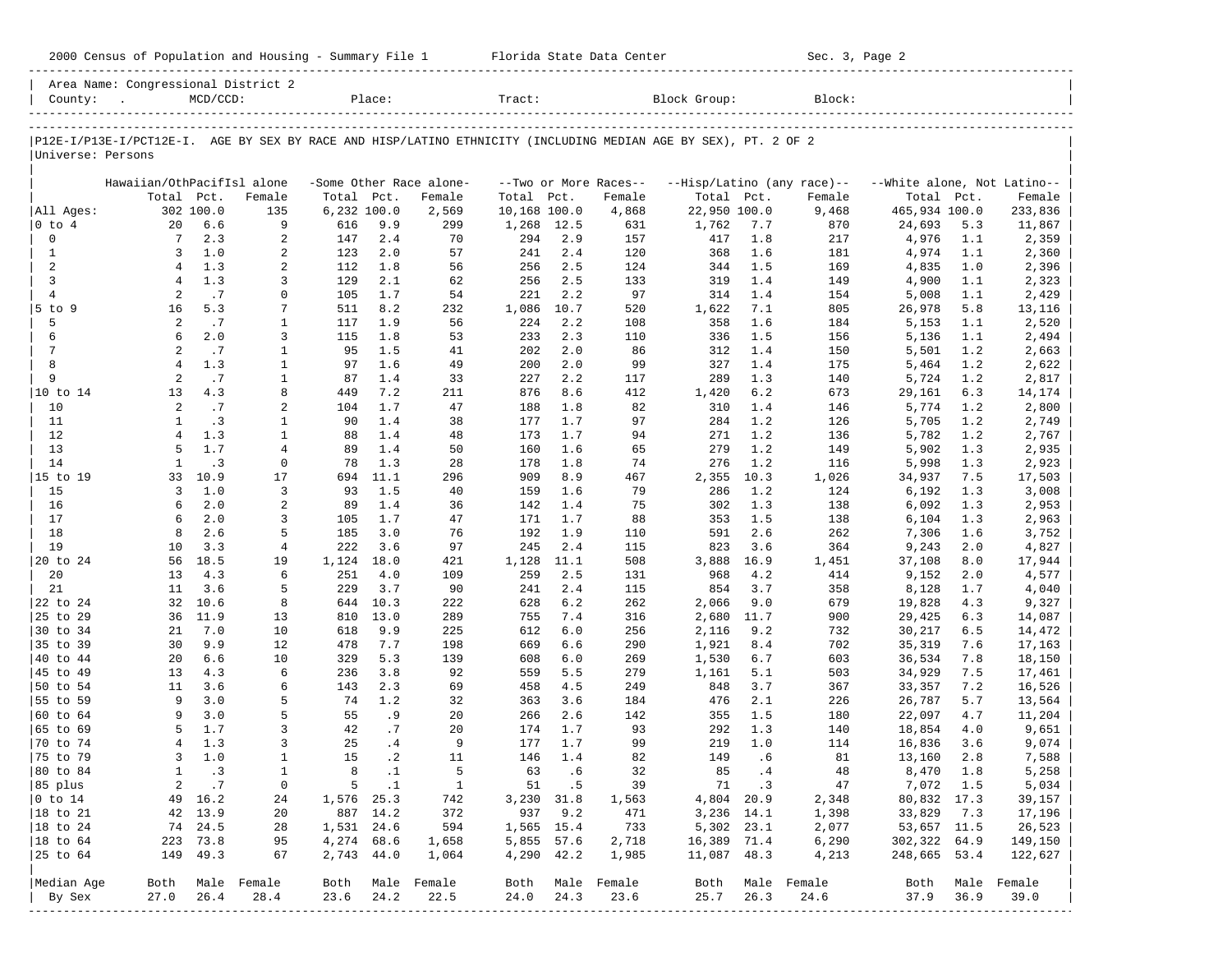2000 Census of Population and Housing - Summary File 1 Florida State Data Center Sec. 3, Page 2

Area Name: Congressional District 2
County: . MCD/CCD: Place: Tract: Block Group: Block:

P12E-I/P13E-I/PCT12E-I. AGE BY SEX BY RACE AND HISP/LATINO ETHNICITY (INCLUDING MEDIAN AGE BY SEX), PT. 2 OF 2
Universe: Persons

| | Hawaiian/OthPacifIsl alone | | | -Some Other Race alone- | | | --Two or More Races-- | | | --Hisp/Latino (any race)-- | | | --White alone, Not Latino-- | | |
|---|---|---|---|---|---|---|---|---|---|---|---|---|---|---|---|
| | Total | Pct. | Female | Total | Pct. | Female | Total | Pct. | Female | Total | Pct. | Female | Total | Pct. | Female |
| All Ages: | 302 | 100.0 | 135 | 6,232 | 100.0 | 2,569 | 10,168 | 100.0 | 4,868 | 22,950 | 100.0 | 9,468 | 465,934 | 100.0 | 233,836 |
| 0 to 4 | 20 | 6.6 | 9 | 616 | 9.9 | 299 | 1,268 | 12.5 | 631 | 1,762 | 7.7 | 870 | 24,693 | 5.3 | 11,867 |
| 0 | 7 | 2.3 | 2 | 147 | 2.4 | 70 | 294 | 2.9 | 157 | 417 | 1.8 | 217 | 4,976 | 1.1 | 2,359 |
| 1 | 3 | 1.0 | 2 | 123 | 2.0 | 57 | 241 | 2.4 | 120 | 368 | 1.6 | 181 | 4,974 | 1.1 | 2,360 |
| 2 | 4 | 1.3 | 2 | 112 | 1.8 | 56 | 256 | 2.5 | 124 | 344 | 1.5 | 169 | 4,835 | 1.0 | 2,396 |
| 3 | 4 | 1.3 | 3 | 129 | 2.1 | 62 | 256 | 2.5 | 133 | 319 | 1.4 | 149 | 4,900 | 1.1 | 2,323 |
| 4 | 2 | .7 | 0 | 105 | 1.7 | 54 | 221 | 2.2 | 97 | 314 | 1.4 | 154 | 5,008 | 1.1 | 2,429 |
| 5 to 9 | 16 | 5.3 | 7 | 511 | 8.2 | 232 | 1,086 | 10.7 | 520 | 1,622 | 7.1 | 805 | 26,978 | 5.8 | 13,116 |
| 5 | 2 | .7 | 1 | 117 | 1.9 | 56 | 224 | 2.2 | 108 | 358 | 1.6 | 184 | 5,153 | 1.1 | 2,520 |
| 6 | 6 | 2.0 | 3 | 115 | 1.8 | 53 | 233 | 2.3 | 110 | 336 | 1.5 | 156 | 5,136 | 1.1 | 2,494 |
| 7 | 2 | .7 | 1 | 95 | 1.5 | 41 | 202 | 2.0 | 86 | 312 | 1.4 | 150 | 5,501 | 1.2 | 2,663 |
| 8 | 4 | 1.3 | 1 | 97 | 1.6 | 49 | 200 | 2.0 | 99 | 327 | 1.4 | 175 | 5,464 | 1.2 | 2,622 |
| 9 | 2 | .7 | 1 | 87 | 1.4 | 33 | 227 | 2.2 | 117 | 289 | 1.3 | 140 | 5,724 | 1.2 | 2,817 |
| 10 to 14 | 13 | 4.3 | 8 | 449 | 7.2 | 211 | 876 | 8.6 | 412 | 1,420 | 6.2 | 673 | 29,161 | 6.3 | 14,174 |
| 10 | 2 | .7 | 2 | 104 | 1.7 | 47 | 188 | 1.8 | 82 | 310 | 1.4 | 146 | 5,774 | 1.2 | 2,800 |
| 11 | 1 | .3 | 1 | 90 | 1.4 | 38 | 177 | 1.7 | 97 | 284 | 1.2 | 126 | 5,705 | 1.2 | 2,749 |
| 12 | 4 | 1.3 | 1 | 88 | 1.4 | 48 | 173 | 1.7 | 94 | 271 | 1.2 | 136 | 5,782 | 1.2 | 2,767 |
| 13 | 5 | 1.7 | 4 | 89 | 1.4 | 50 | 160 | 1.6 | 65 | 279 | 1.2 | 149 | 5,902 | 1.3 | 2,935 |
| 14 | 1 | .3 | 0 | 78 | 1.3 | 28 | 178 | 1.8 | 74 | 276 | 1.2 | 116 | 5,998 | 1.3 | 2,923 |
| 15 to 19 | 33 | 10.9 | 17 | 694 | 11.1 | 296 | 909 | 8.9 | 467 | 2,355 | 10.3 | 1,026 | 34,937 | 7.5 | 17,503 |
| 15 | 3 | 1.0 | 3 | 93 | 1.5 | 40 | 159 | 1.6 | 79 | 286 | 1.2 | 124 | 6,192 | 1.3 | 3,008 |
| 16 | 6 | 2.0 | 2 | 89 | 1.4 | 36 | 142 | 1.4 | 75 | 302 | 1.3 | 138 | 6,092 | 1.3 | 2,953 |
| 17 | 6 | 2.0 | 3 | 105 | 1.7 | 47 | 171 | 1.7 | 88 | 353 | 1.5 | 138 | 6,104 | 1.3 | 2,963 |
| 18 | 8 | 2.6 | 5 | 185 | 3.0 | 76 | 192 | 1.9 | 110 | 591 | 2.6 | 262 | 7,306 | 1.6 | 3,752 |
| 19 | 10 | 3.3 | 4 | 222 | 3.6 | 97 | 245 | 2.4 | 115 | 823 | 3.6 | 364 | 9,243 | 2.0 | 4,827 |
| 20 to 24 | 56 | 18.5 | 19 | 1,124 | 18.0 | 421 | 1,128 | 11.1 | 508 | 3,888 | 16.9 | 1,451 | 37,108 | 8.0 | 17,944 |
| 20 | 13 | 4.3 | 6 | 251 | 4.0 | 109 | 259 | 2.5 | 131 | 968 | 4.2 | 414 | 9,152 | 2.0 | 4,577 |
| 21 | 11 | 3.6 | 5 | 229 | 3.7 | 90 | 241 | 2.4 | 115 | 854 | 3.7 | 358 | 8,128 | 1.7 | 4,040 |
| 22 to 24 | 32 | 10.6 | 8 | 644 | 10.3 | 222 | 628 | 6.2 | 262 | 2,066 | 9.0 | 679 | 19,828 | 4.3 | 9,327 |
| 25 to 29 | 36 | 11.9 | 13 | 810 | 13.0 | 289 | 755 | 7.4 | 316 | 2,680 | 11.7 | 900 | 29,425 | 6.3 | 14,087 |
| 30 to 34 | 21 | 7.0 | 10 | 618 | 9.9 | 225 | 612 | 6.0 | 256 | 2,116 | 9.2 | 732 | 30,217 | 6.5 | 14,472 |
| 35 to 39 | 30 | 9.9 | 12 | 478 | 7.7 | 198 | 669 | 6.6 | 290 | 1,921 | 8.4 | 702 | 35,319 | 7.6 | 17,163 |
| 40 to 44 | 20 | 6.6 | 10 | 329 | 5.3 | 139 | 608 | 6.0 | 269 | 1,530 | 6.7 | 603 | 36,534 | 7.8 | 18,150 |
| 45 to 49 | 13 | 4.3 | 6 | 236 | 3.8 | 92 | 559 | 5.5 | 279 | 1,161 | 5.1 | 503 | 34,929 | 7.5 | 17,461 |
| 50 to 54 | 11 | 3.6 | 6 | 143 | 2.3 | 69 | 458 | 4.5 | 249 | 848 | 3.7 | 367 | 33,357 | 7.2 | 16,526 |
| 55 to 59 | 9 | 3.0 | 5 | 74 | 1.2 | 32 | 363 | 3.6 | 184 | 476 | 2.1 | 226 | 26,787 | 5.7 | 13,564 |
| 60 to 64 | 9 | 3.0 | 5 | 55 | .9 | 20 | 266 | 2.6 | 142 | 355 | 1.5 | 180 | 22,097 | 4.7 | 11,204 |
| 65 to 69 | 5 | 1.7 | 3 | 42 | .7 | 20 | 174 | 1.7 | 93 | 292 | 1.3 | 140 | 18,854 | 4.0 | 9,651 |
| 70 to 74 | 4 | 1.3 | 3 | 25 | .4 | 9 | 177 | 1.7 | 99 | 219 | 1.0 | 114 | 16,836 | 3.6 | 9,074 |
| 75 to 79 | 3 | 1.0 | 1 | 15 | .2 | 11 | 146 | 1.4 | 82 | 149 | .6 | 81 | 13,160 | 2.8 | 7,588 |
| 80 to 84 | 1 | .3 | 1 | 8 | .1 | 5 | 63 | .6 | 32 | 85 | .4 | 48 | 8,470 | 1.8 | 5,258 |
| 85 plus | 2 | .7 | 0 | 5 | .1 | 1 | 51 | .5 | 39 | 71 | .3 | 47 | 7,072 | 1.5 | 5,034 |
| 0 to 14 | 49 | 16.2 | 24 | 1,576 | 25.3 | 742 | 3,230 | 31.8 | 1,563 | 4,804 | 20.9 | 2,348 | 80,832 | 17.3 | 39,157 |
| 18 to 21 | 42 | 13.9 | 20 | 887 | 14.2 | 372 | 937 | 9.2 | 471 | 3,236 | 14.1 | 1,398 | 33,829 | 7.3 | 17,196 |
| 18 to 24 | 74 | 24.5 | 28 | 1,531 | 24.6 | 594 | 1,565 | 15.4 | 733 | 5,302 | 23.1 | 2,077 | 53,657 | 11.5 | 26,523 |
| 18 to 64 | 223 | 73.8 | 95 | 4,274 | 68.6 | 1,658 | 5,855 | 57.6 | 2,718 | 16,389 | 71.4 | 6,290 | 302,322 | 64.9 | 149,150 |
| 25 to 64 | 149 | 49.3 | 67 | 2,743 | 44.0 | 1,064 | 4,290 | 42.2 | 1,985 | 11,087 | 48.3 | 4,213 | 248,665 | 53.4 | 122,627 |
| Median Age | Both | Male | Female | Both | Male | Female | Both | Male | Female | Both | Male | Female | Both | Male | Female |
| By Sex | 27.0 | 26.4 | 28.4 | 23.6 | 24.2 | 22.5 | 24.0 | 24.3 | 23.6 | 25.7 | 26.3 | 24.6 | 37.9 | 36.9 | 39.0 |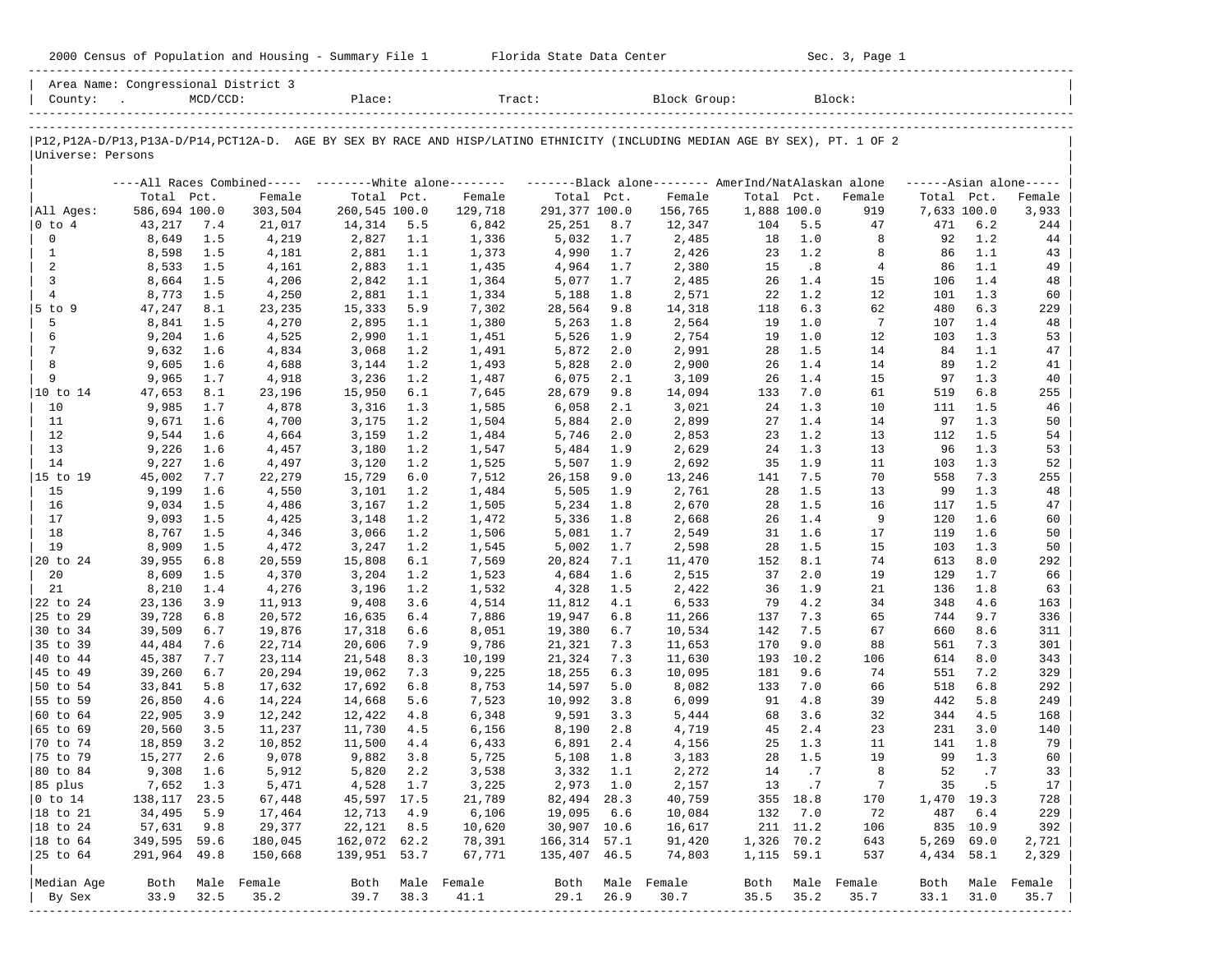2000 Census of Population and Housing - Summary File 1    Florida State Data Center    Sec. 3, Page 1

Area Name: Congressional District 3
County: .    MCD/CCD:    Place:    Tract:    Block Group:    Block:

P12,P12A-D/P13,P13A-D/P14,PCT12A-D. AGE BY SEX BY RACE AND HISP/LATINO ETHNICITY (INCLUDING MEDIAN AGE BY SEX), PT. 1 OF 2
Universe: Persons

| | All Races Combined | | | White alone | | | Black alone | | | AmerInd/NatAlaskan alone | | | Asian alone | | |
|---|---|---|---|---|---|---|---|---|---|---|---|---|---|---|---|
| | Total | Pct. | Female | Total | Pct. | Female | Total | Pct. | Female | Total | Pct. | Female | Total | Pct. | Female |
| All Ages: | 586,694 | 100.0 | 303,504 | 260,545 | 100.0 | 129,718 | 291,377 | 100.0 | 156,765 | 1,888 | 100.0 | 919 | 7,633 | 100.0 | 3,933 |
| 0 to 4 | 43,217 | 7.4 | 21,017 | 14,314 | 5.5 | 6,842 | 25,251 | 8.7 | 12,347 | 104 | 5.5 | 47 | 471 | 6.2 | 244 |
| 0 | 8,649 | 1.5 | 4,219 | 2,827 | 1.1 | 1,336 | 5,032 | 1.7 | 2,485 | 18 | 1.0 | 8 | 92 | 1.2 | 44 |
| 1 | 8,598 | 1.5 | 4,181 | 2,881 | 1.1 | 1,373 | 4,990 | 1.7 | 2,426 | 23 | 1.2 | 8 | 86 | 1.1 | 43 |
| 2 | 8,533 | 1.5 | 4,161 | 2,883 | 1.1 | 1,435 | 4,964 | 1.7 | 2,380 | 15 | .8 | 4 | 86 | 1.1 | 49 |
| 3 | 8,664 | 1.5 | 4,206 | 2,842 | 1.1 | 1,364 | 5,077 | 1.7 | 2,485 | 26 | 1.4 | 15 | 106 | 1.4 | 48 |
| 4 | 8,773 | 1.5 | 4,250 | 2,881 | 1.1 | 1,334 | 5,188 | 1.8 | 2,571 | 22 | 1.2 | 12 | 101 | 1.3 | 60 |
| 5 to 9 | 47,247 | 8.1 | 23,235 | 15,333 | 5.9 | 7,302 | 28,564 | 9.8 | 14,318 | 118 | 6.3 | 62 | 480 | 6.3 | 229 |
| 5 | 8,841 | 1.5 | 4,270 | 2,895 | 1.1 | 1,380 | 5,263 | 1.8 | 2,564 | 19 | 1.0 | 7 | 107 | 1.4 | 48 |
| 6 | 9,204 | 1.6 | 4,525 | 2,990 | 1.1 | 1,451 | 5,526 | 1.9 | 2,754 | 19 | 1.0 | 12 | 103 | 1.3 | 53 |
| 7 | 9,632 | 1.6 | 4,834 | 3,068 | 1.2 | 1,491 | 5,872 | 2.0 | 2,991 | 28 | 1.5 | 14 | 84 | 1.1 | 47 |
| 8 | 9,605 | 1.6 | 4,688 | 3,144 | 1.2 | 1,493 | 5,828 | 2.0 | 2,900 | 26 | 1.4 | 14 | 89 | 1.2 | 41 |
| 9 | 9,965 | 1.7 | 4,918 | 3,236 | 1.2 | 1,487 | 6,075 | 2.1 | 3,109 | 26 | 1.4 | 15 | 97 | 1.3 | 40 |
| 10 to 14 | 47,653 | 8.1 | 23,196 | 15,950 | 6.1 | 7,645 | 28,679 | 9.8 | 14,094 | 133 | 7.0 | 61 | 519 | 6.8 | 255 |
| 10 | 9,985 | 1.7 | 4,878 | 3,316 | 1.3 | 1,585 | 6,058 | 2.1 | 3,021 | 24 | 1.3 | 10 | 111 | 1.5 | 46 |
| 11 | 9,671 | 1.6 | 4,700 | 3,175 | 1.2 | 1,504 | 5,884 | 2.0 | 2,899 | 27 | 1.4 | 14 | 97 | 1.3 | 50 |
| 12 | 9,544 | 1.6 | 4,664 | 3,159 | 1.2 | 1,484 | 5,746 | 2.0 | 2,853 | 23 | 1.2 | 13 | 112 | 1.5 | 54 |
| 13 | 9,226 | 1.6 | 4,457 | 3,180 | 1.2 | 1,547 | 5,484 | 1.9 | 2,629 | 24 | 1.3 | 13 | 96 | 1.3 | 53 |
| 14 | 9,227 | 1.6 | 4,497 | 3,120 | 1.2 | 1,525 | 5,507 | 1.9 | 2,692 | 35 | 1.9 | 11 | 103 | 1.3 | 52 |
| 15 to 19 | 45,002 | 7.7 | 22,279 | 15,729 | 6.0 | 7,512 | 26,158 | 9.0 | 13,246 | 141 | 7.5 | 70 | 558 | 7.3 | 255 |
| 15 | 9,199 | 1.6 | 4,550 | 3,101 | 1.2 | 1,484 | 5,505 | 1.9 | 2,761 | 28 | 1.5 | 13 | 99 | 1.3 | 48 |
| 16 | 9,034 | 1.5 | 4,486 | 3,167 | 1.2 | 1,505 | 5,234 | 1.8 | 2,670 | 28 | 1.5 | 16 | 117 | 1.5 | 47 |
| 17 | 9,093 | 1.5 | 4,425 | 3,148 | 1.2 | 1,472 | 5,336 | 1.8 | 2,668 | 26 | 1.4 | 9 | 120 | 1.6 | 60 |
| 18 | 8,767 | 1.5 | 4,346 | 3,066 | 1.2 | 1,506 | 5,081 | 1.7 | 2,549 | 31 | 1.6 | 17 | 119 | 1.6 | 50 |
| 19 | 8,909 | 1.5 | 4,472 | 3,247 | 1.2 | 1,545 | 5,002 | 1.7 | 2,598 | 28 | 1.5 | 15 | 103 | 1.3 | 50 |
| 20 to 24 | 39,955 | 6.8 | 20,559 | 15,808 | 6.1 | 7,569 | 20,824 | 7.1 | 11,470 | 152 | 8.1 | 74 | 613 | 8.0 | 292 |
| 20 | 8,609 | 1.5 | 4,370 | 3,204 | 1.2 | 1,523 | 4,684 | 1.6 | 2,515 | 37 | 2.0 | 19 | 129 | 1.7 | 66 |
| 21 | 8,210 | 1.4 | 4,276 | 3,196 | 1.2 | 1,532 | 4,328 | 1.5 | 2,422 | 36 | 1.9 | 21 | 136 | 1.8 | 63 |
| 22 to 24 | 23,136 | 3.9 | 11,913 | 9,408 | 3.6 | 4,514 | 11,812 | 4.1 | 6,533 | 79 | 4.2 | 34 | 348 | 4.6 | 163 |
| 25 to 29 | 39,728 | 6.8 | 20,572 | 16,635 | 6.4 | 7,886 | 19,947 | 6.8 | 11,266 | 137 | 7.3 | 65 | 744 | 9.7 | 336 |
| 30 to 34 | 39,509 | 6.7 | 19,876 | 17,318 | 6.6 | 8,051 | 19,380 | 6.7 | 10,534 | 142 | 7.5 | 67 | 660 | 8.6 | 311 |
| 35 to 39 | 44,484 | 7.6 | 22,714 | 20,606 | 7.9 | 9,786 | 21,321 | 7.3 | 11,653 | 170 | 9.0 | 88 | 561 | 7.3 | 301 |
| 40 to 44 | 45,387 | 7.7 | 23,114 | 21,548 | 8.3 | 10,199 | 21,324 | 7.3 | 11,630 | 193 | 10.2 | 106 | 614 | 8.0 | 343 |
| 45 to 49 | 39,260 | 6.7 | 20,294 | 19,062 | 7.3 | 9,225 | 18,255 | 6.3 | 10,095 | 181 | 9.6 | 74 | 551 | 7.2 | 329 |
| 50 to 54 | 33,841 | 5.8 | 17,632 | 17,692 | 6.8 | 8,753 | 14,597 | 5.0 | 8,082 | 133 | 7.0 | 66 | 518 | 6.8 | 292 |
| 55 to 59 | 26,850 | 4.6 | 14,224 | 14,668 | 5.6 | 7,523 | 10,992 | 3.8 | 6,099 | 91 | 4.8 | 39 | 442 | 5.8 | 249 |
| 60 to 64 | 22,905 | 3.9 | 12,242 | 12,422 | 4.8 | 6,348 | 9,591 | 3.3 | 5,444 | 68 | 3.6 | 32 | 344 | 4.5 | 168 |
| 65 to 69 | 20,560 | 3.5 | 11,237 | 11,730 | 4.5 | 6,156 | 8,190 | 2.8 | 4,719 | 45 | 2.4 | 23 | 231 | 3.0 | 140 |
| 70 to 74 | 18,859 | 3.2 | 10,852 | 11,500 | 4.4 | 6,433 | 6,891 | 2.4 | 4,156 | 25 | 1.3 | 11 | 141 | 1.8 | 79 |
| 75 to 79 | 15,277 | 2.6 | 9,078 | 9,882 | 3.8 | 5,725 | 5,108 | 1.8 | 3,183 | 28 | 1.5 | 19 | 99 | 1.3 | 60 |
| 80 to 84 | 9,308 | 1.6 | 5,912 | 5,820 | 2.2 | 3,538 | 3,332 | 1.1 | 2,272 | 14 | .7 | 8 | 52 | .7 | 33 |
| 85 plus | 7,652 | 1.3 | 5,471 | 4,528 | 1.7 | 3,225 | 2,973 | 1.0 | 2,157 | 13 | .7 | 7 | 35 | .5 | 17 |
| 0 to 14 | 138,117 | 23.5 | 67,448 | 45,597 | 17.5 | 21,789 | 82,494 | 28.3 | 40,759 | 355 | 18.8 | 170 | 1,470 | 19.3 | 728 |
| 18 to 21 | 34,495 | 5.9 | 17,464 | 12,713 | 4.9 | 6,106 | 19,095 | 6.6 | 10,084 | 132 | 7.0 | 72 | 487 | 6.4 | 229 |
| 18 to 24 | 57,631 | 9.8 | 29,377 | 22,121 | 8.5 | 10,620 | 30,907 | 10.6 | 16,617 | 211 | 11.2 | 106 | 835 | 10.9 | 392 |
| 18 to 64 | 349,595 | 59.6 | 180,045 | 162,072 | 62.2 | 78,391 | 166,314 | 57.1 | 91,420 | 1,326 | 70.2 | 643 | 5,269 | 69.0 | 2,721 |
| 25 to 64 | 291,964 | 49.8 | 150,668 | 139,951 | 53.7 | 67,771 | 135,407 | 46.5 | 74,803 | 1,115 | 59.1 | 537 | 4,434 | 58.1 | 2,329 |
| Median Age | Both | Male | Female | Both | Male | Female | Both | Male | Female | Both | Male | Female | Both | Male | Female |
| By Sex | 33.9 | 32.5 | 35.2 | 39.7 | 38.3 | 41.1 | 29.1 | 26.9 | 30.7 | 35.5 | 35.2 | 35.7 | 33.1 | 31.0 | 35.7 |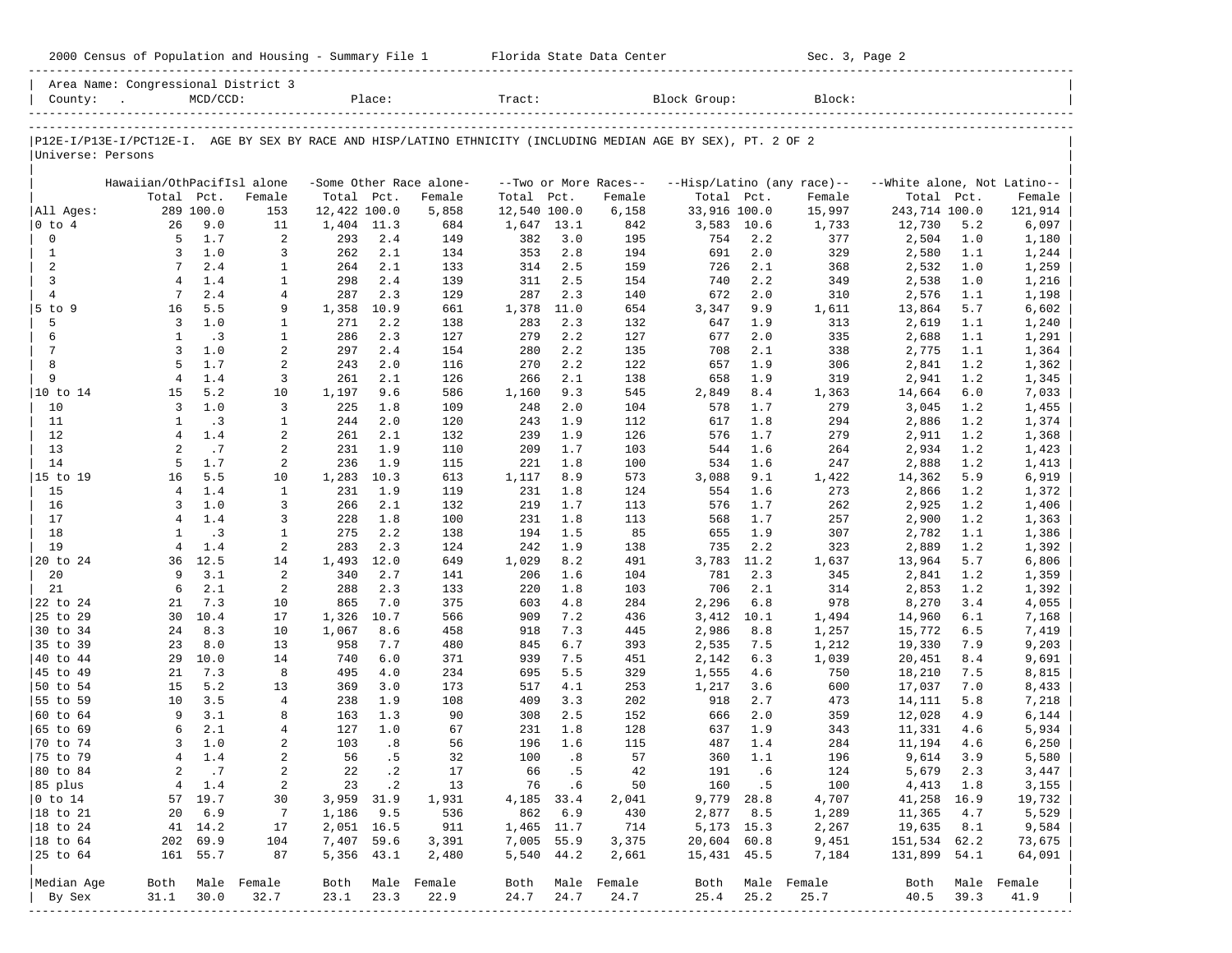2000 Census of Population and Housing - Summary File 1 Florida State Data Center Sec. 3, Page 2

Area Name: Congressional District 3
County: . MCD/CCD: Place: Tract: Block Group: Block:

P12E-I/P13E-I/PCT12E-I. AGE BY SEX BY RACE AND HISP/LATINO ETHNICITY (INCLUDING MEDIAN AGE BY SEX), PT. 2 OF 2
Universe: Persons

| | Hawaiian/OthPacifIsl alone | | | -Some Other Race alone- | | | --Two or More Races-- | | | --Hisp/Latino (any race)-- | | | --White alone, Not Latino-- | | |
|---|---|---|---|---|---|---|---|---|---|---|---|---|---|---|---|
| | Total | Pct. | Female | Total | Pct. | Female | Total | Pct. | Female | Total | Pct. | Female | Total | Pct. | Female |
| All Ages: | 289 | 100.0 | 153 | 12,422 | 100.0 | 5,858 | 12,540 | 100.0 | 6,158 | 33,916 | 100.0 | 15,997 | 243,714 | 100.0 | 121,914 |
| 0 to 4 | 26 | 9.0 | 11 | 1,404 | 11.3 | 684 | 1,647 | 13.1 | 842 | 3,583 | 10.6 | 1,733 | 12,730 | 5.2 | 6,097 |
| 0 | 5 | 1.7 | 2 | 293 | 2.4 | 149 | 382 | 3.0 | 195 | 754 | 2.2 | 377 | 2,504 | 1.0 | 1,180 |
| 1 | 3 | 1.0 | 3 | 262 | 2.1 | 134 | 353 | 2.8 | 194 | 691 | 2.0 | 329 | 2,580 | 1.1 | 1,244 |
| 2 | 7 | 2.4 | 1 | 264 | 2.1 | 133 | 314 | 2.5 | 159 | 726 | 2.1 | 368 | 2,532 | 1.0 | 1,259 |
| 3 | 4 | 1.4 | 1 | 298 | 2.4 | 139 | 311 | 2.5 | 154 | 740 | 2.2 | 349 | 2,538 | 1.0 | 1,216 |
| 4 | 7 | 2.4 | 4 | 287 | 2.3 | 129 | 287 | 2.3 | 140 | 672 | 2.0 | 310 | 2,576 | 1.1 | 1,198 |
| 5 to 9 | 16 | 5.5 | 9 | 1,358 | 10.9 | 661 | 1,378 | 11.0 | 654 | 3,347 | 9.9 | 1,611 | 13,864 | 5.7 | 6,602 |
| 5 | 3 | 1.0 | 1 | 271 | 2.2 | 138 | 283 | 2.3 | 132 | 647 | 1.9 | 313 | 2,619 | 1.1 | 1,240 |
| 6 | 1 | .3 | 1 | 286 | 2.3 | 127 | 279 | 2.2 | 127 | 677 | 2.0 | 335 | 2,688 | 1.1 | 1,291 |
| 7 | 3 | 1.0 | 2 | 297 | 2.4 | 154 | 280 | 2.2 | 135 | 708 | 2.1 | 338 | 2,775 | 1.1 | 1,364 |
| 8 | 5 | 1.7 | 2 | 243 | 2.0 | 116 | 270 | 2.2 | 122 | 657 | 1.9 | 306 | 2,841 | 1.2 | 1,362 |
| 9 | 4 | 1.4 | 3 | 261 | 2.1 | 126 | 266 | 2.1 | 138 | 658 | 1.9 | 319 | 2,941 | 1.2 | 1,345 |
| 10 to 14 | 15 | 5.2 | 10 | 1,197 | 9.6 | 586 | 1,160 | 9.3 | 545 | 2,849 | 8.4 | 1,363 | 14,664 | 6.0 | 7,033 |
| 10 | 3 | 1.0 | 3 | 225 | 1.8 | 109 | 248 | 2.0 | 104 | 578 | 1.7 | 279 | 3,045 | 1.2 | 1,455 |
| 11 | 1 | .3 | 1 | 244 | 2.0 | 120 | 243 | 1.9 | 112 | 617 | 1.8 | 294 | 2,886 | 1.2 | 1,374 |
| 12 | 4 | 1.4 | 2 | 261 | 2.1 | 132 | 239 | 1.9 | 126 | 576 | 1.7 | 279 | 2,911 | 1.2 | 1,368 |
| 13 | 2 | .7 | 2 | 231 | 1.9 | 110 | 209 | 1.7 | 103 | 544 | 1.6 | 264 | 2,934 | 1.2 | 1,423 |
| 14 | 5 | 1.7 | 2 | 236 | 1.9 | 115 | 221 | 1.8 | 100 | 534 | 1.6 | 247 | 2,888 | 1.2 | 1,413 |
| 15 to 19 | 16 | 5.5 | 10 | 1,283 | 10.3 | 613 | 1,117 | 8.9 | 573 | 3,088 | 9.1 | 1,422 | 14,362 | 5.9 | 6,919 |
| 15 | 4 | 1.4 | 1 | 231 | 1.9 | 119 | 231 | 1.8 | 124 | 554 | 1.6 | 273 | 2,866 | 1.2 | 1,372 |
| 16 | 3 | 1.0 | 3 | 266 | 2.1 | 132 | 219 | 1.7 | 113 | 576 | 1.7 | 262 | 2,925 | 1.2 | 1,406 |
| 17 | 4 | 1.4 | 3 | 228 | 1.8 | 100 | 231 | 1.8 | 113 | 568 | 1.7 | 257 | 2,900 | 1.2 | 1,363 |
| 18 | 1 | .3 | 1 | 275 | 2.2 | 138 | 194 | 1.5 | 85 | 655 | 1.9 | 307 | 2,782 | 1.1 | 1,386 |
| 19 | 4 | 1.4 | 2 | 283 | 2.3 | 124 | 242 | 1.9 | 138 | 735 | 2.2 | 323 | 2,889 | 1.2 | 1,392 |
| 20 to 24 | 36 | 12.5 | 14 | 1,493 | 12.0 | 649 | 1,029 | 8.2 | 491 | 3,783 | 11.2 | 1,637 | 13,964 | 5.7 | 6,806 |
| 20 | 9 | 3.1 | 2 | 340 | 2.7 | 141 | 206 | 1.6 | 104 | 781 | 2.3 | 345 | 2,841 | 1.2 | 1,359 |
| 21 | 6 | 2.1 | 2 | 288 | 2.3 | 133 | 220 | 1.8 | 103 | 706 | 2.1 | 314 | 2,853 | 1.2 | 1,392 |
| 22 to 24 | 21 | 7.3 | 10 | 865 | 7.0 | 375 | 603 | 4.8 | 284 | 2,296 | 6.8 | 978 | 8,270 | 3.4 | 4,055 |
| 25 to 29 | 30 | 10.4 | 17 | 1,326 | 10.7 | 566 | 909 | 7.2 | 436 | 3,412 | 10.1 | 1,494 | 14,960 | 6.1 | 7,168 |
| 30 to 34 | 24 | 8.3 | 10 | 1,067 | 8.6 | 458 | 918 | 7.3 | 445 | 2,986 | 8.8 | 1,257 | 15,772 | 6.5 | 7,419 |
| 35 to 39 | 23 | 8.0 | 13 | 958 | 7.7 | 480 | 845 | 6.7 | 393 | 2,535 | 7.5 | 1,212 | 19,330 | 7.9 | 9,203 |
| 40 to 44 | 29 | 10.0 | 14 | 740 | 6.0 | 371 | 939 | 7.5 | 451 | 2,142 | 6.3 | 1,039 | 20,451 | 8.4 | 9,691 |
| 45 to 49 | 21 | 7.3 | 8 | 495 | 4.0 | 234 | 695 | 5.5 | 329 | 1,555 | 4.6 | 750 | 18,210 | 7.5 | 8,815 |
| 50 to 54 | 15 | 5.2 | 13 | 369 | 3.0 | 173 | 517 | 4.1 | 253 | 1,217 | 3.6 | 600 | 17,037 | 7.0 | 8,433 |
| 55 to 59 | 10 | 3.5 | 4 | 238 | 1.9 | 108 | 409 | 3.3 | 202 | 918 | 2.7 | 473 | 14,111 | 5.8 | 7,218 |
| 60 to 64 | 9 | 3.1 | 8 | 163 | 1.3 | 90 | 308 | 2.5 | 152 | 666 | 2.0 | 359 | 12,028 | 4.9 | 6,144 |
| 65 to 69 | 6 | 2.1 | 4 | 127 | 1.0 | 67 | 231 | 1.8 | 128 | 637 | 1.9 | 343 | 11,331 | 4.6 | 5,934 |
| 70 to 74 | 3 | 1.0 | 2 | 103 | .8 | 56 | 196 | 1.6 | 115 | 487 | 1.4 | 284 | 11,194 | 4.6 | 6,250 |
| 75 to 79 | 4 | 1.4 | 2 | 56 | .5 | 32 | 100 | .8 | 57 | 360 | 1.1 | 196 | 9,614 | 3.9 | 5,580 |
| 80 to 84 | 2 | .7 | 2 | 22 | .2 | 17 | 66 | .5 | 42 | 191 | .6 | 124 | 5,679 | 2.3 | 3,447 |
| 85 plus | 4 | 1.4 | 2 | 23 | .2 | 13 | 76 | .6 | 50 | 160 | .5 | 100 | 4,413 | 1.8 | 3,155 |
| 0 to 14 | 57 | 19.7 | 30 | 3,959 | 31.9 | 1,931 | 4,185 | 33.4 | 2,041 | 9,779 | 28.8 | 4,707 | 41,258 | 16.9 | 19,732 |
| 18 to 21 | 20 | 6.9 | 7 | 1,186 | 9.5 | 536 | 862 | 6.9 | 430 | 2,877 | 8.5 | 1,289 | 11,365 | 4.7 | 5,529 |
| 18 to 24 | 41 | 14.2 | 17 | 2,051 | 16.5 | 911 | 1,465 | 11.7 | 714 | 5,173 | 15.3 | 2,267 | 19,635 | 8.1 | 9,584 |
| 18 to 64 | 202 | 69.9 | 104 | 7,407 | 59.6 | 3,391 | 7,005 | 55.9 | 3,375 | 20,604 | 60.8 | 9,451 | 151,534 | 62.2 | 73,675 |
| 25 to 64 | 161 | 55.7 | 87 | 5,356 | 43.1 | 2,480 | 5,540 | 44.2 | 2,661 | 15,431 | 45.5 | 7,184 | 131,899 | 54.1 | 64,091 |
| Median Age | Both | Male | Female | Both | Male | Female | Both | Male | Female | Both | Male | Female | Both | Male | Female |
| By Sex | 31.1 | 30.0 | 32.7 | 23.1 | 23.3 | 22.9 | 24.7 | 24.7 | 24.7 | 25.4 | 25.2 | 25.7 | 40.5 | 39.3 | 41.9 |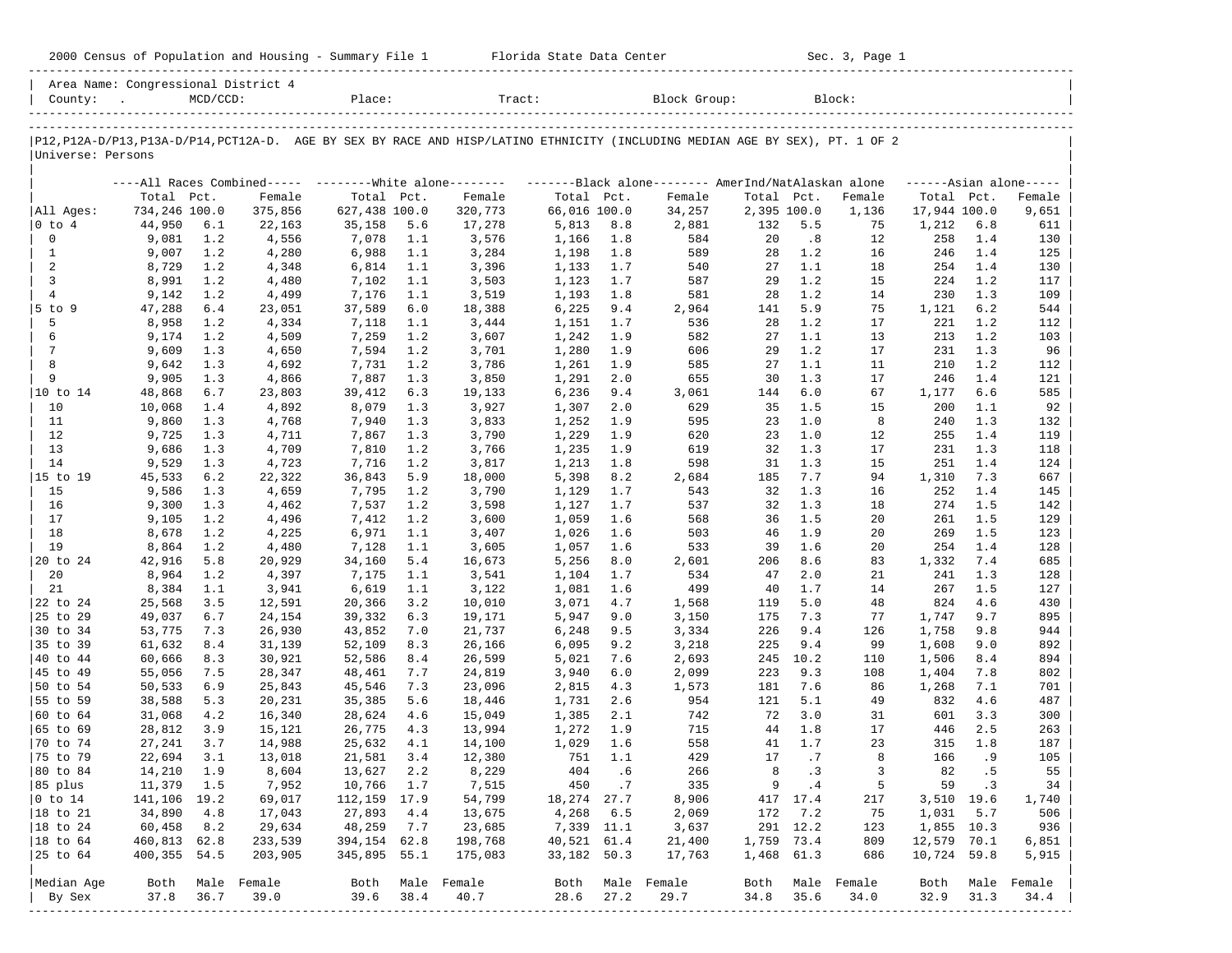2000 Census of Population and Housing - Summary File 1 Florida State Data Center Sec. 3, Page 1

Area Name: Congressional District 4
County: . MCD/CCD: Place: Tract: Block Group: Block:

P12,P12A-D/P13,P13A-D/P14,PCT12A-D. AGE BY SEX BY RACE AND HISP/LATINO ETHNICITY (INCLUDING MEDIAN AGE BY SEX), PT. 1 OF 2
Universe: Persons

| | All Races Combined | | | White alone | | | Black alone | | | AmerInd/NatAlaskan alone | | | Asian alone | | |
|---|---|---|---|---|---|---|---|---|---|---|---|---|---|---|---|
| | Total | Pct. | Female | Total | Pct. | Female | Total | Pct. | Female | Total | Pct. | Female | Total | Pct. | Female |
| All Ages: | 734,246 | 100.0 | 375,856 | 627,438 | 100.0 | 320,773 | 66,016 | 100.0 | 34,257 | 2,395 | 100.0 | 1,136 | 17,944 | 100.0 | 9,651 |
| 0 to 4 | 44,950 | 6.1 | 22,163 | 35,158 | 5.6 | 17,278 | 5,813 | 8.8 | 2,881 | 132 | 5.5 | 75 | 1,212 | 6.8 | 611 |
| 0 | 9,081 | 1.2 | 4,556 | 7,078 | 1.1 | 3,576 | 1,166 | 1.8 | 584 | 20 | .8 | 12 | 258 | 1.4 | 130 |
| 1 | 9,007 | 1.2 | 4,280 | 6,988 | 1.1 | 3,284 | 1,198 | 1.8 | 589 | 28 | 1.2 | 16 | 246 | 1.4 | 125 |
| 2 | 8,729 | 1.2 | 4,348 | 6,814 | 1.1 | 3,396 | 1,133 | 1.7 | 540 | 27 | 1.1 | 18 | 254 | 1.4 | 130 |
| 3 | 8,991 | 1.2 | 4,480 | 7,102 | 1.1 | 3,503 | 1,123 | 1.7 | 587 | 29 | 1.2 | 15 | 224 | 1.2 | 117 |
| 4 | 9,142 | 1.2 | 4,499 | 7,176 | 1.1 | 3,519 | 1,193 | 1.8 | 581 | 28 | 1.2 | 14 | 230 | 1.3 | 109 |
| 5 to 9 | 47,288 | 6.4 | 23,051 | 37,589 | 6.0 | 18,388 | 6,225 | 9.4 | 2,964 | 141 | 5.9 | 75 | 1,121 | 6.2 | 544 |
| 5 | 8,958 | 1.2 | 4,334 | 7,118 | 1.1 | 3,444 | 1,151 | 1.7 | 536 | 28 | 1.2 | 17 | 221 | 1.2 | 112 |
| 6 | 9,174 | 1.2 | 4,509 | 7,259 | 1.2 | 3,607 | 1,242 | 1.9 | 582 | 27 | 1.1 | 13 | 213 | 1.2 | 103 |
| 7 | 9,609 | 1.3 | 4,650 | 7,594 | 1.2 | 3,701 | 1,280 | 1.9 | 606 | 29 | 1.2 | 17 | 231 | 1.3 | 96 |
| 8 | 9,642 | 1.3 | 4,692 | 7,731 | 1.2 | 3,786 | 1,261 | 1.9 | 585 | 27 | 1.1 | 11 | 210 | 1.2 | 112 |
| 9 | 9,905 | 1.3 | 4,866 | 7,887 | 1.3 | 3,850 | 1,291 | 2.0 | 655 | 30 | 1.3 | 17 | 246 | 1.4 | 121 |
| 10 to 14 | 48,868 | 6.7 | 23,803 | 39,412 | 6.3 | 19,133 | 6,236 | 9.4 | 3,061 | 144 | 6.0 | 67 | 1,177 | 6.6 | 585 |
| 10 | 10,068 | 1.4 | 4,892 | 8,079 | 1.3 | 3,927 | 1,307 | 2.0 | 629 | 35 | 1.5 | 15 | 200 | 1.1 | 92 |
| 11 | 9,860 | 1.3 | 4,768 | 7,940 | 1.3 | 3,833 | 1,252 | 1.9 | 595 | 23 | 1.0 | 8 | 240 | 1.3 | 132 |
| 12 | 9,725 | 1.3 | 4,711 | 7,867 | 1.3 | 3,790 | 1,229 | 1.9 | 620 | 23 | 1.0 | 12 | 255 | 1.4 | 119 |
| 13 | 9,686 | 1.3 | 4,709 | 7,810 | 1.2 | 3,766 | 1,235 | 1.9 | 619 | 32 | 1.3 | 17 | 231 | 1.3 | 118 |
| 14 | 9,529 | 1.3 | 4,723 | 7,716 | 1.2 | 3,817 | 1,213 | 1.8 | 598 | 31 | 1.3 | 15 | 251 | 1.4 | 124 |
| 15 to 19 | 45,533 | 6.2 | 22,322 | 36,843 | 5.9 | 18,000 | 5,398 | 8.2 | 2,684 | 185 | 7.7 | 94 | 1,310 | 7.3 | 667 |
| 15 | 9,586 | 1.3 | 4,659 | 7,795 | 1.2 | 3,790 | 1,129 | 1.7 | 543 | 32 | 1.3 | 16 | 252 | 1.4 | 145 |
| 16 | 9,300 | 1.3 | 4,462 | 7,537 | 1.2 | 3,598 | 1,127 | 1.7 | 537 | 32 | 1.3 | 18 | 274 | 1.5 | 142 |
| 17 | 9,105 | 1.2 | 4,496 | 7,412 | 1.2 | 3,600 | 1,059 | 1.6 | 568 | 36 | 1.5 | 20 | 261 | 1.5 | 129 |
| 18 | 8,678 | 1.2 | 4,225 | 6,971 | 1.1 | 3,407 | 1,026 | 1.6 | 503 | 46 | 1.9 | 20 | 269 | 1.5 | 123 |
| 19 | 8,864 | 1.2 | 4,480 | 7,128 | 1.1 | 3,605 | 1,057 | 1.6 | 533 | 39 | 1.6 | 20 | 254 | 1.4 | 128 |
| 20 to 24 | 42,916 | 5.8 | 20,929 | 34,160 | 5.4 | 16,673 | 5,256 | 8.0 | 2,601 | 206 | 8.6 | 83 | 1,332 | 7.4 | 685 |
| 20 | 8,964 | 1.2 | 4,397 | 7,175 | 1.1 | 3,541 | 1,104 | 1.7 | 534 | 47 | 2.0 | 21 | 241 | 1.3 | 128 |
| 21 | 8,384 | 1.1 | 3,941 | 6,619 | 1.1 | 3,122 | 1,081 | 1.6 | 499 | 40 | 1.7 | 14 | 267 | 1.5 | 127 |
| 22 to 24 | 25,568 | 3.5 | 12,591 | 20,366 | 3.2 | 10,010 | 3,071 | 4.7 | 1,568 | 119 | 5.0 | 48 | 824 | 4.6 | 430 |
| 25 to 29 | 49,037 | 6.7 | 24,154 | 39,332 | 6.3 | 19,171 | 5,947 | 9.0 | 3,150 | 175 | 7.3 | 77 | 1,747 | 9.7 | 895 |
| 30 to 34 | 53,775 | 7.3 | 26,930 | 43,852 | 7.0 | 21,737 | 6,248 | 9.5 | 3,334 | 226 | 9.4 | 126 | 1,758 | 9.8 | 944 |
| 35 to 39 | 61,632 | 8.4 | 31,139 | 52,109 | 8.3 | 26,166 | 6,095 | 9.2 | 3,218 | 225 | 9.4 | 99 | 1,608 | 9.0 | 892 |
| 40 to 44 | 60,666 | 8.3 | 30,921 | 52,586 | 8.4 | 26,599 | 5,021 | 7.6 | 2,693 | 245 | 10.2 | 110 | 1,506 | 8.4 | 894 |
| 45 to 49 | 55,056 | 7.5 | 28,347 | 48,461 | 7.7 | 24,819 | 3,940 | 6.0 | 2,099 | 223 | 9.3 | 108 | 1,404 | 7.8 | 802 |
| 50 to 54 | 50,533 | 6.9 | 25,843 | 45,546 | 7.3 | 23,096 | 2,815 | 4.3 | 1,573 | 181 | 7.6 | 86 | 1,268 | 7.1 | 701 |
| 55 to 59 | 38,588 | 5.3 | 20,231 | 35,385 | 5.6 | 18,446 | 1,731 | 2.6 | 954 | 121 | 5.1 | 49 | 832 | 4.6 | 487 |
| 60 to 64 | 31,068 | 4.2 | 16,340 | 28,624 | 4.6 | 15,049 | 1,385 | 2.1 | 742 | 72 | 3.0 | 31 | 601 | 3.3 | 300 |
| 65 to 69 | 28,812 | 3.9 | 15,121 | 26,775 | 4.3 | 13,994 | 1,272 | 1.9 | 715 | 44 | 1.8 | 17 | 446 | 2.5 | 263 |
| 70 to 74 | 27,241 | 3.7 | 14,988 | 25,632 | 4.1 | 14,100 | 1,029 | 1.6 | 558 | 41 | 1.7 | 23 | 315 | 1.8 | 187 |
| 75 to 79 | 22,694 | 3.1 | 13,018 | 21,581 | 3.4 | 12,380 | 751 | 1.1 | 429 | 17 | .7 | 8 | 166 | .9 | 105 |
| 80 to 84 | 14,210 | 1.9 | 8,604 | 13,627 | 2.2 | 8,229 | 404 | .6 | 266 | 8 | .3 | 3 | 82 | .5 | 55 |
| 85 plus | 11,379 | 1.5 | 7,952 | 10,766 | 1.7 | 7,515 | 450 | .7 | 335 | 9 | .4 | 5 | 59 | .3 | 34 |
| 0 to 14 | 141,106 | 19.2 | 69,017 | 112,159 | 17.9 | 54,799 | 18,274 | 27.7 | 8,906 | 417 | 17.4 | 217 | 3,510 | 19.6 | 1,740 |
| 18 to 21 | 34,890 | 4.8 | 17,043 | 27,893 | 4.4 | 13,675 | 4,268 | 6.5 | 2,069 | 172 | 7.2 | 75 | 1,031 | 5.7 | 506 |
| 18 to 24 | 60,458 | 8.2 | 29,634 | 48,259 | 7.7 | 23,685 | 7,339 | 11.1 | 3,637 | 291 | 12.2 | 123 | 1,855 | 10.3 | 936 |
| 18 to 64 | 460,813 | 62.8 | 233,539 | 394,154 | 62.8 | 198,768 | 40,521 | 61.4 | 21,400 | 1,759 | 73.4 | 809 | 12,579 | 70.1 | 6,851 |
| 25 to 64 | 400,355 | 54.5 | 203,905 | 345,895 | 55.1 | 175,083 | 33,182 | 50.3 | 17,763 | 1,468 | 61.3 | 686 | 10,724 | 59.8 | 5,915 |
| Median Age | Both | Male | Female | Both | Male | Female | Both | Male | Female | Both | Male | Female | Both | Male | Female |
| By Sex | 37.8 | 36.7 | 39.0 | 39.6 | 38.4 | 40.7 | 28.6 | 27.2 | 29.7 | 34.8 | 35.6 | 34.0 | 32.9 | 31.3 | 34.4 |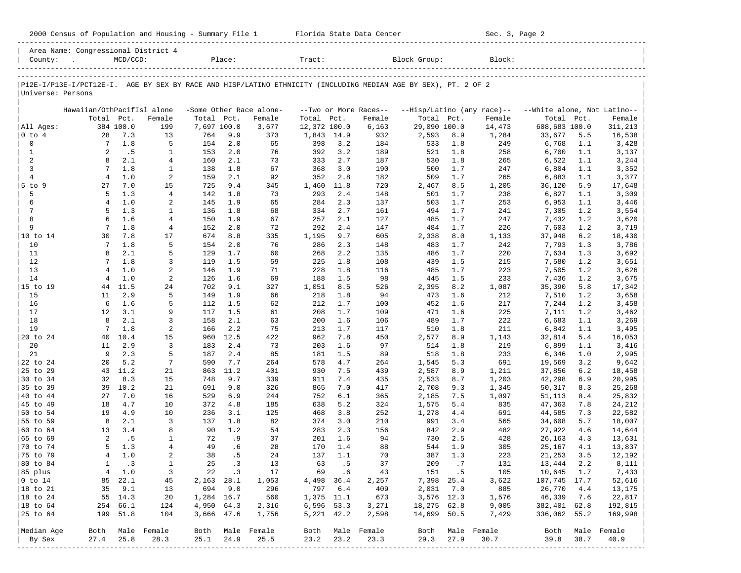2000 Census of Population and Housing - Summary File 1 Florida State Data Center Sec. 3, Page 2

Area Name: Congressional District 4
County: . MCD/CCD: Place: Tract: Block Group: Block:

P12E-I/P13E-I/PCT12E-I. AGE BY SEX BY RACE AND HISP/LATINO ETHNICITY (INCLUDING MEDIAN AGE BY SEX), PT. 2 OF 2
Universe: Persons

| | Hawaiian/OthPacifIsl alone | | | -Some Other Race alone- | | | --Two or More Races-- | | | --Hisp/Latino (any race)-- | | | --White alone, Not Latino-- | | |
|---|---|---|---|---|---|---|---|---|---|---|---|---|---|---|---|
| | Total | Pct. | Female | Total | Pct. | Female | Total | Pct. | Female | Total | Pct. | Female | Total | Pct. | Female |
| All Ages: | 384 | 100.0 | 199 | 7,697 | 100.0 | 3,677 | 12,372 | 100.0 | 6,163 | 29,090 | 100.0 | 14,473 | 608,683 | 100.0 | 311,213 |
| 0 to 4 | 28 | 7.3 | 13 | 764 | 9.9 | 373 | 1,843 | 14.9 | 932 | 2,593 | 8.9 | 1,284 | 33,677 | 5.5 | 16,538 |
| 0 | 7 | 1.8 | 5 | 154 | 2.0 | 65 | 398 | 3.2 | 184 | 533 | 1.8 | 249 | 6,768 | 1.1 | 3,428 |
| 1 | 2 | .5 | 1 | 153 | 2.0 | 76 | 392 | 3.2 | 189 | 521 | 1.8 | 258 | 6,700 | 1.1 | 3,137 |
| 2 | 8 | 2.1 | 4 | 160 | 2.1 | 73 | 333 | 2.7 | 187 | 530 | 1.8 | 265 | 6,522 | 1.1 | 3,244 |
| 3 | 7 | 1.8 | 1 | 138 | 1.8 | 67 | 368 | 3.0 | 190 | 500 | 1.7 | 247 | 6,804 | 1.1 | 3,352 |
| 4 | 4 | 1.0 | 2 | 159 | 2.1 | 92 | 352 | 2.8 | 182 | 509 | 1.7 | 265 | 6,883 | 1.1 | 3,377 |
| 5 to 9 | 27 | 7.0 | 15 | 725 | 9.4 | 345 | 1,460 | 11.8 | 720 | 2,467 | 8.5 | 1,205 | 36,120 | 5.9 | 17,648 |
| 5 | 5 | 1.3 | 4 | 142 | 1.8 | 73 | 293 | 2.4 | 148 | 501 | 1.7 | 238 | 6,827 | 1.1 | 3,309 |
| 6 | 4 | 1.0 | 2 | 145 | 1.9 | 65 | 284 | 2.3 | 137 | 503 | 1.7 | 253 | 6,953 | 1.1 | 3,446 |
| 7 | 5 | 1.3 | 1 | 136 | 1.8 | 68 | 334 | 2.7 | 161 | 494 | 1.7 | 241 | 7,305 | 1.2 | 3,554 |
| 8 | 6 | 1.6 | 4 | 150 | 1.9 | 67 | 257 | 2.1 | 127 | 485 | 1.7 | 247 | 7,432 | 1.2 | 3,620 |
| 9 | 7 | 1.8 | 4 | 152 | 2.0 | 72 | 292 | 2.4 | 147 | 484 | 1.7 | 226 | 7,603 | 1.2 | 3,719 |
| 10 to 14 | 30 | 7.8 | 17 | 674 | 8.8 | 335 | 1,195 | 9.7 | 605 | 2,338 | 8.0 | 1,133 | 37,948 | 6.2 | 18,430 |
| 10 | 7 | 1.8 | 5 | 154 | 2.0 | 76 | 286 | 2.3 | 148 | 483 | 1.7 | 242 | 7,793 | 1.3 | 3,786 |
| 11 | 8 | 2.1 | 5 | 129 | 1.7 | 60 | 268 | 2.2 | 135 | 486 | 1.7 | 220 | 7,634 | 1.3 | 3,692 |
| 12 | 7 | 1.8 | 3 | 119 | 1.5 | 59 | 225 | 1.8 | 108 | 439 | 1.5 | 215 | 7,580 | 1.2 | 3,651 |
| 13 | 4 | 1.0 | 2 | 146 | 1.9 | 71 | 228 | 1.8 | 116 | 485 | 1.7 | 223 | 7,505 | 1.2 | 3,626 |
| 14 | 4 | 1.0 | 2 | 126 | 1.6 | 69 | 188 | 1.5 | 98 | 445 | 1.5 | 233 | 7,436 | 1.2 | 3,675 |
| 15 to 19 | 44 | 11.5 | 24 | 702 | 9.1 | 327 | 1,051 | 8.5 | 526 | 2,395 | 8.2 | 1,087 | 35,390 | 5.8 | 17,342 |
| 15 | 11 | 2.9 | 5 | 149 | 1.9 | 66 | 218 | 1.8 | 94 | 473 | 1.6 | 212 | 7,510 | 1.2 | 3,658 |
| 16 | 6 | 1.6 | 5 | 112 | 1.5 | 62 | 212 | 1.7 | 100 | 452 | 1.6 | 217 | 7,244 | 1.2 | 3,458 |
| 17 | 12 | 3.1 | 9 | 117 | 1.5 | 61 | 208 | 1.7 | 109 | 471 | 1.6 | 225 | 7,111 | 1.2 | 3,462 |
| 18 | 8 | 2.1 | 3 | 158 | 2.1 | 63 | 200 | 1.6 | 106 | 489 | 1.7 | 222 | 6,683 | 1.1 | 3,269 |
| 19 | 7 | 1.8 | 2 | 166 | 2.2 | 75 | 213 | 1.7 | 117 | 510 | 1.8 | 211 | 6,842 | 1.1 | 3,495 |
| 20 to 24 | 40 | 10.4 | 15 | 960 | 12.5 | 422 | 962 | 7.8 | 450 | 2,577 | 8.9 | 1,143 | 32,814 | 5.4 | 16,053 |
| 20 | 11 | 2.9 | 3 | 183 | 2.4 | 73 | 203 | 1.6 | 97 | 514 | 1.8 | 219 | 6,899 | 1.1 | 3,416 |
| 21 | 9 | 2.3 | 5 | 187 | 2.4 | 85 | 181 | 1.5 | 89 | 518 | 1.8 | 233 | 6,346 | 1.0 | 2,995 |
| 22 to 24 | 20 | 5.2 | 7 | 590 | 7.7 | 264 | 578 | 4.7 | 264 | 1,545 | 5.3 | 691 | 19,569 | 3.2 | 9,642 |
| 25 to 29 | 43 | 11.2 | 21 | 863 | 11.2 | 401 | 930 | 7.5 | 439 | 2,587 | 8.9 | 1,211 | 37,856 | 6.2 | 18,458 |
| 30 to 34 | 32 | 8.3 | 15 | 748 | 9.7 | 339 | 911 | 7.4 | 435 | 2,533 | 8.7 | 1,203 | 42,298 | 6.9 | 20,995 |
| 35 to 39 | 39 | 10.2 | 21 | 691 | 9.0 | 326 | 865 | 7.0 | 417 | 2,708 | 9.3 | 1,345 | 50,317 | 8.3 | 25,268 |
| 40 to 44 | 27 | 7.0 | 16 | 529 | 6.9 | 244 | 752 | 6.1 | 365 | 2,185 | 7.5 | 1,097 | 51,113 | 8.4 | 25,832 |
| 45 to 49 | 18 | 4.7 | 10 | 372 | 4.8 | 185 | 638 | 5.2 | 324 | 1,575 | 5.4 | 835 | 47,363 | 7.8 | 24,212 |
| 50 to 54 | 19 | 4.9 | 10 | 236 | 3.1 | 125 | 468 | 3.8 | 252 | 1,278 | 4.4 | 691 | 44,585 | 7.3 | 22,582 |
| 55 to 59 | 8 | 2.1 | 3 | 137 | 1.8 | 82 | 374 | 3.0 | 210 | 991 | 3.4 | 565 | 34,608 | 5.7 | 18,007 |
| 60 to 64 | 13 | 3.4 | 8 | 90 | 1.2 | 54 | 283 | 2.3 | 156 | 842 | 2.9 | 482 | 27,922 | 4.6 | 14,644 |
| 65 to 69 | 2 | .5 | 1 | 72 | .9 | 37 | 201 | 1.6 | 94 | 730 | 2.5 | 428 | 26,163 | 4.3 | 13,631 |
| 70 to 74 | 5 | 1.3 | 4 | 49 | .6 | 28 | 170 | 1.4 | 88 | 544 | 1.9 | 305 | 25,167 | 4.1 | 13,837 |
| 75 to 79 | 4 | 1.0 | 2 | 38 | .5 | 24 | 137 | 1.1 | 70 | 387 | 1.3 | 223 | 21,253 | 3.5 | 12,192 |
| 80 to 84 | 1 | .3 | 1 | 25 | .3 | 13 | 63 | .5 | 37 | 209 | .7 | 131 | 13,444 | 2.2 | 8,111 |
| 85 plus | 4 | 1.0 | 3 | 22 | .3 | 17 | 69 | .6 | 43 | 151 | .5 | 105 | 10,645 | 1.7 | 7,433 |
| 0 to 14 | 85 | 22.1 | 45 | 2,163 | 28.1 | 1,053 | 4,498 | 36.4 | 2,257 | 7,398 | 25.4 | 3,622 | 107,745 | 17.7 | 52,616 |
| 18 to 21 | 35 | 9.1 | 13 | 694 | 9.0 | 296 | 797 | 6.4 | 409 | 2,031 | 7.0 | 885 | 26,770 | 4.4 | 13,175 |
| 18 to 24 | 55 | 14.3 | 20 | 1,284 | 16.7 | 560 | 1,375 | 11.1 | 673 | 3,576 | 12.3 | 1,576 | 46,339 | 7.6 | 22,817 |
| 18 to 64 | 254 | 66.1 | 124 | 4,950 | 64.3 | 2,316 | 6,596 | 53.3 | 3,271 | 18,275 | 62.8 | 9,005 | 382,401 | 62.8 | 192,815 |
| 25 to 64 | 199 | 51.8 | 104 | 3,666 | 47.6 | 1,756 | 5,221 | 42.2 | 2,598 | 14,699 | 50.5 | 7,429 | 336,062 | 55.2 | 169,998 |
| Median Age | Both | Male | Female | Both | Male | Female | Both | Male | Female | Both | Male | Female | Both | Male | Female |
| By Sex | 27.4 | 25.8 | 28.3 | 25.1 | 24.9 | 25.5 | 23.2 | 23.2 | 23.3 | 29.3 | 27.9 | 30.7 | 39.8 | 38.7 | 40.9 |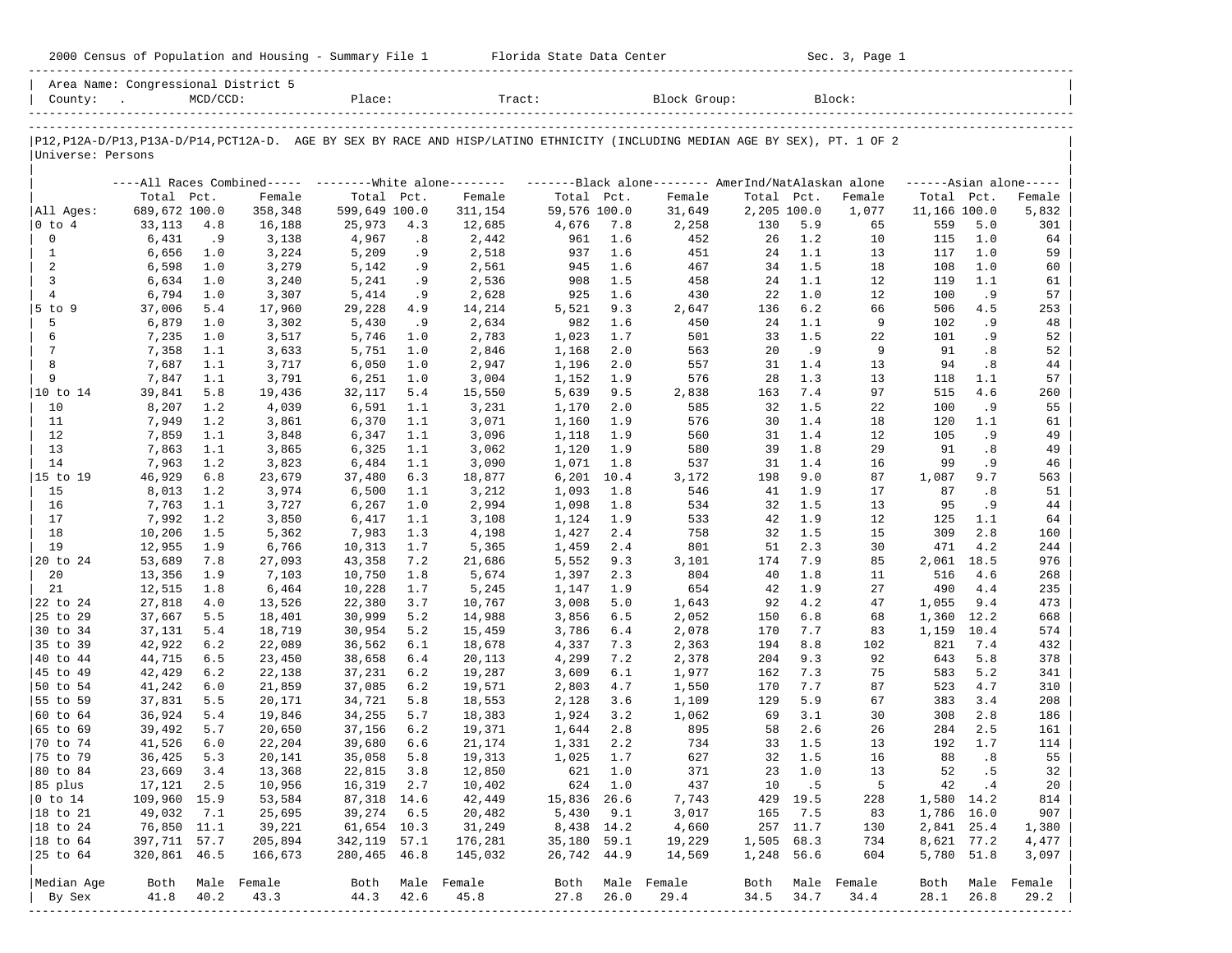Area Name: Congressional District 5
County: . MCD/CCD: Place: Tract: Block Group: Block:

P12,P12A-D/P13,P13A-D/P14,PCT12A-D. AGE BY SEX BY RACE AND HISP/LATINO ETHNICITY (INCLUDING MEDIAN AGE BY SEX), PT. 1 OF 2

Universe: Persons

| | All Races Combined | | | White alone | | | Black alone | | | AmerInd/NatAlaskan alone | | | Asian alone | | |
|---|---|---|---|---|---|---|---|---|---|---|---|---|---|---|---|
| | Total | Pct. | Female | Total | Pct. | Female | Total | Pct. | Female | Total | Pct. | Female | Total | Pct. | Female |
| All Ages: | 689,672 | 100.0 | 358,348 | 599,649 | 100.0 | 311,154 | 59,576 | 100.0 | 31,649 | 2,205 | 100.0 | 1,077 | 11,166 | 100.0 | 5,832 |
| 0 to 4 | 33,113 | 4.8 | 16,188 | 25,973 | 4.3 | 12,685 | 4,676 | 7.8 | 2,258 | 130 | 5.9 | 65 | 559 | 5.0 | 301 |
| 0 | 6,431 | .9 | 3,138 | 4,967 | .8 | 2,442 | 961 | 1.6 | 452 | 26 | 1.2 | 10 | 115 | 1.0 | 64 |
| 1 | 6,656 | 1.0 | 3,224 | 5,209 | .9 | 2,518 | 937 | 1.6 | 451 | 24 | 1.1 | 13 | 117 | 1.0 | 59 |
| 2 | 6,598 | 1.0 | 3,279 | 5,142 | .9 | 2,561 | 945 | 1.6 | 467 | 34 | 1.5 | 18 | 108 | 1.0 | 60 |
| 3 | 6,634 | 1.0 | 3,240 | 5,241 | .9 | 2,536 | 908 | 1.5 | 458 | 24 | 1.1 | 12 | 119 | 1.1 | 61 |
| 4 | 6,794 | 1.0 | 3,307 | 5,414 | .9 | 2,628 | 925 | 1.6 | 430 | 22 | 1.0 | 12 | 100 | .9 | 57 |
| 5 to 9 | 37,006 | 5.4 | 17,960 | 29,228 | 4.9 | 14,214 | 5,521 | 9.3 | 2,647 | 136 | 6.2 | 66 | 506 | 4.5 | 253 |
| 5 | 6,879 | 1.0 | 3,302 | 5,430 | .9 | 2,634 | 982 | 1.6 | 450 | 24 | 1.1 | 9 | 102 | .9 | 48 |
| 6 | 7,235 | 1.0 | 3,517 | 5,746 | 1.0 | 2,783 | 1,023 | 1.7 | 501 | 33 | 1.5 | 22 | 101 | .9 | 52 |
| 7 | 7,358 | 1.1 | 3,633 | 5,751 | 1.0 | 2,846 | 1,168 | 2.0 | 563 | 20 | .9 | 9 | 91 | .8 | 52 |
| 8 | 7,687 | 1.1 | 3,717 | 6,050 | 1.0 | 2,947 | 1,196 | 2.0 | 557 | 31 | 1.4 | 13 | 94 | .8 | 44 |
| 9 | 7,847 | 1.1 | 3,791 | 6,251 | 1.0 | 3,004 | 1,152 | 1.9 | 576 | 28 | 1.3 | 13 | 118 | 1.1 | 57 |
| 10 to 14 | 39,841 | 5.8 | 19,436 | 32,117 | 5.4 | 15,550 | 5,639 | 9.5 | 2,838 | 163 | 7.4 | 97 | 515 | 4.6 | 260 |
| 10 | 8,207 | 1.2 | 4,039 | 6,591 | 1.1 | 3,231 | 1,170 | 2.0 | 585 | 32 | 1.5 | 22 | 100 | .9 | 55 |
| 11 | 7,949 | 1.2 | 3,861 | 6,370 | 1.1 | 3,071 | 1,160 | 1.9 | 576 | 30 | 1.4 | 18 | 120 | 1.1 | 61 |
| 12 | 7,859 | 1.1 | 3,848 | 6,347 | 1.1 | 3,096 | 1,118 | 1.9 | 560 | 31 | 1.4 | 12 | 105 | .9 | 49 |
| 13 | 7,863 | 1.1 | 3,865 | 6,325 | 1.1 | 3,062 | 1,120 | 1.9 | 580 | 39 | 1.8 | 29 | 91 | .8 | 49 |
| 14 | 7,963 | 1.2 | 3,823 | 6,484 | 1.1 | 3,090 | 1,071 | 1.8 | 537 | 31 | 1.4 | 16 | 99 | .9 | 46 |
| 15 to 19 | 46,929 | 6.8 | 23,679 | 37,480 | 6.3 | 18,877 | 6,201 | 10.4 | 3,172 | 198 | 9.0 | 87 | 1,087 | 9.7 | 563 |
| 15 | 8,013 | 1.2 | 3,974 | 6,500 | 1.1 | 3,212 | 1,093 | 1.8 | 546 | 41 | 1.9 | 17 | 87 | .8 | 51 |
| 16 | 7,763 | 1.1 | 3,727 | 6,267 | 1.0 | 2,994 | 1,098 | 1.8 | 534 | 32 | 1.5 | 13 | 95 | .9 | 44 |
| 17 | 7,992 | 1.2 | 3,850 | 6,417 | 1.1 | 3,108 | 1,124 | 1.9 | 533 | 42 | 1.9 | 12 | 125 | 1.1 | 64 |
| 18 | 10,206 | 1.5 | 5,362 | 7,983 | 1.3 | 4,198 | 1,427 | 2.4 | 758 | 32 | 1.5 | 15 | 309 | 2.8 | 160 |
| 19 | 12,955 | 1.9 | 6,766 | 10,313 | 1.7 | 5,365 | 1,459 | 2.4 | 801 | 51 | 2.3 | 30 | 471 | 4.2 | 244 |
| 20 to 24 | 53,689 | 7.8 | 27,093 | 43,358 | 7.2 | 21,686 | 5,552 | 9.3 | 3,101 | 174 | 7.9 | 85 | 2,061 | 18.5 | 976 |
| 20 | 13,356 | 1.9 | 7,103 | 10,750 | 1.8 | 5,674 | 1,397 | 2.3 | 804 | 40 | 1.8 | 11 | 516 | 4.6 | 268 |
| 21 | 12,515 | 1.8 | 6,464 | 10,228 | 1.7 | 5,245 | 1,147 | 1.9 | 654 | 42 | 1.9 | 27 | 490 | 4.4 | 235 |
| 22 to 24 | 27,818 | 4.0 | 13,526 | 22,380 | 3.7 | 10,767 | 3,008 | 5.0 | 1,643 | 92 | 4.2 | 47 | 1,055 | 9.4 | 473 |
| 25 to 29 | 37,667 | 5.5 | 18,401 | 30,999 | 5.2 | 14,988 | 3,856 | 6.5 | 2,052 | 150 | 6.8 | 68 | 1,360 | 12.2 | 668 |
| 30 to 34 | 37,131 | 5.4 | 18,719 | 30,954 | 5.2 | 15,459 | 3,786 | 6.4 | 2,078 | 170 | 7.7 | 83 | 1,159 | 10.4 | 574 |
| 35 to 39 | 42,922 | 6.2 | 22,089 | 36,562 | 6.1 | 18,678 | 4,337 | 7.3 | 2,363 | 194 | 8.8 | 102 | 821 | 7.4 | 432 |
| 40 to 44 | 44,715 | 6.5 | 23,450 | 38,658 | 6.4 | 20,113 | 4,299 | 7.2 | 2,378 | 204 | 9.3 | 92 | 643 | 5.8 | 378 |
| 45 to 49 | 42,429 | 6.2 | 22,138 | 37,231 | 6.2 | 19,287 | 3,609 | 6.1 | 1,977 | 162 | 7.3 | 75 | 583 | 5.2 | 341 |
| 50 to 54 | 41,242 | 6.0 | 21,859 | 37,085 | 6.2 | 19,571 | 2,803 | 4.7 | 1,550 | 170 | 7.7 | 87 | 523 | 4.7 | 310 |
| 55 to 59 | 37,831 | 5.5 | 20,171 | 34,721 | 5.8 | 18,553 | 2,128 | 3.6 | 1,109 | 129 | 5.9 | 67 | 383 | 3.4 | 208 |
| 60 to 64 | 36,924 | 5.4 | 19,846 | 34,255 | 5.7 | 18,383 | 1,924 | 3.2 | 1,062 | 69 | 3.1 | 30 | 308 | 2.8 | 186 |
| 65 to 69 | 39,492 | 5.7 | 20,650 | 37,156 | 6.2 | 19,371 | 1,644 | 2.8 | 895 | 58 | 2.6 | 26 | 284 | 2.5 | 161 |
| 70 to 74 | 41,526 | 6.0 | 22,204 | 39,680 | 6.6 | 21,174 | 1,331 | 2.2 | 734 | 33 | 1.5 | 13 | 192 | 1.7 | 114 |
| 75 to 79 | 36,425 | 5.3 | 20,141 | 35,058 | 5.8 | 19,313 | 1,025 | 1.7 | 627 | 32 | 1.5 | 16 | 88 | .8 | 55 |
| 80 to 84 | 23,669 | 3.4 | 13,368 | 22,815 | 3.8 | 12,850 | 621 | 1.0 | 371 | 23 | 1.0 | 13 | 52 | .5 | 32 |
| 85 plus | 17,121 | 2.5 | 10,956 | 16,319 | 2.7 | 10,402 | 624 | 1.0 | 437 | 10 | .5 | 5 | 42 | .4 | 20 |
| 0 to 14 | 109,960 | 15.9 | 53,584 | 87,318 | 14.6 | 42,449 | 15,836 | 26.6 | 7,743 | 429 | 19.5 | 228 | 1,580 | 14.2 | 814 |
| 18 to 21 | 49,032 | 7.1 | 25,695 | 39,274 | 6.5 | 20,482 | 5,430 | 9.1 | 3,017 | 165 | 7.5 | 83 | 1,786 | 16.0 | 907 |
| 18 to 24 | 76,850 | 11.1 | 39,221 | 61,654 | 10.3 | 31,249 | 8,438 | 14.2 | 4,660 | 257 | 11.7 | 130 | 2,841 | 25.4 | 1,380 |
| 18 to 64 | 397,711 | 57.7 | 205,894 | 342,119 | 57.1 | 176,281 | 35,180 | 59.1 | 19,229 | 1,505 | 68.3 | 734 | 8,621 | 77.2 | 4,477 |
| 25 to 64 | 320,861 | 46.5 | 166,673 | 280,465 | 46.8 | 145,032 | 26,742 | 44.9 | 14,569 | 1,248 | 56.6 | 604 | 5,780 | 51.8 | 3,097 |
| Median Age | Both | Male | Female | Both | Male | Female | Both | Male | Female | Both | Male | Female | Both | Male | Female |
| By Sex | 41.8 | 40.2 | 43.3 | 44.3 | 42.6 | 45.8 | 27.8 | 26.0 | 29.4 | 34.5 | 34.7 | 34.4 | 28.1 | 26.8 | 29.2 |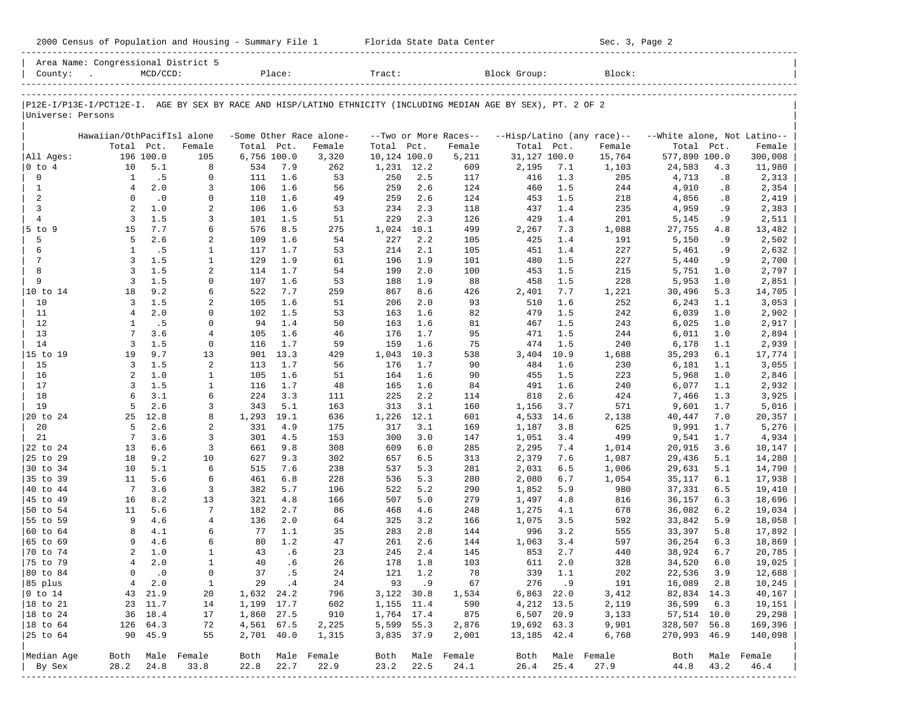2000 Census of Population and Housing - Summary File 1 &nbsp;&nbsp;&nbsp;&nbsp; Florida State Data Center &nbsp;&nbsp;&nbsp;&nbsp; Sec. 3, Page 2

Area Name: Congressional District 5
County: . &nbsp; MCD/CCD: &nbsp; Place: &nbsp; Tract: &nbsp; Block Group: &nbsp; Block:

P12E-I/P13E-I/PCT12E-I. AGE BY SEX BY RACE AND HISP/LATINO ETHNICITY (INCLUDING MEDIAN AGE BY SEX), PT. 2 OF 2
Universe: Persons

| | Hawaiian/OthPacifIsl alone | | | -Some Other Race alone- | | | --Two or More Races-- | | | --Hisp/Latino (any race)-- | | | --White alone, Not Latino-- | | |
|---|---|---|---|---|---|---|---|---|---|---|---|---|---|---|---|
| | Total | Pct. | Female | Total | Pct. | Female | Total | Pct. | Female | Total | Pct. | Female | Total | Pct. | Female |
| All Ages: | 196 | 100.0 | 105 | 6,756 | 100.0 | 3,320 | 10,124 | 100.0 | 5,211 | 31,127 | 100.0 | 15,764 | 577,890 | 100.0 | 300,008 |
| 0 to 4 | 10 | 5.1 | 8 | 534 | 7.9 | 262 | 1,231 | 12.2 | 609 | 2,195 | 7.1 | 1,103 | 24,583 | 4.3 | 11,980 |
| 0 | 1 | .5 | 0 | 111 | 1.6 | 53 | 250 | 2.5 | 117 | 416 | 1.3 | 205 | 4,713 | .8 | 2,313 |
| 1 | 4 | 2.0 | 3 | 106 | 1.6 | 56 | 259 | 2.6 | 124 | 460 | 1.5 | 244 | 4,910 | .8 | 2,354 |
| 2 | 0 | .0 | 0 | 110 | 1.6 | 49 | 259 | 2.6 | 124 | 453 | 1.5 | 218 | 4,856 | .8 | 2,419 |
| 3 | 2 | 1.0 | 2 | 106 | 1.6 | 53 | 234 | 2.3 | 118 | 437 | 1.4 | 235 | 4,959 | .9 | 2,383 |
| 4 | 3 | 1.5 | 3 | 101 | 1.5 | 51 | 229 | 2.3 | 126 | 429 | 1.4 | 201 | 5,145 | .9 | 2,511 |
| 5 to 9 | 15 | 7.7 | 6 | 576 | 8.5 | 275 | 1,024 | 10.1 | 499 | 2,267 | 7.3 | 1,088 | 27,755 | 4.8 | 13,482 |
| 5 | 5 | 2.6 | 2 | 109 | 1.6 | 54 | 227 | 2.2 | 105 | 425 | 1.4 | 191 | 5,150 | .9 | 2,502 |
| 6 | 1 | .5 | 1 | 117 | 1.7 | 53 | 214 | 2.1 | 105 | 451 | 1.4 | 227 | 5,461 | .9 | 2,632 |
| 7 | 3 | 1.5 | 1 | 129 | 1.9 | 61 | 196 | 1.9 | 101 | 480 | 1.5 | 227 | 5,440 | .9 | 2,700 |
| 8 | 3 | 1.5 | 2 | 114 | 1.7 | 54 | 199 | 2.0 | 100 | 453 | 1.5 | 215 | 5,751 | 1.0 | 2,797 |
| 9 | 3 | 1.5 | 0 | 107 | 1.6 | 53 | 188 | 1.9 | 88 | 458 | 1.5 | 228 | 5,953 | 1.0 | 2,851 |
| 10 to 14 | 18 | 9.2 | 6 | 522 | 7.7 | 259 | 867 | 8.6 | 426 | 2,401 | 7.7 | 1,221 | 30,496 | 5.3 | 14,705 |
| 10 | 3 | 1.5 | 2 | 105 | 1.6 | 51 | 206 | 2.0 | 93 | 510 | 1.6 | 252 | 6,243 | 1.1 | 3,053 |
| 11 | 4 | 2.0 | 0 | 102 | 1.5 | 53 | 163 | 1.6 | 82 | 479 | 1.5 | 242 | 6,039 | 1.0 | 2,902 |
| 12 | 1 | .5 | 0 | 94 | 1.4 | 50 | 163 | 1.6 | 81 | 467 | 1.5 | 243 | 6,025 | 1.0 | 2,917 |
| 13 | 7 | 3.6 | 4 | 105 | 1.6 | 46 | 176 | 1.7 | 95 | 471 | 1.5 | 244 | 6,011 | 1.0 | 2,894 |
| 14 | 3 | 1.5 | 0 | 116 | 1.7 | 59 | 159 | 1.6 | 75 | 474 | 1.5 | 240 | 6,178 | 1.1 | 2,939 |
| 15 to 19 | 19 | 9.7 | 13 | 901 | 13.3 | 429 | 1,043 | 10.3 | 538 | 3,404 | 10.9 | 1,688 | 35,293 | 6.1 | 17,774 |
| 15 | 3 | 1.5 | 2 | 113 | 1.7 | 56 | 176 | 1.7 | 90 | 484 | 1.6 | 230 | 6,181 | 1.1 | 3,055 |
| 16 | 2 | 1.0 | 1 | 105 | 1.6 | 51 | 164 | 1.6 | 90 | 455 | 1.5 | 223 | 5,968 | 1.0 | 2,846 |
| 17 | 3 | 1.5 | 1 | 116 | 1.7 | 48 | 165 | 1.6 | 84 | 491 | 1.6 | 240 | 6,077 | 1.1 | 2,932 |
| 18 | 6 | 3.1 | 6 | 224 | 3.3 | 111 | 225 | 2.2 | 114 | 818 | 2.6 | 424 | 7,466 | 1.3 | 3,925 |
| 19 | 5 | 2.6 | 3 | 343 | 5.1 | 163 | 313 | 3.1 | 160 | 1,156 | 3.7 | 571 | 9,601 | 1.7 | 5,016 |
| 20 to 24 | 25 | 12.8 | 8 | 1,293 | 19.1 | 636 | 1,226 | 12.1 | 601 | 4,533 | 14.6 | 2,138 | 40,447 | 7.0 | 20,357 |
| 20 | 5 | 2.6 | 2 | 331 | 4.9 | 175 | 317 | 3.1 | 169 | 1,187 | 3.8 | 625 | 9,991 | 1.7 | 5,276 |
| 21 | 7 | 3.6 | 3 | 301 | 4.5 | 153 | 300 | 3.0 | 147 | 1,051 | 3.4 | 499 | 9,541 | 1.7 | 4,934 |
| 22 to 24 | 13 | 6.6 | 3 | 661 | 9.8 | 308 | 609 | 6.0 | 285 | 2,295 | 7.4 | 1,014 | 20,915 | 3.6 | 10,147 |
| 25 to 29 | 18 | 9.2 | 10 | 627 | 9.3 | 302 | 657 | 6.5 | 313 | 2,379 | 7.6 | 1,087 | 29,436 | 5.1 | 14,280 |
| 30 to 34 | 10 | 5.1 | 6 | 515 | 7.6 | 238 | 537 | 5.3 | 281 | 2,031 | 6.5 | 1,006 | 29,631 | 5.1 | 14,790 |
| 35 to 39 | 11 | 5.6 | 6 | 461 | 6.8 | 228 | 536 | 5.3 | 280 | 2,080 | 6.7 | 1,054 | 35,117 | 6.1 | 17,938 |
| 40 to 44 | 7 | 3.6 | 3 | 382 | 5.7 | 196 | 522 | 5.2 | 290 | 1,852 | 5.9 | 980 | 37,331 | 6.5 | 19,410 |
| 45 to 49 | 16 | 8.2 | 13 | 321 | 4.8 | 166 | 507 | 5.0 | 279 | 1,497 | 4.8 | 816 | 36,157 | 6.3 | 18,696 |
| 50 to 54 | 11 | 5.6 | 7 | 182 | 2.7 | 86 | 468 | 4.6 | 248 | 1,275 | 4.1 | 678 | 36,082 | 6.2 | 19,034 |
| 55 to 59 | 9 | 4.6 | 4 | 136 | 2.0 | 64 | 325 | 3.2 | 166 | 1,075 | 3.5 | 592 | 33,842 | 5.9 | 18,058 |
| 60 to 64 | 8 | 4.1 | 6 | 77 | 1.1 | 35 | 283 | 2.8 | 144 | 996 | 3.2 | 555 | 33,397 | 5.8 | 17,892 |
| 65 to 69 | 9 | 4.6 | 6 | 80 | 1.2 | 47 | 261 | 2.6 | 144 | 1,063 | 3.4 | 597 | 36,254 | 6.3 | 18,869 |
| 70 to 74 | 2 | 1.0 | 1 | 43 | .6 | 23 | 245 | 2.4 | 145 | 853 | 2.7 | 440 | 38,924 | 6.7 | 20,785 |
| 75 to 79 | 4 | 2.0 | 1 | 40 | .6 | 26 | 178 | 1.8 | 103 | 611 | 2.0 | 328 | 34,520 | 6.0 | 19,025 |
| 80 to 84 | 0 | .0 | 0 | 37 | .5 | 24 | 121 | 1.2 | 78 | 339 | 1.1 | 202 | 22,536 | 3.9 | 12,688 |
| 85 plus | 4 | 2.0 | 1 | 29 | .4 | 24 | 93 | .9 | 67 | 276 | .9 | 191 | 16,089 | 2.8 | 10,245 |
| 0 to 14 | 43 | 21.9 | 20 | 1,632 | 24.2 | 796 | 3,122 | 30.8 | 1,534 | 6,863 | 22.0 | 3,412 | 82,834 | 14.3 | 40,167 |
| 18 to 21 | 23 | 11.7 | 14 | 1,199 | 17.7 | 602 | 1,155 | 11.4 | 590 | 4,212 | 13.5 | 2,119 | 36,599 | 6.3 | 19,151 |
| 18 to 24 | 36 | 18.4 | 17 | 1,860 | 27.5 | 910 | 1,764 | 17.4 | 875 | 6,507 | 20.9 | 3,133 | 57,514 | 10.0 | 29,298 |
| 18 to 64 | 126 | 64.3 | 72 | 4,561 | 67.5 | 2,225 | 5,599 | 55.3 | 2,876 | 19,692 | 63.3 | 9,901 | 328,507 | 56.8 | 169,396 |
| 25 to 64 | 90 | 45.9 | 55 | 2,701 | 40.0 | 1,315 | 3,835 | 37.9 | 2,001 | 13,185 | 42.4 | 6,768 | 270,993 | 46.9 | 140,098 |
| Median Age | Both | Male | Female | Both | Male | Female | Both | Male | Female | Both | Male | Female | Both | Male | Female |
| By Sex | 28.2 | 24.8 | 33.8 | 22.8 | 22.7 | 22.9 | 23.2 | 22.5 | 24.1 | 26.4 | 25.4 | 27.9 | 44.8 | 43.2 | 46.4 |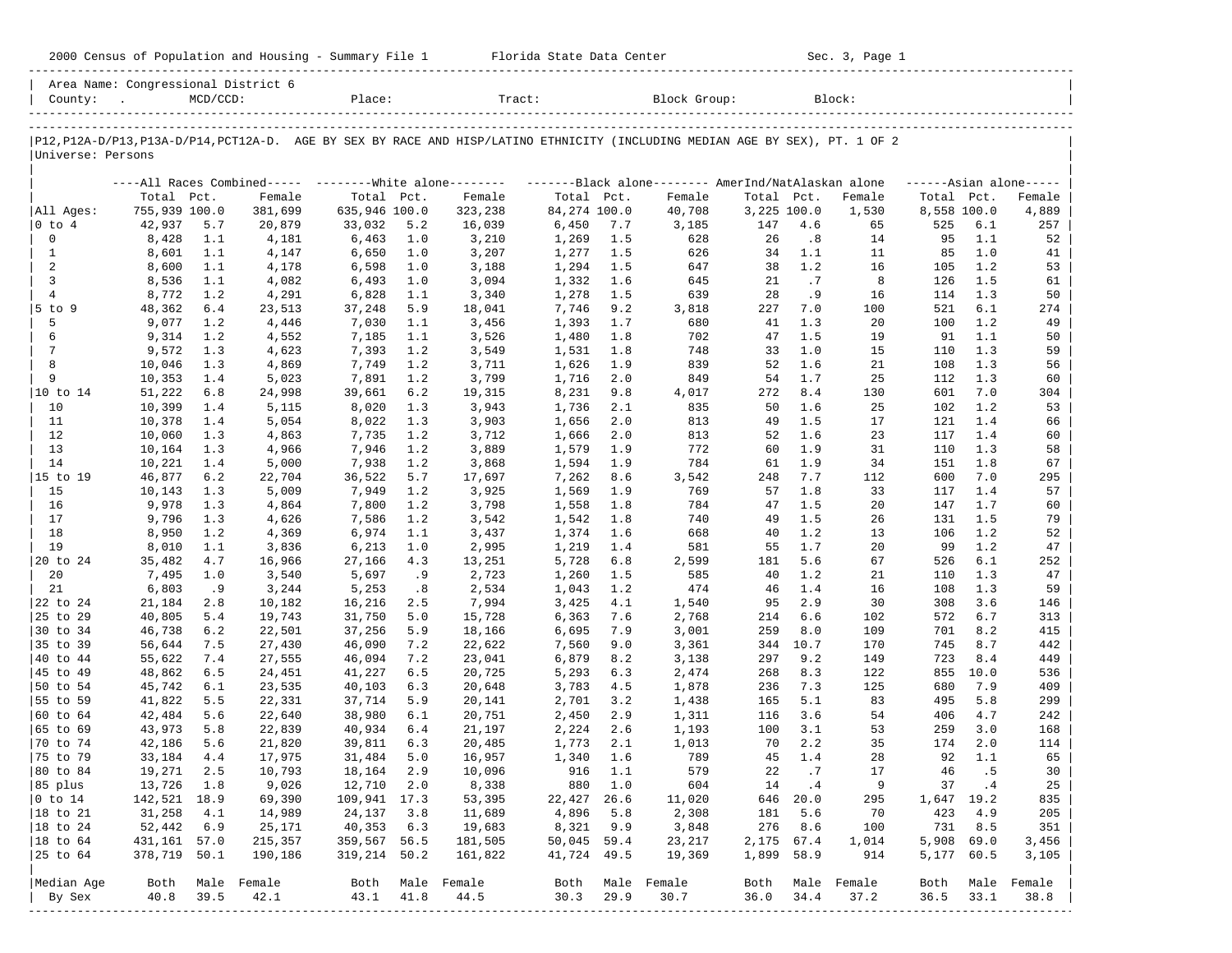2000 Census of Population and Housing - Summary File 1 Florida State Data Center Sec. 3, Page 1

Area Name: Congressional District 6
County: . MCD/CCD: Place: Tract: Block Group: Block:

P12,P12A-D/P13,P13A-D/P14,PCT12A-D. AGE BY SEX BY RACE AND HISP/LATINO ETHNICITY (INCLUDING MEDIAN AGE BY SEX), PT. 1 OF 2
Universe: Persons

| | All Races Combined | | | White alone | | | Black alone | | | AmerInd/NatAlaskan alone | | | Asian alone | | |
|---|---|---|---|---|---|---|---|---|---|---|---|---|---|---|---|
| | Total | Pct. | Female | Total | Pct. | Female | Total | Pct. | Female | Total | Pct. | Female | Total | Pct. | Female |
| All Ages: | 755,939 | 100.0 | 381,699 | 635,946 | 100.0 | 323,238 | 84,274 | 100.0 | 40,708 | 3,225 | 100.0 | 1,530 | 8,558 | 100.0 | 4,889 |
| 0 to 4 | 42,937 | 5.7 | 20,879 | 33,032 | 5.2 | 16,039 | 6,450 | 7.7 | 3,185 | 147 | 4.6 | 65 | 525 | 6.1 | 257 |
| 0 | 8,428 | 1.1 | 4,181 | 6,463 | 1.0 | 3,210 | 1,269 | 1.5 | 628 | 26 | .8 | 14 | 95 | 1.1 | 52 |
| 1 | 8,601 | 1.1 | 4,147 | 6,650 | 1.0 | 3,207 | 1,277 | 1.5 | 626 | 34 | 1.1 | 11 | 85 | 1.0 | 41 |
| 2 | 8,600 | 1.1 | 4,178 | 6,598 | 1.0 | 3,188 | 1,294 | 1.5 | 647 | 38 | 1.2 | 16 | 105 | 1.2 | 53 |
| 3 | 8,536 | 1.1 | 4,082 | 6,493 | 1.0 | 3,094 | 1,332 | 1.6 | 645 | 21 | .7 | 8 | 126 | 1.5 | 61 |
| 4 | 8,772 | 1.2 | 4,291 | 6,828 | 1.1 | 3,340 | 1,278 | 1.5 | 639 | 28 | .9 | 16 | 114 | 1.3 | 50 |
| 5 to 9 | 48,362 | 6.4 | 23,513 | 37,248 | 5.9 | 18,041 | 7,746 | 9.2 | 3,818 | 227 | 7.0 | 100 | 521 | 6.1 | 274 |
| 5 | 9,077 | 1.2 | 4,446 | 7,030 | 1.1 | 3,456 | 1,393 | 1.7 | 680 | 41 | 1.3 | 20 | 100 | 1.2 | 49 |
| 6 | 9,314 | 1.2 | 4,552 | 7,185 | 1.1 | 3,526 | 1,480 | 1.8 | 702 | 47 | 1.5 | 19 | 91 | 1.1 | 50 |
| 7 | 9,572 | 1.3 | 4,623 | 7,393 | 1.2 | 3,549 | 1,531 | 1.8 | 748 | 33 | 1.0 | 15 | 110 | 1.3 | 59 |
| 8 | 10,046 | 1.3 | 4,869 | 7,749 | 1.2 | 3,711 | 1,626 | 1.9 | 839 | 52 | 1.6 | 21 | 108 | 1.3 | 56 |
| 9 | 10,353 | 1.4 | 5,023 | 7,891 | 1.2 | 3,799 | 1,716 | 2.0 | 849 | 54 | 1.7 | 25 | 112 | 1.3 | 60 |
| 10 to 14 | 51,222 | 6.8 | 24,998 | 39,661 | 6.2 | 19,315 | 8,231 | 9.8 | 4,017 | 272 | 8.4 | 130 | 601 | 7.0 | 304 |
| 10 | 10,399 | 1.4 | 5,115 | 8,020 | 1.3 | 3,943 | 1,736 | 2.1 | 835 | 50 | 1.6 | 25 | 102 | 1.2 | 53 |
| 11 | 10,378 | 1.4 | 5,054 | 8,022 | 1.3 | 3,903 | 1,656 | 2.0 | 813 | 49 | 1.5 | 17 | 121 | 1.4 | 66 |
| 12 | 10,060 | 1.3 | 4,863 | 7,735 | 1.2 | 3,712 | 1,666 | 2.0 | 813 | 52 | 1.6 | 23 | 117 | 1.4 | 60 |
| 13 | 10,164 | 1.3 | 4,966 | 7,946 | 1.2 | 3,889 | 1,579 | 1.9 | 772 | 60 | 1.9 | 31 | 110 | 1.3 | 58 |
| 14 | 10,221 | 1.4 | 5,000 | 7,938 | 1.2 | 3,868 | 1,594 | 1.9 | 784 | 61 | 1.9 | 34 | 151 | 1.8 | 67 |
| 15 to 19 | 46,877 | 6.2 | 22,704 | 36,522 | 5.7 | 17,697 | 7,262 | 8.6 | 3,542 | 248 | 7.7 | 112 | 600 | 7.0 | 295 |
| 15 | 10,143 | 1.3 | 5,009 | 7,949 | 1.2 | 3,925 | 1,569 | 1.9 | 769 | 57 | 1.8 | 33 | 117 | 1.4 | 57 |
| 16 | 9,978 | 1.3 | 4,864 | 7,800 | 1.2 | 3,798 | 1,558 | 1.8 | 784 | 47 | 1.5 | 20 | 147 | 1.7 | 60 |
| 17 | 9,796 | 1.3 | 4,626 | 7,586 | 1.2 | 3,542 | 1,542 | 1.8 | 740 | 49 | 1.5 | 26 | 131 | 1.5 | 79 |
| 18 | 8,950 | 1.2 | 4,369 | 6,974 | 1.1 | 3,437 | 1,374 | 1.6 | 668 | 40 | 1.2 | 13 | 106 | 1.2 | 52 |
| 19 | 8,010 | 1.1 | 3,836 | 6,213 | 1.0 | 2,995 | 1,219 | 1.4 | 581 | 55 | 1.7 | 20 | 99 | 1.2 | 47 |
| 20 to 24 | 35,482 | 4.7 | 16,966 | 27,166 | 4.3 | 13,251 | 5,728 | 6.8 | 2,599 | 181 | 5.6 | 67 | 526 | 6.1 | 252 |
| 20 | 7,495 | 1.0 | 3,540 | 5,697 | .9 | 2,723 | 1,260 | 1.5 | 585 | 40 | 1.2 | 21 | 110 | 1.3 | 47 |
| 21 | 6,803 | .9 | 3,244 | 5,253 | .8 | 2,534 | 1,043 | 1.2 | 474 | 46 | 1.4 | 16 | 108 | 1.3 | 59 |
| 22 to 24 | 21,184 | 2.8 | 10,182 | 16,216 | 2.5 | 7,994 | 3,425 | 4.1 | 1,540 | 95 | 2.9 | 30 | 308 | 3.6 | 146 |
| 25 to 29 | 40,805 | 5.4 | 19,743 | 31,750 | 5.0 | 15,728 | 6,363 | 7.6 | 2,768 | 214 | 6.6 | 102 | 572 | 6.7 | 313 |
| 30 to 34 | 46,738 | 6.2 | 22,501 | 37,256 | 5.9 | 18,166 | 6,695 | 7.9 | 3,001 | 259 | 8.0 | 109 | 701 | 8.2 | 415 |
| 35 to 39 | 56,644 | 7.5 | 27,430 | 46,090 | 7.2 | 22,622 | 7,560 | 9.0 | 3,361 | 344 | 10.7 | 170 | 745 | 8.7 | 442 |
| 40 to 44 | 55,622 | 7.4 | 27,555 | 46,094 | 7.2 | 23,041 | 6,879 | 8.2 | 3,138 | 297 | 9.2 | 149 | 723 | 8.4 | 449 |
| 45 to 49 | 48,862 | 6.5 | 24,451 | 41,227 | 6.5 | 20,725 | 5,293 | 6.3 | 2,474 | 268 | 8.3 | 122 | 855 | 10.0 | 536 |
| 50 to 54 | 45,742 | 6.1 | 23,535 | 40,103 | 6.3 | 20,648 | 3,783 | 4.5 | 1,878 | 236 | 7.3 | 125 | 680 | 7.9 | 409 |
| 55 to 59 | 41,822 | 5.5 | 22,331 | 37,714 | 5.9 | 20,141 | 2,701 | 3.2 | 1,438 | 165 | 5.1 | 83 | 495 | 5.8 | 299 |
| 60 to 64 | 42,484 | 5.6 | 22,640 | 38,980 | 6.1 | 20,751 | 2,450 | 2.9 | 1,311 | 116 | 3.6 | 54 | 406 | 4.7 | 242 |
| 65 to 69 | 43,973 | 5.8 | 22,839 | 40,934 | 6.4 | 21,197 | 2,224 | 2.6 | 1,193 | 100 | 3.1 | 53 | 259 | 3.0 | 168 |
| 70 to 74 | 42,186 | 5.6 | 21,820 | 39,811 | 6.3 | 20,485 | 1,773 | 2.1 | 1,013 | 70 | 2.2 | 35 | 174 | 2.0 | 114 |
| 75 to 79 | 33,184 | 4.4 | 17,975 | 31,484 | 5.0 | 16,957 | 1,340 | 1.6 | 789 | 45 | 1.4 | 28 | 92 | 1.1 | 65 |
| 80 to 84 | 19,271 | 2.5 | 10,793 | 18,164 | 2.9 | 10,096 | 916 | 1.1 | 579 | 22 | .7 | 17 | 46 | .5 | 30 |
| 85 plus | 13,726 | 1.8 | 9,026 | 12,710 | 2.0 | 8,338 | 880 | 1.0 | 604 | 14 | .4 | 9 | 37 | .4 | 25 |
| 0 to 14 | 142,521 | 18.9 | 69,390 | 109,941 | 17.3 | 53,395 | 22,427 | 26.6 | 11,020 | 646 | 20.0 | 295 | 1,647 | 19.2 | 835 |
| 18 to 21 | 31,258 | 4.1 | 14,989 | 24,137 | 3.8 | 11,689 | 4,896 | 5.8 | 2,308 | 181 | 5.6 | 70 | 423 | 4.9 | 205 |
| 18 to 24 | 52,442 | 6.9 | 25,171 | 40,353 | 6.3 | 19,683 | 8,321 | 9.9 | 3,848 | 276 | 8.6 | 100 | 731 | 8.5 | 351 |
| 18 to 64 | 431,161 | 57.0 | 215,357 | 359,567 | 56.5 | 181,505 | 50,045 | 59.4 | 23,217 | 2,175 | 67.4 | 1,014 | 5,908 | 69.0 | 3,456 |
| 25 to 64 | 378,719 | 50.1 | 190,186 | 319,214 | 50.2 | 161,822 | 41,724 | 49.5 | 19,369 | 1,899 | 58.9 | 914 | 5,177 | 60.5 | 3,105 |
| Median Age | Both | Male | Female | Both | Male | Female | Both | Male | Female | Both | Male | Female | Both | Male | Female |
| By Sex | 40.8 | 39.5 | 42.1 | 43.1 | 41.8 | 44.5 | 30.3 | 29.9 | 30.7 | 36.0 | 34.4 | 37.2 | 36.5 | 33.1 | 38.8 |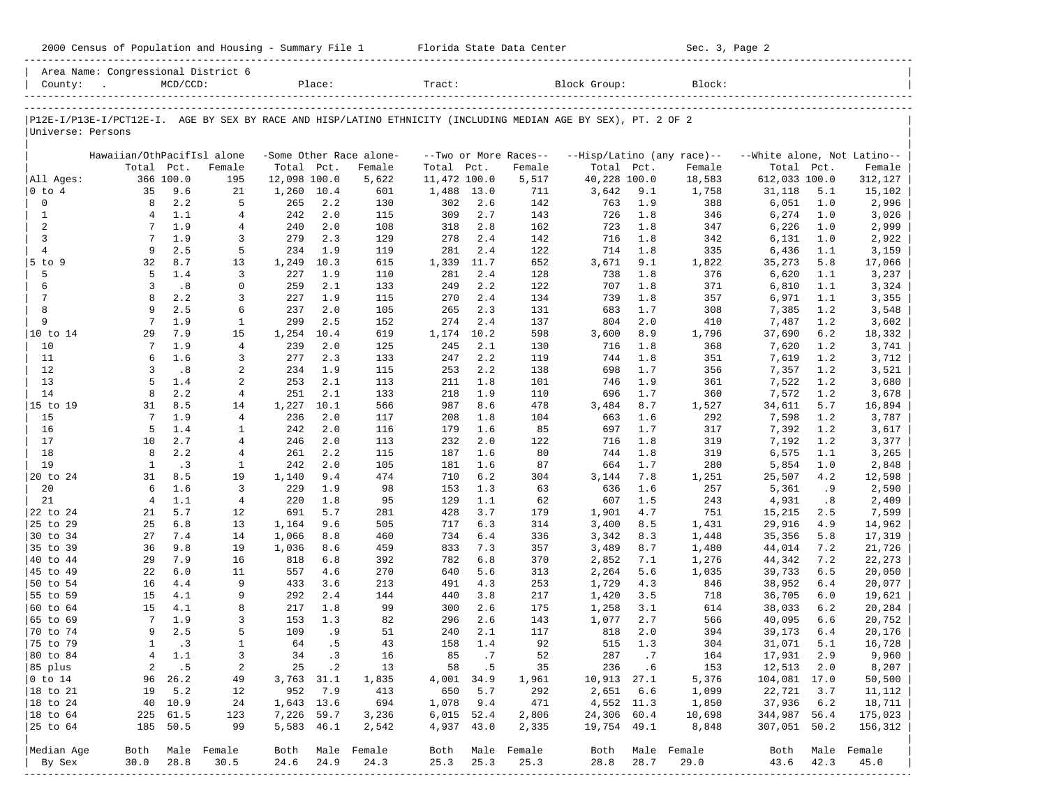2000 Census of Population and Housing - Summary File 1 &nbsp;&nbsp;&nbsp;&nbsp; Florida State Data Center &nbsp;&nbsp;&nbsp;&nbsp; Sec. 3, Page 2

Area Name: Congressional District 6
County: . &nbsp; MCD/CCD: &nbsp; Place: &nbsp; Tract: &nbsp; Block Group: &nbsp; Block:

P12E-I/P13E-I/PCT12E-I. AGE BY SEX BY RACE AND HISP/LATINO ETHNICITY (INCLUDING MEDIAN AGE BY SEX), PT. 2 OF 2
Universe: Persons

| | Hawaiian/OthPacifIsl alone | | | -Some Other Race alone- | | | --Two or More Races-- | | | --Hisp/Latino (any race)-- | | | --White alone, Not Latino-- | | |
|---|---|---|---|---|---|---|---|---|---|---|---|---|---|---|---|
| | Total | Pct. | Female | Total | Pct. | Female | Total | Pct. | Female | Total | Pct. | Female | Total | Pct. | Female |
| All Ages: | 366 | 100.0 | 195 | 12,098 | 100.0 | 5,622 | 11,472 | 100.0 | 5,517 | 40,228 | 100.0 | 18,583 | 612,033 | 100.0 | 312,127 |
| 0 to 4 | 35 | 9.6 | 21 | 1,260 | 10.4 | 601 | 1,488 | 13.0 | 711 | 3,642 | 9.1 | 1,758 | 31,118 | 5.1 | 15,102 |
| 0 | 8 | 2.2 | 5 | 265 | 2.2 | 130 | 302 | 2.6 | 142 | 763 | 1.9 | 388 | 6,051 | 1.0 | 2,996 |
| 1 | 4 | 1.1 | 4 | 242 | 2.0 | 115 | 309 | 2.7 | 143 | 726 | 1.8 | 346 | 6,274 | 1.0 | 3,026 |
| 2 | 7 | 1.9 | 4 | 240 | 2.0 | 108 | 318 | 2.8 | 162 | 723 | 1.8 | 347 | 6,226 | 1.0 | 2,999 |
| 3 | 7 | 1.9 | 3 | 279 | 2.3 | 129 | 278 | 2.4 | 142 | 716 | 1.8 | 342 | 6,131 | 1.0 | 2,922 |
| 4 | 9 | 2.5 | 5 | 234 | 1.9 | 119 | 281 | 2.4 | 122 | 714 | 1.8 | 335 | 6,436 | 1.1 | 3,159 |
| 5 to 9 | 32 | 8.7 | 13 | 1,249 | 10.3 | 615 | 1,339 | 11.7 | 652 | 3,671 | 9.1 | 1,822 | 35,273 | 5.8 | 17,066 |
| 5 | 5 | 1.4 | 3 | 227 | 1.9 | 110 | 281 | 2.4 | 128 | 738 | 1.8 | 376 | 6,620 | 1.1 | 3,237 |
| 6 | 3 | .8 | 0 | 259 | 2.1 | 133 | 249 | 2.2 | 122 | 707 | 1.8 | 371 | 6,810 | 1.1 | 3,324 |
| 7 | 8 | 2.2 | 3 | 227 | 1.9 | 115 | 270 | 2.4 | 134 | 739 | 1.8 | 357 | 6,971 | 1.1 | 3,355 |
| 8 | 9 | 2.5 | 6 | 237 | 2.0 | 105 | 265 | 2.3 | 131 | 683 | 1.7 | 308 | 7,385 | 1.2 | 3,548 |
| 9 | 7 | 1.9 | 1 | 299 | 2.5 | 152 | 274 | 2.4 | 137 | 804 | 2.0 | 410 | 7,487 | 1.2 | 3,602 |
| 10 to 14 | 29 | 7.9 | 15 | 1,254 | 10.4 | 619 | 1,174 | 10.2 | 598 | 3,600 | 8.9 | 1,796 | 37,690 | 6.2 | 18,332 |
| 10 | 7 | 1.9 | 4 | 239 | 2.0 | 125 | 245 | 2.1 | 130 | 716 | 1.8 | 368 | 7,620 | 1.2 | 3,741 |
| 11 | 6 | 1.6 | 3 | 277 | 2.3 | 133 | 247 | 2.2 | 119 | 744 | 1.8 | 351 | 7,619 | 1.2 | 3,712 |
| 12 | 3 | .8 | 2 | 234 | 1.9 | 115 | 253 | 2.2 | 138 | 698 | 1.7 | 356 | 7,357 | 1.2 | 3,521 |
| 13 | 5 | 1.4 | 2 | 253 | 2.1 | 113 | 211 | 1.8 | 101 | 746 | 1.9 | 361 | 7,522 | 1.2 | 3,680 |
| 14 | 8 | 2.2 | 4 | 251 | 2.1 | 133 | 218 | 1.9 | 110 | 696 | 1.7 | 360 | 7,572 | 1.2 | 3,678 |
| 15 to 19 | 31 | 8.5 | 14 | 1,227 | 10.1 | 566 | 987 | 8.6 | 478 | 3,484 | 8.7 | 1,527 | 34,611 | 5.7 | 16,894 |
| 15 | 7 | 1.9 | 4 | 236 | 2.0 | 117 | 208 | 1.8 | 104 | 663 | 1.6 | 292 | 7,598 | 1.2 | 3,787 |
| 16 | 5 | 1.4 | 1 | 242 | 2.0 | 116 | 179 | 1.6 | 85 | 697 | 1.7 | 317 | 7,392 | 1.2 | 3,617 |
| 17 | 10 | 2.7 | 4 | 246 | 2.0 | 113 | 232 | 2.0 | 122 | 716 | 1.8 | 319 | 7,192 | 1.2 | 3,377 |
| 18 | 8 | 2.2 | 4 | 261 | 2.2 | 115 | 187 | 1.6 | 80 | 744 | 1.8 | 319 | 6,575 | 1.1 | 3,265 |
| 19 | 1 | .3 | 1 | 242 | 2.0 | 105 | 181 | 1.6 | 87 | 664 | 1.7 | 280 | 5,854 | 1.0 | 2,848 |
| 20 to 24 | 31 | 8.5 | 19 | 1,140 | 9.4 | 474 | 710 | 6.2 | 304 | 3,144 | 7.8 | 1,251 | 25,507 | 4.2 | 12,598 |
| 20 | 6 | 1.6 | 3 | 229 | 1.9 | 98 | 153 | 1.3 | 63 | 636 | 1.6 | 257 | 5,361 | .9 | 2,590 |
| 21 | 4 | 1.1 | 4 | 220 | 1.8 | 95 | 129 | 1.1 | 62 | 607 | 1.5 | 243 | 4,931 | .8 | 2,409 |
| 22 to 24 | 21 | 5.7 | 12 | 691 | 5.7 | 281 | 428 | 3.7 | 179 | 1,901 | 4.7 | 751 | 15,215 | 2.5 | 7,599 |
| 25 to 29 | 25 | 6.8 | 13 | 1,164 | 9.6 | 505 | 717 | 6.3 | 314 | 3,400 | 8.5 | 1,431 | 29,916 | 4.9 | 14,962 |
| 30 to 34 | 27 | 7.4 | 14 | 1,066 | 8.8 | 460 | 734 | 6.4 | 336 | 3,342 | 8.3 | 1,448 | 35,356 | 5.8 | 17,319 |
| 35 to 39 | 36 | 9.8 | 19 | 1,036 | 8.6 | 459 | 833 | 7.3 | 357 | 3,489 | 8.7 | 1,480 | 44,014 | 7.2 | 21,726 |
| 40 to 44 | 29 | 7.9 | 16 | 818 | 6.8 | 392 | 782 | 6.8 | 370 | 2,852 | 7.1 | 1,276 | 44,342 | 7.2 | 22,273 |
| 45 to 49 | 22 | 6.0 | 11 | 557 | 4.6 | 270 | 640 | 5.6 | 313 | 2,264 | 5.6 | 1,035 | 39,733 | 6.5 | 20,050 |
| 50 to 54 | 16 | 4.4 | 9 | 433 | 3.6 | 213 | 491 | 4.3 | 253 | 1,729 | 4.3 | 846 | 38,952 | 6.4 | 20,077 |
| 55 to 59 | 15 | 4.1 | 9 | 292 | 2.4 | 144 | 440 | 3.8 | 217 | 1,420 | 3.5 | 718 | 36,705 | 6.0 | 19,621 |
| 60 to 64 | 15 | 4.1 | 8 | 217 | 1.8 | 99 | 300 | 2.6 | 175 | 1,258 | 3.1 | 614 | 38,033 | 6.2 | 20,284 |
| 65 to 69 | 7 | 1.9 | 3 | 153 | 1.3 | 82 | 296 | 2.6 | 143 | 1,077 | 2.7 | 566 | 40,095 | 6.6 | 20,752 |
| 70 to 74 | 9 | 2.5 | 5 | 109 | .9 | 51 | 240 | 2.1 | 117 | 818 | 2.0 | 394 | 39,173 | 6.4 | 20,176 |
| 75 to 79 | 1 | .3 | 1 | 64 | .5 | 43 | 158 | 1.4 | 92 | 515 | 1.3 | 304 | 31,071 | 5.1 | 16,728 |
| 80 to 84 | 4 | 1.1 | 3 | 34 | .3 | 16 | 85 | .7 | 52 | 287 | .7 | 164 | 17,931 | 2.9 | 9,960 |
| 85 plus | 2 | .5 | 2 | 25 | .2 | 13 | 58 | .5 | 35 | 236 | .6 | 153 | 12,513 | 2.0 | 8,207 |
| 0 to 14 | 96 | 26.2 | 49 | 3,763 | 31.1 | 1,835 | 4,001 | 34.9 | 1,961 | 10,913 | 27.1 | 5,376 | 104,081 | 17.0 | 50,500 |
| 18 to 21 | 19 | 5.2 | 12 | 952 | 7.9 | 413 | 650 | 5.7 | 292 | 2,651 | 6.6 | 1,099 | 22,721 | 3.7 | 11,112 |
| 18 to 24 | 40 | 10.9 | 24 | 1,643 | 13.6 | 694 | 1,078 | 9.4 | 471 | 4,552 | 11.3 | 1,850 | 37,936 | 6.2 | 18,711 |
| 18 to 64 | 225 | 61.5 | 123 | 7,226 | 59.7 | 3,236 | 6,015 | 52.4 | 2,806 | 24,306 | 60.4 | 10,698 | 344,987 | 56.4 | 175,023 |
| 25 to 64 | 185 | 50.5 | 99 | 5,583 | 46.1 | 2,542 | 4,937 | 43.0 | 2,335 | 19,754 | 49.1 | 8,848 | 307,051 | 50.2 | 156,312 |
| Median Age | Both | Male | Female | Both | Male | Female | Both | Male | Female | Both | Male | Female | Both | Male | Female |
| By Sex | 30.0 | 28.8 | 30.5 | 24.6 | 24.9 | 24.3 | 25.3 | 25.3 | 25.3 | 28.8 | 28.7 | 29.0 | 43.6 | 42.3 | 45.0 |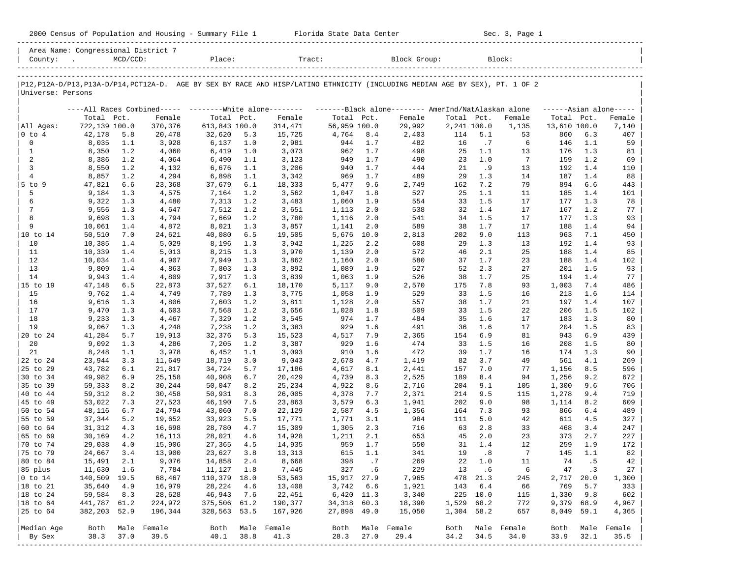2000 Census of Population and Housing - Summary File 1 Florida State Data Center Sec. 3, Page 1

Area Name: Congressional District 7
County: . MCD/CCD: Place: Tract: Block Group: Block:

P12,P12A-D/P13,P13A-D/P14,PCT12A-D. AGE BY SEX BY RACE AND HISP/LATINO ETHNICITY (INCLUDING MEDIAN AGE BY SEX), PT. 1 OF 2
Universe: Persons

| | All Races Combined Total | Pct. | Female | White alone Total | Pct. | Female | Black alone Total | Pct. | Female | AmerInd/NatAlaskan alone Total | Pct. | Female | Asian alone Total | Pct. | Female |
|---|---|---|---|---|---|---|---|---|---|---|---|---|---|---|---|
| All Ages: | 722,139 | 100.0 | 370,376 | 613,843 | 100.0 | 314,471 | 56,959 | 100.0 | 29,992 | 2,241 | 100.0 | 1,135 | 13,610 | 100.0 | 7,140 |
| 0 to 4 | 42,178 | 5.8 | 20,478 | 32,620 | 5.3 | 15,725 | 4,764 | 8.4 | 2,403 | 114 | 5.1 | 53 | 860 | 6.3 | 407 |
| 0 | 8,035 | 1.1 | 3,928 | 6,137 | 1.0 | 2,981 | 944 | 1.7 | 482 | 16 | .7 | 6 | 146 | 1.1 | 59 |
| 1 | 8,350 | 1.2 | 4,060 | 6,419 | 1.0 | 3,073 | 962 | 1.7 | 498 | 25 | 1.1 | 13 | 176 | 1.3 | 81 |
| 2 | 8,386 | 1.2 | 4,064 | 6,490 | 1.1 | 3,123 | 949 | 1.7 | 490 | 23 | 1.0 | 7 | 159 | 1.2 | 69 |
| 3 | 8,550 | 1.2 | 4,132 | 6,676 | 1.1 | 3,206 | 940 | 1.7 | 444 | 21 | .9 | 13 | 192 | 1.4 | 110 |
| 4 | 8,857 | 1.2 | 4,294 | 6,898 | 1.1 | 3,342 | 969 | 1.7 | 489 | 29 | 1.3 | 14 | 187 | 1.4 | 88 |
| 5 to 9 | 47,821 | 6.6 | 23,368 | 37,679 | 6.1 | 18,333 | 5,477 | 9.6 | 2,749 | 162 | 7.2 | 79 | 894 | 6.6 | 443 |
| 5 | 9,184 | 1.3 | 4,575 | 7,164 | 1.2 | 3,562 | 1,047 | 1.8 | 527 | 25 | 1.1 | 11 | 185 | 1.4 | 101 |
| 6 | 9,322 | 1.3 | 4,480 | 7,313 | 1.2 | 3,483 | 1,060 | 1.9 | 554 | 33 | 1.5 | 17 | 177 | 1.3 | 78 |
| 7 | 9,556 | 1.3 | 4,647 | 7,512 | 1.2 | 3,651 | 1,113 | 2.0 | 538 | 32 | 1.4 | 17 | 167 | 1.2 | 77 |
| 8 | 9,698 | 1.3 | 4,794 | 7,669 | 1.2 | 3,780 | 1,116 | 2.0 | 541 | 34 | 1.5 | 17 | 177 | 1.3 | 93 |
| 9 | 10,061 | 1.4 | 4,872 | 8,021 | 1.3 | 3,857 | 1,141 | 2.0 | 589 | 38 | 1.7 | 17 | 188 | 1.4 | 94 |
| 10 to 14 | 50,510 | 7.0 | 24,621 | 40,080 | 6.5 | 19,505 | 5,676 | 10.0 | 2,813 | 202 | 9.0 | 113 | 963 | 7.1 | 450 |
| 10 | 10,385 | 1.4 | 5,029 | 8,196 | 1.3 | 3,942 | 1,225 | 2.2 | 608 | 29 | 1.3 | 13 | 192 | 1.4 | 93 |
| 11 | 10,339 | 1.4 | 5,013 | 8,215 | 1.3 | 3,970 | 1,139 | 2.0 | 572 | 46 | 2.1 | 25 | 188 | 1.4 | 85 |
| 12 | 10,034 | 1.4 | 4,907 | 7,949 | 1.3 | 3,862 | 1,160 | 2.0 | 580 | 37 | 1.7 | 23 | 188 | 1.4 | 102 |
| 13 | 9,809 | 1.4 | 4,863 | 7,803 | 1.3 | 3,892 | 1,089 | 1.9 | 527 | 52 | 2.3 | 27 | 201 | 1.5 | 93 |
| 14 | 9,943 | 1.4 | 4,809 | 7,917 | 1.3 | 3,839 | 1,063 | 1.9 | 526 | 38 | 1.7 | 25 | 194 | 1.4 | 77 |
| 15 to 19 | 47,148 | 6.5 | 22,873 | 37,527 | 6.1 | 18,170 | 5,117 | 9.0 | 2,570 | 175 | 7.8 | 93 | 1,003 | 7.4 | 486 |
| 15 | 9,762 | 1.4 | 4,749 | 7,789 | 1.3 | 3,775 | 1,058 | 1.9 | 529 | 33 | 1.5 | 16 | 213 | 1.6 | 114 |
| 16 | 9,616 | 1.3 | 4,806 | 7,603 | 1.2 | 3,811 | 1,128 | 2.0 | 557 | 38 | 1.7 | 21 | 197 | 1.4 | 107 |
| 17 | 9,470 | 1.3 | 4,603 | 7,568 | 1.2 | 3,656 | 1,028 | 1.8 | 509 | 33 | 1.5 | 22 | 206 | 1.5 | 102 |
| 18 | 9,233 | 1.3 | 4,467 | 7,329 | 1.2 | 3,545 | 974 | 1.7 | 484 | 35 | 1.6 | 17 | 183 | 1.3 | 80 |
| 19 | 9,067 | 1.3 | 4,248 | 7,238 | 1.2 | 3,383 | 929 | 1.6 | 491 | 36 | 1.6 | 17 | 204 | 1.5 | 83 |
| 20 to 24 | 41,284 | 5.7 | 19,913 | 32,376 | 5.3 | 15,523 | 4,517 | 7.9 | 2,365 | 154 | 6.9 | 81 | 943 | 6.9 | 439 |
| 20 | 9,092 | 1.3 | 4,286 | 7,205 | 1.2 | 3,387 | 929 | 1.6 | 474 | 33 | 1.5 | 16 | 208 | 1.5 | 80 |
| 21 | 8,248 | 1.1 | 3,978 | 6,452 | 1.1 | 3,093 | 910 | 1.6 | 472 | 39 | 1.7 | 16 | 174 | 1.3 | 90 |
| 22 to 24 | 23,944 | 3.3 | 11,649 | 18,719 | 3.0 | 9,043 | 2,678 | 4.7 | 1,419 | 82 | 3.7 | 49 | 561 | 4.1 | 269 |
| 25 to 29 | 43,782 | 6.1 | 21,817 | 34,724 | 5.7 | 17,186 | 4,617 | 8.1 | 2,441 | 157 | 7.0 | 77 | 1,156 | 8.5 | 596 |
| 30 to 34 | 49,982 | 6.9 | 25,158 | 40,908 | 6.7 | 20,429 | 4,739 | 8.3 | 2,525 | 189 | 8.4 | 94 | 1,256 | 9.2 | 672 |
| 35 to 39 | 59,333 | 8.2 | 30,244 | 50,047 | 8.2 | 25,234 | 4,922 | 8.6 | 2,716 | 204 | 9.1 | 105 | 1,300 | 9.6 | 706 |
| 40 to 44 | 59,312 | 8.2 | 30,458 | 50,931 | 8.3 | 26,005 | 4,378 | 7.7 | 2,371 | 214 | 9.5 | 115 | 1,278 | 9.4 | 719 |
| 45 to 49 | 53,022 | 7.3 | 27,523 | 46,190 | 7.5 | 23,863 | 3,579 | 6.3 | 1,941 | 202 | 9.0 | 98 | 1,114 | 8.2 | 609 |
| 50 to 54 | 48,116 | 6.7 | 24,794 | 43,060 | 7.0 | 22,129 | 2,587 | 4.5 | 1,356 | 164 | 7.3 | 93 | 866 | 6.4 | 489 |
| 55 to 59 | 37,344 | 5.2 | 19,652 | 33,923 | 5.5 | 17,771 | 1,771 | 3.1 | 984 | 111 | 5.0 | 42 | 611 | 4.5 | 327 |
| 60 to 64 | 31,312 | 4.3 | 16,698 | 28,780 | 4.7 | 15,309 | 1,305 | 2.3 | 716 | 63 | 2.8 | 33 | 468 | 3.4 | 247 |
| 65 to 69 | 30,169 | 4.2 | 16,113 | 28,021 | 4.6 | 14,928 | 1,211 | 2.1 | 653 | 45 | 2.0 | 23 | 373 | 2.7 | 227 |
| 70 to 74 | 29,038 | 4.0 | 15,906 | 27,365 | 4.5 | 14,935 | 959 | 1.7 | 550 | 31 | 1.4 | 12 | 259 | 1.9 | 172 |
| 75 to 79 | 24,667 | 3.4 | 13,900 | 23,627 | 3.8 | 13,313 | 615 | 1.1 | 341 | 19 | .8 | 7 | 145 | 1.1 | 82 |
| 80 to 84 | 15,491 | 2.1 | 9,076 | 14,858 | 2.4 | 8,668 | 398 | .7 | 269 | 22 | 1.0 | 11 | 74 | .5 | 42 |
| 85 plus | 11,630 | 1.6 | 7,784 | 11,127 | 1.8 | 7,445 | 327 | .6 | 229 | 13 | .6 | 6 | 47 | .3 | 27 |
| 0 to 14 | 140,509 | 19.5 | 68,467 | 110,379 | 18.0 | 53,563 | 15,917 | 27.9 | 7,965 | 478 | 21.3 | 245 | 2,717 | 20.0 | 1,300 |
| 18 to 21 | 35,640 | 4.9 | 16,979 | 28,224 | 4.6 | 13,408 | 3,742 | 6.6 | 1,921 | 143 | 6.4 | 66 | 769 | 5.7 | 333 |
| 18 to 24 | 59,584 | 8.3 | 28,628 | 46,943 | 7.6 | 22,451 | 6,420 | 11.3 | 3,340 | 225 | 10.0 | 115 | 1,330 | 9.8 | 602 |
| 18 to 64 | 441,787 | 61.2 | 224,972 | 375,506 | 61.2 | 190,377 | 34,318 | 60.3 | 18,390 | 1,529 | 68.2 | 772 | 9,379 | 68.9 | 4,967 |
| 25 to 64 | 382,203 | 52.9 | 196,344 | 328,563 | 53.5 | 167,926 | 27,898 | 49.0 | 15,050 | 1,304 | 58.2 | 657 | 8,049 | 59.1 | 4,365 |
| Median Age | Both | Male | Female | Both | Male | Female | Both | Male | Female | Both | Male | Female | Both | Male | Female |
| By Sex | 38.3 | 37.0 | 39.5 | 40.1 | 38.8 | 41.3 | 28.3 | 27.0 | 29.4 | 34.2 | 34.5 | 34.0 | 33.9 | 32.1 | 35.5 |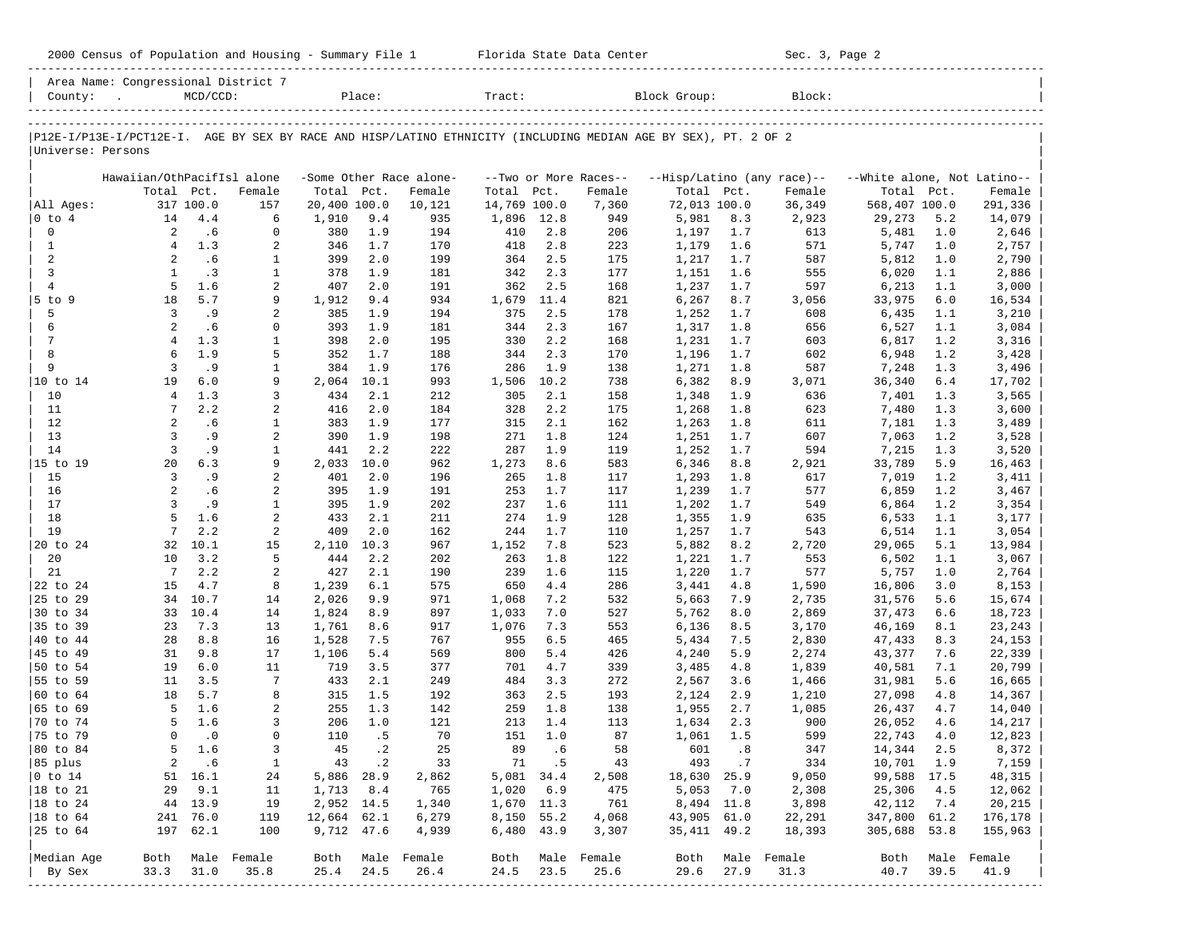2000 Census of Population and Housing - Summary File 1 Florida State Data Center Sec. 3, Page 2

Area Name: Congressional District 7
County: . MCD/CCD: Place: Tract: Block Group: Block:

P12E-I/P13E-I/PCT12E-I. AGE BY SEX BY RACE AND HISP/LATINO ETHNICITY (INCLUDING MEDIAN AGE BY SEX), PT. 2 OF 2
Universe: Persons

| | Hawaiian/OthPacifIsl alone | | | -Some Other Race alone- | | | --Two or More Races-- | | | --Hisp/Latino (any race)-- | | | --White alone, Not Latino-- | | |
|---|---|---|---|---|---|---|---|---|---|---|---|---|---|---|---|
| | Total | Pct. | Female | Total | Pct. | Female | Total | Pct. | Female | Total | Pct. | Female | Total | Pct. | Female |
| All Ages: | 317 | 100.0 | 157 | 20,400 | 100.0 | 10,121 | 14,769 | 100.0 | 7,360 | 72,013 | 100.0 | 36,349 | 568,407 | 100.0 | 291,336 |
| 0 to 4 | 14 | 4.4 | 6 | 1,910 | 9.4 | 935 | 1,896 | 12.8 | 949 | 5,981 | 8.3 | 2,923 | 29,273 | 5.2 | 14,079 |
| 0 | 2 | .6 | 0 | 380 | 1.9 | 194 | 410 | 2.8 | 206 | 1,197 | 1.7 | 613 | 5,481 | 1.0 | 2,646 |
| 1 | 4 | 1.3 | 2 | 346 | 1.7 | 170 | 418 | 2.8 | 223 | 1,179 | 1.6 | 571 | 5,747 | 1.0 | 2,757 |
| 2 | 2 | .6 | 1 | 399 | 2.0 | 199 | 364 | 2.5 | 175 | 1,217 | 1.7 | 587 | 5,812 | 1.0 | 2,790 |
| 3 | 1 | .3 | 1 | 378 | 1.9 | 181 | 342 | 2.3 | 177 | 1,151 | 1.6 | 555 | 6,020 | 1.1 | 2,886 |
| 4 | 5 | 1.6 | 2 | 407 | 2.0 | 191 | 362 | 2.5 | 168 | 1,237 | 1.7 | 597 | 6,213 | 1.1 | 3,000 |
| 5 to 9 | 18 | 5.7 | 9 | 1,912 | 9.4 | 934 | 1,679 | 11.4 | 821 | 6,267 | 8.7 | 3,056 | 33,975 | 6.0 | 16,534 |
| 5 | 3 | .9 | 2 | 385 | 1.9 | 194 | 375 | 2.5 | 178 | 1,252 | 1.7 | 608 | 6,435 | 1.1 | 3,210 |
| 6 | 2 | .6 | 0 | 393 | 1.9 | 181 | 344 | 2.3 | 167 | 1,317 | 1.8 | 656 | 6,527 | 1.1 | 3,084 |
| 7 | 4 | 1.3 | 1 | 398 | 2.0 | 195 | 330 | 2.2 | 168 | 1,231 | 1.7 | 603 | 6,817 | 1.2 | 3,316 |
| 8 | 6 | 1.9 | 5 | 352 | 1.7 | 188 | 344 | 2.3 | 170 | 1,196 | 1.7 | 602 | 6,948 | 1.2 | 3,428 |
| 9 | 3 | .9 | 1 | 384 | 1.9 | 176 | 286 | 1.9 | 138 | 1,271 | 1.8 | 587 | 7,248 | 1.3 | 3,496 |
| 10 to 14 | 19 | 6.0 | 9 | 2,064 | 10.1 | 993 | 1,506 | 10.2 | 738 | 6,382 | 8.9 | 3,071 | 36,340 | 6.4 | 17,702 |
| 10 | 4 | 1.3 | 3 | 434 | 2.1 | 212 | 305 | 2.1 | 158 | 1,348 | 1.9 | 636 | 7,401 | 1.3 | 3,565 |
| 11 | 7 | 2.2 | 2 | 416 | 2.0 | 184 | 328 | 2.2 | 175 | 1,268 | 1.8 | 623 | 7,480 | 1.3 | 3,600 |
| 12 | 2 | .6 | 1 | 383 | 1.9 | 177 | 315 | 2.1 | 162 | 1,263 | 1.8 | 611 | 7,181 | 1.3 | 3,489 |
| 13 | 3 | .9 | 2 | 390 | 1.9 | 198 | 271 | 1.8 | 124 | 1,251 | 1.7 | 607 | 7,063 | 1.2 | 3,528 |
| 14 | 3 | .9 | 1 | 441 | 2.2 | 222 | 287 | 1.9 | 119 | 1,252 | 1.7 | 594 | 7,215 | 1.3 | 3,520 |
| 15 to 19 | 20 | 6.3 | 9 | 2,033 | 10.0 | 962 | 1,273 | 8.6 | 583 | 6,346 | 8.8 | 2,921 | 33,789 | 5.9 | 16,463 |
| 15 | 3 | .9 | 2 | 401 | 2.0 | 196 | 265 | 1.8 | 117 | 1,293 | 1.8 | 617 | 7,019 | 1.2 | 3,411 |
| 16 | 2 | .6 | 2 | 395 | 1.9 | 191 | 253 | 1.7 | 117 | 1,239 | 1.7 | 577 | 6,859 | 1.2 | 3,467 |
| 17 | 3 | .9 | 1 | 395 | 1.9 | 202 | 237 | 1.6 | 111 | 1,202 | 1.7 | 549 | 6,864 | 1.2 | 3,354 |
| 18 | 5 | 1.6 | 2 | 433 | 2.1 | 211 | 274 | 1.9 | 128 | 1,355 | 1.9 | 635 | 6,533 | 1.1 | 3,177 |
| 19 | 7 | 2.2 | 2 | 409 | 2.0 | 162 | 244 | 1.7 | 110 | 1,257 | 1.7 | 543 | 6,514 | 1.1 | 3,054 |
| 20 to 24 | 32 | 10.1 | 15 | 2,110 | 10.3 | 967 | 1,152 | 7.8 | 523 | 5,882 | 8.2 | 2,720 | 29,065 | 5.1 | 13,984 |
| 20 | 10 | 3.2 | 5 | 444 | 2.2 | 202 | 263 | 1.8 | 122 | 1,221 | 1.7 | 553 | 6,502 | 1.1 | 3,067 |
| 21 | 7 | 2.2 | 2 | 427 | 2.1 | 190 | 239 | 1.6 | 115 | 1,220 | 1.7 | 577 | 5,757 | 1.0 | 2,764 |
| 22 to 24 | 15 | 4.7 | 8 | 1,239 | 6.1 | 575 | 650 | 4.4 | 286 | 3,441 | 4.8 | 1,590 | 16,806 | 3.0 | 8,153 |
| 25 to 29 | 34 | 10.7 | 14 | 2,026 | 9.9 | 971 | 1,068 | 7.2 | 532 | 5,663 | 7.9 | 2,735 | 31,576 | 5.6 | 15,674 |
| 30 to 34 | 33 | 10.4 | 14 | 1,824 | 8.9 | 897 | 1,033 | 7.0 | 527 | 5,762 | 8.0 | 2,869 | 37,473 | 6.6 | 18,723 |
| 35 to 39 | 23 | 7.3 | 13 | 1,761 | 8.6 | 917 | 1,076 | 7.3 | 553 | 6,136 | 8.5 | 3,170 | 46,169 | 8.1 | 23,243 |
| 40 to 44 | 28 | 8.8 | 16 | 1,528 | 7.5 | 767 | 955 | 6.5 | 465 | 5,434 | 7.5 | 2,830 | 47,433 | 8.3 | 24,153 |
| 45 to 49 | 31 | 9.8 | 17 | 1,106 | 5.4 | 569 | 800 | 5.4 | 426 | 4,240 | 5.9 | 2,274 | 43,377 | 7.6 | 22,339 |
| 50 to 54 | 19 | 6.0 | 11 | 719 | 3.5 | 377 | 701 | 4.7 | 339 | 3,485 | 4.8 | 1,839 | 40,581 | 7.1 | 20,799 |
| 55 to 59 | 11 | 3.5 | 7 | 433 | 2.1 | 249 | 484 | 3.3 | 272 | 2,567 | 3.6 | 1,466 | 31,981 | 5.6 | 16,665 |
| 60 to 64 | 18 | 5.7 | 8 | 315 | 1.5 | 192 | 363 | 2.5 | 193 | 2,124 | 2.9 | 1,210 | 27,098 | 4.8 | 14,367 |
| 65 to 69 | 5 | 1.6 | 2 | 255 | 1.3 | 142 | 259 | 1.8 | 138 | 1,955 | 2.7 | 1,085 | 26,437 | 4.7 | 14,040 |
| 70 to 74 | 5 | 1.6 | 3 | 206 | 1.0 | 121 | 213 | 1.4 | 113 | 1,634 | 2.3 | 900 | 26,052 | 4.6 | 14,217 |
| 75 to 79 | 0 | .0 | 0 | 110 | .5 | 70 | 151 | 1.0 | 87 | 1,061 | 1.5 | 599 | 22,743 | 4.0 | 12,823 |
| 80 to 84 | 5 | 1.6 | 3 | 45 | .2 | 25 | 89 | .6 | 58 | 601 | .8 | 347 | 14,344 | 2.5 | 8,372 |
| 85 plus | 2 | .6 | 1 | 43 | .2 | 33 | 71 | .5 | 43 | 493 | .7 | 334 | 10,701 | 1.9 | 7,159 |
| 0 to 14 | 51 | 16.1 | 24 | 5,886 | 28.9 | 2,862 | 5,081 | 34.4 | 2,508 | 18,630 | 25.9 | 9,050 | 99,588 | 17.5 | 48,315 |
| 18 to 21 | 29 | 9.1 | 11 | 1,713 | 8.4 | 765 | 1,020 | 6.9 | 475 | 5,053 | 7.0 | 2,308 | 25,306 | 4.5 | 12,062 |
| 18 to 24 | 44 | 13.9 | 19 | 2,952 | 14.5 | 1,340 | 1,670 | 11.3 | 761 | 8,494 | 11.8 | 3,898 | 42,112 | 7.4 | 20,215 |
| 18 to 64 | 241 | 76.0 | 119 | 12,664 | 62.1 | 6,279 | 8,150 | 55.2 | 4,068 | 43,905 | 61.0 | 22,291 | 347,800 | 61.2 | 176,178 |
| 25 to 64 | 197 | 62.1 | 100 | 9,712 | 47.6 | 4,939 | 6,480 | 43.9 | 3,307 | 35,411 | 49.2 | 18,393 | 305,688 | 53.8 | 155,963 |
| Median Age | Both | Male | Female | Both | Male | Female | Both | Male | Female | Both | Male | Female | Both | Male | Female |
| By Sex | 33.3 | 31.0 | 35.8 | 25.4 | 24.5 | 26.4 | 24.5 | 23.5 | 25.6 | 29.6 | 27.9 | 31.3 | 40.7 | 39.5 | 41.9 |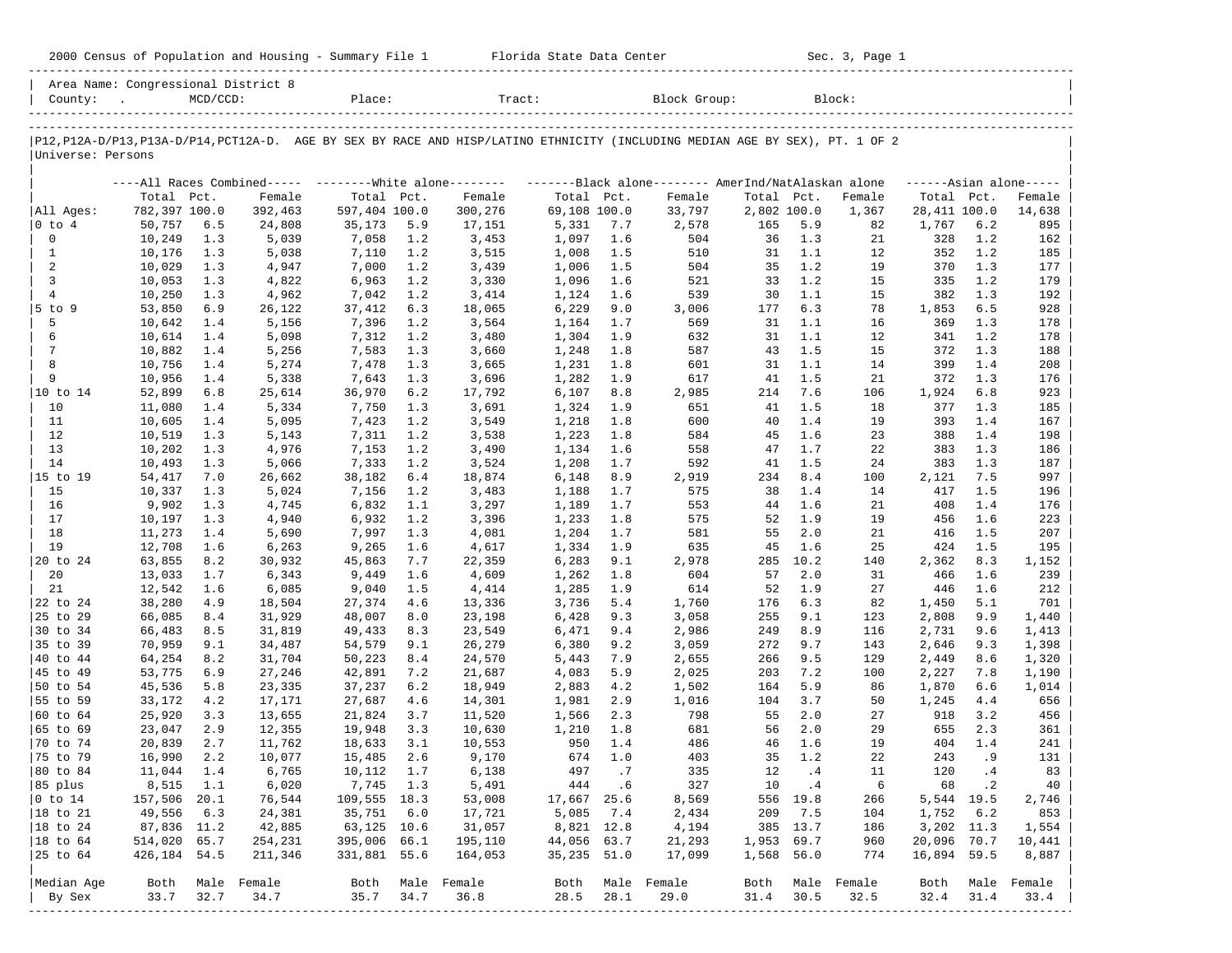2000 Census of Population and Housing - Summary File 1 Florida State Data Center Sec. 3, Page 1

Area Name: Congressional District 8
County: . MCD/CCD: Place: Tract: Block Group: Block:

P12,P12A-D/P13,P13A-D/P14,PCT12A-D. AGE BY SEX BY RACE AND HISP/LATINO ETHNICITY (INCLUDING MEDIAN AGE BY SEX), PT. 1 OF 2
Universe: Persons

| | All Races Combined | | | White alone | | | Black alone | | | AmerInd/NatAlaskan alone | | | Asian alone | | |
|---|---|---|---|---|---|---|---|---|---|---|---|---|---|---|---|
| | Total | Pct. | Female | Total | Pct. | Female | Total | Pct. | Female | Total | Pct. | Female | Total | Pct. | Female |
| All Ages: | 782,397 | 100.0 | 392,463 | 597,404 | 100.0 | 300,276 | 69,108 | 100.0 | 33,797 | 2,802 | 100.0 | 1,367 | 28,411 | 100.0 | 14,638 |
| 0 to 4 | 50,757 | 6.5 | 24,808 | 35,173 | 5.9 | 17,151 | 5,331 | 7.7 | 2,578 | 165 | 5.9 | 82 | 1,767 | 6.2 | 895 |
| 0 | 10,249 | 1.3 | 5,039 | 7,058 | 1.2 | 3,453 | 1,097 | 1.6 | 504 | 36 | 1.3 | 21 | 328 | 1.2 | 162 |
| 1 | 10,176 | 1.3 | 5,038 | 7,110 | 1.2 | 3,515 | 1,008 | 1.5 | 510 | 31 | 1.1 | 12 | 352 | 1.2 | 185 |
| 2 | 10,029 | 1.3 | 4,947 | 7,000 | 1.2 | 3,439 | 1,006 | 1.5 | 504 | 35 | 1.2 | 19 | 370 | 1.3 | 177 |
| 3 | 10,053 | 1.3 | 4,822 | 6,963 | 1.2 | 3,330 | 1,096 | 1.6 | 521 | 33 | 1.2 | 15 | 335 | 1.2 | 179 |
| 4 | 10,250 | 1.3 | 4,962 | 7,042 | 1.2 | 3,414 | 1,124 | 1.6 | 539 | 30 | 1.1 | 15 | 382 | 1.3 | 192 |
| 5 to 9 | 53,850 | 6.9 | 26,122 | 37,412 | 6.3 | 18,065 | 6,229 | 9.0 | 3,006 | 177 | 6.3 | 78 | 1,853 | 6.5 | 928 |
| 5 | 10,642 | 1.4 | 5,156 | 7,396 | 1.2 | 3,564 | 1,164 | 1.7 | 569 | 31 | 1.1 | 16 | 369 | 1.3 | 178 |
| 6 | 10,614 | 1.4 | 5,098 | 7,312 | 1.2 | 3,480 | 1,304 | 1.9 | 632 | 31 | 1.1 | 12 | 341 | 1.2 | 178 |
| 7 | 10,882 | 1.4 | 5,256 | 7,583 | 1.3 | 3,660 | 1,248 | 1.8 | 587 | 43 | 1.5 | 15 | 372 | 1.3 | 188 |
| 8 | 10,756 | 1.4 | 5,274 | 7,478 | 1.3 | 3,665 | 1,231 | 1.8 | 601 | 31 | 1.1 | 14 | 399 | 1.4 | 208 |
| 9 | 10,956 | 1.4 | 5,338 | 7,643 | 1.3 | 3,696 | 1,282 | 1.9 | 617 | 41 | 1.5 | 21 | 372 | 1.3 | 176 |
| 10 to 14 | 52,899 | 6.8 | 25,614 | 36,970 | 6.2 | 17,792 | 6,107 | 8.8 | 2,985 | 214 | 7.6 | 106 | 1,924 | 6.8 | 923 |
| 10 | 11,080 | 1.4 | 5,334 | 7,750 | 1.3 | 3,691 | 1,324 | 1.9 | 651 | 41 | 1.5 | 18 | 377 | 1.3 | 185 |
| 11 | 10,605 | 1.4 | 5,095 | 7,423 | 1.2 | 3,549 | 1,218 | 1.8 | 600 | 40 | 1.4 | 19 | 393 | 1.4 | 167 |
| 12 | 10,519 | 1.3 | 5,143 | 7,311 | 1.2 | 3,538 | 1,223 | 1.8 | 584 | 45 | 1.6 | 23 | 388 | 1.4 | 198 |
| 13 | 10,202 | 1.3 | 4,976 | 7,153 | 1.2 | 3,490 | 1,134 | 1.6 | 558 | 47 | 1.7 | 22 | 383 | 1.3 | 186 |
| 14 | 10,493 | 1.3 | 5,066 | 7,333 | 1.2 | 3,524 | 1,208 | 1.7 | 592 | 41 | 1.5 | 24 | 383 | 1.3 | 187 |
| 15 to 19 | 54,417 | 7.0 | 26,662 | 38,182 | 6.4 | 18,874 | 6,148 | 8.9 | 2,919 | 234 | 8.4 | 100 | 2,121 | 7.5 | 997 |
| 15 | 10,337 | 1.3 | 5,024 | 7,156 | 1.2 | 3,483 | 1,188 | 1.7 | 575 | 38 | 1.4 | 14 | 417 | 1.5 | 196 |
| 16 | 9,902 | 1.3 | 4,745 | 6,832 | 1.1 | 3,297 | 1,189 | 1.7 | 553 | 44 | 1.6 | 21 | 408 | 1.4 | 176 |
| 17 | 10,197 | 1.3 | 4,940 | 6,932 | 1.2 | 3,396 | 1,233 | 1.8 | 575 | 52 | 1.9 | 19 | 456 | 1.6 | 223 |
| 18 | 11,273 | 1.4 | 5,690 | 7,997 | 1.3 | 4,081 | 1,204 | 1.7 | 581 | 55 | 2.0 | 21 | 416 | 1.5 | 207 |
| 19 | 12,708 | 1.6 | 6,263 | 9,265 | 1.6 | 4,617 | 1,334 | 1.9 | 635 | 45 | 1.6 | 25 | 424 | 1.5 | 195 |
| 20 to 24 | 63,855 | 8.2 | 30,932 | 45,863 | 7.7 | 22,359 | 6,283 | 9.1 | 2,978 | 285 | 10.2 | 140 | 2,362 | 8.3 | 1,152 |
| 20 | 13,033 | 1.7 | 6,343 | 9,449 | 1.6 | 4,609 | 1,262 | 1.8 | 604 | 57 | 2.0 | 31 | 466 | 1.6 | 239 |
| 21 | 12,542 | 1.6 | 6,085 | 9,040 | 1.5 | 4,414 | 1,285 | 1.9 | 614 | 52 | 1.9 | 27 | 446 | 1.6 | 212 |
| 22 to 24 | 38,280 | 4.9 | 18,504 | 27,374 | 4.6 | 13,336 | 3,736 | 5.4 | 1,760 | 176 | 6.3 | 82 | 1,450 | 5.1 | 701 |
| 25 to 29 | 66,085 | 8.4 | 31,929 | 48,007 | 8.0 | 23,198 | 6,428 | 9.3 | 3,058 | 255 | 9.1 | 123 | 2,808 | 9.9 | 1,440 |
| 30 to 34 | 66,483 | 8.5 | 31,819 | 49,433 | 8.3 | 23,549 | 6,471 | 9.4 | 2,986 | 249 | 8.9 | 116 | 2,731 | 9.6 | 1,413 |
| 35 to 39 | 70,959 | 9.1 | 34,487 | 54,579 | 9.1 | 26,279 | 6,380 | 9.2 | 3,059 | 272 | 9.7 | 143 | 2,646 | 9.3 | 1,398 |
| 40 to 44 | 64,254 | 8.2 | 31,704 | 50,223 | 8.4 | 24,570 | 5,443 | 7.9 | 2,655 | 266 | 9.5 | 129 | 2,449 | 8.6 | 1,320 |
| 45 to 49 | 53,775 | 6.9 | 27,246 | 42,891 | 7.2 | 21,687 | 4,083 | 5.9 | 2,025 | 203 | 7.2 | 100 | 2,227 | 7.8 | 1,190 |
| 50 to 54 | 45,536 | 5.8 | 23,335 | 37,237 | 6.2 | 18,949 | 2,883 | 4.2 | 1,502 | 164 | 5.9 | 86 | 1,870 | 6.6 | 1,014 |
| 55 to 59 | 33,172 | 4.2 | 17,171 | 27,687 | 4.6 | 14,301 | 1,981 | 2.9 | 1,016 | 104 | 3.7 | 50 | 1,245 | 4.4 | 656 |
| 60 to 64 | 25,920 | 3.3 | 13,655 | 21,824 | 3.7 | 11,520 | 1,566 | 2.3 | 798 | 55 | 2.0 | 27 | 918 | 3.2 | 456 |
| 65 to 69 | 23,047 | 2.9 | 12,355 | 19,948 | 3.3 | 10,630 | 1,210 | 1.8 | 681 | 56 | 2.0 | 29 | 655 | 2.3 | 361 |
| 70 to 74 | 20,839 | 2.7 | 11,762 | 18,633 | 3.1 | 10,553 | 950 | 1.4 | 486 | 46 | 1.6 | 19 | 404 | 1.4 | 241 |
| 75 to 79 | 16,990 | 2.2 | 10,077 | 15,485 | 2.6 | 9,170 | 674 | 1.0 | 403 | 35 | 1.2 | 22 | 243 | .9 | 131 |
| 80 to 84 | 11,044 | 1.4 | 6,765 | 10,112 | 1.7 | 6,138 | 497 | .7 | 335 | 12 | .4 | 11 | 120 | .4 | 83 |
| 85 plus | 8,515 | 1.1 | 6,020 | 7,745 | 1.3 | 5,491 | 444 | .6 | 327 | 10 | .4 | 6 | 68 | .2 | 40 |
| 0 to 14 | 157,506 | 20.1 | 76,544 | 109,555 | 18.3 | 53,008 | 17,667 | 25.6 | 8,569 | 556 | 19.8 | 266 | 5,544 | 19.5 | 2,746 |
| 18 to 21 | 49,556 | 6.3 | 24,381 | 35,751 | 6.0 | 17,721 | 5,085 | 7.4 | 2,434 | 209 | 7.5 | 104 | 1,752 | 6.2 | 853 |
| 18 to 24 | 87,836 | 11.2 | 42,885 | 63,125 | 10.6 | 31,057 | 8,821 | 12.8 | 4,194 | 385 | 13.7 | 186 | 3,202 | 11.3 | 1,554 |
| 18 to 64 | 514,020 | 65.7 | 254,231 | 395,006 | 66.1 | 195,110 | 44,056 | 63.7 | 21,293 | 1,953 | 69.7 | 960 | 20,096 | 70.7 | 10,441 |
| 25 to 64 | 426,184 | 54.5 | 211,346 | 331,881 | 55.6 | 164,053 | 35,235 | 51.0 | 17,099 | 1,568 | 56.0 | 774 | 16,894 | 59.5 | 8,887 |

| Median Age By Sex | Both | Male | Female | Both | Male | Female | Both | Male | Female | Both | Male | Female | Both | Male | Female |
|---|---|---|---|---|---|---|---|---|---|---|---|---|---|---|---|
| | 33.7 | 32.7 | 34.7 | 35.7 | 34.7 | 36.8 | 28.5 | 28.1 | 29.0 | 31.4 | 30.5 | 32.5 | 32.4 | 31.4 | 33.4 |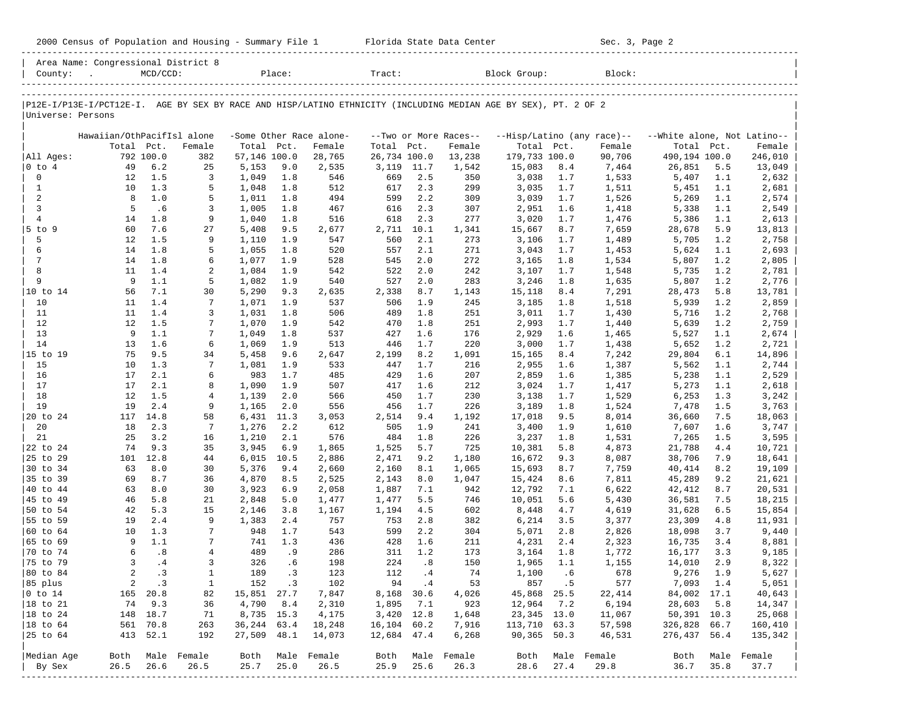2000 Census of Population and Housing - Summary File 1 Florida State Data Center Sec. 3, Page 2

Area Name: Congressional District 8
County: . MCD/CCD: Place: Tract: Block Group: Block:

P12E-I/P13E-I/PCT12E-I. AGE BY SEX BY RACE AND HISP/LATINO ETHNICITY (INCLUDING MEDIAN AGE BY SEX), PT. 2 OF 2
Universe: Persons

| | Hawaiian/OthPacifIsl alone | | | -Some Other Race alone- | | | --Two or More Races-- | | | --Hisp/Latino (any race)-- | | | --White alone, Not Latino-- | | |
|---|---|---|---|---|---|---|---|---|---|---|---|---|---|---|---|
| | Total | Pct. | Female | Total | Pct. | Female | Total | Pct. | Female | Total | Pct. | Female | Total | Pct. | Female |
| All Ages: | 792 | 100.0 | 382 | 57,146 | 100.0 | 28,765 | 26,734 | 100.0 | 13,238 | 179,733 | 100.0 | 90,706 | 490,194 | 100.0 | 246,010 |
| 0 to 4 | 49 | 6.2 | 25 | 5,153 | 9.0 | 2,535 | 3,119 | 11.7 | 1,542 | 15,083 | 8.4 | 7,464 | 26,851 | 5.5 | 13,049 |
| 0 | 12 | 1.5 | 3 | 1,049 | 1.8 | 546 | 669 | 2.5 | 350 | 3,038 | 1.7 | 1,533 | 5,407 | 1.1 | 2,632 |
| 1 | 10 | 1.3 | 5 | 1,048 | 1.8 | 512 | 617 | 2.3 | 299 | 3,035 | 1.7 | 1,511 | 5,451 | 1.1 | 2,681 |
| 2 | 8 | 1.0 | 5 | 1,011 | 1.8 | 494 | 599 | 2.2 | 309 | 3,039 | 1.7 | 1,526 | 5,269 | 1.1 | 2,574 |
| 3 | 5 | .6 | 3 | 1,005 | 1.8 | 467 | 616 | 2.3 | 307 | 2,951 | 1.6 | 1,418 | 5,338 | 1.1 | 2,549 |
| 4 | 14 | 1.8 | 9 | 1,040 | 1.8 | 516 | 618 | 2.3 | 277 | 3,020 | 1.7 | 1,476 | 5,386 | 1.1 | 2,613 |
| 5 to 9 | 60 | 7.6 | 27 | 5,408 | 9.5 | 2,677 | 2,711 | 10.1 | 1,341 | 15,667 | 8.7 | 7,659 | 28,678 | 5.9 | 13,813 |
| 5 | 12 | 1.5 | 9 | 1,110 | 1.9 | 547 | 560 | 2.1 | 273 | 3,106 | 1.7 | 1,489 | 5,705 | 1.2 | 2,758 |
| 6 | 14 | 1.8 | 5 | 1,055 | 1.8 | 520 | 557 | 2.1 | 271 | 3,043 | 1.7 | 1,453 | 5,624 | 1.1 | 2,693 |
| 7 | 14 | 1.8 | 6 | 1,077 | 1.9 | 528 | 545 | 2.0 | 272 | 3,165 | 1.8 | 1,534 | 5,807 | 1.2 | 2,805 |
| 8 | 11 | 1.4 | 2 | 1,084 | 1.9 | 542 | 522 | 2.0 | 242 | 3,107 | 1.7 | 1,548 | 5,735 | 1.2 | 2,781 |
| 9 | 9 | 1.1 | 5 | 1,082 | 1.9 | 540 | 527 | 2.0 | 283 | 3,246 | 1.8 | 1,635 | 5,807 | 1.2 | 2,776 |
| 10 to 14 | 56 | 7.1 | 30 | 5,290 | 9.3 | 2,635 | 2,338 | 8.7 | 1,143 | 15,118 | 8.4 | 7,291 | 28,473 | 5.8 | 13,781 |
| 10 | 11 | 1.4 | 7 | 1,071 | 1.9 | 537 | 506 | 1.9 | 245 | 3,185 | 1.8 | 1,518 | 5,939 | 1.2 | 2,859 |
| 11 | 11 | 1.4 | 3 | 1,031 | 1.8 | 506 | 489 | 1.8 | 251 | 3,011 | 1.7 | 1,430 | 5,716 | 1.2 | 2,768 |
| 12 | 12 | 1.5 | 7 | 1,070 | 1.9 | 542 | 470 | 1.8 | 251 | 2,993 | 1.7 | 1,440 | 5,639 | 1.2 | 2,759 |
| 13 | 9 | 1.1 | 7 | 1,049 | 1.8 | 537 | 427 | 1.6 | 176 | 2,929 | 1.6 | 1,465 | 5,527 | 1.1 | 2,674 |
| 14 | 13 | 1.6 | 6 | 1,069 | 1.9 | 513 | 446 | 1.7 | 220 | 3,000 | 1.7 | 1,438 | 5,652 | 1.2 | 2,721 |
| 15 to 19 | 75 | 9.5 | 34 | 5,458 | 9.6 | 2,647 | 2,199 | 8.2 | 1,091 | 15,165 | 8.4 | 7,242 | 29,804 | 6.1 | 14,896 |
| 15 | 10 | 1.3 | 7 | 1,081 | 1.9 | 533 | 447 | 1.7 | 216 | 2,955 | 1.6 | 1,387 | 5,562 | 1.1 | 2,744 |
| 16 | 17 | 2.1 | 6 | 983 | 1.7 | 485 | 429 | 1.6 | 207 | 2,859 | 1.6 | 1,385 | 5,238 | 1.1 | 2,529 |
| 17 | 17 | 2.1 | 8 | 1,090 | 1.9 | 507 | 417 | 1.6 | 212 | 3,024 | 1.7 | 1,417 | 5,273 | 1.1 | 2,618 |
| 18 | 12 | 1.5 | 4 | 1,139 | 2.0 | 566 | 450 | 1.7 | 230 | 3,138 | 1.7 | 1,529 | 6,253 | 1.3 | 3,242 |
| 19 | 19 | 2.4 | 9 | 1,165 | 2.0 | 556 | 456 | 1.7 | 226 | 3,189 | 1.8 | 1,524 | 7,478 | 1.5 | 3,763 |
| 20 to 24 | 117 | 14.8 | 58 | 6,431 | 11.3 | 3,053 | 2,514 | 9.4 | 1,192 | 17,018 | 9.5 | 8,014 | 36,660 | 7.5 | 18,063 |
| 20 | 18 | 2.3 | 7 | 1,276 | 2.2 | 612 | 505 | 1.9 | 241 | 3,400 | 1.9 | 1,610 | 7,607 | 1.6 | 3,747 |
| 21 | 25 | 3.2 | 16 | 1,210 | 2.1 | 576 | 484 | 1.8 | 226 | 3,237 | 1.8 | 1,531 | 7,265 | 1.5 | 3,595 |
| 22 to 24 | 74 | 9.3 | 35 | 3,945 | 6.9 | 1,865 | 1,525 | 5.7 | 725 | 10,381 | 5.8 | 4,873 | 21,788 | 4.4 | 10,721 |
| 25 to 29 | 101 | 12.8 | 44 | 6,015 | 10.5 | 2,886 | 2,471 | 9.2 | 1,180 | 16,672 | 9.3 | 8,087 | 38,706 | 7.9 | 18,641 |
| 30 to 34 | 63 | 8.0 | 30 | 5,376 | 9.4 | 2,660 | 2,160 | 8.1 | 1,065 | 15,693 | 8.7 | 7,759 | 40,414 | 8.2 | 19,109 |
| 35 to 39 | 69 | 8.7 | 36 | 4,870 | 8.5 | 2,525 | 2,143 | 8.0 | 1,047 | 15,424 | 8.6 | 7,811 | 45,289 | 9.2 | 21,621 |
| 40 to 44 | 63 | 8.0 | 30 | 3,923 | 6.9 | 2,058 | 1,887 | 7.1 | 942 | 12,792 | 7.1 | 6,622 | 42,412 | 8.7 | 20,531 |
| 45 to 49 | 46 | 5.8 | 21 | 2,848 | 5.0 | 1,477 | 1,477 | 5.5 | 746 | 10,051 | 5.6 | 5,430 | 36,581 | 7.5 | 18,215 |
| 50 to 54 | 42 | 5.3 | 15 | 2,146 | 3.8 | 1,167 | 1,194 | 4.5 | 602 | 8,448 | 4.7 | 4,619 | 31,628 | 6.5 | 15,854 |
| 55 to 59 | 19 | 2.4 | 9 | 1,383 | 2.4 | 757 | 753 | 2.8 | 382 | 6,214 | 3.5 | 3,377 | 23,309 | 4.8 | 11,931 |
| 60 to 64 | 10 | 1.3 | 7 | 948 | 1.7 | 543 | 599 | 2.2 | 304 | 5,071 | 2.8 | 2,826 | 18,098 | 3.7 | 9,440 |
| 65 to 69 | 9 | 1.1 | 7 | 741 | 1.3 | 436 | 428 | 1.6 | 211 | 4,231 | 2.4 | 2,323 | 16,735 | 3.4 | 8,881 |
| 70 to 74 | 6 | .8 | 4 | 489 | .9 | 286 | 311 | 1.2 | 173 | 3,164 | 1.8 | 1,772 | 16,177 | 3.3 | 9,185 |
| 75 to 79 | 3 | .4 | 3 | 326 | .6 | 198 | 224 | .8 | 150 | 1,965 | 1.1 | 1,155 | 14,010 | 2.9 | 8,322 |
| 80 to 84 | 2 | .3 | 1 | 189 | .3 | 123 | 112 | .4 | 74 | 1,100 | .6 | 678 | 9,276 | 1.9 | 5,627 |
| 85 plus | 2 | .3 | 1 | 152 | .3 | 102 | 94 | .4 | 53 | 857 | .5 | 577 | 7,093 | 1.4 | 5,051 |
| 0 to 14 | 165 | 20.8 | 82 | 15,851 | 27.7 | 7,847 | 8,168 | 30.6 | 4,026 | 45,868 | 25.5 | 22,414 | 84,002 | 17.1 | 40,643 |
| 18 to 21 | 74 | 9.3 | 36 | 4,790 | 8.4 | 2,310 | 1,895 | 7.1 | 923 | 12,964 | 7.2 | 6,194 | 28,603 | 5.8 | 14,347 |
| 18 to 24 | 148 | 18.7 | 71 | 8,735 | 15.3 | 4,175 | 3,420 | 12.8 | 1,648 | 23,345 | 13.0 | 11,067 | 50,391 | 10.3 | 25,068 |
| 18 to 64 | 561 | 70.8 | 263 | 36,244 | 63.4 | 18,248 | 16,104 | 60.2 | 7,916 | 113,710 | 63.3 | 57,598 | 326,828 | 66.7 | 160,410 |
| 25 to 64 | 413 | 52.1 | 192 | 27,509 | 48.1 | 14,073 | 12,684 | 47.4 | 6,268 | 90,365 | 50.3 | 46,531 | 276,437 | 56.4 | 135,342 |
| Median Age | Both | Male | Female | Both | Male | Female | Both | Male | Female | Both | Male | Female | Both | Male | Female |
| By Sex | 26.5 | 26.6 | 26.5 | 25.7 | 25.0 | 26.5 | 25.9 | 25.6 | 26.3 | 28.6 | 27.4 | 29.8 | 36.7 | 35.8 | 37.7 |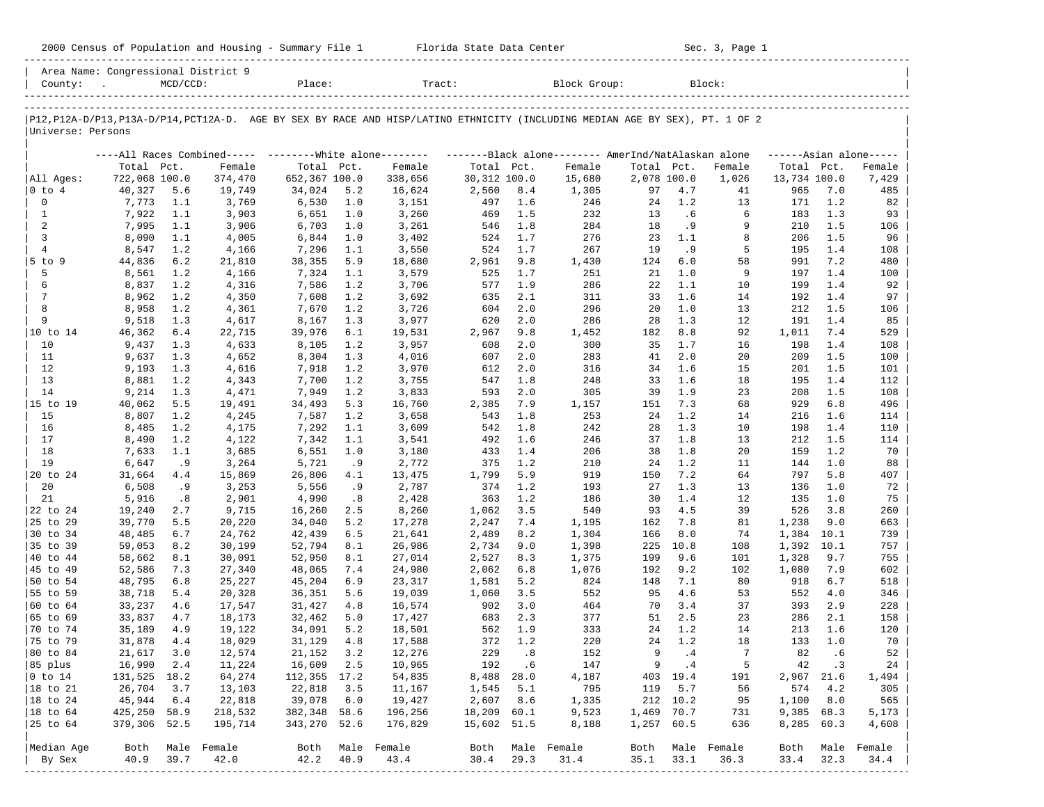2000 Census of Population and Housing - Summary File 1 Florida State Data Center Sec. 3, Page 1

Area Name: Congressional District 9
County: . MCD/CCD: Place: Tract: Block Group: Block:

P12,P12A-D/P13,P13A-D/P14,PCT12A-D. AGE BY SEX BY RACE AND HISP/LATINO ETHNICITY (INCLUDING MEDIAN AGE BY SEX), PT. 1 OF 2
Universe: Persons

| | All Races Combined | | | White alone | | | Black alone | | | AmerInd/NatAlaskan alone | | | Asian alone | | |
|---|---|---|---|---|---|---|---|---|---|---|---|---|---|---|---|
| | Total | Pct. | Female | Total | Pct. | Female | Total | Pct. | Female | Total | Pct. | Female | Total | Pct. | Female |
| All Ages: | 722,068 | 100.0 | 374,470 | 652,367 | 100.0 | 338,656 | 30,312 | 100.0 | 15,680 | 2,078 | 100.0 | 1,026 | 13,734 | 100.0 | 7,429 |
| 0 to 4 | 40,327 | 5.6 | 19,749 | 34,024 | 5.2 | 16,624 | 2,560 | 8.4 | 1,305 | 97 | 4.7 | 41 | 965 | 7.0 | 485 |
| 0 | 7,773 | 1.1 | 3,769 | 6,530 | 1.0 | 3,151 | 497 | 1.6 | 246 | 24 | 1.2 | 13 | 171 | 1.2 | 82 |
| 1 | 7,922 | 1.1 | 3,903 | 6,651 | 1.0 | 3,260 | 469 | 1.5 | 232 | 13 | .6 | 6 | 183 | 1.3 | 93 |
| 2 | 7,995 | 1.1 | 3,906 | 6,703 | 1.0 | 3,261 | 546 | 1.8 | 284 | 18 | .9 | 9 | 210 | 1.5 | 106 |
| 3 | 8,090 | 1.1 | 4,005 | 6,844 | 1.0 | 3,402 | 524 | 1.7 | 276 | 23 | 1.1 | 8 | 206 | 1.5 | 96 |
| 4 | 8,547 | 1.2 | 4,166 | 7,296 | 1.1 | 3,550 | 524 | 1.7 | 267 | 19 | .9 | 5 | 195 | 1.4 | 108 |
| 5 to 9 | 44,836 | 6.2 | 21,810 | 38,355 | 5.9 | 18,680 | 2,961 | 9.8 | 1,430 | 124 | 6.0 | 58 | 991 | 7.2 | 480 |
| 5 | 8,561 | 1.2 | 4,166 | 7,324 | 1.1 | 3,579 | 525 | 1.7 | 251 | 21 | 1.0 | 9 | 197 | 1.4 | 100 |
| 6 | 8,837 | 1.2 | 4,316 | 7,586 | 1.2 | 3,706 | 577 | 1.9 | 286 | 22 | 1.1 | 10 | 199 | 1.4 | 92 |
| 7 | 8,962 | 1.2 | 4,350 | 7,608 | 1.2 | 3,692 | 635 | 2.1 | 311 | 33 | 1.6 | 14 | 192 | 1.4 | 97 |
| 8 | 8,958 | 1.2 | 4,361 | 7,670 | 1.2 | 3,726 | 604 | 2.0 | 296 | 20 | 1.0 | 13 | 212 | 1.5 | 106 |
| 9 | 9,518 | 1.3 | 4,617 | 8,167 | 1.3 | 3,977 | 620 | 2.0 | 286 | 28 | 1.3 | 12 | 191 | 1.4 | 85 |
| 10 to 14 | 46,362 | 6.4 | 22,715 | 39,976 | 6.1 | 19,531 | 2,967 | 9.8 | 1,452 | 182 | 8.8 | 92 | 1,011 | 7.4 | 529 |
| 10 | 9,437 | 1.3 | 4,633 | 8,105 | 1.2 | 3,957 | 608 | 2.0 | 300 | 35 | 1.7 | 16 | 198 | 1.4 | 108 |
| 11 | 9,637 | 1.3 | 4,652 | 8,304 | 1.3 | 4,016 | 607 | 2.0 | 283 | 41 | 2.0 | 20 | 209 | 1.5 | 100 |
| 12 | 9,193 | 1.3 | 4,616 | 7,918 | 1.2 | 3,970 | 612 | 2.0 | 316 | 34 | 1.6 | 15 | 201 | 1.5 | 101 |
| 13 | 8,881 | 1.2 | 4,343 | 7,700 | 1.2 | 3,755 | 547 | 1.8 | 248 | 33 | 1.6 | 18 | 195 | 1.4 | 112 |
| 14 | 9,214 | 1.3 | 4,471 | 7,949 | 1.2 | 3,833 | 593 | 2.0 | 305 | 39 | 1.9 | 23 | 208 | 1.5 | 108 |
| 15 to 19 | 40,062 | 5.5 | 19,491 | 34,493 | 5.3 | 16,760 | 2,385 | 7.9 | 1,157 | 151 | 7.3 | 68 | 929 | 6.8 | 496 |
| 15 | 8,807 | 1.2 | 4,245 | 7,587 | 1.2 | 3,658 | 543 | 1.8 | 253 | 24 | 1.2 | 14 | 216 | 1.6 | 114 |
| 16 | 8,485 | 1.2 | 4,175 | 7,292 | 1.1 | 3,609 | 542 | 1.8 | 242 | 28 | 1.3 | 10 | 198 | 1.4 | 110 |
| 17 | 8,490 | 1.2 | 4,122 | 7,342 | 1.1 | 3,541 | 492 | 1.6 | 246 | 37 | 1.8 | 13 | 212 | 1.5 | 114 |
| 18 | 7,633 | 1.1 | 3,685 | 6,551 | 1.0 | 3,180 | 433 | 1.4 | 206 | 38 | 1.8 | 20 | 159 | 1.2 | 70 |
| 19 | 6,647 | .9 | 3,264 | 5,721 | .9 | 2,772 | 375 | 1.2 | 210 | 24 | 1.2 | 11 | 144 | 1.0 | 88 |
| 20 to 24 | 31,664 | 4.4 | 15,869 | 26,806 | 4.1 | 13,475 | 1,799 | 5.9 | 919 | 150 | 7.2 | 64 | 797 | 5.8 | 407 |
| 20 | 6,508 | .9 | 3,253 | 5,556 | .9 | 2,787 | 374 | 1.2 | 193 | 27 | 1.3 | 13 | 136 | 1.0 | 72 |
| 21 | 5,916 | .8 | 2,901 | 4,990 | .8 | 2,428 | 363 | 1.2 | 186 | 30 | 1.4 | 12 | 135 | 1.0 | 75 |
| 22 to 24 | 19,240 | 2.7 | 9,715 | 16,260 | 2.5 | 8,260 | 1,062 | 3.5 | 540 | 93 | 4.5 | 39 | 526 | 3.8 | 260 |
| 25 to 29 | 39,770 | 5.5 | 20,220 | 34,040 | 5.2 | 17,278 | 2,247 | 7.4 | 1,195 | 162 | 7.8 | 81 | 1,238 | 9.0 | 663 |
| 30 to 34 | 48,485 | 6.7 | 24,762 | 42,439 | 6.5 | 21,641 | 2,489 | 8.2 | 1,304 | 166 | 8.0 | 74 | 1,384 | 10.1 | 739 |
| 35 to 39 | 59,053 | 8.2 | 30,199 | 52,794 | 8.1 | 26,986 | 2,734 | 9.0 | 1,398 | 225 | 10.8 | 108 | 1,392 | 10.1 | 757 |
| 40 to 44 | 58,662 | 8.1 | 30,091 | 52,950 | 8.1 | 27,014 | 2,527 | 8.3 | 1,375 | 199 | 9.6 | 101 | 1,328 | 9.7 | 755 |
| 45 to 49 | 52,586 | 7.3 | 27,340 | 48,065 | 7.4 | 24,980 | 2,062 | 6.8 | 1,076 | 192 | 9.2 | 102 | 1,080 | 7.9 | 602 |
| 50 to 54 | 48,795 | 6.8 | 25,227 | 45,204 | 6.9 | 23,317 | 1,581 | 5.2 | 824 | 148 | 7.1 | 80 | 918 | 6.7 | 518 |
| 55 to 59 | 38,718 | 5.4 | 20,328 | 36,351 | 5.6 | 19,039 | 1,060 | 3.5 | 552 | 95 | 4.6 | 53 | 552 | 4.0 | 346 |
| 60 to 64 | 33,237 | 4.6 | 17,547 | 31,427 | 4.8 | 16,574 | 902 | 3.0 | 464 | 70 | 3.4 | 37 | 393 | 2.9 | 228 |
| 65 to 69 | 33,837 | 4.7 | 18,173 | 32,462 | 5.0 | 17,427 | 683 | 2.3 | 377 | 51 | 2.5 | 23 | 286 | 2.1 | 158 |
| 70 to 74 | 35,189 | 4.9 | 19,122 | 34,091 | 5.2 | 18,501 | 562 | 1.9 | 333 | 24 | 1.2 | 14 | 213 | 1.6 | 120 |
| 75 to 79 | 31,878 | 4.4 | 18,029 | 31,129 | 4.8 | 17,588 | 372 | 1.2 | 220 | 24 | 1.2 | 18 | 133 | 1.0 | 70 |
| 80 to 84 | 21,617 | 3.0 | 12,574 | 21,152 | 3.2 | 12,276 | 229 | .8 | 152 | 9 | .4 | 7 | 82 | .6 | 52 |
| 85 plus | 16,990 | 2.4 | 11,224 | 16,609 | 2.5 | 10,965 | 192 | .6 | 147 | 9 | .4 | 5 | 42 | .3 | 24 |
| 0 to 14 | 131,525 | 18.2 | 64,274 | 112,355 | 17.2 | 54,835 | 8,488 | 28.0 | 4,187 | 403 | 19.4 | 191 | 2,967 | 21.6 | 1,494 |
| 18 to 21 | 26,704 | 3.7 | 13,103 | 22,818 | 3.5 | 11,167 | 1,545 | 5.1 | 795 | 119 | 5.7 | 56 | 574 | 4.2 | 305 |
| 18 to 24 | 45,944 | 6.4 | 22,818 | 39,078 | 6.0 | 19,427 | 2,607 | 8.6 | 1,335 | 212 | 10.2 | 95 | 1,100 | 8.0 | 565 |
| 18 to 64 | 425,250 | 58.9 | 218,532 | 382,348 | 58.6 | 196,256 | 18,209 | 60.1 | 9,523 | 1,469 | 70.7 | 731 | 9,385 | 68.3 | 5,173 |
| 25 to 64 | 379,306 | 52.5 | 195,714 | 343,270 | 52.6 | 176,829 | 15,602 | 51.5 | 8,188 | 1,257 | 60.5 | 636 | 8,285 | 60.3 | 4,608 |

| Median Age By Sex | Both | Male | Female | Both | Male | Female | Both | Male | Female | Both | Male | Female | Both | Male | Female |
|---|---|---|---|---|---|---|---|---|---|---|---|---|---|---|---|
| | 40.9 | 39.7 | 42.0 | 42.2 | 40.9 | 43.4 | 30.4 | 29.3 | 31.4 | 35.1 | 33.1 | 36.3 | 33.4 | 32.3 | 34.4 |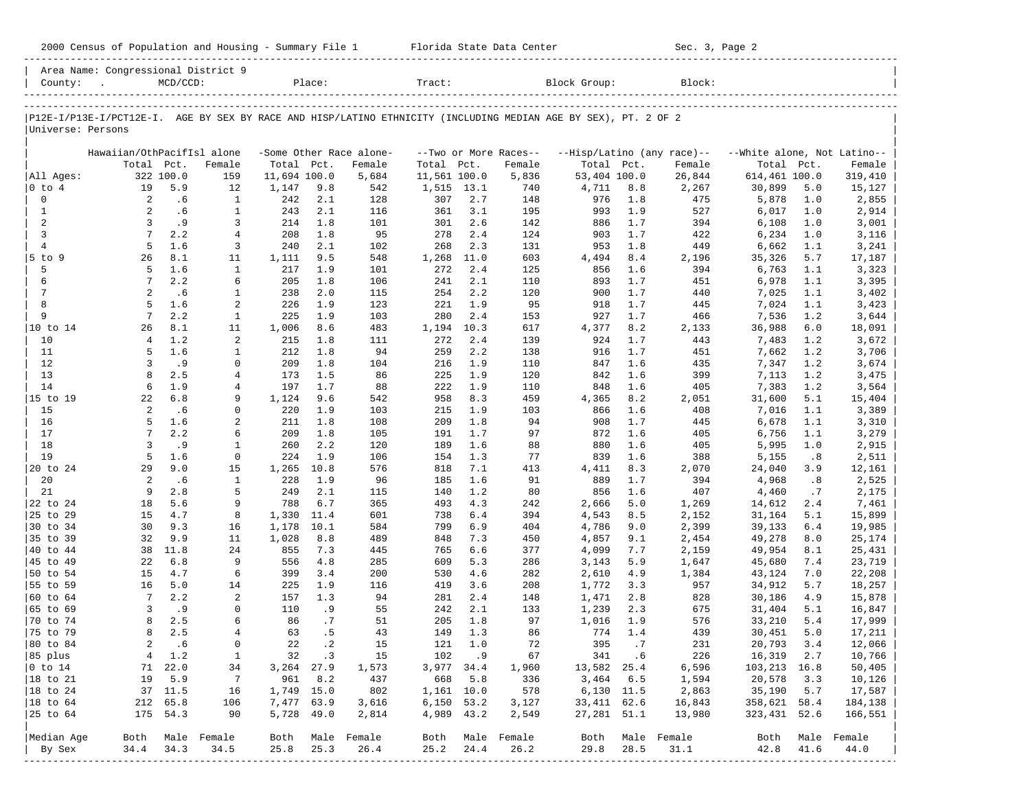2000 Census of Population and Housing - Summary File 1 | Florida State Data Center | Sec. 3, Page 2

Area Name: Congressional District 9
County: . MCD/CCD: Place: Tract: Block Group: Block:

P12E-I/P13E-I/PCT12E-I. AGE BY SEX BY RACE AND HISP/LATINO ETHNICITY (INCLUDING MEDIAN AGE BY SEX), PT. 2 OF 2
Universe: Persons

| | Hawaiian/OthPacifIsl alone | | | -Some Other Race alone- | | | --Two or More Races-- | | | --Hisp/Latino (any race)-- | | | --White alone, Not Latino-- | | |
|---|---|---|---|---|---|---|---|---|---|---|---|---|---|---|---|
| | Total | Pct. | Female | Total | Pct. | Female | Total | Pct. | Female | Total | Pct. | Female | Total | Pct. | Female |
| All Ages: | 322 | 100.0 | 159 | 11,694 | 100.0 | 5,684 | 11,561 | 100.0 | 5,836 | 53,404 | 100.0 | 26,844 | 614,461 | 100.0 | 319,410 |
| 0 to 4 | 19 | 5.9 | 12 | 1,147 | 9.8 | 542 | 1,515 | 13.1 | 740 | 4,711 | 8.8 | 2,267 | 30,899 | 5.0 | 15,127 |
| 0 | 2 | .6 | 1 | 242 | 2.1 | 128 | 307 | 2.7 | 148 | 976 | 1.8 | 475 | 5,878 | 1.0 | 2,855 |
| 1 | 2 | .6 | 1 | 243 | 2.1 | 116 | 361 | 3.1 | 195 | 993 | 1.9 | 527 | 6,017 | 1.0 | 2,914 |
| 2 | 3 | .9 | 3 | 214 | 1.8 | 101 | 301 | 2.6 | 142 | 886 | 1.7 | 394 | 6,108 | 1.0 | 3,001 |
| 3 | 7 | 2.2 | 4 | 208 | 1.8 | 95 | 278 | 2.4 | 124 | 903 | 1.7 | 422 | 6,234 | 1.0 | 3,116 |
| 4 | 5 | 1.6 | 3 | 240 | 2.1 | 102 | 268 | 2.3 | 131 | 953 | 1.8 | 449 | 6,662 | 1.1 | 3,241 |
| 5 to 9 | 26 | 8.1 | 11 | 1,111 | 9.5 | 548 | 1,268 | 11.0 | 603 | 4,494 | 8.4 | 2,196 | 35,326 | 5.7 | 17,187 |
| 5 | 5 | 1.6 | 1 | 217 | 1.9 | 101 | 272 | 2.4 | 125 | 856 | 1.6 | 394 | 6,763 | 1.1 | 3,323 |
| 6 | 7 | 2.2 | 6 | 205 | 1.8 | 106 | 241 | 2.1 | 110 | 893 | 1.7 | 451 | 6,978 | 1.1 | 3,395 |
| 7 | 2 | .6 | 1 | 238 | 2.0 | 115 | 254 | 2.2 | 120 | 900 | 1.7 | 440 | 7,025 | 1.1 | 3,402 |
| 8 | 5 | 1.6 | 2 | 226 | 1.9 | 123 | 221 | 1.9 | 95 | 918 | 1.7 | 445 | 7,024 | 1.1 | 3,423 |
| 9 | 7 | 2.2 | 1 | 225 | 1.9 | 103 | 280 | 2.4 | 153 | 927 | 1.7 | 466 | 7,536 | 1.2 | 3,644 |
| 10 to 14 | 26 | 8.1 | 11 | 1,006 | 8.6 | 483 | 1,194 | 10.3 | 617 | 4,377 | 8.2 | 2,133 | 36,988 | 6.0 | 18,091 |
| 10 | 4 | 1.2 | 2 | 215 | 1.8 | 111 | 272 | 2.4 | 139 | 924 | 1.7 | 443 | 7,483 | 1.2 | 3,672 |
| 11 | 5 | 1.6 | 1 | 212 | 1.8 | 94 | 259 | 2.2 | 138 | 916 | 1.7 | 451 | 7,662 | 1.2 | 3,706 |
| 12 | 3 | .9 | 0 | 209 | 1.8 | 104 | 216 | 1.9 | 110 | 847 | 1.6 | 435 | 7,347 | 1.2 | 3,674 |
| 13 | 8 | 2.5 | 4 | 173 | 1.5 | 86 | 225 | 1.9 | 120 | 842 | 1.6 | 399 | 7,113 | 1.2 | 3,475 |
| 14 | 6 | 1.9 | 4 | 197 | 1.7 | 88 | 222 | 1.9 | 110 | 848 | 1.6 | 405 | 7,383 | 1.2 | 3,564 |
| 15 to 19 | 22 | 6.8 | 9 | 1,124 | 9.6 | 542 | 958 | 8.3 | 459 | 4,365 | 8.2 | 2,051 | 31,600 | 5.1 | 15,404 |
| 15 | 2 | .6 | 0 | 220 | 1.9 | 103 | 215 | 1.9 | 103 | 866 | 1.6 | 408 | 7,016 | 1.1 | 3,389 |
| 16 | 5 | 1.6 | 2 | 211 | 1.8 | 108 | 209 | 1.8 | 94 | 908 | 1.7 | 445 | 6,678 | 1.1 | 3,310 |
| 17 | 7 | 2.2 | 6 | 209 | 1.8 | 105 | 191 | 1.7 | 97 | 872 | 1.6 | 405 | 6,756 | 1.1 | 3,279 |
| 18 | 3 | .9 | 1 | 260 | 2.2 | 120 | 189 | 1.6 | 88 | 880 | 1.6 | 405 | 5,995 | 1.0 | 2,915 |
| 19 | 5 | 1.6 | 0 | 224 | 1.9 | 106 | 154 | 1.3 | 77 | 839 | 1.6 | 388 | 5,155 | .8 | 2,511 |
| 20 to 24 | 29 | 9.0 | 15 | 1,265 | 10.8 | 576 | 818 | 7.1 | 413 | 4,411 | 8.3 | 2,070 | 24,040 | 3.9 | 12,161 |
| 20 | 2 | .6 | 1 | 228 | 1.9 | 96 | 185 | 1.6 | 91 | 889 | 1.7 | 394 | 4,968 | .8 | 2,525 |
| 21 | 9 | 2.8 | 5 | 249 | 2.1 | 115 | 140 | 1.2 | 80 | 856 | 1.6 | 407 | 4,460 | .7 | 2,175 |
| 22 to 24 | 18 | 5.6 | 9 | 788 | 6.7 | 365 | 493 | 4.3 | 242 | 2,666 | 5.0 | 1,269 | 14,612 | 2.4 | 7,461 |
| 25 to 29 | 15 | 4.7 | 8 | 1,330 | 11.4 | 601 | 738 | 6.4 | 394 | 4,543 | 8.5 | 2,152 | 31,164 | 5.1 | 15,899 |
| 30 to 34 | 30 | 9.3 | 16 | 1,178 | 10.1 | 584 | 799 | 6.9 | 404 | 4,786 | 9.0 | 2,399 | 39,133 | 6.4 | 19,985 |
| 35 to 39 | 32 | 9.9 | 11 | 1,028 | 8.8 | 489 | 848 | 7.3 | 450 | 4,857 | 9.1 | 2,454 | 49,278 | 8.0 | 25,174 |
| 40 to 44 | 38 | 11.8 | 24 | 855 | 7.3 | 445 | 765 | 6.6 | 377 | 4,099 | 7.7 | 2,159 | 49,954 | 8.1 | 25,431 |
| 45 to 49 | 22 | 6.8 | 9 | 556 | 4.8 | 285 | 609 | 5.3 | 286 | 3,143 | 5.9 | 1,647 | 45,680 | 7.4 | 23,719 |
| 50 to 54 | 15 | 4.7 | 6 | 399 | 3.4 | 200 | 530 | 4.6 | 282 | 2,610 | 4.9 | 1,384 | 43,124 | 7.0 | 22,208 |
| 55 to 59 | 16 | 5.0 | 14 | 225 | 1.9 | 116 | 419 | 3.6 | 208 | 1,772 | 3.3 | 957 | 34,912 | 5.7 | 18,257 |
| 60 to 64 | 7 | 2.2 | 2 | 157 | 1.3 | 94 | 281 | 2.4 | 148 | 1,471 | 2.8 | 828 | 30,186 | 4.9 | 15,878 |
| 65 to 69 | 3 | .9 | 0 | 110 | .9 | 55 | 242 | 2.1 | 133 | 1,239 | 2.3 | 675 | 31,404 | 5.1 | 16,847 |
| 70 to 74 | 8 | 2.5 | 6 | 86 | .7 | 51 | 205 | 1.8 | 97 | 1,016 | 1.9 | 576 | 33,210 | 5.4 | 17,999 |
| 75 to 79 | 8 | 2.5 | 4 | 63 | .5 | 43 | 149 | 1.3 | 86 | 774 | 1.4 | 439 | 30,451 | 5.0 | 17,211 |
| 80 to 84 | 2 | .6 | 0 | 22 | .2 | 15 | 121 | 1.0 | 72 | 395 | .7 | 231 | 20,793 | 3.4 | 12,066 |
| 85 plus | 4 | 1.2 | 1 | 32 | .3 | 15 | 102 | .9 | 67 | 341 | .6 | 226 | 16,319 | 2.7 | 10,766 |
| 0 to 14 | 71 | 22.0 | 34 | 3,264 | 27.9 | 1,573 | 3,977 | 34.4 | 1,960 | 13,582 | 25.4 | 6,596 | 103,213 | 16.8 | 50,405 |
| 18 to 21 | 19 | 5.9 | 7 | 961 | 8.2 | 437 | 668 | 5.8 | 336 | 3,464 | 6.5 | 1,594 | 20,578 | 3.3 | 10,126 |
| 18 to 24 | 37 | 11.5 | 16 | 1,749 | 15.0 | 802 | 1,161 | 10.0 | 578 | 6,130 | 11.5 | 2,863 | 35,190 | 5.7 | 17,587 |
| 18 to 64 | 212 | 65.8 | 106 | 7,477 | 63.9 | 3,616 | 6,150 | 53.2 | 3,127 | 33,411 | 62.6 | 16,843 | 358,621 | 58.4 | 184,138 |
| 25 to 64 | 175 | 54.3 | 90 | 5,728 | 49.0 | 2,814 | 4,989 | 43.2 | 2,549 | 27,281 | 51.1 | 13,980 | 323,431 | 52.6 | 166,551 |
| Median Age | Both | Male | Female | Both | Male | Female | Both | Male | Female | Both | Male | Female | Both | Male | Female |
| By Sex | 34.4 | 34.3 | 34.5 | 25.8 | 25.3 | 26.4 | 25.2 | 24.4 | 26.2 | 29.8 | 28.5 | 31.1 | 42.8 | 41.6 | 44.0 |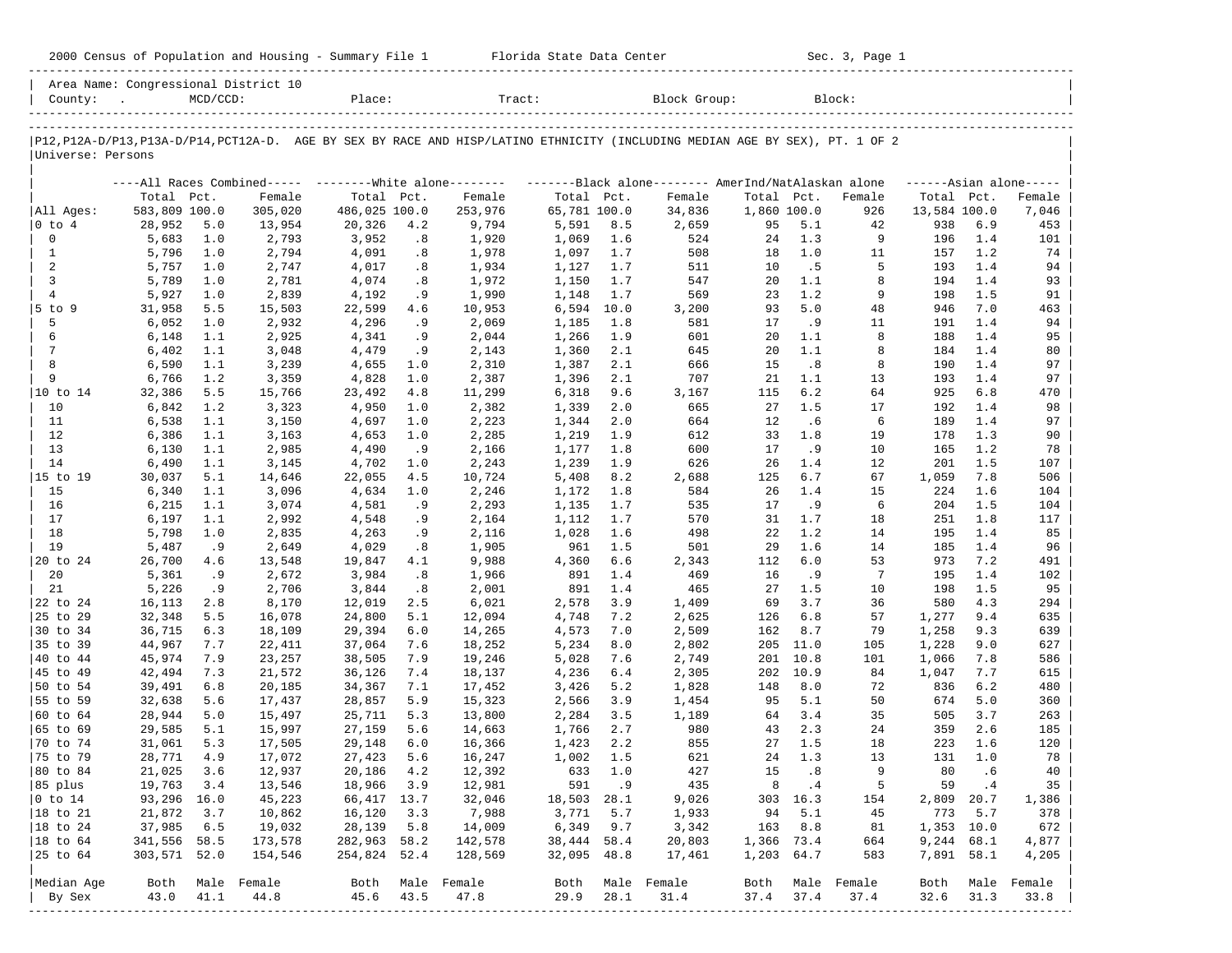2000 Census of Population and Housing - Summary File 1 Florida State Data Center Sec. 3, Page 1

Area Name: Congressional District 10
County: . MCD/CCD: Place: Tract: Block Group: Block:

P12,P12A-D/P13,P13A-D/P14,PCT12A-D. AGE BY SEX BY RACE AND HISP/LATINO ETHNICITY (INCLUDING MEDIAN AGE BY SEX), PT. 1 OF 2
Universe: Persons

| | All Races Combined | | | White alone | | | Black alone | | | AmerInd/NatAlaskan alone | | | Asian alone | | |
|---|---|---|---|---|---|---|---|---|---|---|---|---|---|---|---|
| | Total | Pct. | Female | Total | Pct. | Female | Total | Pct. | Female | Total | Pct. | Female | Total | Pct. | Female |
| All Ages: | 583,809 | 100.0 | 305,020 | 486,025 | 100.0 | 253,976 | 65,781 | 100.0 | 34,836 | 1,860 | 100.0 | 926 | 13,584 | 100.0 | 7,046 |
| 0 to 4 | 28,952 | 5.0 | 13,954 | 20,326 | 4.2 | 9,794 | 5,591 | 8.5 | 2,659 | 95 | 5.1 | 42 | 938 | 6.9 | 453 |
| 0 | 5,683 | 1.0 | 2,793 | 3,952 | .8 | 1,920 | 1,069 | 1.6 | 524 | 24 | 1.3 | 9 | 196 | 1.4 | 101 |
| 1 | 5,796 | 1.0 | 2,794 | 4,091 | .8 | 1,978 | 1,097 | 1.7 | 508 | 18 | 1.0 | 11 | 157 | 1.2 | 74 |
| 2 | 5,757 | 1.0 | 2,747 | 4,017 | .8 | 1,934 | 1,127 | 1.7 | 511 | 10 | .5 | 5 | 193 | 1.4 | 94 |
| 3 | 5,789 | 1.0 | 2,781 | 4,074 | .8 | 1,972 | 1,150 | 1.7 | 547 | 20 | 1.1 | 8 | 194 | 1.4 | 93 |
| 4 | 5,927 | 1.0 | 2,839 | 4,192 | .9 | 1,990 | 1,148 | 1.7 | 569 | 23 | 1.2 | 9 | 198 | 1.5 | 91 |
| 5 to 9 | 31,958 | 5.5 | 15,503 | 22,599 | 4.6 | 10,953 | 6,594 | 10.0 | 3,200 | 93 | 5.0 | 48 | 946 | 7.0 | 463 |
| 5 | 6,052 | 1.0 | 2,932 | 4,296 | .9 | 2,069 | 1,185 | 1.8 | 581 | 17 | .9 | 11 | 191 | 1.4 | 94 |
| 6 | 6,148 | 1.1 | 2,925 | 4,341 | .9 | 2,044 | 1,266 | 1.9 | 601 | 20 | 1.1 | 8 | 188 | 1.4 | 95 |
| 7 | 6,402 | 1.1 | 3,048 | 4,479 | .9 | 2,143 | 1,360 | 2.1 | 645 | 20 | 1.1 | 8 | 184 | 1.4 | 80 |
| 8 | 6,590 | 1.1 | 3,239 | 4,655 | 1.0 | 2,310 | 1,387 | 2.1 | 666 | 15 | .8 | 8 | 190 | 1.4 | 97 |
| 9 | 6,766 | 1.2 | 3,359 | 4,828 | 1.0 | 2,387 | 1,396 | 2.1 | 707 | 21 | 1.1 | 13 | 193 | 1.4 | 97 |
| 10 to 14 | 32,386 | 5.5 | 15,766 | 23,492 | 4.8 | 11,299 | 6,318 | 9.6 | 3,167 | 115 | 6.2 | 64 | 925 | 6.8 | 470 |
| 10 | 6,842 | 1.2 | 3,323 | 4,950 | 1.0 | 2,382 | 1,339 | 2.0 | 665 | 27 | 1.5 | 17 | 192 | 1.4 | 98 |
| 11 | 6,538 | 1.1 | 3,150 | 4,697 | 1.0 | 2,223 | 1,344 | 2.0 | 664 | 12 | .6 | 6 | 189 | 1.4 | 97 |
| 12 | 6,386 | 1.1 | 3,163 | 4,653 | 1.0 | 2,285 | 1,219 | 1.9 | 612 | 33 | 1.8 | 19 | 178 | 1.3 | 90 |
| 13 | 6,130 | 1.1 | 2,985 | 4,490 | .9 | 2,166 | 1,177 | 1.8 | 600 | 17 | .9 | 10 | 165 | 1.2 | 78 |
| 14 | 6,490 | 1.1 | 3,145 | 4,702 | 1.0 | 2,243 | 1,239 | 1.9 | 626 | 26 | 1.4 | 12 | 201 | 1.5 | 107 |
| 15 to 19 | 30,037 | 5.1 | 14,646 | 22,055 | 4.5 | 10,724 | 5,408 | 8.2 | 2,688 | 125 | 6.7 | 67 | 1,059 | 7.8 | 506 |
| 15 | 6,340 | 1.1 | 3,096 | 4,634 | 1.0 | 2,246 | 1,172 | 1.8 | 584 | 26 | 1.4 | 15 | 224 | 1.6 | 104 |
| 16 | 6,215 | 1.1 | 3,074 | 4,581 | .9 | 2,293 | 1,135 | 1.7 | 535 | 17 | .9 | 6 | 204 | 1.5 | 104 |
| 17 | 6,197 | 1.1 | 2,992 | 4,548 | .9 | 2,164 | 1,112 | 1.7 | 570 | 31 | 1.7 | 18 | 251 | 1.8 | 117 |
| 18 | 5,798 | 1.0 | 2,835 | 4,263 | .9 | 2,116 | 1,028 | 1.6 | 498 | 22 | 1.2 | 14 | 195 | 1.4 | 85 |
| 19 | 5,487 | .9 | 2,649 | 4,029 | .8 | 1,905 | 961 | 1.5 | 501 | 29 | 1.6 | 14 | 185 | 1.4 | 96 |
| 20 to 24 | 26,700 | 4.6 | 13,548 | 19,847 | 4.1 | 9,988 | 4,360 | 6.6 | 2,343 | 112 | 6.0 | 53 | 973 | 7.2 | 491 |
| 20 | 5,361 | .9 | 2,672 | 3,984 | .8 | 1,966 | 891 | 1.4 | 469 | 16 | .9 | 7 | 195 | 1.4 | 102 |
| 21 | 5,226 | .9 | 2,706 | 3,844 | .8 | 2,001 | 891 | 1.4 | 465 | 27 | 1.5 | 10 | 198 | 1.5 | 95 |
| 22 to 24 | 16,113 | 2.8 | 8,170 | 12,019 | 2.5 | 6,021 | 2,578 | 3.9 | 1,409 | 69 | 3.7 | 36 | 580 | 4.3 | 294 |
| 25 to 29 | 32,348 | 5.5 | 16,078 | 24,800 | 5.1 | 12,094 | 4,748 | 7.2 | 2,625 | 126 | 6.8 | 57 | 1,277 | 9.4 | 635 |
| 30 to 34 | 36,715 | 6.3 | 18,109 | 29,394 | 6.0 | 14,265 | 4,573 | 7.0 | 2,509 | 162 | 8.7 | 79 | 1,258 | 9.3 | 639 |
| 35 to 39 | 44,967 | 7.7 | 22,411 | 37,064 | 7.6 | 18,252 | 5,234 | 8.0 | 2,802 | 205 | 11.0 | 105 | 1,228 | 9.0 | 627 |
| 40 to 44 | 45,974 | 7.9 | 23,257 | 38,505 | 7.9 | 19,246 | 5,028 | 7.6 | 2,749 | 201 | 10.8 | 101 | 1,066 | 7.8 | 586 |
| 45 to 49 | 42,494 | 7.3 | 21,572 | 36,126 | 7.4 | 18,137 | 4,236 | 6.4 | 2,305 | 202 | 10.9 | 84 | 1,047 | 7.7 | 615 |
| 50 to 54 | 39,491 | 6.8 | 20,185 | 34,367 | 7.1 | 17,452 | 3,426 | 5.2 | 1,828 | 148 | 8.0 | 72 | 836 | 6.2 | 480 |
| 55 to 59 | 32,638 | 5.6 | 17,437 | 28,857 | 5.9 | 15,323 | 2,566 | 3.9 | 1,454 | 95 | 5.1 | 50 | 674 | 5.0 | 360 |
| 60 to 64 | 28,944 | 5.0 | 15,497 | 25,711 | 5.3 | 13,800 | 2,284 | 3.5 | 1,189 | 64 | 3.4 | 35 | 505 | 3.7 | 263 |
| 65 to 69 | 29,585 | 5.1 | 15,997 | 27,159 | 5.6 | 14,663 | 1,766 | 2.7 | 980 | 43 | 2.3 | 24 | 359 | 2.6 | 185 |
| 70 to 74 | 31,061 | 5.3 | 17,505 | 29,148 | 6.0 | 16,366 | 1,423 | 2.2 | 855 | 27 | 1.5 | 18 | 223 | 1.6 | 120 |
| 75 to 79 | 28,771 | 4.9 | 17,072 | 27,423 | 5.6 | 16,247 | 1,002 | 1.5 | 621 | 24 | 1.3 | 13 | 131 | 1.0 | 78 |
| 80 to 84 | 21,025 | 3.6 | 12,937 | 20,186 | 4.2 | 12,392 | 633 | 1.0 | 427 | 15 | .8 | 9 | 80 | .6 | 40 |
| 85 plus | 19,763 | 3.4 | 13,546 | 18,966 | 3.9 | 12,981 | 591 | .9 | 435 | 8 | .4 | 5 | 59 | .4 | 35 |
| 0 to 14 | 93,296 | 16.0 | 45,223 | 66,417 | 13.7 | 32,046 | 18,503 | 28.1 | 9,026 | 303 | 16.3 | 154 | 2,809 | 20.7 | 1,386 |
| 18 to 21 | 21,872 | 3.7 | 10,862 | 16,120 | 3.3 | 7,988 | 3,771 | 5.7 | 1,933 | 94 | 5.1 | 45 | 773 | 5.7 | 378 |
| 18 to 24 | 37,985 | 6.5 | 19,032 | 28,139 | 5.8 | 14,009 | 6,349 | 9.7 | 3,342 | 163 | 8.8 | 81 | 1,353 | 10.0 | 672 |
| 18 to 64 | 341,556 | 58.5 | 173,578 | 282,963 | 58.2 | 142,578 | 38,444 | 58.4 | 20,803 | 1,366 | 73.4 | 664 | 9,244 | 68.1 | 4,877 |
| 25 to 64 | 303,571 | 52.0 | 154,546 | 254,824 | 52.4 | 128,569 | 32,095 | 48.8 | 17,461 | 1,203 | 64.7 | 583 | 7,891 | 58.1 | 4,205 |
| Median Age | Both | Male | Female | Both | Male | Female | Both | Male | Female | Both | Male | Female | Both | Male | Female |
| By Sex | 43.0 | 41.1 | 44.8 | 45.6 | 43.5 | 47.8 | 29.9 | 28.1 | 31.4 | 37.4 | 37.4 | 37.4 | 32.6 | 31.3 | 33.8 |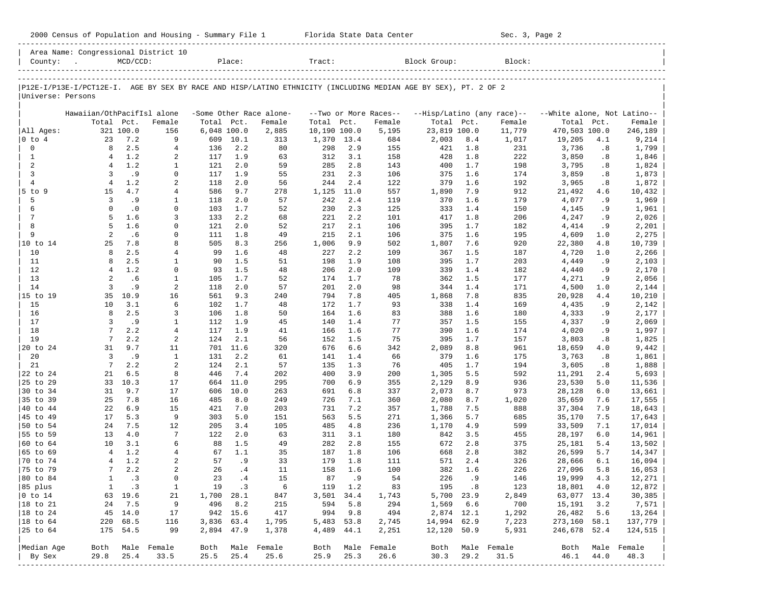2000 Census of Population and Housing - Summary File 1 Florida State Data Center Sec. 3, Page 2

Area Name: Congressional District 10
County: . MCD/CCD: Place: Tract: Block Group: Block:

P12E-I/P13E-I/PCT12E-I. AGE BY SEX BY RACE AND HISP/LATINO ETHNICITY (INCLUDING MEDIAN AGE BY SEX), PT. 2 OF 2
Universe: Persons

| | Hawaiian/OthPacifIsl alone | | | -Some Other Race alone- | | | --Two or More Races-- | | | --Hisp/Latino (any race)-- | | | --White alone, Not Latino-- | | |
|---|---|---|---|---|---|---|---|---|---|---|---|---|---|---|---|
| | Total | Pct. | Female | Total | Pct. | Female | Total | Pct. | Female | Total | Pct. | Female | Total | Pct. | Female |
| All Ages: | 321 | 100.0 | 156 | 6,048 | 100.0 | 2,885 | 10,190 | 100.0 | 5,195 | 23,819 | 100.0 | 11,779 | 470,503 | 100.0 | 246,189 |
| 0 to 4 | 23 | 7.2 | 9 | 609 | 10.1 | 313 | 1,370 | 13.4 | 684 | 2,003 | 8.4 | 1,017 | 19,205 | 4.1 | 9,214 |
| 0 | 8 | 2.5 | 4 | 136 | 2.2 | 80 | 298 | 2.9 | 155 | 421 | 1.8 | 231 | 3,736 | .8 | 1,799 |
| 1 | 4 | 1.2 | 2 | 117 | 1.9 | 63 | 312 | 3.1 | 158 | 428 | 1.8 | 222 | 3,850 | .8 | 1,846 |
| 2 | 4 | 1.2 | 1 | 121 | 2.0 | 59 | 285 | 2.8 | 143 | 400 | 1.7 | 198 | 3,795 | .8 | 1,824 |
| 3 | 3 | .9 | 0 | 117 | 1.9 | 55 | 231 | 2.3 | 106 | 375 | 1.6 | 174 | 3,859 | .8 | 1,873 |
| 4 | 4 | 1.2 | 2 | 118 | 2.0 | 56 | 244 | 2.4 | 122 | 379 | 1.6 | 192 | 3,965 | .8 | 1,872 |
| 5 to 9 | 15 | 4.7 | 4 | 586 | 9.7 | 278 | 1,125 | 11.0 | 557 | 1,890 | 7.9 | 912 | 21,492 | 4.6 | 10,432 |
| 5 | 3 | .9 | 1 | 118 | 2.0 | 57 | 242 | 2.4 | 119 | 370 | 1.6 | 179 | 4,077 | .9 | 1,969 |
| 6 | 0 | .0 | 0 | 103 | 1.7 | 52 | 230 | 2.3 | 125 | 333 | 1.4 | 150 | 4,145 | .9 | 1,961 |
| 7 | 5 | 1.6 | 3 | 133 | 2.2 | 68 | 221 | 2.2 | 101 | 417 | 1.8 | 206 | 4,247 | .9 | 2,026 |
| 8 | 5 | 1.6 | 0 | 121 | 2.0 | 52 | 217 | 2.1 | 106 | 395 | 1.7 | 182 | 4,414 | .9 | 2,201 |
| 9 | 2 | .6 | 0 | 111 | 1.8 | 49 | 215 | 2.1 | 106 | 375 | 1.6 | 195 | 4,609 | 1.0 | 2,275 |
| 10 to 14 | 25 | 7.8 | 8 | 505 | 8.3 | 256 | 1,006 | 9.9 | 502 | 1,807 | 7.6 | 920 | 22,380 | 4.8 | 10,739 |
| 10 | 8 | 2.5 | 4 | 99 | 1.6 | 48 | 227 | 2.2 | 109 | 367 | 1.5 | 187 | 4,720 | 1.0 | 2,266 |
| 11 | 8 | 2.5 | 1 | 90 | 1.5 | 51 | 198 | 1.9 | 108 | 395 | 1.7 | 203 | 4,449 | .9 | 2,103 |
| 12 | 4 | 1.2 | 0 | 93 | 1.5 | 48 | 206 | 2.0 | 109 | 339 | 1.4 | 182 | 4,440 | .9 | 2,170 |
| 13 | 2 | .6 | 1 | 105 | 1.7 | 52 | 174 | 1.7 | 78 | 362 | 1.5 | 177 | 4,271 | .9 | 2,056 |
| 14 | 3 | .9 | 2 | 118 | 2.0 | 57 | 201 | 2.0 | 98 | 344 | 1.4 | 171 | 4,500 | 1.0 | 2,144 |
| 15 to 19 | 35 | 10.9 | 16 | 561 | 9.3 | 240 | 794 | 7.8 | 405 | 1,868 | 7.8 | 835 | 20,928 | 4.4 | 10,210 |
| 15 | 10 | 3.1 | 6 | 102 | 1.7 | 48 | 172 | 1.7 | 93 | 338 | 1.4 | 169 | 4,435 | .9 | 2,142 |
| 16 | 8 | 2.5 | 3 | 106 | 1.8 | 50 | 164 | 1.6 | 83 | 388 | 1.6 | 180 | 4,333 | .9 | 2,177 |
| 17 | 3 | .9 | 1 | 112 | 1.9 | 45 | 140 | 1.4 | 77 | 357 | 1.5 | 155 | 4,337 | .9 | 2,069 |
| 18 | 7 | 2.2 | 4 | 117 | 1.9 | 41 | 166 | 1.6 | 77 | 390 | 1.6 | 174 | 4,020 | .9 | 1,997 |
| 19 | 7 | 2.2 | 2 | 124 | 2.1 | 56 | 152 | 1.5 | 75 | 395 | 1.7 | 157 | 3,803 | .8 | 1,825 |
| 20 to 24 | 31 | 9.7 | 11 | 701 | 11.6 | 320 | 676 | 6.6 | 342 | 2,089 | 8.8 | 961 | 18,659 | 4.0 | 9,442 |
| 20 | 3 | .9 | 1 | 131 | 2.2 | 61 | 141 | 1.4 | 66 | 379 | 1.6 | 175 | 3,763 | .8 | 1,861 |
| 21 | 7 | 2.2 | 2 | 124 | 2.1 | 57 | 135 | 1.3 | 76 | 405 | 1.7 | 194 | 3,605 | .8 | 1,888 |
| 22 to 24 | 21 | 6.5 | 8 | 446 | 7.4 | 202 | 400 | 3.9 | 200 | 1,305 | 5.5 | 592 | 11,291 | 2.4 | 5,693 |
| 25 to 29 | 33 | 10.3 | 17 | 664 | 11.0 | 295 | 700 | 6.9 | 355 | 2,129 | 8.9 | 936 | 23,530 | 5.0 | 11,536 |
| 30 to 34 | 31 | 9.7 | 17 | 606 | 10.0 | 263 | 691 | 6.8 | 337 | 2,073 | 8.7 | 973 | 28,128 | 6.0 | 13,661 |
| 35 to 39 | 25 | 7.8 | 16 | 485 | 8.0 | 249 | 726 | 7.1 | 360 | 2,080 | 8.7 | 1,020 | 35,659 | 7.6 | 17,555 |
| 40 to 44 | 22 | 6.9 | 15 | 421 | 7.0 | 203 | 731 | 7.2 | 357 | 1,788 | 7.5 | 888 | 37,304 | 7.9 | 18,643 |
| 45 to 49 | 17 | 5.3 | 9 | 303 | 5.0 | 151 | 563 | 5.5 | 271 | 1,366 | 5.7 | 685 | 35,170 | 7.5 | 17,643 |
| 50 to 54 | 24 | 7.5 | 12 | 205 | 3.4 | 105 | 485 | 4.8 | 236 | 1,170 | 4.9 | 599 | 33,509 | 7.1 | 17,014 |
| 55 to 59 | 13 | 4.0 | 7 | 122 | 2.0 | 63 | 311 | 3.1 | 180 | 842 | 3.5 | 455 | 28,197 | 6.0 | 14,961 |
| 60 to 64 | 10 | 3.1 | 6 | 88 | 1.5 | 49 | 282 | 2.8 | 155 | 672 | 2.8 | 375 | 25,181 | 5.4 | 13,502 |
| 65 to 69 | 4 | 1.2 | 4 | 67 | 1.1 | 35 | 187 | 1.8 | 106 | 668 | 2.8 | 382 | 26,599 | 5.7 | 14,347 |
| 70 to 74 | 4 | 1.2 | 2 | 57 | .9 | 33 | 179 | 1.8 | 111 | 571 | 2.4 | 326 | 28,666 | 6.1 | 16,094 |
| 75 to 79 | 7 | 2.2 | 2 | 26 | .4 | 11 | 158 | 1.6 | 100 | 382 | 1.6 | 226 | 27,096 | 5.8 | 16,053 |
| 80 to 84 | 1 | .3 | 0 | 23 | .4 | 15 | 87 | .9 | 54 | 226 | .9 | 146 | 19,999 | 4.3 | 12,271 |
| 85 plus | 1 | .3 | 1 | 19 | .3 | 6 | 119 | 1.2 | 83 | 195 | .8 | 123 | 18,801 | 4.0 | 12,872 |
| 0 to 14 | 63 | 19.6 | 21 | 1,700 | 28.1 | 847 | 3,501 | 34.4 | 1,743 | 5,700 | 23.9 | 2,849 | 63,077 | 13.4 | 30,385 |
| 18 to 21 | 24 | 7.5 | 9 | 496 | 8.2 | 215 | 594 | 5.8 | 294 | 1,569 | 6.6 | 700 | 15,191 | 3.2 | 7,571 |
| 18 to 24 | 45 | 14.0 | 17 | 942 | 15.6 | 417 | 994 | 9.8 | 494 | 2,874 | 12.1 | 1,292 | 26,482 | 5.6 | 13,264 |
| 18 to 64 | 220 | 68.5 | 116 | 3,836 | 63.4 | 1,795 | 5,483 | 53.8 | 2,745 | 14,994 | 62.9 | 7,223 | 273,160 | 58.1 | 137,779 |
| 25 to 64 | 175 | 54.5 | 99 | 2,894 | 47.9 | 1,378 | 4,489 | 44.1 | 2,251 | 12,120 | 50.9 | 5,931 | 246,678 | 52.4 | 124,515 |
| Median Age | Both | Male | Female | Both | Male | Female | Both | Male | Female | Both | Male | Female | Both | Male | Female |
| By Sex | 29.8 | 25.4 | 33.5 | 25.5 | 25.4 | 25.6 | 25.9 | 25.3 | 26.6 | 30.3 | 29.2 | 31.5 | 46.1 | 44.0 | 48.3 |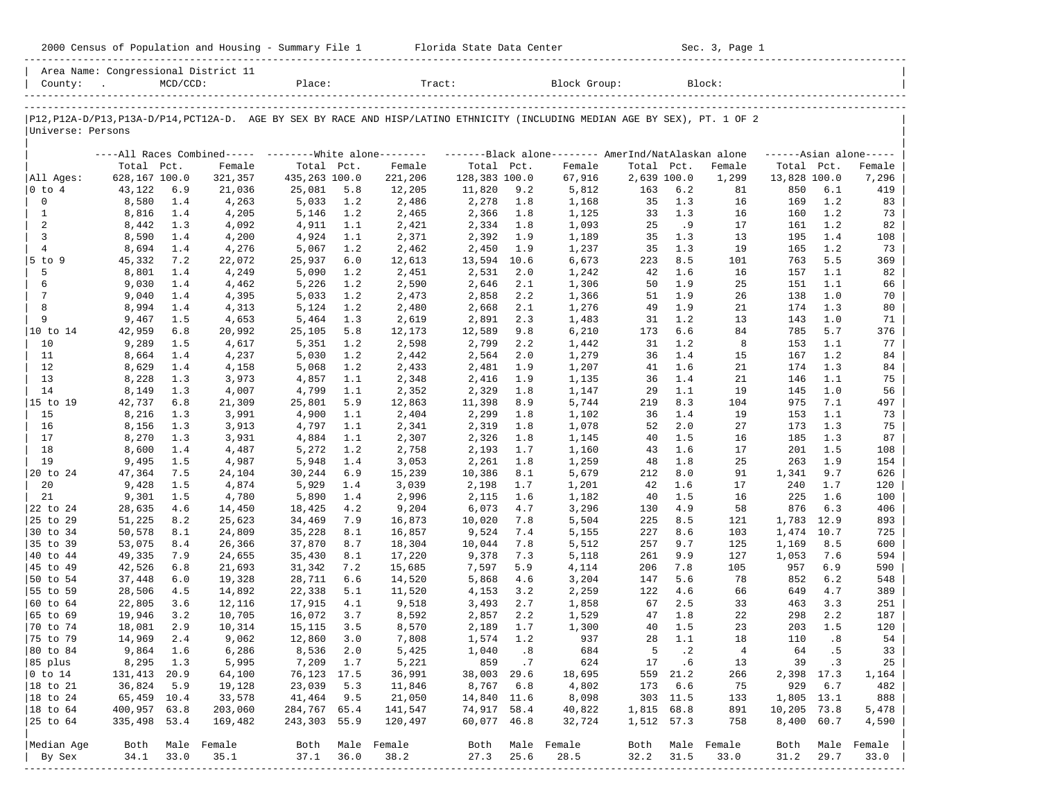2000 Census of Population and Housing - Summary File 1 Florida State Data Center Sec. 3, Page 1

Area Name: Congressional District 11
County: . MCD/CCD: Place: Tract: Block Group: Block:

P12,P12A-D/P13,P13A-D/P14,PCT12A-D. AGE BY SEX BY RACE AND HISP/LATINO ETHNICITY (INCLUDING MEDIAN AGE BY SEX), PT. 1 OF 2
Universe: Persons

| | All Races Combined | | | White alone | | | Black alone | | | AmerInd/NatAlaskan alone | | | Asian alone | | |
|---|---|---|---|---|---|---|---|---|---|---|---|---|---|---|---|
| | Total | Pct. | Female | Total | Pct. | Female | Total | Pct. | Female | Total | Pct. | Female | Total | Pct. | Female |
| All Ages: | 628,167 | 100.0 | 321,357 | 435,263 | 100.0 | 221,206 | 128,383 | 100.0 | 67,916 | 2,639 | 100.0 | 1,299 | 13,828 | 100.0 | 7,296 |
| 0 to 4 | 43,122 | 6.9 | 21,036 | 25,081 | 5.8 | 12,205 | 11,820 | 9.2 | 5,812 | 163 | 6.2 | 81 | 850 | 6.1 | 419 |
| 0 | 8,580 | 1.4 | 4,263 | 5,033 | 1.2 | 2,486 | 2,278 | 1.8 | 1,168 | 35 | 1.3 | 16 | 169 | 1.2 | 83 |
| 1 | 8,816 | 1.4 | 4,205 | 5,146 | 1.2 | 2,465 | 2,366 | 1.8 | 1,125 | 33 | 1.3 | 16 | 160 | 1.2 | 73 |
| 2 | 8,442 | 1.3 | 4,092 | 4,911 | 1.1 | 2,421 | 2,334 | 1.8 | 1,093 | 25 | .9 | 17 | 161 | 1.2 | 82 |
| 3 | 8,590 | 1.4 | 4,200 | 4,924 | 1.1 | 2,371 | 2,392 | 1.9 | 1,189 | 35 | 1.3 | 13 | 195 | 1.4 | 108 |
| 4 | 8,694 | 1.4 | 4,276 | 5,067 | 1.2 | 2,462 | 2,450 | 1.9 | 1,237 | 35 | 1.3 | 19 | 165 | 1.2 | 73 |
| 5 to 9 | 45,332 | 7.2 | 22,072 | 25,937 | 6.0 | 12,613 | 13,594 | 10.6 | 6,673 | 223 | 8.5 | 101 | 763 | 5.5 | 369 |
| 5 | 8,801 | 1.4 | 4,249 | 5,090 | 1.2 | 2,451 | 2,531 | 2.0 | 1,242 | 42 | 1.6 | 16 | 157 | 1.1 | 82 |
| 6 | 9,030 | 1.4 | 4,462 | 5,226 | 1.2 | 2,590 | 2,646 | 2.1 | 1,306 | 50 | 1.9 | 25 | 151 | 1.1 | 66 |
| 7 | 9,040 | 1.4 | 4,395 | 5,033 | 1.2 | 2,473 | 2,858 | 2.2 | 1,366 | 51 | 1.9 | 26 | 138 | 1.0 | 70 |
| 8 | 8,994 | 1.4 | 4,313 | 5,124 | 1.2 | 2,480 | 2,668 | 2.1 | 1,276 | 49 | 1.9 | 21 | 174 | 1.3 | 80 |
| 9 | 9,467 | 1.5 | 4,653 | 5,464 | 1.3 | 2,619 | 2,891 | 2.3 | 1,483 | 31 | 1.2 | 13 | 143 | 1.0 | 71 |
| 10 to 14 | 42,959 | 6.8 | 20,992 | 25,105 | 5.8 | 12,173 | 12,589 | 9.8 | 6,210 | 173 | 6.6 | 84 | 785 | 5.7 | 376 |
| 10 | 9,289 | 1.5 | 4,617 | 5,351 | 1.2 | 2,598 | 2,799 | 2.2 | 1,442 | 31 | 1.2 | 8 | 153 | 1.1 | 77 |
| 11 | 8,664 | 1.4 | 4,237 | 5,030 | 1.2 | 2,442 | 2,564 | 2.0 | 1,279 | 36 | 1.4 | 15 | 167 | 1.2 | 84 |
| 12 | 8,629 | 1.4 | 4,158 | 5,068 | 1.2 | 2,433 | 2,481 | 1.9 | 1,207 | 41 | 1.6 | 21 | 174 | 1.3 | 84 |
| 13 | 8,228 | 1.3 | 3,973 | 4,857 | 1.1 | 2,348 | 2,416 | 1.9 | 1,135 | 36 | 1.4 | 21 | 146 | 1.1 | 75 |
| 14 | 8,149 | 1.3 | 4,007 | 4,799 | 1.1 | 2,352 | 2,329 | 1.8 | 1,147 | 29 | 1.1 | 19 | 145 | 1.0 | 56 |
| 15 to 19 | 42,737 | 6.8 | 21,309 | 25,801 | 5.9 | 12,863 | 11,398 | 8.9 | 5,744 | 219 | 8.3 | 104 | 975 | 7.1 | 497 |
| 15 | 8,216 | 1.3 | 3,991 | 4,900 | 1.1 | 2,404 | 2,299 | 1.8 | 1,102 | 36 | 1.4 | 19 | 153 | 1.1 | 73 |
| 16 | 8,156 | 1.3 | 3,913 | 4,797 | 1.1 | 2,341 | 2,319 | 1.8 | 1,078 | 52 | 2.0 | 27 | 173 | 1.3 | 75 |
| 17 | 8,270 | 1.3 | 3,931 | 4,884 | 1.1 | 2,307 | 2,326 | 1.8 | 1,145 | 40 | 1.5 | 16 | 185 | 1.3 | 87 |
| 18 | 8,600 | 1.4 | 4,487 | 5,272 | 1.2 | 2,758 | 2,193 | 1.7 | 1,160 | 43 | 1.6 | 17 | 201 | 1.5 | 108 |
| 19 | 9,495 | 1.5 | 4,987 | 5,948 | 1.4 | 3,053 | 2,261 | 1.8 | 1,259 | 48 | 1.8 | 25 | 263 | 1.9 | 154 |
| 20 to 24 | 47,364 | 7.5 | 24,104 | 30,244 | 6.9 | 15,239 | 10,386 | 8.1 | 5,679 | 212 | 8.0 | 91 | 1,341 | 9.7 | 626 |
| 20 | 9,428 | 1.5 | 4,874 | 5,929 | 1.4 | 3,039 | 2,198 | 1.7 | 1,201 | 42 | 1.6 | 17 | 240 | 1.7 | 120 |
| 21 | 9,301 | 1.5 | 4,780 | 5,890 | 1.4 | 2,996 | 2,115 | 1.6 | 1,182 | 40 | 1.5 | 16 | 225 | 1.6 | 100 |
| 22 to 24 | 28,635 | 4.6 | 14,450 | 18,425 | 4.2 | 9,204 | 6,073 | 4.7 | 3,296 | 130 | 4.9 | 58 | 876 | 6.3 | 406 |
| 25 to 29 | 51,225 | 8.2 | 25,623 | 34,469 | 7.9 | 16,873 | 10,020 | 7.8 | 5,504 | 225 | 8.5 | 121 | 1,783 | 12.9 | 893 |
| 30 to 34 | 50,578 | 8.1 | 24,809 | 35,228 | 8.1 | 16,857 | 9,524 | 7.4 | 5,155 | 227 | 8.6 | 103 | 1,474 | 10.7 | 725 |
| 35 to 39 | 53,075 | 8.4 | 26,366 | 37,870 | 8.7 | 18,304 | 10,044 | 7.8 | 5,512 | 257 | 9.7 | 125 | 1,169 | 8.5 | 600 |
| 40 to 44 | 49,335 | 7.9 | 24,655 | 35,430 | 8.1 | 17,220 | 9,378 | 7.3 | 5,118 | 261 | 9.9 | 127 | 1,053 | 7.6 | 594 |
| 45 to 49 | 42,526 | 6.8 | 21,693 | 31,342 | 7.2 | 15,685 | 7,597 | 5.9 | 4,114 | 206 | 7.8 | 105 | 957 | 6.9 | 590 |
| 50 to 54 | 37,448 | 6.0 | 19,328 | 28,711 | 6.6 | 14,520 | 5,868 | 4.6 | 3,204 | 147 | 5.6 | 78 | 852 | 6.2 | 548 |
| 55 to 59 | 28,506 | 4.5 | 14,892 | 22,338 | 5.1 | 11,520 | 4,153 | 3.2 | 2,259 | 122 | 4.6 | 66 | 649 | 4.7 | 389 |
| 60 to 64 | 22,805 | 3.6 | 12,116 | 17,915 | 4.1 | 9,518 | 3,493 | 2.7 | 1,858 | 67 | 2.5 | 33 | 463 | 3.3 | 251 |
| 65 to 69 | 19,946 | 3.2 | 10,705 | 16,072 | 3.7 | 8,592 | 2,857 | 2.2 | 1,529 | 47 | 1.8 | 22 | 298 | 2.2 | 187 |
| 70 to 74 | 18,081 | 2.9 | 10,314 | 15,115 | 3.5 | 8,570 | 2,189 | 1.7 | 1,300 | 40 | 1.5 | 23 | 203 | 1.5 | 120 |
| 75 to 79 | 14,969 | 2.4 | 9,062 | 12,860 | 3.0 | 7,808 | 1,574 | 1.2 | 937 | 28 | 1.1 | 18 | 110 | .8 | 54 |
| 80 to 84 | 9,864 | 1.6 | 6,286 | 8,536 | 2.0 | 5,425 | 1,040 | .8 | 684 | 5 | .2 | 4 | 64 | .5 | 33 |
| 85 plus | 8,295 | 1.3 | 5,995 | 7,209 | 1.7 | 5,221 | 859 | .7 | 624 | 17 | .6 | 13 | 39 | .3 | 25 |
| 0 to 14 | 131,413 | 20.9 | 64,100 | 76,123 | 17.5 | 36,991 | 38,003 | 29.6 | 18,695 | 559 | 21.2 | 266 | 2,398 | 17.3 | 1,164 |
| 18 to 21 | 36,824 | 5.9 | 19,128 | 23,039 | 5.3 | 11,846 | 8,767 | 6.8 | 4,802 | 173 | 6.6 | 75 | 929 | 6.7 | 482 |
| 18 to 24 | 65,459 | 10.4 | 33,578 | 41,464 | 9.5 | 21,050 | 14,840 | 11.6 | 8,098 | 303 | 11.5 | 133 | 1,805 | 13.1 | 888 |
| 18 to 64 | 400,957 | 63.8 | 203,060 | 284,767 | 65.4 | 141,547 | 74,917 | 58.4 | 40,822 | 1,815 | 68.8 | 891 | 10,205 | 73.8 | 5,478 |
| 25 to 64 | 335,498 | 53.4 | 169,482 | 243,303 | 55.9 | 120,497 | 60,077 | 46.8 | 32,724 | 1,512 | 57.3 | 758 | 8,400 | 60.7 | 4,590 |
| Median Age | Both | Male | Female | Both | Male | Female | Both | Male | Female | Both | Male | Female | Both | Male | Female |
| By Sex | 34.1 | 33.0 | 35.1 | 37.1 | 36.0 | 38.2 | 27.3 | 25.6 | 28.5 | 32.2 | 31.5 | 33.0 | 31.2 | 29.7 | 33.0 |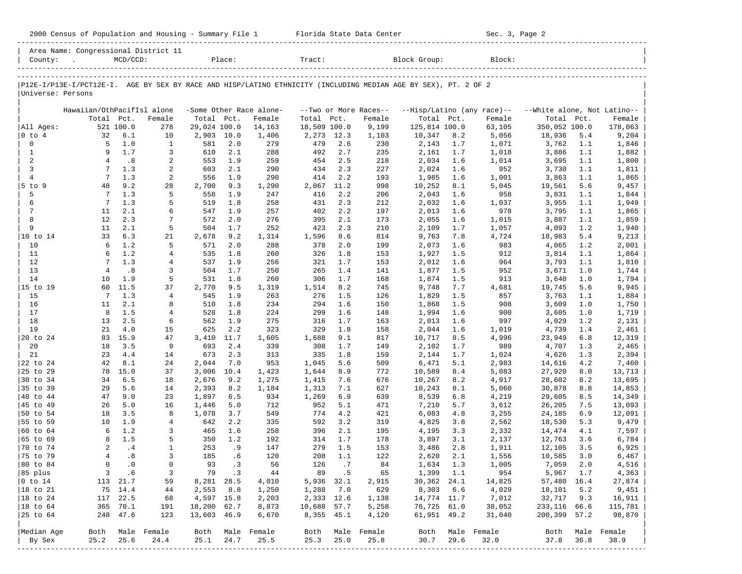2000 Census of Population and Housing - Summary File 1 Florida State Data Center Sec. 3, Page 2

Area Name: Congressional District 11

County: . MCD/CCD: Place: Tract: Block Group: Block:

P12E-I/P13E-I/PCT12E-I. AGE BY SEX BY RACE AND HISP/LATINO ETHNICITY (INCLUDING MEDIAN AGE BY SEX), PT. 2 OF 2

Universe: Persons

| | Hawaiian/OthPacifIsl alone | | | -Some Other Race alone- | | | --Two or More Races-- | | | --Hisp/Latino (any race)-- | | | --White alone, Not Latino-- | | |
|---|---|---|---|---|---|---|---|---|---|---|---|---|---|---|---|
| | Total | Pct. | Female | Total | Pct. | Female | Total | Pct. | Female | Total | Pct. | Female | Total | Pct. | Female |
| All Ages: | 521 | 100.0 | 278 | 29,024 | 100.0 | 14,163 | 18,509 | 100.0 | 9,199 | 125,814 | 100.0 | 63,105 | 350,052 | 100.0 | 178,063 |
| 0 to 4 | 32 | 6.1 | 10 | 2,903 | 10.0 | 1,406 | 2,273 | 12.3 | 1,103 | 10,347 | 8.2 | 5,056 | 18,936 | 5.4 | 9,204 |
| 0 | 5 | 1.0 | 1 | 581 | 2.0 | 279 | 479 | 2.6 | 230 | 2,143 | 1.7 | 1,071 | 3,762 | 1.1 | 1,846 |
| 1 | 9 | 1.7 | 3 | 610 | 2.1 | 288 | 492 | 2.7 | 235 | 2,161 | 1.7 | 1,018 | 3,886 | 1.1 | 1,882 |
| 2 | 4 | .8 | 2 | 553 | 1.9 | 259 | 454 | 2.5 | 218 | 2,034 | 1.6 | 1,014 | 3,695 | 1.1 | 1,800 |
| 3 | 7 | 1.3 | 2 | 603 | 2.1 | 290 | 434 | 2.3 | 227 | 2,024 | 1.6 | 952 | 3,730 | 1.1 | 1,811 |
| 4 | 7 | 1.3 | 2 | 556 | 1.9 | 290 | 414 | 2.2 | 193 | 1,985 | 1.6 | 1,001 | 3,863 | 1.1 | 1,865 |
| 5 to 9 | 48 | 9.2 | 28 | 2,700 | 9.3 | 1,290 | 2,067 | 11.2 | 998 | 10,252 | 8.1 | 5,045 | 19,561 | 5.6 | 9,457 |
| 5 | 7 | 1.3 | 5 | 558 | 1.9 | 247 | 416 | 2.2 | 206 | 2,043 | 1.6 | 958 | 3,831 | 1.1 | 1,844 |
| 6 | 7 | 1.3 | 5 | 519 | 1.8 | 258 | 431 | 2.3 | 212 | 2,032 | 1.6 | 1,037 | 3,955 | 1.1 | 1,949 |
| 7 | 11 | 2.1 | 6 | 547 | 1.9 | 257 | 402 | 2.2 | 197 | 2,013 | 1.6 | 978 | 3,795 | 1.1 | 1,865 |
| 8 | 12 | 2.3 | 7 | 572 | 2.0 | 276 | 395 | 2.1 | 173 | 2,055 | 1.6 | 1,015 | 3,887 | 1.1 | 1,859 |
| 9 | 11 | 2.1 | 5 | 504 | 1.7 | 252 | 423 | 2.3 | 210 | 2,109 | 1.7 | 1,057 | 4,093 | 1.2 | 1,940 |
| 10 to 14 | 33 | 6.3 | 21 | 2,678 | 9.2 | 1,314 | 1,596 | 8.6 | 814 | 9,763 | 7.8 | 4,724 | 18,983 | 5.4 | 9,213 |
| 10 | 6 | 1.2 | 5 | 571 | 2.0 | 288 | 378 | 2.0 | 199 | 2,073 | 1.6 | 983 | 4,065 | 1.2 | 2,001 |
| 11 | 6 | 1.2 | 4 | 535 | 1.8 | 260 | 326 | 1.8 | 153 | 1,927 | 1.5 | 912 | 3,814 | 1.1 | 1,864 |
| 12 | 7 | 1.3 | 4 | 537 | 1.9 | 256 | 321 | 1.7 | 153 | 2,012 | 1.6 | 964 | 3,793 | 1.1 | 1,810 |
| 13 | 4 | .8 | 3 | 504 | 1.7 | 250 | 265 | 1.4 | 141 | 1,877 | 1.5 | 952 | 3,671 | 1.0 | 1,744 |
| 14 | 10 | 1.9 | 5 | 531 | 1.8 | 260 | 306 | 1.7 | 168 | 1,874 | 1.5 | 913 | 3,640 | 1.0 | 1,794 |
| 15 to 19 | 60 | 11.5 | 37 | 2,770 | 9.5 | 1,319 | 1,514 | 8.2 | 745 | 9,748 | 7.7 | 4,681 | 19,745 | 5.6 | 9,945 |
| 15 | 7 | 1.3 | 4 | 545 | 1.9 | 263 | 276 | 1.5 | 126 | 1,829 | 1.5 | 857 | 3,763 | 1.1 | 1,884 |
| 16 | 11 | 2.1 | 8 | 510 | 1.8 | 234 | 294 | 1.6 | 150 | 1,868 | 1.5 | 908 | 3,609 | 1.0 | 1,750 |
| 17 | 8 | 1.5 | 4 | 528 | 1.8 | 224 | 299 | 1.6 | 148 | 1,994 | 1.6 | 900 | 3,605 | 1.0 | 1,719 |
| 18 | 13 | 2.5 | 6 | 562 | 1.9 | 275 | 316 | 1.7 | 163 | 2,013 | 1.6 | 997 | 4,029 | 1.2 | 2,131 |
| 19 | 21 | 4.0 | 15 | 625 | 2.2 | 323 | 329 | 1.8 | 158 | 2,044 | 1.6 | 1,019 | 4,739 | 1.4 | 2,461 |
| 20 to 24 | 83 | 15.9 | 47 | 3,410 | 11.7 | 1,605 | 1,688 | 9.1 | 817 | 10,717 | 8.5 | 4,996 | 23,949 | 6.8 | 12,319 |
| 20 | 18 | 3.5 | 9 | 693 | 2.4 | 339 | 308 | 1.7 | 149 | 2,102 | 1.7 | 989 | 4,707 | 1.3 | 2,465 |
| 21 | 23 | 4.4 | 14 | 673 | 2.3 | 313 | 335 | 1.8 | 159 | 2,144 | 1.7 | 1,024 | 4,626 | 1.3 | 2,394 |
| 22 to 24 | 42 | 8.1 | 24 | 2,044 | 7.0 | 953 | 1,045 | 5.6 | 509 | 6,471 | 5.1 | 2,983 | 14,616 | 4.2 | 7,460 |
| 25 to 29 | 78 | 15.0 | 37 | 3,006 | 10.4 | 1,423 | 1,644 | 8.9 | 772 | 10,589 | 8.4 | 5,083 | 27,920 | 8.0 | 13,713 |
| 30 to 34 | 34 | 6.5 | 18 | 2,676 | 9.2 | 1,275 | 1,415 | 7.6 | 676 | 10,267 | 8.2 | 4,917 | 28,602 | 8.2 | 13,695 |
| 35 to 39 | 29 | 5.6 | 14 | 2,393 | 8.2 | 1,184 | 1,313 | 7.1 | 627 | 10,243 | 8.1 | 5,060 | 30,878 | 8.8 | 14,853 |
| 40 to 44 | 47 | 9.0 | 23 | 1,897 | 6.5 | 934 | 1,269 | 6.9 | 639 | 8,539 | 6.8 | 4,219 | 29,605 | 8.5 | 14,349 |
| 45 to 49 | 26 | 5.0 | 16 | 1,446 | 5.0 | 712 | 952 | 5.1 | 471 | 7,210 | 5.7 | 3,612 | 26,205 | 7.5 | 13,093 |
| 50 to 54 | 18 | 3.5 | 8 | 1,078 | 3.7 | 549 | 774 | 4.2 | 421 | 6,083 | 4.8 | 3,255 | 24,185 | 6.9 | 12,091 |
| 55 to 59 | 10 | 1.9 | 4 | 642 | 2.2 | 335 | 592 | 3.2 | 319 | 4,825 | 3.8 | 2,562 | 18,530 | 5.3 | 9,479 |
| 60 to 64 | 6 | 1.2 | 3 | 465 | 1.6 | 258 | 396 | 2.1 | 195 | 4,195 | 3.3 | 2,332 | 14,474 | 4.1 | 7,597 |
| 65 to 69 | 8 | 1.5 | 5 | 350 | 1.2 | 192 | 314 | 1.7 | 178 | 3,897 | 3.1 | 2,137 | 12,763 | 3.6 | 6,784 |
| 70 to 74 | 2 | .4 | 1 | 253 | .9 | 147 | 279 | 1.5 | 153 | 3,486 | 2.8 | 1,911 | 12,105 | 3.5 | 6,925 |
| 75 to 79 | 4 | .8 | 3 | 185 | .6 | 120 | 208 | 1.1 | 122 | 2,620 | 2.1 | 1,556 | 10,585 | 3.0 | 6,467 |
| 80 to 84 | 0 | .0 | 0 | 93 | .3 | 56 | 126 | .7 | 84 | 1,634 | 1.3 | 1,005 | 7,059 | 2.0 | 4,516 |
| 85 plus | 3 | .6 | 3 | 79 | .3 | 44 | 89 | .5 | 65 | 1,399 | 1.1 | 954 | 5,967 | 1.7 | 4,363 |
| 0 to 14 | 113 | 21.7 | 59 | 8,281 | 28.5 | 4,010 | 5,936 | 32.1 | 2,915 | 30,362 | 24.1 | 14,825 | 57,480 | 16.4 | 27,874 |
| 18 to 21 | 75 | 14.4 | 44 | 2,553 | 8.8 | 1,250 | 1,288 | 7.0 | 629 | 8,303 | 6.6 | 4,029 | 18,101 | 5.2 | 9,451 |
| 18 to 24 | 117 | 22.5 | 68 | 4,597 | 15.8 | 2,203 | 2,333 | 12.6 | 1,138 | 14,774 | 11.7 | 7,012 | 32,717 | 9.3 | 16,911 |
| 18 to 64 | 365 | 70.1 | 191 | 18,200 | 62.7 | 8,873 | 10,688 | 57.7 | 5,258 | 76,725 | 61.0 | 38,052 | 233,116 | 66.6 | 115,781 |
| 25 to 64 | 248 | 47.6 | 123 | 13,603 | 46.9 | 6,670 | 8,355 | 45.1 | 4,120 | 61,951 | 49.2 | 31,040 | 200,399 | 57.2 | 98,870 |
| Median Age | Both | Male | Female | Both | Male | Female | Both | Male | Female | Both | Male | Female | Both | Male | Female |
| By Sex | 25.2 | 25.6 | 24.4 | 25.1 | 24.7 | 25.5 | 25.3 | 25.0 | 25.8 | 30.7 | 29.6 | 32.0 | 37.8 | 36.8 | 38.9 |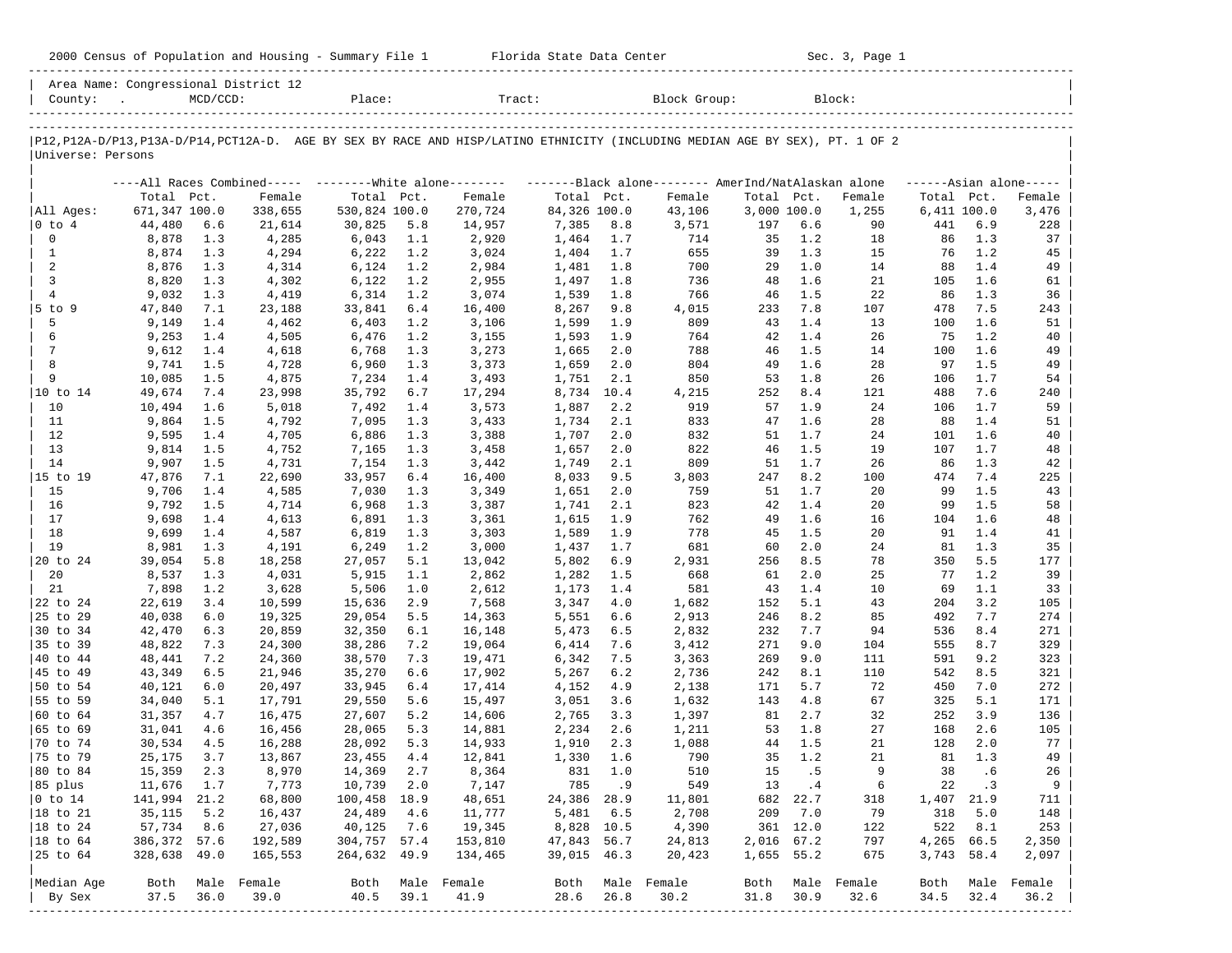2000 Census of Population and Housing - Summary File 1 Florida State Data Center Sec. 3, Page 1

Area Name: Congressional District 12
County: . MCD/CCD: Place: Tract: Block Group: Block:

P12,P12A-D/P13,P13A-D/P14,PCT12A-D. AGE BY SEX BY RACE AND HISP/LATINO ETHNICITY (INCLUDING MEDIAN AGE BY SEX), PT. 1 OF 2
Universe: Persons

| | All Races Combined | | | White alone | | | Black alone | | | AmerInd/NatAlaskan alone | | | Asian alone | | |
|---|---|---|---|---|---|---|---|---|---|---|---|---|---|---|---|
| | Total | Pct. | Female | Total | Pct. | Female | Total | Pct. | Female | Total | Pct. | Female | Total | Pct. | Female |
| All Ages: | 671,347 | 100.0 | 338,655 | 530,824 | 100.0 | 270,724 | 84,326 | 100.0 | 43,106 | 3,000 | 100.0 | 1,255 | 6,411 | 100.0 | 3,476 |
| 0 to 4 | 44,480 | 6.6 | 21,614 | 30,825 | 5.8 | 14,957 | 7,385 | 8.8 | 3,571 | 197 | 6.6 | 90 | 441 | 6.9 | 228 |
| 0 | 8,878 | 1.3 | 4,285 | 6,043 | 1.1 | 2,920 | 1,464 | 1.7 | 714 | 35 | 1.2 | 18 | 86 | 1.3 | 37 |
| 1 | 8,874 | 1.3 | 4,294 | 6,222 | 1.2 | 3,024 | 1,404 | 1.7 | 655 | 39 | 1.3 | 15 | 76 | 1.2 | 45 |
| 2 | 8,876 | 1.3 | 4,314 | 6,124 | 1.2 | 2,984 | 1,481 | 1.8 | 700 | 29 | 1.0 | 14 | 88 | 1.4 | 49 |
| 3 | 8,820 | 1.3 | 4,302 | 6,122 | 1.2 | 2,955 | 1,497 | 1.8 | 736 | 48 | 1.6 | 21 | 105 | 1.6 | 61 |
| 4 | 9,032 | 1.3 | 4,419 | 6,314 | 1.2 | 3,074 | 1,539 | 1.8 | 766 | 46 | 1.5 | 22 | 86 | 1.3 | 36 |
| 5 to 9 | 47,840 | 7.1 | 23,188 | 33,841 | 6.4 | 16,400 | 8,267 | 9.8 | 4,015 | 233 | 7.8 | 107 | 478 | 7.5 | 243 |
| 5 | 9,149 | 1.4 | 4,462 | 6,403 | 1.2 | 3,106 | 1,599 | 1.9 | 809 | 43 | 1.4 | 13 | 100 | 1.6 | 51 |
| 6 | 9,253 | 1.4 | 4,505 | 6,476 | 1.2 | 3,155 | 1,593 | 1.9 | 764 | 42 | 1.4 | 26 | 75 | 1.2 | 40 |
| 7 | 9,612 | 1.4 | 4,618 | 6,768 | 1.3 | 3,273 | 1,665 | 2.0 | 788 | 46 | 1.5 | 14 | 100 | 1.6 | 49 |
| 8 | 9,741 | 1.5 | 4,728 | 6,960 | 1.3 | 3,373 | 1,659 | 2.0 | 804 | 49 | 1.6 | 28 | 97 | 1.5 | 49 |
| 9 | 10,085 | 1.5 | 4,875 | 7,234 | 1.4 | 3,493 | 1,751 | 2.1 | 850 | 53 | 1.8 | 26 | 106 | 1.7 | 54 |
| 10 to 14 | 49,674 | 7.4 | 23,998 | 35,792 | 6.7 | 17,294 | 8,734 | 10.4 | 4,215 | 252 | 8.4 | 121 | 488 | 7.6 | 240 |
| 10 | 10,494 | 1.6 | 5,018 | 7,492 | 1.4 | 3,573 | 1,887 | 2.2 | 919 | 57 | 1.9 | 24 | 106 | 1.7 | 59 |
| 11 | 9,864 | 1.5 | 4,792 | 7,095 | 1.3 | 3,433 | 1,734 | 2.1 | 833 | 47 | 1.6 | 28 | 88 | 1.4 | 51 |
| 12 | 9,595 | 1.4 | 4,705 | 6,886 | 1.3 | 3,388 | 1,707 | 2.0 | 832 | 51 | 1.7 | 24 | 101 | 1.6 | 40 |
| 13 | 9,814 | 1.5 | 4,752 | 7,165 | 1.3 | 3,458 | 1,657 | 2.0 | 822 | 46 | 1.5 | 19 | 107 | 1.7 | 48 |
| 14 | 9,907 | 1.5 | 4,731 | 7,154 | 1.3 | 3,442 | 1,749 | 2.1 | 809 | 51 | 1.7 | 26 | 86 | 1.3 | 42 |
| 15 to 19 | 47,876 | 7.1 | 22,690 | 33,957 | 6.4 | 16,400 | 8,033 | 9.5 | 3,803 | 247 | 8.2 | 100 | 474 | 7.4 | 225 |
| 15 | 9,706 | 1.4 | 4,585 | 7,030 | 1.3 | 3,349 | 1,651 | 2.0 | 759 | 51 | 1.7 | 20 | 99 | 1.5 | 43 |
| 16 | 9,792 | 1.5 | 4,714 | 6,968 | 1.3 | 3,387 | 1,741 | 2.1 | 823 | 42 | 1.4 | 20 | 99 | 1.5 | 58 |
| 17 | 9,698 | 1.4 | 4,613 | 6,891 | 1.3 | 3,361 | 1,615 | 1.9 | 762 | 49 | 1.6 | 16 | 104 | 1.6 | 48 |
| 18 | 9,699 | 1.4 | 4,587 | 6,819 | 1.3 | 3,303 | 1,589 | 1.9 | 778 | 45 | 1.5 | 20 | 91 | 1.4 | 41 |
| 19 | 8,981 | 1.3 | 4,191 | 6,249 | 1.2 | 3,000 | 1,437 | 1.7 | 681 | 60 | 2.0 | 24 | 81 | 1.3 | 35 |
| 20 to 24 | 39,054 | 5.8 | 18,258 | 27,057 | 5.1 | 13,042 | 5,802 | 6.9 | 2,931 | 256 | 8.5 | 78 | 350 | 5.5 | 177 |
| 20 | 8,537 | 1.3 | 4,031 | 5,915 | 1.1 | 2,862 | 1,282 | 1.5 | 668 | 61 | 2.0 | 25 | 77 | 1.2 | 39 |
| 21 | 7,898 | 1.2 | 3,628 | 5,506 | 1.0 | 2,612 | 1,173 | 1.4 | 581 | 43 | 1.4 | 10 | 69 | 1.1 | 33 |
| 22 to 24 | 22,619 | 3.4 | 10,599 | 15,636 | 2.9 | 7,568 | 3,347 | 4.0 | 1,682 | 152 | 5.1 | 43 | 204 | 3.2 | 105 |
| 25 to 29 | 40,038 | 6.0 | 19,325 | 29,054 | 5.5 | 14,363 | 5,551 | 6.6 | 2,913 | 246 | 8.2 | 85 | 492 | 7.7 | 274 |
| 30 to 34 | 42,470 | 6.3 | 20,859 | 32,350 | 6.1 | 16,148 | 5,473 | 6.5 | 2,832 | 232 | 7.7 | 94 | 536 | 8.4 | 271 |
| 35 to 39 | 48,822 | 7.3 | 24,300 | 38,286 | 7.2 | 19,064 | 6,414 | 7.6 | 3,412 | 271 | 9.0 | 104 | 555 | 8.7 | 329 |
| 40 to 44 | 48,441 | 7.2 | 24,360 | 38,570 | 7.3 | 19,471 | 6,342 | 7.5 | 3,363 | 269 | 9.0 | 111 | 591 | 9.2 | 323 |
| 45 to 49 | 43,349 | 6.5 | 21,946 | 35,270 | 6.6 | 17,902 | 5,267 | 6.2 | 2,736 | 242 | 8.1 | 110 | 542 | 8.5 | 321 |
| 50 to 54 | 40,121 | 6.0 | 20,497 | 33,945 | 6.4 | 17,414 | 4,152 | 4.9 | 2,138 | 171 | 5.7 | 72 | 450 | 7.0 | 272 |
| 55 to 59 | 34,040 | 5.1 | 17,791 | 29,550 | 5.6 | 15,497 | 3,051 | 3.6 | 1,632 | 143 | 4.8 | 67 | 325 | 5.1 | 171 |
| 60 to 64 | 31,357 | 4.7 | 16,475 | 27,607 | 5.2 | 14,606 | 2,765 | 3.3 | 1,397 | 81 | 2.7 | 32 | 252 | 3.9 | 136 |
| 65 to 69 | 31,041 | 4.6 | 16,456 | 28,065 | 5.3 | 14,881 | 2,234 | 2.6 | 1,211 | 53 | 1.8 | 27 | 168 | 2.6 | 105 |
| 70 to 74 | 30,534 | 4.5 | 16,288 | 28,092 | 5.3 | 14,933 | 1,910 | 2.3 | 1,088 | 44 | 1.5 | 21 | 128 | 2.0 | 77 |
| 75 to 79 | 25,175 | 3.7 | 13,867 | 23,455 | 4.4 | 12,841 | 1,330 | 1.6 | 790 | 35 | 1.2 | 21 | 81 | 1.3 | 49 |
| 80 to 84 | 15,359 | 2.3 | 8,970 | 14,369 | 2.7 | 8,364 | 831 | 1.0 | 510 | 15 | .5 | 9 | 38 | .6 | 26 |
| 85 plus | 11,676 | 1.7 | 7,773 | 10,739 | 2.0 | 7,147 | 785 | .9 | 549 | 13 | .4 | 6 | 22 | .3 | 9 |
| 0 to 14 | 141,994 | 21.2 | 68,800 | 100,458 | 18.9 | 48,651 | 24,386 | 28.9 | 11,801 | 682 | 22.7 | 318 | 1,407 | 21.9 | 711 |
| 18 to 21 | 35,115 | 5.2 | 16,437 | 24,489 | 4.6 | 11,777 | 5,481 | 6.5 | 2,708 | 209 | 7.0 | 79 | 318 | 5.0 | 148 |
| 18 to 24 | 57,734 | 8.6 | 27,036 | 40,125 | 7.6 | 19,345 | 8,828 | 10.5 | 4,390 | 361 | 12.0 | 122 | 522 | 8.1 | 253 |
| 18 to 64 | 386,372 | 57.6 | 192,589 | 304,757 | 57.4 | 153,810 | 47,843 | 56.7 | 24,813 | 2,016 | 67.2 | 797 | 4,265 | 66.5 | 2,350 |
| 25 to 64 | 328,638 | 49.0 | 165,553 | 264,632 | 49.9 | 134,465 | 39,015 | 46.3 | 20,423 | 1,655 | 55.2 | 675 | 3,743 | 58.4 | 2,097 |
| Median Age | Both | Male | Female | Both | Male | Female | Both | Male | Female | Both | Male | Female | Both | Male | Female |
| By Sex | 37.5 | 36.0 | 39.0 | 40.5 | 39.1 | 41.9 | 28.6 | 26.8 | 30.2 | 31.8 | 30.9 | 32.6 | 34.5 | 32.4 | 36.2 |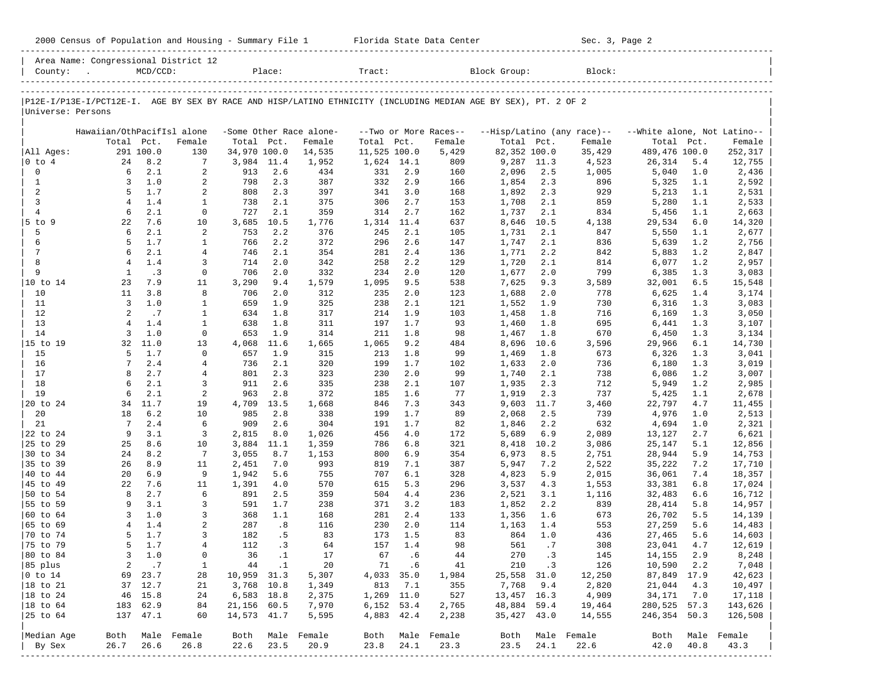2000 Census of Population and Housing - Summary File 1 Florida State Data Center Sec. 3, Page 2

Area Name: Congressional District 12
County: . MCD/CCD: Place: Tract: Block Group: Block:

P12E-I/P13E-I/PCT12E-I. AGE BY SEX BY RACE AND HISP/LATINO ETHNICITY (INCLUDING MEDIAN AGE BY SEX), PT. 2 OF 2
Universe: Persons

| | Hawaiian/OthPacifIsl alone | | | -Some Other Race alone- | | | --Two or More Races-- | | | --Hisp/Latino (any race)-- | | | --White alone, Not Latino-- | | |
|---|---|---|---|---|---|---|---|---|---|---|---|---|---|---|---|
| | Total | Pct. | Female | Total | Pct. | Female | Total | Pct. | Female | Total | Pct. | Female | Total | Pct. | Female |
| All Ages: | 291 | 100.0 | 130 | 34,970 | 100.0 | 14,535 | 11,525 | 100.0 | 5,429 | 82,352 | 100.0 | 35,429 | 489,476 | 100.0 | 252,317 |
| 0 to 4 | 24 | 8.2 | 7 | 3,984 | 11.4 | 1,952 | 1,624 | 14.1 | 809 | 9,287 | 11.3 | 4,523 | 26,314 | 5.4 | 12,755 |
| 0 | 6 | 2.1 | 2 | 913 | 2.6 | 434 | 331 | 2.9 | 160 | 2,096 | 2.5 | 1,005 | 5,040 | 1.0 | 2,436 |
| 1 | 3 | 1.0 | 2 | 798 | 2.3 | 387 | 332 | 2.9 | 166 | 1,854 | 2.3 | 896 | 5,325 | 1.1 | 2,592 |
| 2 | 5 | 1.7 | 2 | 808 | 2.3 | 397 | 341 | 3.0 | 168 | 1,892 | 2.3 | 929 | 5,213 | 1.1 | 2,531 |
| 3 | 4 | 1.4 | 1 | 738 | 2.1 | 375 | 306 | 2.7 | 153 | 1,708 | 2.1 | 859 | 5,280 | 1.1 | 2,533 |
| 4 | 6 | 2.1 | 0 | 727 | 2.1 | 359 | 314 | 2.7 | 162 | 1,737 | 2.1 | 834 | 5,456 | 1.1 | 2,663 |
| 5 to 9 | 22 | 7.6 | 10 | 3,685 | 10.5 | 1,776 | 1,314 | 11.4 | 637 | 8,646 | 10.5 | 4,138 | 29,534 | 6.0 | 14,320 |
| 5 | 6 | 2.1 | 2 | 753 | 2.2 | 376 | 245 | 2.1 | 105 | 1,731 | 2.1 | 847 | 5,550 | 1.1 | 2,677 |
| 6 | 5 | 1.7 | 1 | 766 | 2.2 | 372 | 296 | 2.6 | 147 | 1,747 | 2.1 | 836 | 5,639 | 1.2 | 2,756 |
| 7 | 6 | 2.1 | 4 | 746 | 2.1 | 354 | 281 | 2.4 | 136 | 1,771 | 2.2 | 842 | 5,883 | 1.2 | 2,847 |
| 8 | 4 | 1.4 | 3 | 714 | 2.0 | 342 | 258 | 2.2 | 129 | 1,720 | 2.1 | 814 | 6,077 | 1.2 | 2,957 |
| 9 | 1 | .3 | 0 | 706 | 2.0 | 332 | 234 | 2.0 | 120 | 1,677 | 2.0 | 799 | 6,385 | 1.3 | 3,083 |
| 10 to 14 | 23 | 7.9 | 11 | 3,290 | 9.4 | 1,579 | 1,095 | 9.5 | 538 | 7,625 | 9.3 | 3,589 | 32,001 | 6.5 | 15,548 |
| 10 | 11 | 3.8 | 8 | 706 | 2.0 | 312 | 235 | 2.0 | 123 | 1,688 | 2.0 | 778 | 6,625 | 1.4 | 3,174 |
| 11 | 3 | 1.0 | 1 | 659 | 1.9 | 325 | 238 | 2.1 | 121 | 1,552 | 1.9 | 730 | 6,316 | 1.3 | 3,083 |
| 12 | 2 | .7 | 1 | 634 | 1.8 | 317 | 214 | 1.9 | 103 | 1,458 | 1.8 | 716 | 6,169 | 1.3 | 3,050 |
| 13 | 4 | 1.4 | 1 | 638 | 1.8 | 311 | 197 | 1.7 | 93 | 1,460 | 1.8 | 695 | 6,441 | 1.3 | 3,107 |
| 14 | 3 | 1.0 | 0 | 653 | 1.9 | 314 | 211 | 1.8 | 98 | 1,467 | 1.8 | 670 | 6,450 | 1.3 | 3,134 |
| 15 to 19 | 32 | 11.0 | 13 | 4,068 | 11.6 | 1,665 | 1,065 | 9.2 | 484 | 8,696 | 10.6 | 3,596 | 29,966 | 6.1 | 14,730 |
| 15 | 5 | 1.7 | 0 | 657 | 1.9 | 315 | 213 | 1.8 | 99 | 1,469 | 1.8 | 673 | 6,326 | 1.3 | 3,041 |
| 16 | 7 | 2.4 | 4 | 736 | 2.1 | 320 | 199 | 1.7 | 102 | 1,633 | 2.0 | 736 | 6,180 | 1.3 | 3,019 |
| 17 | 8 | 2.7 | 4 | 801 | 2.3 | 323 | 230 | 2.0 | 99 | 1,740 | 2.1 | 738 | 6,086 | 1.2 | 3,007 |
| 18 | 6 | 2.1 | 3 | 911 | 2.6 | 335 | 238 | 2.1 | 107 | 1,935 | 2.3 | 712 | 5,949 | 1.2 | 2,985 |
| 19 | 6 | 2.1 | 2 | 963 | 2.8 | 372 | 185 | 1.6 | 77 | 1,919 | 2.3 | 737 | 5,425 | 1.1 | 2,678 |
| 20 to 24 | 34 | 11.7 | 19 | 4,709 | 13.5 | 1,668 | 846 | 7.3 | 343 | 9,603 | 11.7 | 3,460 | 22,797 | 4.7 | 11,455 |
| 20 | 18 | 6.2 | 10 | 985 | 2.8 | 338 | 199 | 1.7 | 89 | 2,068 | 2.5 | 739 | 4,976 | 1.0 | 2,513 |
| 21 | 7 | 2.4 | 6 | 909 | 2.6 | 304 | 191 | 1.7 | 82 | 1,846 | 2.2 | 632 | 4,694 | 1.0 | 2,321 |
| 22 to 24 | 9 | 3.1 | 3 | 2,815 | 8.0 | 1,026 | 456 | 4.0 | 172 | 5,689 | 6.9 | 2,089 | 13,127 | 2.7 | 6,621 |
| 25 to 29 | 25 | 8.6 | 10 | 3,884 | 11.1 | 1,359 | 786 | 6.8 | 321 | 8,418 | 10.2 | 3,086 | 25,147 | 5.1 | 12,856 |
| 30 to 34 | 24 | 8.2 | 7 | 3,055 | 8.7 | 1,153 | 800 | 6.9 | 354 | 6,973 | 8.5 | 2,751 | 28,944 | 5.9 | 14,753 |
| 35 to 39 | 26 | 8.9 | 11 | 2,451 | 7.0 | 993 | 819 | 7.1 | 387 | 5,947 | 7.2 | 2,522 | 35,222 | 7.2 | 17,710 |
| 40 to 44 | 20 | 6.9 | 9 | 1,942 | 5.6 | 755 | 707 | 6.1 | 328 | 4,823 | 5.9 | 2,015 | 36,061 | 7.4 | 18,357 |
| 45 to 49 | 22 | 7.6 | 11 | 1,391 | 4.0 | 570 | 615 | 5.3 | 296 | 3,537 | 4.3 | 1,553 | 33,381 | 6.8 | 17,024 |
| 50 to 54 | 8 | 2.7 | 6 | 891 | 2.5 | 359 | 504 | 4.4 | 236 | 2,521 | 3.1 | 1,116 | 32,483 | 6.6 | 16,712 |
| 55 to 59 | 9 | 3.1 | 3 | 591 | 1.7 | 238 | 371 | 3.2 | 183 | 1,852 | 2.2 | 839 | 28,414 | 5.8 | 14,957 |
| 60 to 64 | 3 | 1.0 | 3 | 368 | 1.1 | 168 | 281 | 2.4 | 133 | 1,356 | 1.6 | 673 | 26,702 | 5.5 | 14,139 |
| 65 to 69 | 4 | 1.4 | 2 | 287 | .8 | 116 | 230 | 2.0 | 114 | 1,163 | 1.4 | 553 | 27,259 | 5.6 | 14,483 |
| 70 to 74 | 5 | 1.7 | 3 | 182 | .5 | 83 | 173 | 1.5 | 83 | 864 | 1.0 | 436 | 27,465 | 5.6 | 14,603 |
| 75 to 79 | 5 | 1.7 | 4 | 112 | .3 | 64 | 157 | 1.4 | 98 | 561 | .7 | 308 | 23,041 | 4.7 | 12,619 |
| 80 to 84 | 3 | 1.0 | 0 | 36 | .1 | 17 | 67 | .6 | 44 | 270 | .3 | 145 | 14,155 | 2.9 | 8,248 |
| 85 plus | 2 | .7 | 1 | 44 | .1 | 20 | 71 | .6 | 41 | 210 | .3 | 126 | 10,590 | 2.2 | 7,048 |
| 0 to 14 | 69 | 23.7 | 28 | 10,959 | 31.3 | 5,307 | 4,033 | 35.0 | 1,984 | 25,558 | 31.0 | 12,250 | 87,849 | 17.9 | 42,623 |
| 18 to 21 | 37 | 12.7 | 21 | 3,768 | 10.8 | 1,349 | 813 | 7.1 | 355 | 7,768 | 9.4 | 2,820 | 21,044 | 4.3 | 10,497 |
| 18 to 24 | 46 | 15.8 | 24 | 6,583 | 18.8 | 2,375 | 1,269 | 11.0 | 527 | 13,457 | 16.3 | 4,909 | 34,171 | 7.0 | 17,118 |
| 18 to 64 | 183 | 62.9 | 84 | 21,156 | 60.5 | 7,970 | 6,152 | 53.4 | 2,765 | 48,884 | 59.4 | 19,464 | 280,525 | 57.3 | 143,626 |
| 25 to 64 | 137 | 47.1 | 60 | 14,573 | 41.7 | 5,595 | 4,883 | 42.4 | 2,238 | 35,427 | 43.0 | 14,555 | 246,354 | 50.3 | 126,508 |
| Median Age | Both | Male | Female | Both | Male | Female | Both | Male | Female | Both | Male | Female | Both | Male | Female |
| By Sex | 26.7 | 26.6 | 26.8 | 22.6 | 23.5 | 20.9 | 23.8 | 24.1 | 23.3 | 23.5 | 24.1 | 22.6 | 42.0 | 40.8 | 43.3 |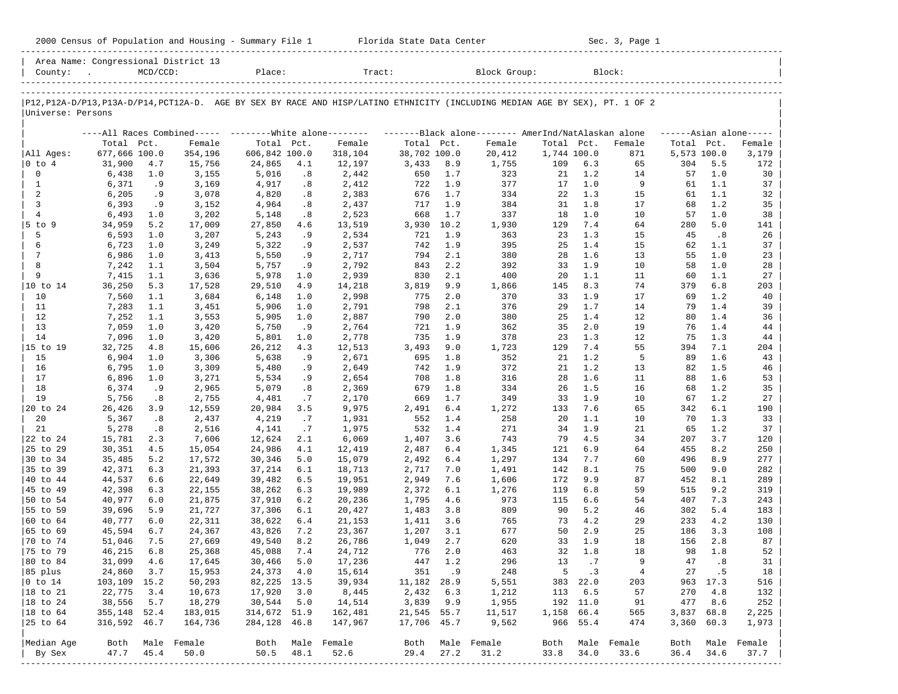2000 Census of Population and Housing - Summary File 1 Florida State Data Center Sec. 3, Page 1

Area Name: Congressional District 13
County: . MCD/CCD: Place: Tract: Block Group: Block:

P12,P12A-D/P13,P13A-D/P14,PCT12A-D. AGE BY SEX BY RACE AND HISP/LATINO ETHNICITY (INCLUDING MEDIAN AGE BY SEX), PT. 1 OF 2
Universe: Persons

| | All Races Combined | | | White alone | | | Black alone | | | AmerInd/NatAlaskan alone | | | Asian alone | | |
|---|---|---|---|---|---|---|---|---|---|---|---|---|---|---|---|
| | Total | Pct. | Female | Total | Pct. | Female | Total | Pct. | Female | Total | Pct. | Female | Total | Pct. | Female |
| All Ages: | 677,666 | 100.0 | 354,196 | 606,842 | 100.0 | 318,104 | 38,702 | 100.0 | 20,412 | 1,744 | 100.0 | 871 | 5,573 | 100.0 | 3,179 |
| 0 to 4 | 31,900 | 4.7 | 15,756 | 24,865 | 4.1 | 12,197 | 3,433 | 8.9 | 1,755 | 109 | 6.3 | 65 | 304 | 5.5 | 172 |
| 0 | 6,438 | 1.0 | 3,155 | 5,016 | .8 | 2,442 | 650 | 1.7 | 323 | 21 | 1.2 | 14 | 57 | 1.0 | 30 |
| 1 | 6,371 | .9 | 3,169 | 4,917 | .8 | 2,412 | 722 | 1.9 | 377 | 17 | 1.0 | 9 | 61 | 1.1 | 37 |
| 2 | 6,205 | .9 | 3,078 | 4,820 | .8 | 2,383 | 676 | 1.7 | 334 | 22 | 1.3 | 15 | 61 | 1.1 | 32 |
| 3 | 6,393 | .9 | 3,152 | 4,964 | .8 | 2,437 | 717 | 1.9 | 384 | 31 | 1.8 | 17 | 68 | 1.2 | 35 |
| 4 | 6,493 | 1.0 | 3,202 | 5,148 | .8 | 2,523 | 668 | 1.7 | 337 | 18 | 1.0 | 10 | 57 | 1.0 | 38 |
| 5 to 9 | 34,959 | 5.2 | 17,009 | 27,850 | 4.6 | 13,519 | 3,930 | 10.2 | 1,930 | 129 | 7.4 | 64 | 280 | 5.0 | 141 |
| 5 | 6,593 | 1.0 | 3,207 | 5,243 | .9 | 2,534 | 721 | 1.9 | 363 | 23 | 1.3 | 15 | 45 | .8 | 26 |
| 6 | 6,723 | 1.0 | 3,249 | 5,322 | .9 | 2,537 | 742 | 1.9 | 395 | 25 | 1.4 | 15 | 62 | 1.1 | 37 |
| 7 | 6,986 | 1.0 | 3,413 | 5,550 | .9 | 2,717 | 794 | 2.1 | 380 | 28 | 1.6 | 13 | 55 | 1.0 | 23 |
| 8 | 7,242 | 1.1 | 3,504 | 5,757 | .9 | 2,792 | 843 | 2.2 | 392 | 33 | 1.9 | 10 | 58 | 1.0 | 28 |
| 9 | 7,415 | 1.1 | 3,636 | 5,978 | 1.0 | 2,939 | 830 | 2.1 | 400 | 20 | 1.1 | 11 | 60 | 1.1 | 27 |
| 10 to 14 | 36,250 | 5.3 | 17,528 | 29,510 | 4.9 | 14,218 | 3,819 | 9.9 | 1,866 | 145 | 8.3 | 74 | 379 | 6.8 | 203 |
| 10 | 7,560 | 1.1 | 3,684 | 6,148 | 1.0 | 2,998 | 775 | 2.0 | 370 | 33 | 1.9 | 17 | 69 | 1.2 | 40 |
| 11 | 7,283 | 1.1 | 3,451 | 5,906 | 1.0 | 2,791 | 798 | 2.1 | 376 | 29 | 1.7 | 14 | 79 | 1.4 | 39 |
| 12 | 7,252 | 1.1 | 3,553 | 5,905 | 1.0 | 2,887 | 790 | 2.0 | 380 | 25 | 1.4 | 12 | 80 | 1.4 | 36 |
| 13 | 7,059 | 1.0 | 3,420 | 5,750 | .9 | 2,764 | 721 | 1.9 | 362 | 35 | 2.0 | 19 | 76 | 1.4 | 44 |
| 14 | 7,096 | 1.0 | 3,420 | 5,801 | 1.0 | 2,778 | 735 | 1.9 | 378 | 23 | 1.3 | 12 | 75 | 1.3 | 44 |
| 15 to 19 | 32,725 | 4.8 | 15,606 | 26,212 | 4.3 | 12,513 | 3,493 | 9.0 | 1,723 | 129 | 7.4 | 55 | 394 | 7.1 | 204 |
| 15 | 6,904 | 1.0 | 3,306 | 5,638 | .9 | 2,671 | 695 | 1.8 | 352 | 21 | 1.2 | 5 | 89 | 1.6 | 43 |
| 16 | 6,795 | 1.0 | 3,309 | 5,480 | .9 | 2,649 | 742 | 1.9 | 372 | 21 | 1.2 | 13 | 82 | 1.5 | 46 |
| 17 | 6,896 | 1.0 | 3,271 | 5,534 | .9 | 2,654 | 708 | 1.8 | 316 | 28 | 1.6 | 11 | 88 | 1.6 | 53 |
| 18 | 6,374 | .9 | 2,965 | 5,079 | .8 | 2,369 | 679 | 1.8 | 334 | 26 | 1.5 | 16 | 68 | 1.2 | 35 |
| 19 | 5,756 | .8 | 2,755 | 4,481 | .7 | 2,170 | 669 | 1.7 | 349 | 33 | 1.9 | 10 | 67 | 1.2 | 27 |
| 20 to 24 | 26,426 | 3.9 | 12,559 | 20,984 | 3.5 | 9,975 | 2,491 | 6.4 | 1,272 | 133 | 7.6 | 65 | 342 | 6.1 | 190 |
| 20 | 5,367 | .8 | 2,437 | 4,219 | .7 | 1,931 | 552 | 1.4 | 258 | 20 | 1.1 | 10 | 70 | 1.3 | 33 |
| 21 | 5,278 | .8 | 2,516 | 4,141 | .7 | 1,975 | 532 | 1.4 | 271 | 34 | 1.9 | 21 | 65 | 1.2 | 37 |
| 22 to 24 | 15,781 | 2.3 | 7,606 | 12,624 | 2.1 | 6,069 | 1,407 | 3.6 | 743 | 79 | 4.5 | 34 | 207 | 3.7 | 120 |
| 25 to 29 | 30,351 | 4.5 | 15,054 | 24,986 | 4.1 | 12,419 | 2,487 | 6.4 | 1,345 | 121 | 6.9 | 64 | 455 | 8.2 | 250 |
| 30 to 34 | 35,485 | 5.2 | 17,572 | 30,346 | 5.0 | 15,079 | 2,492 | 6.4 | 1,297 | 134 | 7.7 | 60 | 496 | 8.9 | 277 |
| 35 to 39 | 42,371 | 6.3 | 21,393 | 37,214 | 6.1 | 18,713 | 2,717 | 7.0 | 1,491 | 142 | 8.1 | 75 | 500 | 9.0 | 282 |
| 40 to 44 | 44,537 | 6.6 | 22,649 | 39,482 | 6.5 | 19,951 | 2,949 | 7.6 | 1,606 | 172 | 9.9 | 87 | 452 | 8.1 | 289 |
| 45 to 49 | 42,398 | 6.3 | 22,155 | 38,262 | 6.3 | 19,989 | 2,372 | 6.1 | 1,276 | 119 | 6.8 | 59 | 515 | 9.2 | 319 |
| 50 to 54 | 40,977 | 6.0 | 21,875 | 37,910 | 6.2 | 20,236 | 1,795 | 4.6 | 973 | 115 | 6.6 | 54 | 407 | 7.3 | 243 |
| 55 to 59 | 39,696 | 5.9 | 21,727 | 37,306 | 6.1 | 20,427 | 1,483 | 3.8 | 809 | 90 | 5.2 | 46 | 302 | 5.4 | 183 |
| 60 to 64 | 40,777 | 6.0 | 22,311 | 38,622 | 6.4 | 21,153 | 1,411 | 3.6 | 765 | 73 | 4.2 | 29 | 233 | 4.2 | 130 |
| 65 to 69 | 45,594 | 6.7 | 24,367 | 43,826 | 7.2 | 23,367 | 1,207 | 3.1 | 677 | 50 | 2.9 | 25 | 186 | 3.3 | 108 |
| 70 to 74 | 51,046 | 7.5 | 27,669 | 49,540 | 8.2 | 26,786 | 1,049 | 2.7 | 620 | 33 | 1.9 | 18 | 156 | 2.8 | 87 |
| 75 to 79 | 46,215 | 6.8 | 25,368 | 45,088 | 7.4 | 24,712 | 776 | 2.0 | 463 | 32 | 1.8 | 18 | 98 | 1.8 | 52 |
| 80 to 84 | 31,099 | 4.6 | 17,645 | 30,466 | 5.0 | 17,236 | 447 | 1.2 | 296 | 13 | .7 | 9 | 47 | .8 | 31 |
| 85 plus | 24,860 | 3.7 | 15,953 | 24,373 | 4.0 | 15,614 | 351 | .9 | 248 | 5 | .3 | 4 | 27 | .5 | 18 |
| 0 to 14 | 103,109 | 15.2 | 50,293 | 82,225 | 13.5 | 39,934 | 11,182 | 28.9 | 5,551 | 383 | 22.0 | 203 | 963 | 17.3 | 516 |
| 18 to 21 | 22,775 | 3.4 | 10,673 | 17,920 | 3.0 | 8,445 | 2,432 | 6.3 | 1,212 | 113 | 6.5 | 57 | 270 | 4.8 | 132 |
| 18 to 24 | 38,556 | 5.7 | 18,279 | 30,544 | 5.0 | 14,514 | 3,839 | 9.9 | 1,955 | 192 | 11.0 | 91 | 477 | 8.6 | 252 |
| 18 to 64 | 355,148 | 52.4 | 183,015 | 314,672 | 51.9 | 162,481 | 21,545 | 55.7 | 11,517 | 1,158 | 66.4 | 565 | 3,837 | 68.8 | 2,225 |
| 25 to 64 | 316,592 | 46.7 | 164,736 | 284,128 | 46.8 | 147,967 | 17,706 | 45.7 | 9,562 | 966 | 55.4 | 474 | 3,360 | 60.3 | 1,973 |
| Median Age | Both | Male | Female | Both | Male | Female | Both | Male | Female | Both | Male | Female | Both | Male | Female |
| By Sex | 47.7 | 45.4 | 50.0 | 50.5 | 48.1 | 52.6 | 29.4 | 27.2 | 31.2 | 33.8 | 34.0 | 33.6 | 36.4 | 34.6 | 37.7 |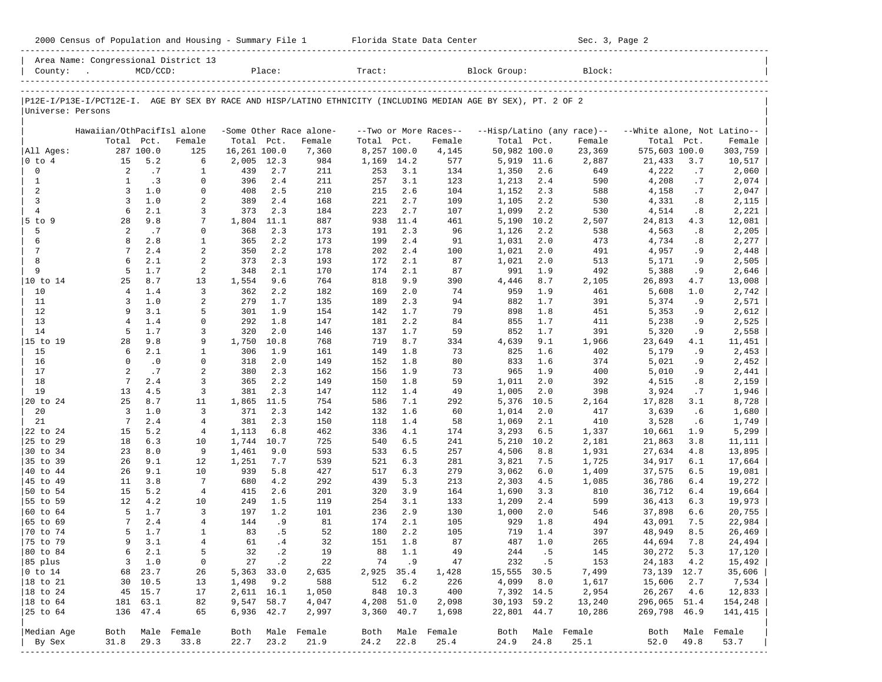2000 Census of Population and Housing - Summary File 1 Florida State Data Center Sec. 3, Page 2

Area Name: Congressional District 13
County: . MCD/CCD: Place: Tract: Block Group: Block:

P12E-I/P13E-I/PCT12E-I. AGE BY SEX BY RACE AND HISP/LATINO ETHNICITY (INCLUDING MEDIAN AGE BY SEX), PT. 2 OF 2
Universe: Persons

| | Hawaiian/OthPacifIsl alone | | | -Some Other Race alone- | | | --Two or More Races-- | | | --Hisp/Latino (any race)-- | | | --White alone, Not Latino-- | | |
|---|---|---|---|---|---|---|---|---|---|---|---|---|---|---|---|
| | Total | Pct. | Female | Total | Pct. | Female | Total | Pct. | Female | Total | Pct. | Female | Total | Pct. | Female |
| All Ages: | 287 | 100.0 | 125 | 16,261 | 100.0 | 7,360 | 8,257 | 100.0 | 4,145 | 50,982 | 100.0 | 23,369 | 575,603 | 100.0 | 303,759 |
| 0 to 4 | 15 | 5.2 | 6 | 2,005 | 12.3 | 984 | 1,169 | 14.2 | 577 | 5,919 | 11.6 | 2,887 | 21,433 | 3.7 | 10,517 |
| 0 | 2 | .7 | 1 | 439 | 2.7 | 211 | 253 | 3.1 | 134 | 1,350 | 2.6 | 649 | 4,222 | .7 | 2,060 |
| 1 | 1 | .3 | 0 | 396 | 2.4 | 211 | 257 | 3.1 | 123 | 1,213 | 2.4 | 590 | 4,208 | .7 | 2,074 |
| 2 | 3 | 1.0 | 0 | 408 | 2.5 | 210 | 215 | 2.6 | 104 | 1,152 | 2.3 | 588 | 4,158 | .7 | 2,047 |
| 3 | 3 | 1.0 | 2 | 389 | 2.4 | 168 | 221 | 2.7 | 109 | 1,105 | 2.2 | 530 | 4,331 | .8 | 2,115 |
| 4 | 6 | 2.1 | 3 | 373 | 2.3 | 184 | 223 | 2.7 | 107 | 1,099 | 2.2 | 530 | 4,514 | .8 | 2,221 |
| 5 to 9 | 28 | 9.8 | 7 | 1,804 | 11.1 | 887 | 938 | 11.4 | 461 | 5,190 | 10.2 | 2,507 | 24,813 | 4.3 | 12,081 |
| 5 | 2 | .7 | 0 | 368 | 2.3 | 173 | 191 | 2.3 | 96 | 1,126 | 2.2 | 538 | 4,563 | .8 | 2,205 |
| 6 | 8 | 2.8 | 1 | 365 | 2.2 | 173 | 199 | 2.4 | 91 | 1,031 | 2.0 | 473 | 4,734 | .8 | 2,277 |
| 7 | 7 | 2.4 | 2 | 350 | 2.2 | 178 | 202 | 2.4 | 100 | 1,021 | 2.0 | 491 | 4,957 | .9 | 2,448 |
| 8 | 6 | 2.1 | 2 | 373 | 2.3 | 193 | 172 | 2.1 | 87 | 1,021 | 2.0 | 513 | 5,171 | .9 | 2,505 |
| 9 | 5 | 1.7 | 2 | 348 | 2.1 | 170 | 174 | 2.1 | 87 | 991 | 1.9 | 492 | 5,388 | .9 | 2,646 |
| 10 to 14 | 25 | 8.7 | 13 | 1,554 | 9.6 | 764 | 818 | 9.9 | 390 | 4,446 | 8.7 | 2,105 | 26,893 | 4.7 | 13,008 |
| 10 | 4 | 1.4 | 3 | 362 | 2.2 | 182 | 169 | 2.0 | 74 | 959 | 1.9 | 461 | 5,608 | 1.0 | 2,742 |
| 11 | 3 | 1.0 | 2 | 279 | 1.7 | 135 | 189 | 2.3 | 94 | 882 | 1.7 | 391 | 5,374 | .9 | 2,571 |
| 12 | 9 | 3.1 | 5 | 301 | 1.9 | 154 | 142 | 1.7 | 79 | 898 | 1.8 | 451 | 5,353 | .9 | 2,612 |
| 13 | 4 | 1.4 | 0 | 292 | 1.8 | 147 | 181 | 2.2 | 84 | 855 | 1.7 | 411 | 5,238 | .9 | 2,525 |
| 14 | 5 | 1.7 | 3 | 320 | 2.0 | 146 | 137 | 1.7 | 59 | 852 | 1.7 | 391 | 5,320 | .9 | 2,558 |
| 15 to 19 | 28 | 9.8 | 9 | 1,750 | 10.8 | 768 | 719 | 8.7 | 334 | 4,639 | 9.1 | 1,966 | 23,649 | 4.1 | 11,451 |
| 15 | 6 | 2.1 | 1 | 306 | 1.9 | 161 | 149 | 1.8 | 73 | 825 | 1.6 | 402 | 5,179 | .9 | 2,453 |
| 16 | 0 | .0 | 0 | 318 | 2.0 | 149 | 152 | 1.8 | 80 | 833 | 1.6 | 374 | 5,021 | .9 | 2,452 |
| 17 | 2 | .7 | 2 | 380 | 2.3 | 162 | 156 | 1.9 | 73 | 965 | 1.9 | 400 | 5,010 | .9 | 2,441 |
| 18 | 7 | 2.4 | 3 | 365 | 2.2 | 149 | 150 | 1.8 | 59 | 1,011 | 2.0 | 392 | 4,515 | .8 | 2,159 |
| 19 | 13 | 4.5 | 3 | 381 | 2.3 | 147 | 112 | 1.4 | 49 | 1,005 | 2.0 | 398 | 3,924 | .7 | 1,946 |
| 20 to 24 | 25 | 8.7 | 11 | 1,865 | 11.5 | 754 | 586 | 7.1 | 292 | 5,376 | 10.5 | 2,164 | 17,828 | 3.1 | 8,728 |
| 20 | 3 | 1.0 | 3 | 371 | 2.3 | 142 | 132 | 1.6 | 60 | 1,014 | 2.0 | 417 | 3,639 | .6 | 1,680 |
| 21 | 7 | 2.4 | 4 | 381 | 2.3 | 150 | 118 | 1.4 | 58 | 1,069 | 2.1 | 410 | 3,528 | .6 | 1,749 |
| 22 to 24 | 15 | 5.2 | 4 | 1,113 | 6.8 | 462 | 336 | 4.1 | 174 | 3,293 | 6.5 | 1,337 | 10,661 | 1.9 | 5,299 |
| 25 to 29 | 18 | 6.3 | 10 | 1,744 | 10.7 | 725 | 540 | 6.5 | 241 | 5,210 | 10.2 | 2,181 | 21,863 | 3.8 | 11,111 |
| 30 to 34 | 23 | 8.0 | 9 | 1,461 | 9.0 | 593 | 533 | 6.5 | 257 | 4,506 | 8.8 | 1,931 | 27,634 | 4.8 | 13,895 |
| 35 to 39 | 26 | 9.1 | 12 | 1,251 | 7.7 | 539 | 521 | 6.3 | 281 | 3,821 | 7.5 | 1,725 | 34,917 | 6.1 | 17,664 |
| 40 to 44 | 26 | 9.1 | 10 | 939 | 5.8 | 427 | 517 | 6.3 | 279 | 3,062 | 6.0 | 1,409 | 37,575 | 6.5 | 19,081 |
| 45 to 49 | 11 | 3.8 | 7 | 680 | 4.2 | 292 | 439 | 5.3 | 213 | 2,303 | 4.5 | 1,085 | 36,786 | 6.4 | 19,272 |
| 50 to 54 | 15 | 5.2 | 4 | 415 | 2.6 | 201 | 320 | 3.9 | 164 | 1,690 | 3.3 | 810 | 36,712 | 6.4 | 19,664 |
| 55 to 59 | 12 | 4.2 | 10 | 249 | 1.5 | 119 | 254 | 3.1 | 133 | 1,209 | 2.4 | 599 | 36,413 | 6.3 | 19,973 |
| 60 to 64 | 5 | 1.7 | 3 | 197 | 1.2 | 101 | 236 | 2.9 | 130 | 1,000 | 2.0 | 546 | 37,898 | 6.6 | 20,755 |
| 65 to 69 | 7 | 2.4 | 4 | 144 | .9 | 81 | 174 | 2.1 | 105 | 929 | 1.8 | 494 | 43,091 | 7.5 | 22,984 |
| 70 to 74 | 5 | 1.7 | 1 | 83 | .5 | 52 | 180 | 2.2 | 105 | 719 | 1.4 | 397 | 48,949 | 8.5 | 26,469 |
| 75 to 79 | 9 | 3.1 | 4 | 61 | .4 | 32 | 151 | 1.8 | 87 | 487 | 1.0 | 265 | 44,694 | 7.8 | 24,494 |
| 80 to 84 | 6 | 2.1 | 5 | 32 | .2 | 19 | 88 | 1.1 | 49 | 244 | .5 | 145 | 30,272 | 5.3 | 17,120 |
| 85 plus | 3 | 1.0 | 0 | 27 | .2 | 22 | 74 | .9 | 47 | 232 | .5 | 153 | 24,183 | 4.2 | 15,492 |
| 0 to 14 | 68 | 23.7 | 26 | 5,363 | 33.0 | 2,635 | 2,925 | 35.4 | 1,428 | 15,555 | 30.5 | 7,499 | 73,139 | 12.7 | 35,606 |
| 18 to 21 | 30 | 10.5 | 13 | 1,498 | 9.2 | 588 | 512 | 6.2 | 226 | 4,099 | 8.0 | 1,617 | 15,606 | 2.7 | 7,534 |
| 18 to 24 | 45 | 15.7 | 17 | 2,611 | 16.1 | 1,050 | 848 | 10.3 | 400 | 7,392 | 14.5 | 2,954 | 26,267 | 4.6 | 12,833 |
| 18 to 64 | 181 | 63.1 | 82 | 9,547 | 58.7 | 4,047 | 4,208 | 51.0 | 2,098 | 30,193 | 59.2 | 13,240 | 296,065 | 51.4 | 154,248 |
| 25 to 64 | 136 | 47.4 | 65 | 6,936 | 42.7 | 2,997 | 3,360 | 40.7 | 1,698 | 22,801 | 44.7 | 10,286 | 269,798 | 46.9 | 141,415 |
| Median Age | Both | Male | Female | Both | Male | Female | Both | Male | Female | Both | Male | Female | Both | Male | Female |
| By Sex | 31.8 | 29.3 | 33.8 | 22.7 | 23.2 | 21.9 | 24.2 | 22.8 | 25.4 | 24.9 | 24.8 | 25.1 | 52.0 | 49.8 | 53.7 |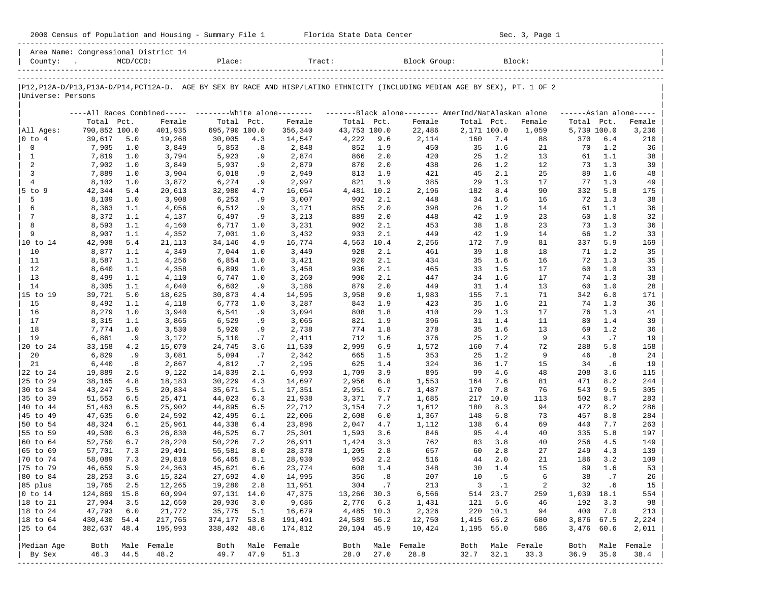2000 Census of Population and Housing - Summary File 1 Florida State Data Center Sec. 3, Page 1

Area Name: Congressional District 14
County: . MCD/CCD: Place: Tract: Block Group: Block:

P12,P12A-D/P13,P13A-D/P14,PCT12A-D. AGE BY SEX BY RACE AND HISP/LATINO ETHNICITY (INCLUDING MEDIAN AGE BY SEX), PT. 1 OF 2
Universe: Persons

| | All Races Combined Total | Pct. | Female | White alone Total | Pct. | Female | Black alone Total | Pct. | Female | AmerInd/NatAlaskan alone Total | Pct. | Female | Asian alone Total | Pct. | Female |
|---|---|---|---|---|---|---|---|---|---|---|---|---|---|---|---|
| All Ages: | 790,852 | 100.0 | 401,935 | 695,790 | 100.0 | 356,340 | 43,753 | 100.0 | 22,486 | 2,171 | 100.0 | 1,059 | 5,739 | 100.0 | 3,236 |
| 0 to 4 | 39,617 | 5.0 | 19,268 | 30,005 | 4.3 | 14,547 | 4,222 | 9.6 | 2,114 | 160 | 7.4 | 88 | 370 | 6.4 | 210 |
| 0 | 7,905 | 1.0 | 3,849 | 5,853 | .8 | 2,848 | 852 | 1.9 | 450 | 35 | 1.6 | 21 | 70 | 1.2 | 36 |
| 1 | 7,819 | 1.0 | 3,794 | 5,923 | .9 | 2,874 | 866 | 2.0 | 420 | 25 | 1.2 | 13 | 61 | 1.1 | 38 |
| 2 | 7,902 | 1.0 | 3,849 | 5,937 | .9 | 2,879 | 870 | 2.0 | 438 | 26 | 1.2 | 12 | 73 | 1.3 | 39 |
| 3 | 7,889 | 1.0 | 3,904 | 6,018 | .9 | 2,949 | 813 | 1.9 | 421 | 45 | 2.1 | 25 | 89 | 1.6 | 48 |
| 4 | 8,102 | 1.0 | 3,872 | 6,274 | .9 | 2,997 | 821 | 1.9 | 385 | 29 | 1.3 | 17 | 77 | 1.3 | 49 |
| 5 to 9 | 42,344 | 5.4 | 20,613 | 32,980 | 4.7 | 16,054 | 4,481 | 10.2 | 2,196 | 182 | 8.4 | 90 | 332 | 5.8 | 175 |
| 5 | 8,109 | 1.0 | 3,908 | 6,253 | .9 | 3,007 | 902 | 2.1 | 448 | 34 | 1.6 | 16 | 72 | 1.3 | 38 |
| 6 | 8,363 | 1.1 | 4,056 | 6,512 | .9 | 3,171 | 855 | 2.0 | 398 | 26 | 1.2 | 14 | 61 | 1.1 | 36 |
| 7 | 8,372 | 1.1 | 4,137 | 6,497 | .9 | 3,213 | 889 | 2.0 | 448 | 42 | 1.9 | 23 | 60 | 1.0 | 32 |
| 8 | 8,593 | 1.1 | 4,160 | 6,717 | 1.0 | 3,231 | 902 | 2.1 | 453 | 38 | 1.8 | 23 | 73 | 1.3 | 36 |
| 9 | 8,907 | 1.1 | 4,352 | 7,001 | 1.0 | 3,432 | 933 | 2.1 | 449 | 42 | 1.9 | 14 | 66 | 1.2 | 33 |
| 10 to 14 | 42,908 | 5.4 | 21,113 | 34,146 | 4.9 | 16,774 | 4,563 | 10.4 | 2,256 | 172 | 7.9 | 81 | 337 | 5.9 | 169 |
| 10 | 8,877 | 1.1 | 4,349 | 7,044 | 1.0 | 3,449 | 928 | 2.1 | 461 | 39 | 1.8 | 18 | 71 | 1.2 | 35 |
| 11 | 8,587 | 1.1 | 4,256 | 6,854 | 1.0 | 3,421 | 920 | 2.1 | 434 | 35 | 1.6 | 16 | 72 | 1.3 | 35 |
| 12 | 8,640 | 1.1 | 4,358 | 6,899 | 1.0 | 3,458 | 936 | 2.1 | 465 | 33 | 1.5 | 17 | 60 | 1.0 | 33 |
| 13 | 8,499 | 1.1 | 4,110 | 6,747 | 1.0 | 3,260 | 900 | 2.1 | 447 | 34 | 1.6 | 17 | 74 | 1.3 | 38 |
| 14 | 8,305 | 1.1 | 4,040 | 6,602 | .9 | 3,186 | 879 | 2.0 | 449 | 31 | 1.4 | 13 | 60 | 1.0 | 28 |
| 15 to 19 | 39,721 | 5.0 | 18,625 | 30,873 | 4.4 | 14,595 | 3,958 | 9.0 | 1,983 | 155 | 7.1 | 71 | 342 | 6.0 | 171 |
| 15 | 8,492 | 1.1 | 4,118 | 6,773 | 1.0 | 3,287 | 843 | 1.9 | 423 | 35 | 1.6 | 21 | 74 | 1.3 | 36 |
| 16 | 8,279 | 1.0 | 3,940 | 6,541 | .9 | 3,094 | 808 | 1.8 | 410 | 29 | 1.3 | 17 | 76 | 1.3 | 41 |
| 17 | 8,315 | 1.1 | 3,865 | 6,529 | .9 | 3,065 | 821 | 1.9 | 396 | 31 | 1.4 | 11 | 80 | 1.4 | 39 |
| 18 | 7,774 | 1.0 | 3,530 | 5,920 | .9 | 2,738 | 774 | 1.8 | 378 | 35 | 1.6 | 13 | 69 | 1.2 | 36 |
| 19 | 6,861 | .9 | 3,172 | 5,110 | .7 | 2,411 | 712 | 1.6 | 376 | 25 | 1.2 | 9 | 43 | .7 | 19 |
| 20 to 24 | 33,158 | 4.2 | 15,070 | 24,745 | 3.6 | 11,530 | 2,999 | 6.9 | 1,572 | 160 | 7.4 | 72 | 288 | 5.0 | 158 |
| 20 | 6,829 | .9 | 3,081 | 5,094 | .7 | 2,342 | 665 | 1.5 | 353 | 25 | 1.2 | 9 | 46 | .8 | 24 |
| 21 | 6,440 | .8 | 2,867 | 4,812 | .7 | 2,195 | 625 | 1.4 | 324 | 36 | 1.7 | 15 | 34 | .6 | 19 |
| 22 to 24 | 19,889 | 2.5 | 9,122 | 14,839 | 2.1 | 6,993 | 1,709 | 3.9 | 895 | 99 | 4.6 | 48 | 208 | 3.6 | 115 |
| 25 to 29 | 38,165 | 4.8 | 18,183 | 30,229 | 4.3 | 14,697 | 2,956 | 6.8 | 1,553 | 164 | 7.6 | 81 | 471 | 8.2 | 244 |
| 30 to 34 | 43,247 | 5.5 | 20,834 | 35,671 | 5.1 | 17,351 | 2,951 | 6.7 | 1,487 | 170 | 7.8 | 76 | 543 | 9.5 | 305 |
| 35 to 39 | 51,553 | 6.5 | 25,471 | 44,023 | 6.3 | 21,938 | 3,371 | 7.7 | 1,685 | 217 | 10.0 | 113 | 502 | 8.7 | 283 |
| 40 to 44 | 51,463 | 6.5 | 25,902 | 44,895 | 6.5 | 22,712 | 3,154 | 7.2 | 1,612 | 180 | 8.3 | 94 | 472 | 8.2 | 286 |
| 45 to 49 | 47,635 | 6.0 | 24,592 | 42,495 | 6.1 | 22,006 | 2,608 | 6.0 | 1,367 | 148 | 6.8 | 73 | 457 | 8.0 | 284 |
| 50 to 54 | 48,324 | 6.1 | 25,961 | 44,338 | 6.4 | 23,896 | 2,047 | 4.7 | 1,112 | 138 | 6.4 | 69 | 440 | 7.7 | 263 |
| 55 to 59 | 49,500 | 6.3 | 26,830 | 46,525 | 6.7 | 25,301 | 1,593 | 3.6 | 846 | 95 | 4.4 | 40 | 335 | 5.8 | 197 |
| 60 to 64 | 52,750 | 6.7 | 28,220 | 50,226 | 7.2 | 26,911 | 1,424 | 3.3 | 762 | 83 | 3.8 | 40 | 256 | 4.5 | 149 |
| 65 to 69 | 57,701 | 7.3 | 29,491 | 55,581 | 8.0 | 28,378 | 1,205 | 2.8 | 657 | 60 | 2.8 | 27 | 249 | 4.3 | 139 |
| 70 to 74 | 58,089 | 7.3 | 29,810 | 56,465 | 8.1 | 28,930 | 953 | 2.2 | 516 | 44 | 2.0 | 21 | 186 | 3.2 | 109 |
| 75 to 79 | 46,659 | 5.9 | 24,363 | 45,621 | 6.6 | 23,774 | 608 | 1.4 | 348 | 30 | 1.4 | 15 | 89 | 1.6 | 53 |
| 80 to 84 | 28,253 | 3.6 | 15,324 | 27,692 | 4.0 | 14,995 | 356 | .8 | 207 | 10 | .5 | 6 | 38 | .7 | 26 |
| 85 plus | 19,765 | 2.5 | 12,265 | 19,280 | 2.8 | 11,951 | 304 | .7 | 213 | 3 | .1 | 2 | 32 | .6 | 15 |
| 0 to 14 | 124,869 | 15.8 | 60,994 | 97,131 | 14.0 | 47,375 | 13,266 | 30.3 | 6,566 | 514 | 23.7 | 259 | 1,039 | 18.1 | 554 |
| 18 to 21 | 27,904 | 3.5 | 12,650 | 20,936 | 3.0 | 9,686 | 2,776 | 6.3 | 1,431 | 121 | 5.6 | 46 | 192 | 3.3 | 98 |
| 18 to 24 | 47,793 | 6.0 | 21,772 | 35,775 | 5.1 | 16,679 | 4,485 | 10.3 | 2,326 | 220 | 10.1 | 94 | 400 | 7.0 | 213 |
| 18 to 64 | 430,430 | 54.4 | 217,765 | 374,177 | 53.8 | 191,491 | 24,589 | 56.2 | 12,750 | 1,415 | 65.2 | 680 | 3,876 | 67.5 | 2,224 |
| 25 to 64 | 382,637 | 48.4 | 195,993 | 338,402 | 48.6 | 174,812 | 20,104 | 45.9 | 10,424 | 1,195 | 55.0 | 586 | 3,476 | 60.6 | 2,011 |

| Median Age By Sex | Both | Male | Female | Both | Male | Female | Both | Male | Female | Both | Male | Female | Both | Male | Female |
|---|---|---|---|---|---|---|---|---|---|---|---|---|---|---|---|
| | 46.3 | 44.5 | 48.2 | 49.7 | 47.9 | 51.3 | 28.0 | 27.0 | 28.8 | 32.7 | 32.1 | 33.3 | 36.9 | 35.0 | 38.4 |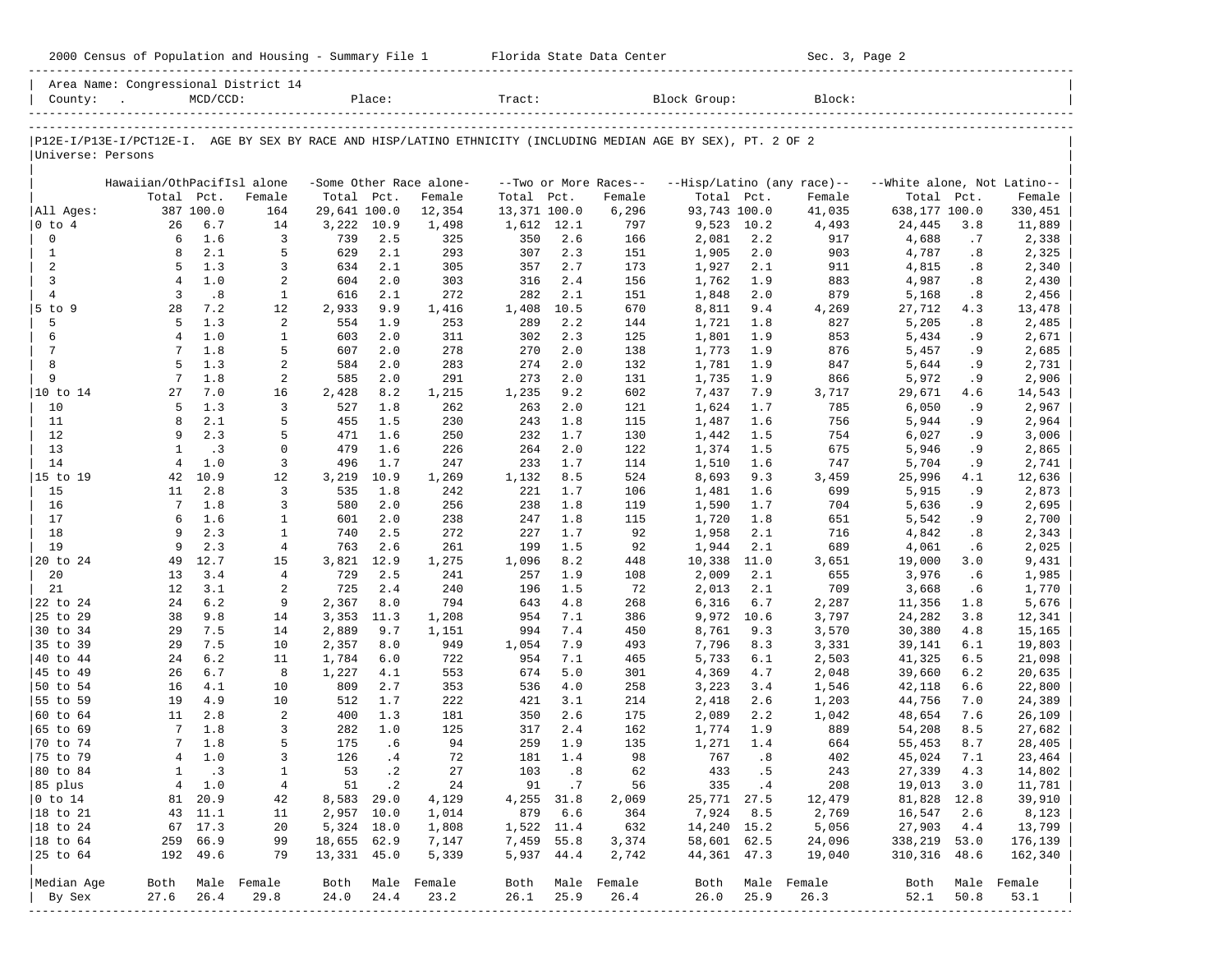2000 Census of Population and Housing - Summary File 1     Florida State Data Center     Sec. 3, Page 2

Area Name: Congressional District 14

County: .     MCD/CCD:     Place:     Tract:     Block Group:     Block:

P12E-I/P13E-I/PCT12E-I. AGE BY SEX BY RACE AND HISP/LATINO ETHNICITY (INCLUDING MEDIAN AGE BY SEX), PT. 2 OF 2

Universe: Persons

| | Hawaiian/OthPacifIsl alone | | | -Some Other Race alone- | | | --Two or More Races-- | | | --Hisp/Latino (any race)-- | | | --White alone, Not Latino-- | | |
|---|---|---|---|---|---|---|---|---|---|---|---|---|---|---|---|
| | Total | Pct. | Female | Total | Pct. | Female | Total | Pct. | Female | Total | Pct. | Female | Total | Pct. | Female |
| All Ages: | 387 | 100.0 | 164 | 29,641 | 100.0 | 12,354 | 13,371 | 100.0 | 6,296 | 93,743 | 100.0 | 41,035 | 638,177 | 100.0 | 330,451 |
| 0 to 4 | 26 | 6.7 | 14 | 3,222 | 10.9 | 1,498 | 1,612 | 12.1 | 797 | 9,523 | 10.2 | 4,493 | 24,445 | 3.8 | 11,889 |
| 0 | 6 | 1.6 | 3 | 739 | 2.5 | 325 | 350 | 2.6 | 166 | 2,081 | 2.2 | 917 | 4,688 | .7 | 2,338 |
| 1 | 8 | 2.1 | 5 | 629 | 2.1 | 293 | 307 | 2.3 | 151 | 1,905 | 2.0 | 903 | 4,787 | .8 | 2,325 |
| 2 | 5 | 1.3 | 3 | 634 | 2.1 | 305 | 357 | 2.7 | 173 | 1,927 | 2.1 | 911 | 4,815 | .8 | 2,340 |
| 3 | 4 | 1.0 | 2 | 604 | 2.0 | 303 | 316 | 2.4 | 156 | 1,762 | 1.9 | 883 | 4,987 | .8 | 2,430 |
| 4 | 3 | .8 | 1 | 616 | 2.1 | 272 | 282 | 2.1 | 151 | 1,848 | 2.0 | 879 | 5,168 | .8 | 2,456 |
| 5 to 9 | 28 | 7.2 | 12 | 2,933 | 9.9 | 1,416 | 1,408 | 10.5 | 670 | 8,811 | 9.4 | 4,269 | 27,712 | 4.3 | 13,478 |
| 5 | 5 | 1.3 | 2 | 554 | 1.9 | 253 | 289 | 2.2 | 144 | 1,721 | 1.8 | 827 | 5,205 | .8 | 2,485 |
| 6 | 4 | 1.0 | 1 | 603 | 2.0 | 311 | 302 | 2.3 | 125 | 1,801 | 1.9 | 853 | 5,434 | .9 | 2,671 |
| 7 | 7 | 1.8 | 5 | 607 | 2.0 | 278 | 270 | 2.0 | 138 | 1,773 | 1.9 | 876 | 5,457 | .9 | 2,685 |
| 8 | 5 | 1.3 | 2 | 584 | 2.0 | 283 | 274 | 2.0 | 132 | 1,781 | 1.9 | 847 | 5,644 | .9 | 2,731 |
| 9 | 7 | 1.8 | 2 | 585 | 2.0 | 291 | 273 | 2.0 | 131 | 1,735 | 1.9 | 866 | 5,972 | .9 | 2,906 |
| 10 to 14 | 27 | 7.0 | 16 | 2,428 | 8.2 | 1,215 | 1,235 | 9.2 | 602 | 7,437 | 7.9 | 3,717 | 29,671 | 4.6 | 14,543 |
| 10 | 5 | 1.3 | 3 | 527 | 1.8 | 262 | 263 | 2.0 | 121 | 1,624 | 1.7 | 785 | 6,050 | .9 | 2,967 |
| 11 | 8 | 2.1 | 5 | 455 | 1.5 | 230 | 243 | 1.8 | 115 | 1,487 | 1.6 | 756 | 5,944 | .9 | 2,964 |
| 12 | 9 | 2.3 | 5 | 471 | 1.6 | 250 | 232 | 1.7 | 130 | 1,442 | 1.5 | 754 | 6,027 | .9 | 3,006 |
| 13 | 1 | .3 | 0 | 479 | 1.6 | 226 | 264 | 2.0 | 122 | 1,374 | 1.5 | 675 | 5,946 | .9 | 2,865 |
| 14 | 4 | 1.0 | 3 | 496 | 1.7 | 247 | 233 | 1.7 | 114 | 1,510 | 1.6 | 747 | 5,704 | .9 | 2,741 |
| 15 to 19 | 42 | 10.9 | 12 | 3,219 | 10.9 | 1,269 | 1,132 | 8.5 | 524 | 8,693 | 9.3 | 3,459 | 25,996 | 4.1 | 12,636 |
| 15 | 11 | 2.8 | 3 | 535 | 1.8 | 242 | 221 | 1.7 | 106 | 1,481 | 1.6 | 699 | 5,915 | .9 | 2,873 |
| 16 | 7 | 1.8 | 3 | 580 | 2.0 | 256 | 238 | 1.8 | 119 | 1,590 | 1.7 | 704 | 5,636 | .9 | 2,695 |
| 17 | 6 | 1.6 | 1 | 601 | 2.0 | 238 | 247 | 1.8 | 115 | 1,720 | 1.8 | 651 | 5,542 | .9 | 2,700 |
| 18 | 9 | 2.3 | 1 | 740 | 2.5 | 272 | 227 | 1.7 | 92 | 1,958 | 2.1 | 716 | 4,842 | .8 | 2,343 |
| 19 | 9 | 2.3 | 4 | 763 | 2.6 | 261 | 199 | 1.5 | 92 | 1,944 | 2.1 | 689 | 4,061 | .6 | 2,025 |
| 20 to 24 | 49 | 12.7 | 15 | 3,821 | 12.9 | 1,275 | 1,096 | 8.2 | 448 | 10,338 | 11.0 | 3,651 | 19,000 | 3.0 | 9,431 |
| 20 | 13 | 3.4 | 4 | 729 | 2.5 | 241 | 257 | 1.9 | 108 | 2,009 | 2.1 | 655 | 3,976 | .6 | 1,985 |
| 21 | 12 | 3.1 | 2 | 725 | 2.4 | 240 | 196 | 1.5 | 72 | 2,013 | 2.1 | 709 | 3,668 | .6 | 1,770 |
| 22 to 24 | 24 | 6.2 | 9 | 2,367 | 8.0 | 794 | 643 | 4.8 | 268 | 6,316 | 6.7 | 2,287 | 11,356 | 1.8 | 5,676 |
| 25 to 29 | 38 | 9.8 | 14 | 3,353 | 11.3 | 1,208 | 954 | 7.1 | 386 | 9,972 | 10.6 | 3,797 | 24,282 | 3.8 | 12,341 |
| 30 to 34 | 29 | 7.5 | 14 | 2,889 | 9.7 | 1,151 | 994 | 7.4 | 450 | 8,761 | 9.3 | 3,570 | 30,380 | 4.8 | 15,165 |
| 35 to 39 | 29 | 7.5 | 10 | 2,357 | 8.0 | 949 | 1,054 | 7.9 | 493 | 7,796 | 8.3 | 3,331 | 39,141 | 6.1 | 19,803 |
| 40 to 44 | 24 | 6.2 | 11 | 1,784 | 6.0 | 722 | 954 | 7.1 | 465 | 5,733 | 6.1 | 2,503 | 41,325 | 6.5 | 21,098 |
| 45 to 49 | 26 | 6.7 | 8 | 1,227 | 4.1 | 553 | 674 | 5.0 | 301 | 4,369 | 4.7 | 2,048 | 39,660 | 6.2 | 20,635 |
| 50 to 54 | 16 | 4.1 | 10 | 809 | 2.7 | 353 | 536 | 4.0 | 258 | 3,223 | 3.4 | 1,546 | 42,118 | 6.6 | 22,800 |
| 55 to 59 | 19 | 4.9 | 10 | 512 | 1.7 | 222 | 421 | 3.1 | 214 | 2,418 | 2.6 | 1,203 | 44,756 | 7.0 | 24,389 |
| 60 to 64 | 11 | 2.8 | 2 | 400 | 1.3 | 181 | 350 | 2.6 | 175 | 2,089 | 2.2 | 1,042 | 48,654 | 7.6 | 26,109 |
| 65 to 69 | 7 | 1.8 | 3 | 282 | 1.0 | 125 | 317 | 2.4 | 162 | 1,774 | 1.9 | 889 | 54,208 | 8.5 | 27,682 |
| 70 to 74 | 7 | 1.8 | 5 | 175 | .6 | 94 | 259 | 1.9 | 135 | 1,271 | 1.4 | 664 | 55,453 | 8.7 | 28,405 |
| 75 to 79 | 4 | 1.0 | 3 | 126 | .4 | 72 | 181 | 1.4 | 98 | 767 | .8 | 402 | 45,024 | 7.1 | 23,464 |
| 80 to 84 | 1 | .3 | 1 | 53 | .2 | 27 | 103 | .8 | 62 | 433 | .5 | 243 | 27,339 | 4.3 | 14,802 |
| 85 plus | 4 | 1.0 | 4 | 51 | .2 | 24 | 91 | .7 | 56 | 335 | .4 | 208 | 19,013 | 3.0 | 11,781 |
| 0 to 14 | 81 | 20.9 | 42 | 8,583 | 29.0 | 4,129 | 4,255 | 31.8 | 2,069 | 25,771 | 27.5 | 12,479 | 81,828 | 12.8 | 39,910 |
| 18 to 21 | 43 | 11.1 | 11 | 2,957 | 10.0 | 1,014 | 879 | 6.6 | 364 | 7,924 | 8.5 | 2,769 | 16,547 | 2.6 | 8,123 |
| 18 to 24 | 67 | 17.3 | 20 | 5,324 | 18.0 | 1,808 | 1,522 | 11.4 | 632 | 14,240 | 15.2 | 5,056 | 27,903 | 4.4 | 13,799 |
| 18 to 64 | 259 | 66.9 | 99 | 18,655 | 62.9 | 7,147 | 7,459 | 55.8 | 3,374 | 58,601 | 62.5 | 24,096 | 338,219 | 53.0 | 176,139 |
| 25 to 64 | 192 | 49.6 | 79 | 13,331 | 45.0 | 5,339 | 5,937 | 44.4 | 2,742 | 44,361 | 47.3 | 19,040 | 310,316 | 48.6 | 162,340 |
| Median Age | Both | Male | Female | Both | Male | Female | Both | Male | Female | Both | Male | Female | Both | Male | Female |
| By Sex | 27.6 | 26.4 | 29.8 | 24.0 | 24.4 | 23.2 | 26.1 | 25.9 | 26.4 | 26.0 | 25.9 | 26.3 | 52.1 | 50.8 | 53.1 |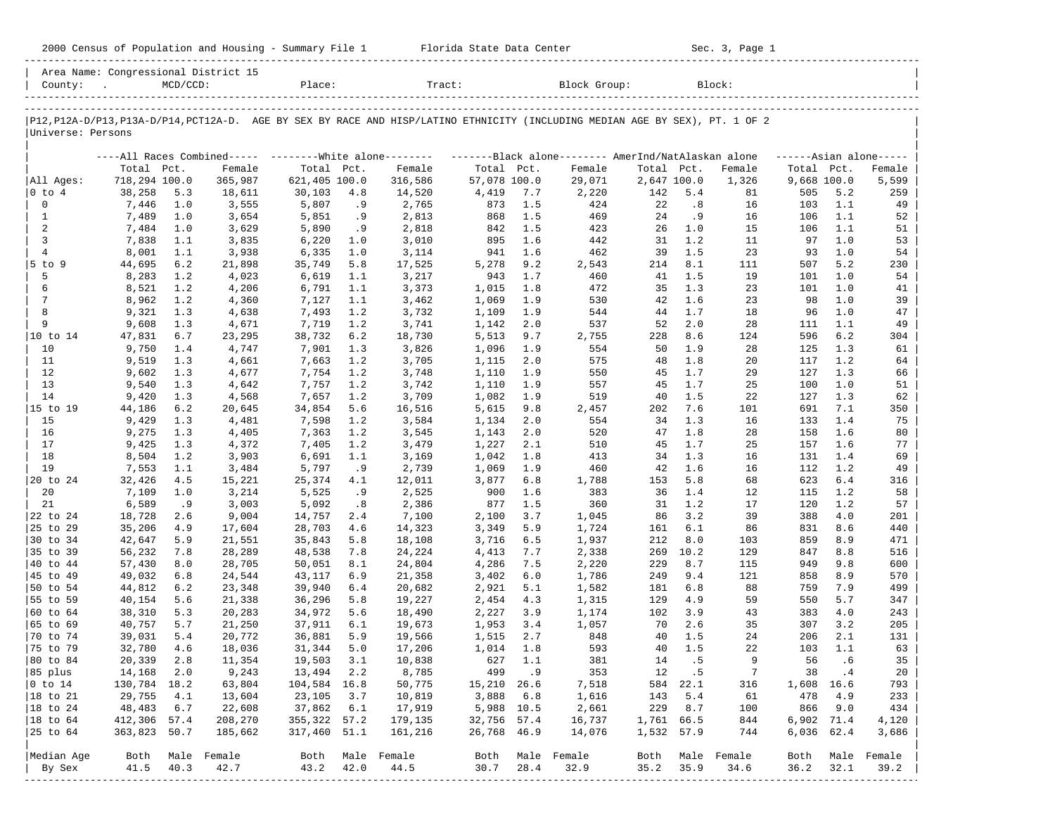2000 Census of Population and Housing - Summary File 1 Florida State Data Center Sec. 3, Page 1

Area Name: Congressional District 15
County: . MCD/CCD: Place: Tract: Block Group: Block:

P12,P12A-D/P13,P13A-D/P14,PCT12A-D. AGE BY SEX BY RACE AND HISP/LATINO ETHNICITY (INCLUDING MEDIAN AGE BY SEX), PT. 1 OF 2
Universe: Persons

| | All Races Combined | | | White alone | | | Black alone | | | AmerInd/NatAlaskan alone | | | Asian alone | | |
|---|---|---|---|---|---|---|---|---|---|---|---|---|---|---|---|
| | Total | Pct. | Female | Total | Pct. | Female | Total | Pct. | Female | Total | Pct. | Female | Total | Pct. | Female |
| All Ages: | 718,294 | 100.0 | 365,987 | 621,405 | 100.0 | 316,586 | 57,078 | 100.0 | 29,071 | 2,647 | 100.0 | 1,326 | 9,668 | 100.0 | 5,599 |
| 0 to 4 | 38,258 | 5.3 | 18,611 | 30,103 | 4.8 | 14,520 | 4,419 | 7.7 | 2,220 | 142 | 5.4 | 81 | 505 | 5.2 | 259 |
| 0 | 7,446 | 1.0 | 3,555 | 5,807 | .9 | 2,765 | 873 | 1.5 | 424 | 22 | .8 | 16 | 103 | 1.1 | 49 |
| 1 | 7,489 | 1.0 | 3,654 | 5,851 | .9 | 2,813 | 868 | 1.5 | 469 | 24 | .9 | 16 | 106 | 1.1 | 52 |
| 2 | 7,484 | 1.0 | 3,629 | 5,890 | .9 | 2,818 | 842 | 1.5 | 423 | 26 | 1.0 | 15 | 106 | 1.1 | 51 |
| 3 | 7,838 | 1.1 | 3,835 | 6,220 | 1.0 | 3,010 | 895 | 1.6 | 442 | 31 | 1.2 | 11 | 97 | 1.0 | 53 |
| 4 | 8,001 | 1.1 | 3,938 | 6,335 | 1.0 | 3,114 | 941 | 1.6 | 462 | 39 | 1.5 | 23 | 93 | 1.0 | 54 |
| 5 to 9 | 44,695 | 6.2 | 21,898 | 35,749 | 5.8 | 17,525 | 5,278 | 9.2 | 2,543 | 214 | 8.1 | 111 | 507 | 5.2 | 230 |
| 5 | 8,283 | 1.2 | 4,023 | 6,619 | 1.1 | 3,217 | 943 | 1.7 | 460 | 41 | 1.5 | 19 | 101 | 1.0 | 54 |
| 6 | 8,521 | 1.2 | 4,206 | 6,791 | 1.1 | 3,373 | 1,015 | 1.8 | 472 | 35 | 1.3 | 23 | 101 | 1.0 | 41 |
| 7 | 8,962 | 1.2 | 4,360 | 7,127 | 1.1 | 3,462 | 1,069 | 1.9 | 530 | 42 | 1.6 | 23 | 98 | 1.0 | 39 |
| 8 | 9,321 | 1.3 | 4,638 | 7,493 | 1.2 | 3,732 | 1,109 | 1.9 | 544 | 44 | 1.7 | 18 | 96 | 1.0 | 47 |
| 9 | 9,608 | 1.3 | 4,671 | 7,719 | 1.2 | 3,741 | 1,142 | 2.0 | 537 | 52 | 2.0 | 28 | 111 | 1.1 | 49 |
| 10 to 14 | 47,831 | 6.7 | 23,295 | 38,732 | 6.2 | 18,730 | 5,513 | 9.7 | 2,755 | 228 | 8.6 | 124 | 596 | 6.2 | 304 |
| 10 | 9,750 | 1.4 | 4,747 | 7,901 | 1.3 | 3,826 | 1,096 | 1.9 | 554 | 50 | 1.9 | 28 | 125 | 1.3 | 61 |
| 11 | 9,519 | 1.3 | 4,661 | 7,663 | 1.2 | 3,705 | 1,115 | 2.0 | 575 | 48 | 1.8 | 20 | 117 | 1.2 | 64 |
| 12 | 9,602 | 1.3 | 4,677 | 7,754 | 1.2 | 3,748 | 1,110 | 1.9 | 550 | 45 | 1.7 | 29 | 127 | 1.3 | 66 |
| 13 | 9,540 | 1.3 | 4,642 | 7,757 | 1.2 | 3,742 | 1,110 | 1.9 | 557 | 45 | 1.7 | 25 | 100 | 1.0 | 51 |
| 14 | 9,420 | 1.3 | 4,568 | 7,657 | 1.2 | 3,709 | 1,082 | 1.9 | 519 | 40 | 1.5 | 22 | 127 | 1.3 | 62 |
| 15 to 19 | 44,186 | 6.2 | 20,645 | 34,854 | 5.6 | 16,516 | 5,615 | 9.8 | 2,457 | 202 | 7.6 | 101 | 691 | 7.1 | 350 |
| 15 | 9,429 | 1.3 | 4,481 | 7,598 | 1.2 | 3,584 | 1,134 | 2.0 | 554 | 34 | 1.3 | 16 | 133 | 1.4 | 75 |
| 16 | 9,275 | 1.3 | 4,405 | 7,363 | 1.2 | 3,545 | 1,143 | 2.0 | 520 | 47 | 1.8 | 28 | 158 | 1.6 | 80 |
| 17 | 9,425 | 1.3 | 4,372 | 7,405 | 1.2 | 3,479 | 1,227 | 2.1 | 510 | 45 | 1.7 | 25 | 157 | 1.6 | 77 |
| 18 | 8,504 | 1.2 | 3,903 | 6,691 | 1.1 | 3,169 | 1,042 | 1.8 | 413 | 34 | 1.3 | 16 | 131 | 1.4 | 69 |
| 19 | 7,553 | 1.1 | 3,484 | 5,797 | .9 | 2,739 | 1,069 | 1.9 | 460 | 42 | 1.6 | 16 | 112 | 1.2 | 49 |
| 20 to 24 | 32,426 | 4.5 | 15,221 | 25,374 | 4.1 | 12,011 | 3,877 | 6.8 | 1,788 | 153 | 5.8 | 68 | 623 | 6.4 | 316 |
| 20 | 7,109 | 1.0 | 3,214 | 5,525 | .9 | 2,525 | 900 | 1.6 | 383 | 36 | 1.4 | 12 | 115 | 1.2 | 58 |
| 21 | 6,589 | .9 | 3,003 | 5,092 | .8 | 2,386 | 877 | 1.5 | 360 | 31 | 1.2 | 17 | 120 | 1.2 | 57 |
| 22 to 24 | 18,728 | 2.6 | 9,004 | 14,757 | 2.4 | 7,100 | 2,100 | 3.7 | 1,045 | 86 | 3.2 | 39 | 388 | 4.0 | 201 |
| 25 to 29 | 35,206 | 4.9 | 17,604 | 28,703 | 4.6 | 14,323 | 3,349 | 5.9 | 1,724 | 161 | 6.1 | 86 | 831 | 8.6 | 440 |
| 30 to 34 | 42,647 | 5.9 | 21,551 | 35,843 | 5.8 | 18,108 | 3,716 | 6.5 | 1,937 | 212 | 8.0 | 103 | 859 | 8.9 | 471 |
| 35 to 39 | 56,232 | 7.8 | 28,289 | 48,538 | 7.8 | 24,224 | 4,413 | 7.7 | 2,338 | 269 | 10.2 | 129 | 847 | 8.8 | 516 |
| 40 to 44 | 57,430 | 8.0 | 28,705 | 50,051 | 8.1 | 24,804 | 4,286 | 7.5 | 2,220 | 229 | 8.7 | 115 | 949 | 9.8 | 600 |
| 45 to 49 | 49,032 | 6.8 | 24,544 | 43,117 | 6.9 | 21,358 | 3,402 | 6.0 | 1,786 | 249 | 9.4 | 121 | 858 | 8.9 | 570 |
| 50 to 54 | 44,812 | 6.2 | 23,348 | 39,940 | 6.4 | 20,682 | 2,921 | 5.1 | 1,582 | 181 | 6.8 | 88 | 759 | 7.9 | 499 |
| 55 to 59 | 40,154 | 5.6 | 21,338 | 36,296 | 5.8 | 19,227 | 2,454 | 4.3 | 1,315 | 129 | 4.9 | 59 | 550 | 5.7 | 347 |
| 60 to 64 | 38,310 | 5.3 | 20,283 | 34,972 | 5.6 | 18,490 | 2,227 | 3.9 | 1,174 | 102 | 3.9 | 43 | 383 | 4.0 | 243 |
| 65 to 69 | 40,757 | 5.7 | 21,250 | 37,911 | 6.1 | 19,673 | 1,953 | 3.4 | 1,057 | 70 | 2.6 | 35 | 307 | 3.2 | 205 |
| 70 to 74 | 39,031 | 5.4 | 20,772 | 36,881 | 5.9 | 19,566 | 1,515 | 2.7 | 848 | 40 | 1.5 | 24 | 206 | 2.1 | 131 |
| 75 to 79 | 32,780 | 4.6 | 18,036 | 31,344 | 5.0 | 17,206 | 1,014 | 1.8 | 593 | 40 | 1.5 | 22 | 103 | 1.1 | 63 |
| 80 to 84 | 20,339 | 2.8 | 11,354 | 19,503 | 3.1 | 10,838 | 627 | 1.1 | 381 | 14 | .5 | 9 | 56 | .6 | 35 |
| 85 plus | 14,168 | 2.0 | 9,243 | 13,494 | 2.2 | 8,785 | 499 | .9 | 353 | 12 | .5 | 7 | 38 | .4 | 20 |
| 0 to 14 | 130,784 | 18.2 | 63,804 | 104,584 | 16.8 | 50,775 | 15,210 | 26.6 | 7,518 | 584 | 22.1 | 316 | 1,608 | 16.6 | 793 |
| 18 to 21 | 29,755 | 4.1 | 13,604 | 23,105 | 3.7 | 10,819 | 3,888 | 6.8 | 1,616 | 143 | 5.4 | 61 | 478 | 4.9 | 233 |
| 18 to 24 | 48,483 | 6.7 | 22,608 | 37,862 | 6.1 | 17,919 | 5,988 | 10.5 | 2,661 | 229 | 8.7 | 100 | 866 | 9.0 | 434 |
| 18 to 64 | 412,306 | 57.4 | 208,270 | 355,322 | 57.2 | 179,135 | 32,756 | 57.4 | 16,737 | 1,761 | 66.5 | 844 | 6,902 | 71.4 | 4,120 |
| 25 to 64 | 363,823 | 50.7 | 185,662 | 317,460 | 51.1 | 161,216 | 26,768 | 46.9 | 14,076 | 1,532 | 57.9 | 744 | 6,036 | 62.4 | 3,686 |
| Median Age | Both | Male | Female | Both | Male | Female | Both | Male | Female | Both | Male | Female | Both | Male | Female |
| By Sex | 41.5 | 40.3 | 42.7 | 43.2 | 42.0 | 44.5 | 30.7 | 28.4 | 32.9 | 35.2 | 35.9 | 34.6 | 36.2 | 32.1 | 39.2 |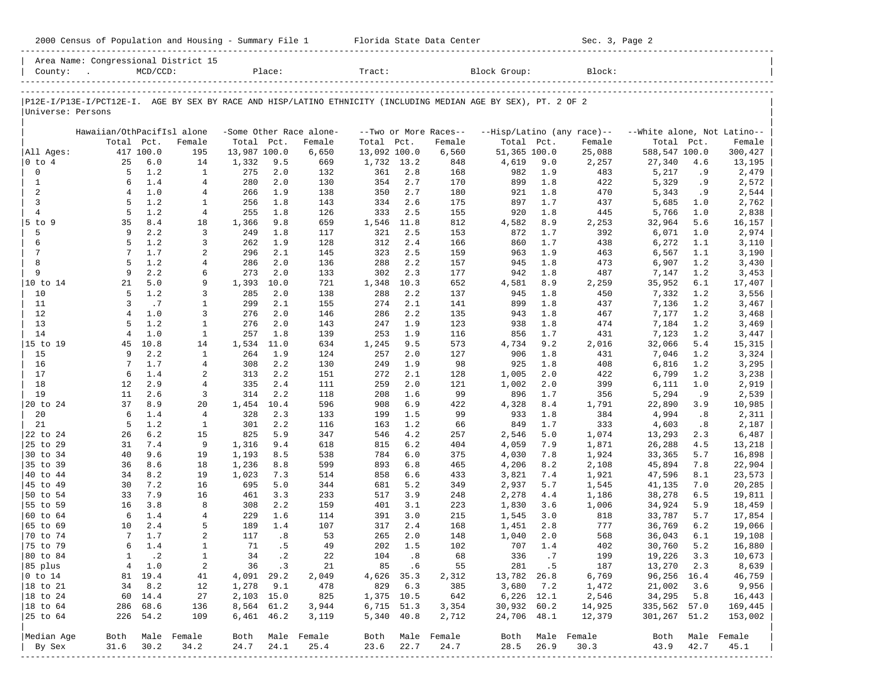2000 Census of Population and Housing - Summary File 1 Florida State Data Center Sec. 3, Page 2

Area Name: Congressional District 15

County: . MCD/CCD: Place: Tract: Block Group: Block:

P12E-I/P13E-I/PCT12E-I. AGE BY SEX BY RACE AND HISP/LATINO ETHNICITY (INCLUDING MEDIAN AGE BY SEX), PT. 2 OF 2

Universe: Persons

| | Hawaiian/OthPacifIsl alone | | | -Some Other Race alone- | | | --Two or More Races-- | | | --Hisp/Latino (any race)-- | | | --White alone, Not Latino-- | | |
|---|---|---|---|---|---|---|---|---|---|---|---|---|---|---|---|
| | Total | Pct. | Female | Total | Pct. | Female | Total | Pct. | Female | Total | Pct. | Female | Total | Pct. | Female |
| All Ages: | 417 | 100.0 | 195 | 13,987 | 100.0 | 6,650 | 13,092 | 100.0 | 6,560 | 51,365 | 100.0 | 25,088 | 588,547 | 100.0 | 300,427 |
| 0 to 4 | 25 | 6.0 | 14 | 1,332 | 9.5 | 669 | 1,732 | 13.2 | 848 | 4,619 | 9.0 | 2,257 | 27,340 | 4.6 | 13,195 |
| 0 | 5 | 1.2 | 1 | 275 | 2.0 | 132 | 361 | 2.8 | 168 | 982 | 1.9 | 483 | 5,217 | .9 | 2,479 |
| 1 | 6 | 1.4 | 4 | 280 | 2.0 | 130 | 354 | 2.7 | 170 | 899 | 1.8 | 422 | 5,329 | .9 | 2,572 |
| 2 | 4 | 1.0 | 4 | 266 | 1.9 | 138 | 350 | 2.7 | 180 | 921 | 1.8 | 470 | 5,343 | .9 | 2,544 |
| 3 | 5 | 1.2 | 1 | 256 | 1.8 | 143 | 334 | 2.6 | 175 | 897 | 1.7 | 437 | 5,685 | 1.0 | 2,762 |
| 4 | 5 | 1.2 | 4 | 255 | 1.8 | 126 | 333 | 2.5 | 155 | 920 | 1.8 | 445 | 5,766 | 1.0 | 2,838 |
| 5 to 9 | 35 | 8.4 | 18 | 1,366 | 9.8 | 659 | 1,546 | 11.8 | 812 | 4,582 | 8.9 | 2,253 | 32,964 | 5.6 | 16,157 |
| 5 | 9 | 2.2 | 3 | 249 | 1.8 | 117 | 321 | 2.5 | 153 | 872 | 1.7 | 392 | 6,071 | 1.0 | 2,974 |
| 6 | 5 | 1.2 | 3 | 262 | 1.9 | 128 | 312 | 2.4 | 166 | 860 | 1.7 | 438 | 6,272 | 1.1 | 3,110 |
| 7 | 7 | 1.7 | 2 | 296 | 2.1 | 145 | 323 | 2.5 | 159 | 963 | 1.9 | 463 | 6,567 | 1.1 | 3,190 |
| 8 | 5 | 1.2 | 4 | 286 | 2.0 | 136 | 288 | 2.2 | 157 | 945 | 1.8 | 473 | 6,907 | 1.2 | 3,430 |
| 9 | 9 | 2.2 | 6 | 273 | 2.0 | 133 | 302 | 2.3 | 177 | 942 | 1.8 | 487 | 7,147 | 1.2 | 3,453 |
| 10 to 14 | 21 | 5.0 | 9 | 1,393 | 10.0 | 721 | 1,348 | 10.3 | 652 | 4,581 | 8.9 | 2,259 | 35,952 | 6.1 | 17,407 |
| 10 | 5 | 1.2 | 3 | 285 | 2.0 | 138 | 288 | 2.2 | 137 | 945 | 1.8 | 450 | 7,332 | 1.2 | 3,556 |
| 11 | 3 | .7 | 1 | 299 | 2.1 | 155 | 274 | 2.1 | 141 | 899 | 1.8 | 437 | 7,136 | 1.2 | 3,467 |
| 12 | 4 | 1.0 | 3 | 276 | 2.0 | 146 | 286 | 2.2 | 135 | 943 | 1.8 | 467 | 7,177 | 1.2 | 3,468 |
| 13 | 5 | 1.2 | 1 | 276 | 2.0 | 143 | 247 | 1.9 | 123 | 938 | 1.8 | 474 | 7,184 | 1.2 | 3,469 |
| 14 | 4 | 1.0 | 1 | 257 | 1.8 | 139 | 253 | 1.9 | 116 | 856 | 1.7 | 431 | 7,123 | 1.2 | 3,447 |
| 15 to 19 | 45 | 10.8 | 14 | 1,534 | 11.0 | 634 | 1,245 | 9.5 | 573 | 4,734 | 9.2 | 2,016 | 32,066 | 5.4 | 15,315 |
| 15 | 9 | 2.2 | 1 | 264 | 1.9 | 124 | 257 | 2.0 | 127 | 906 | 1.8 | 431 | 7,046 | 1.2 | 3,324 |
| 16 | 7 | 1.7 | 4 | 308 | 2.2 | 130 | 249 | 1.9 | 98 | 925 | 1.8 | 408 | 6,816 | 1.2 | 3,295 |
| 17 | 6 | 1.4 | 2 | 313 | 2.2 | 151 | 272 | 2.1 | 128 | 1,005 | 2.0 | 422 | 6,799 | 1.2 | 3,238 |
| 18 | 12 | 2.9 | 4 | 335 | 2.4 | 111 | 259 | 2.0 | 121 | 1,002 | 2.0 | 399 | 6,111 | 1.0 | 2,919 |
| 19 | 11 | 2.6 | 3 | 314 | 2.2 | 118 | 208 | 1.6 | 99 | 896 | 1.7 | 356 | 5,294 | .9 | 2,539 |
| 20 to 24 | 37 | 8.9 | 20 | 1,454 | 10.4 | 596 | 908 | 6.9 | 422 | 4,328 | 8.4 | 1,791 | 22,890 | 3.9 | 10,985 |
| 20 | 6 | 1.4 | 4 | 328 | 2.3 | 133 | 199 | 1.5 | 99 | 933 | 1.8 | 384 | 4,994 | .8 | 2,311 |
| 21 | 5 | 1.2 | 1 | 301 | 2.2 | 116 | 163 | 1.2 | 66 | 849 | 1.7 | 333 | 4,603 | .8 | 2,187 |
| 22 to 24 | 26 | 6.2 | 15 | 825 | 5.9 | 347 | 546 | 4.2 | 257 | 2,546 | 5.0 | 1,074 | 13,293 | 2.3 | 6,487 |
| 25 to 29 | 31 | 7.4 | 9 | 1,316 | 9.4 | 618 | 815 | 6.2 | 404 | 4,059 | 7.9 | 1,871 | 26,288 | 4.5 | 13,218 |
| 30 to 34 | 40 | 9.6 | 19 | 1,193 | 8.5 | 538 | 784 | 6.0 | 375 | 4,030 | 7.8 | 1,924 | 33,365 | 5.7 | 16,898 |
| 35 to 39 | 36 | 8.6 | 18 | 1,236 | 8.8 | 599 | 893 | 6.8 | 465 | 4,206 | 8.2 | 2,108 | 45,894 | 7.8 | 22,904 |
| 40 to 44 | 34 | 8.2 | 19 | 1,023 | 7.3 | 514 | 858 | 6.6 | 433 | 3,821 | 7.4 | 1,921 | 47,596 | 8.1 | 23,573 |
| 45 to 49 | 30 | 7.2 | 16 | 695 | 5.0 | 344 | 681 | 5.2 | 349 | 2,937 | 5.7 | 1,545 | 41,135 | 7.0 | 20,285 |
| 50 to 54 | 33 | 7.9 | 16 | 461 | 3.3 | 233 | 517 | 3.9 | 248 | 2,278 | 4.4 | 1,186 | 38,278 | 6.5 | 19,811 |
| 55 to 59 | 16 | 3.8 | 8 | 308 | 2.2 | 159 | 401 | 3.1 | 223 | 1,830 | 3.6 | 1,006 | 34,924 | 5.9 | 18,459 |
| 60 to 64 | 6 | 1.4 | 4 | 229 | 1.6 | 114 | 391 | 3.0 | 215 | 1,545 | 3.0 | 818 | 33,787 | 5.7 | 17,854 |
| 65 to 69 | 10 | 2.4 | 5 | 189 | 1.4 | 107 | 317 | 2.4 | 168 | 1,451 | 2.8 | 777 | 36,769 | 6.2 | 19,066 |
| 70 to 74 | 7 | 1.7 | 2 | 117 | .8 | 53 | 265 | 2.0 | 148 | 1,040 | 2.0 | 568 | 36,043 | 6.1 | 19,108 |
| 75 to 79 | 6 | 1.4 | 1 | 71 | .5 | 49 | 202 | 1.5 | 102 | 707 | 1.4 | 402 | 30,760 | 5.2 | 16,880 |
| 80 to 84 | 1 | .2 | 1 | 34 | .2 | 22 | 104 | .8 | 68 | 336 | .7 | 199 | 19,226 | 3.3 | 10,673 |
| 85 plus | 4 | 1.0 | 2 | 36 | .3 | 21 | 85 | .6 | 55 | 281 | .5 | 187 | 13,270 | 2.3 | 8,639 |
| 0 to 14 | 81 | 19.4 | 41 | 4,091 | 29.2 | 2,049 | 4,626 | 35.3 | 2,312 | 13,782 | 26.8 | 6,769 | 96,256 | 16.4 | 46,759 |
| 18 to 21 | 34 | 8.2 | 12 | 1,278 | 9.1 | 478 | 829 | 6.3 | 385 | 3,680 | 7.2 | 1,472 | 21,002 | 3.6 | 9,956 |
| 18 to 24 | 60 | 14.4 | 27 | 2,103 | 15.0 | 825 | 1,375 | 10.5 | 642 | 6,226 | 12.1 | 2,546 | 34,295 | 5.8 | 16,443 |
| 18 to 64 | 286 | 68.6 | 136 | 8,564 | 61.2 | 3,944 | 6,715 | 51.3 | 3,354 | 30,932 | 60.2 | 14,925 | 335,562 | 57.0 | 169,445 |
| 25 to 64 | 226 | 54.2 | 109 | 6,461 | 46.2 | 3,119 | 5,340 | 40.8 | 2,712 | 24,706 | 48.1 | 12,379 | 301,267 | 51.2 | 153,002 |
| Median Age | Both | Male | Female | Both | Male | Female | Both | Male | Female | Both | Male | Female | Both | Male | Female |
| By Sex | 31.6 | 30.2 | 34.2 | 24.7 | 24.1 | 25.4 | 23.6 | 22.7 | 24.7 | 28.5 | 26.9 | 30.3 | 43.9 | 42.7 | 45.1 |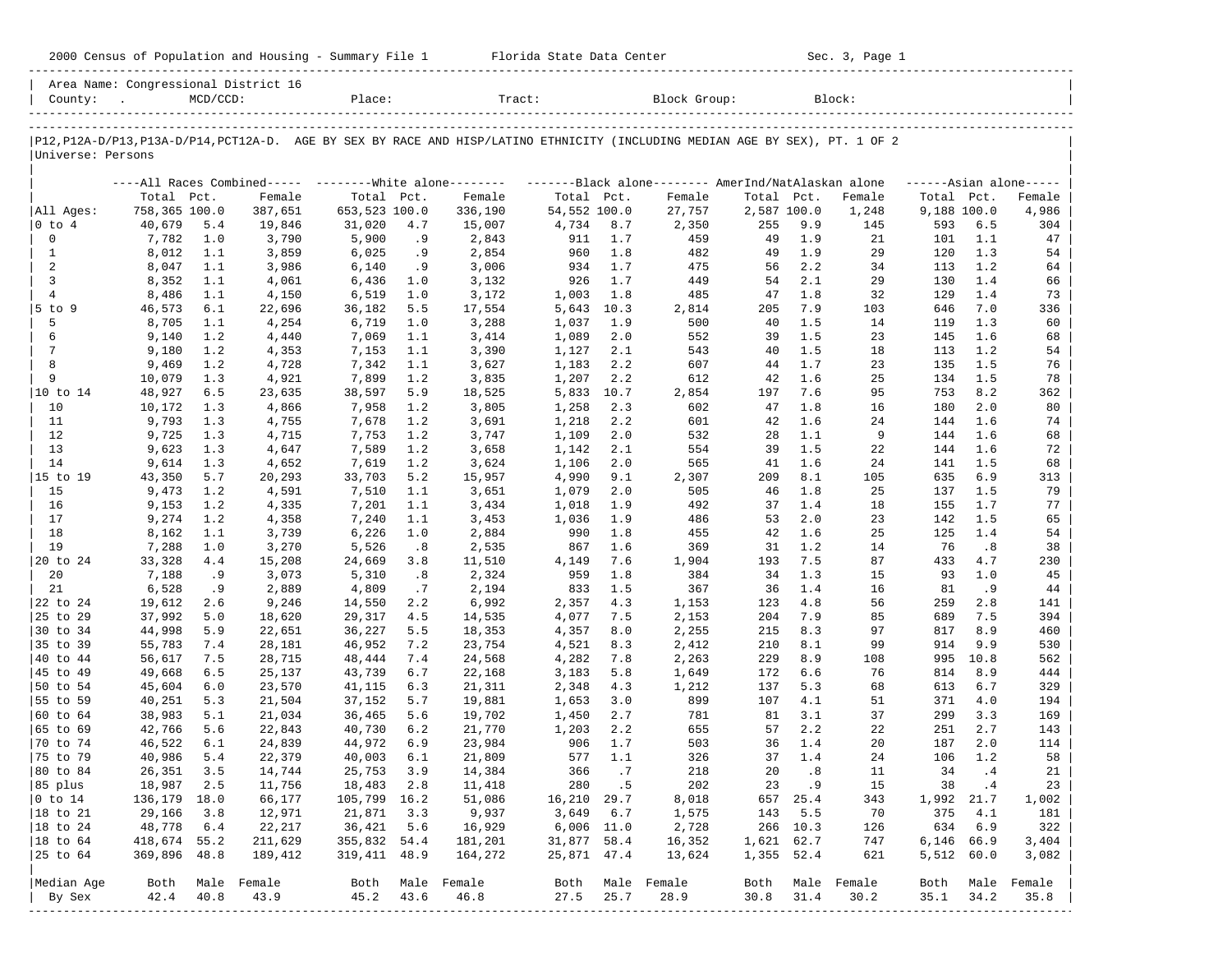2000 Census of Population and Housing - Summary File 1 Florida State Data Center Sec. 3, Page 1

Area Name: Congressional District 16
County: . MCD/CCD: Place: Tract: Block Group: Block:

P12,P12A-D/P13,P13A-D/P14,PCT12A-D. AGE BY SEX BY RACE AND HISP/LATINO ETHNICITY (INCLUDING MEDIAN AGE BY SEX), PT. 1 OF 2
Universe: Persons

| | All Races Combined Total | Pct. | Female | White alone Total | Pct. | Female | Black alone Total | Pct. | Female | AmerInd/NatAlaskan alone Total | Pct. | Female | Asian alone Total | Pct. | Female |
|---|---|---|---|---|---|---|---|---|---|---|---|---|---|---|---|
| All Ages: | 758,365 | 100.0 | 387,651 | 653,523 | 100.0 | 336,190 | 54,552 | 100.0 | 27,757 | 2,587 | 100.0 | 1,248 | 9,188 | 100.0 | 4,986 |
| 0 to 4 | 40,679 | 5.4 | 19,846 | 31,020 | 4.7 | 15,007 | 4,734 | 8.7 | 2,350 | 255 | 9.9 | 145 | 593 | 6.5 | 304 |
| 0 | 7,782 | 1.0 | 3,790 | 5,900 | .9 | 2,843 | 911 | 1.7 | 459 | 49 | 1.9 | 21 | 101 | 1.1 | 47 |
| 1 | 8,012 | 1.1 | 3,859 | 6,025 | .9 | 2,854 | 960 | 1.8 | 482 | 49 | 1.9 | 29 | 120 | 1.3 | 54 |
| 2 | 8,047 | 1.1 | 3,986 | 6,140 | .9 | 3,006 | 934 | 1.7 | 475 | 56 | 2.2 | 34 | 113 | 1.2 | 64 |
| 3 | 8,352 | 1.1 | 4,061 | 6,436 | 1.0 | 3,132 | 926 | 1.7 | 449 | 54 | 2.1 | 29 | 130 | 1.4 | 66 |
| 4 | 8,486 | 1.1 | 4,150 | 6,519 | 1.0 | 3,172 | 1,003 | 1.8 | 485 | 47 | 1.8 | 32 | 129 | 1.4 | 73 |
| 5 to 9 | 46,573 | 6.1 | 22,696 | 36,182 | 5.5 | 17,554 | 5,643 | 10.3 | 2,814 | 205 | 7.9 | 103 | 646 | 7.0 | 336 |
| 5 | 8,705 | 1.1 | 4,254 | 6,719 | 1.0 | 3,288 | 1,037 | 1.9 | 500 | 40 | 1.5 | 14 | 119 | 1.3 | 60 |
| 6 | 9,140 | 1.2 | 4,440 | 7,069 | 1.1 | 3,414 | 1,089 | 2.0 | 552 | 39 | 1.5 | 23 | 145 | 1.6 | 68 |
| 7 | 9,180 | 1.2 | 4,353 | 7,153 | 1.1 | 3,390 | 1,127 | 2.1 | 543 | 40 | 1.5 | 18 | 113 | 1.2 | 54 |
| 8 | 9,469 | 1.2 | 4,728 | 7,342 | 1.1 | 3,627 | 1,183 | 2.2 | 607 | 44 | 1.7 | 23 | 135 | 1.5 | 76 |
| 9 | 10,079 | 1.3 | 4,921 | 7,899 | 1.2 | 3,835 | 1,207 | 2.2 | 612 | 42 | 1.6 | 25 | 134 | 1.5 | 78 |
| 10 to 14 | 48,927 | 6.5 | 23,635 | 38,597 | 5.9 | 18,525 | 5,833 | 10.7 | 2,854 | 197 | 7.6 | 95 | 753 | 8.2 | 362 |
| 10 | 10,172 | 1.3 | 4,866 | 7,958 | 1.2 | 3,805 | 1,258 | 2.3 | 602 | 47 | 1.8 | 16 | 180 | 2.0 | 80 |
| 11 | 9,793 | 1.3 | 4,755 | 7,678 | 1.2 | 3,691 | 1,218 | 2.2 | 601 | 42 | 1.6 | 24 | 144 | 1.6 | 74 |
| 12 | 9,725 | 1.3 | 4,715 | 7,753 | 1.2 | 3,747 | 1,109 | 2.0 | 532 | 28 | 1.1 | 9 | 144 | 1.6 | 68 |
| 13 | 9,623 | 1.3 | 4,647 | 7,589 | 1.2 | 3,658 | 1,142 | 2.1 | 554 | 39 | 1.5 | 22 | 144 | 1.6 | 72 |
| 14 | 9,614 | 1.3 | 4,652 | 7,619 | 1.2 | 3,624 | 1,106 | 2.0 | 565 | 41 | 1.6 | 24 | 141 | 1.5 | 68 |
| 15 to 19 | 43,350 | 5.7 | 20,293 | 33,703 | 5.2 | 15,957 | 4,990 | 9.1 | 2,307 | 209 | 8.1 | 105 | 635 | 6.9 | 313 |
| 15 | 9,473 | 1.2 | 4,591 | 7,510 | 1.1 | 3,651 | 1,079 | 2.0 | 505 | 46 | 1.8 | 25 | 137 | 1.5 | 79 |
| 16 | 9,153 | 1.2 | 4,335 | 7,201 | 1.1 | 3,434 | 1,018 | 1.9 | 492 | 37 | 1.4 | 18 | 155 | 1.7 | 77 |
| 17 | 9,274 | 1.2 | 4,358 | 7,240 | 1.1 | 3,453 | 1,036 | 1.9 | 486 | 53 | 2.0 | 23 | 142 | 1.5 | 65 |
| 18 | 8,162 | 1.1 | 3,739 | 6,226 | 1.0 | 2,884 | 990 | 1.8 | 455 | 42 | 1.6 | 25 | 125 | 1.4 | 54 |
| 19 | 7,288 | 1.0 | 3,270 | 5,526 | .8 | 2,535 | 867 | 1.6 | 369 | 31 | 1.2 | 14 | 76 | .8 | 38 |
| 20 to 24 | 33,328 | 4.4 | 15,208 | 24,669 | 3.8 | 11,510 | 4,149 | 7.6 | 1,904 | 193 | 7.5 | 87 | 433 | 4.7 | 230 |
| 20 | 7,188 | .9 | 3,073 | 5,310 | .8 | 2,324 | 959 | 1.8 | 384 | 34 | 1.3 | 15 | 93 | 1.0 | 45 |
| 21 | 6,528 | .9 | 2,889 | 4,809 | .7 | 2,194 | 833 | 1.5 | 367 | 36 | 1.4 | 16 | 81 | .9 | 44 |
| 22 to 24 | 19,612 | 2.6 | 9,246 | 14,550 | 2.2 | 6,992 | 2,357 | 4.3 | 1,153 | 123 | 4.8 | 56 | 259 | 2.8 | 141 |
| 25 to 29 | 37,992 | 5.0 | 18,620 | 29,317 | 4.5 | 14,535 | 4,077 | 7.5 | 2,153 | 204 | 7.9 | 85 | 689 | 7.5 | 394 |
| 30 to 34 | 44,998 | 5.9 | 22,651 | 36,227 | 5.5 | 18,353 | 4,357 | 8.0 | 2,255 | 215 | 8.3 | 97 | 817 | 8.9 | 460 |
| 35 to 39 | 55,783 | 7.4 | 28,181 | 46,952 | 7.2 | 23,754 | 4,521 | 8.3 | 2,412 | 210 | 8.1 | 99 | 914 | 9.9 | 530 |
| 40 to 44 | 56,617 | 7.5 | 28,715 | 48,444 | 7.4 | 24,568 | 4,282 | 7.8 | 2,263 | 229 | 8.9 | 108 | 995 | 10.8 | 562 |
| 45 to 49 | 49,668 | 6.5 | 25,137 | 43,739 | 6.7 | 22,168 | 3,183 | 5.8 | 1,649 | 172 | 6.6 | 76 | 814 | 8.9 | 444 |
| 50 to 54 | 45,604 | 6.0 | 23,570 | 41,115 | 6.3 | 21,311 | 2,348 | 4.3 | 1,212 | 137 | 5.3 | 68 | 613 | 6.7 | 329 |
| 55 to 59 | 40,251 | 5.3 | 21,504 | 37,152 | 5.7 | 19,881 | 1,653 | 3.0 | 899 | 107 | 4.1 | 51 | 371 | 4.0 | 194 |
| 60 to 64 | 38,983 | 5.1 | 21,034 | 36,465 | 5.6 | 19,702 | 1,450 | 2.7 | 781 | 81 | 3.1 | 37 | 299 | 3.3 | 169 |
| 65 to 69 | 42,766 | 5.6 | 22,843 | 40,730 | 6.2 | 21,770 | 1,203 | 2.2 | 655 | 57 | 2.2 | 22 | 251 | 2.7 | 143 |
| 70 to 74 | 46,522 | 6.1 | 24,839 | 44,972 | 6.9 | 23,984 | 906 | 1.7 | 503 | 36 | 1.4 | 20 | 187 | 2.0 | 114 |
| 75 to 79 | 40,986 | 5.4 | 22,379 | 40,003 | 6.1 | 21,809 | 577 | 1.1 | 326 | 37 | 1.4 | 24 | 106 | 1.2 | 58 |
| 80 to 84 | 26,351 | 3.5 | 14,744 | 25,753 | 3.9 | 14,384 | 366 | .7 | 218 | 20 | .8 | 11 | 34 | .4 | 21 |
| 85 plus | 18,987 | 2.5 | 11,756 | 18,483 | 2.8 | 11,418 | 280 | .5 | 202 | 23 | .9 | 15 | 38 | .4 | 23 |
| 0 to 14 | 136,179 | 18.0 | 66,177 | 105,799 | 16.2 | 51,086 | 16,210 | 29.7 | 8,018 | 657 | 25.4 | 343 | 1,992 | 21.7 | 1,002 |
| 18 to 21 | 29,166 | 3.8 | 12,971 | 21,871 | 3.3 | 9,937 | 3,649 | 6.7 | 1,575 | 143 | 5.5 | 70 | 375 | 4.1 | 181 |
| 18 to 24 | 48,778 | 6.4 | 22,217 | 36,421 | 5.6 | 16,929 | 6,006 | 11.0 | 2,728 | 266 | 10.3 | 126 | 634 | 6.9 | 322 |
| 18 to 64 | 418,674 | 55.2 | 211,629 | 355,832 | 54.4 | 181,201 | 31,877 | 58.4 | 16,352 | 1,621 | 62.7 | 747 | 6,146 | 66.9 | 3,404 |
| 25 to 64 | 369,896 | 48.8 | 189,412 | 319,411 | 48.9 | 164,272 | 25,871 | 47.4 | 13,624 | 1,355 | 52.4 | 621 | 5,512 | 60.0 | 3,082 |

| Median Age By Sex | Both | Male | Female | Both | Male | Female | Both | Male | Female | Both | Male | Female | Both | Male | Female |
|---|---|---|---|---|---|---|---|---|---|---|---|---|---|---|---|
| | 42.4 | 40.8 | 43.9 | 45.2 | 43.6 | 46.8 | 27.5 | 25.7 | 28.9 | 30.8 | 31.4 | 30.2 | 35.1 | 34.2 | 35.8 |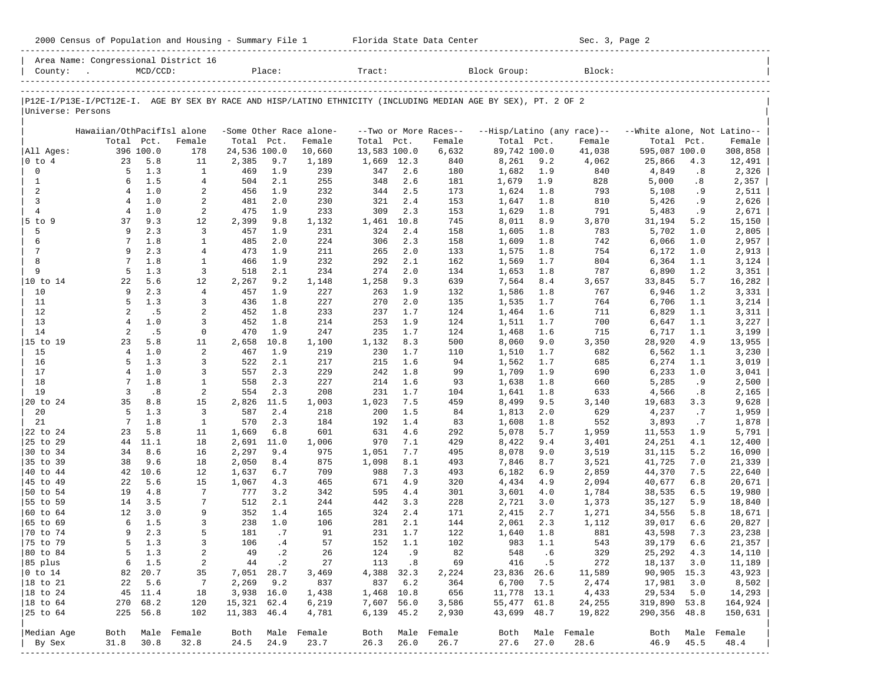2000 Census of Population and Housing - Summary File 1 &nbsp;&nbsp;&nbsp; Florida State Data Center &nbsp;&nbsp;&nbsp; Sec. 3, Page 2

Area Name: Congressional District 16
County: . &nbsp; MCD/CCD: &nbsp; Place: &nbsp; Tract: &nbsp; Block Group: &nbsp; Block:

P12E-I/P13E-I/PCT12E-I. AGE BY SEX BY RACE AND HISP/LATINO ETHNICITY (INCLUDING MEDIAN AGE BY SEX), PT. 2 OF 2
Universe: Persons

| | Hawaiian/OthPacifIsl alone | | | -Some Other Race alone- | | | --Two or More Races-- | | | --Hisp/Latino (any race)-- | | | --White alone, Not Latino-- | | |
|---|---|---|---|---|---|---|---|---|---|---|---|---|---|---|---|
| | Total | Pct. | Female | Total | Pct. | Female | Total | Pct. | Female | Total | Pct. | Female | Total | Pct. | Female |
| All Ages: | 396 | 100.0 | 178 | 24,536 | 100.0 | 10,660 | 13,583 | 100.0 | 6,632 | 89,742 | 100.0 | 41,038 | 595,087 | 100.0 | 308,858 |
| 0 to 4 | 23 | 5.8 | 11 | 2,385 | 9.7 | 1,189 | 1,669 | 12.3 | 840 | 8,261 | 9.2 | 4,062 | 25,866 | 4.3 | 12,491 |
| 0 | 5 | 1.3 | 1 | 469 | 1.9 | 239 | 347 | 2.6 | 180 | 1,682 | 1.9 | 840 | 4,849 | .8 | 2,326 |
| 1 | 6 | 1.5 | 4 | 504 | 2.1 | 255 | 348 | 2.6 | 181 | 1,679 | 1.9 | 828 | 5,000 | .8 | 2,357 |
| 2 | 4 | 1.0 | 2 | 456 | 1.9 | 232 | 344 | 2.5 | 173 | 1,624 | 1.8 | 793 | 5,108 | .9 | 2,511 |
| 3 | 4 | 1.0 | 2 | 481 | 2.0 | 230 | 321 | 2.4 | 153 | 1,647 | 1.8 | 810 | 5,426 | .9 | 2,626 |
| 4 | 4 | 1.0 | 2 | 475 | 1.9 | 233 | 309 | 2.3 | 153 | 1,629 | 1.8 | 791 | 5,483 | .9 | 2,671 |
| 5 to 9 | 37 | 9.3 | 12 | 2,399 | 9.8 | 1,132 | 1,461 | 10.8 | 745 | 8,011 | 8.9 | 3,870 | 31,194 | 5.2 | 15,150 |
| 5 | 9 | 2.3 | 3 | 457 | 1.9 | 231 | 324 | 2.4 | 158 | 1,605 | 1.8 | 783 | 5,702 | 1.0 | 2,805 |
| 6 | 7 | 1.8 | 1 | 485 | 2.0 | 224 | 306 | 2.3 | 158 | 1,609 | 1.8 | 742 | 6,066 | 1.0 | 2,957 |
| 7 | 9 | 2.3 | 4 | 473 | 1.9 | 211 | 265 | 2.0 | 133 | 1,575 | 1.8 | 754 | 6,172 | 1.0 | 2,913 |
| 8 | 7 | 1.8 | 1 | 466 | 1.9 | 232 | 292 | 2.1 | 162 | 1,569 | 1.7 | 804 | 6,364 | 1.1 | 3,124 |
| 9 | 5 | 1.3 | 3 | 518 | 2.1 | 234 | 274 | 2.0 | 134 | 1,653 | 1.8 | 787 | 6,890 | 1.2 | 3,351 |
| 10 to 14 | 22 | 5.6 | 12 | 2,267 | 9.2 | 1,148 | 1,258 | 9.3 | 639 | 7,564 | 8.4 | 3,657 | 33,845 | 5.7 | 16,282 |
| 10 | 9 | 2.3 | 4 | 457 | 1.9 | 227 | 263 | 1.9 | 132 | 1,586 | 1.8 | 767 | 6,946 | 1.2 | 3,331 |
| 11 | 5 | 1.3 | 3 | 436 | 1.8 | 227 | 270 | 2.0 | 135 | 1,535 | 1.7 | 764 | 6,706 | 1.1 | 3,214 |
| 12 | 2 | .5 | 2 | 452 | 1.8 | 233 | 237 | 1.7 | 124 | 1,464 | 1.6 | 711 | 6,829 | 1.1 | 3,311 |
| 13 | 4 | 1.0 | 3 | 452 | 1.8 | 214 | 253 | 1.9 | 124 | 1,511 | 1.7 | 700 | 6,647 | 1.1 | 3,227 |
| 14 | 2 | .5 | 0 | 470 | 1.9 | 247 | 235 | 1.7 | 124 | 1,468 | 1.6 | 715 | 6,717 | 1.1 | 3,199 |
| 15 to 19 | 23 | 5.8 | 11 | 2,658 | 10.8 | 1,100 | 1,132 | 8.3 | 500 | 8,060 | 9.0 | 3,350 | 28,920 | 4.9 | 13,955 |
| 15 | 4 | 1.0 | 2 | 467 | 1.9 | 219 | 230 | 1.7 | 110 | 1,510 | 1.7 | 682 | 6,562 | 1.1 | 3,230 |
| 16 | 5 | 1.3 | 3 | 522 | 2.1 | 217 | 215 | 1.6 | 94 | 1,562 | 1.7 | 685 | 6,274 | 1.1 | 3,019 |
| 17 | 4 | 1.0 | 3 | 557 | 2.3 | 229 | 242 | 1.8 | 99 | 1,709 | 1.9 | 690 | 6,233 | 1.0 | 3,041 |
| 18 | 7 | 1.8 | 1 | 558 | 2.3 | 227 | 214 | 1.6 | 93 | 1,638 | 1.8 | 660 | 5,285 | .9 | 2,500 |
| 19 | 3 | .8 | 2 | 554 | 2.3 | 208 | 231 | 1.7 | 104 | 1,641 | 1.8 | 633 | 4,566 | .8 | 2,165 |
| 20 to 24 | 35 | 8.8 | 15 | 2,826 | 11.5 | 1,003 | 1,023 | 7.5 | 459 | 8,499 | 9.5 | 3,140 | 19,683 | 3.3 | 9,628 |
| 20 | 5 | 1.3 | 3 | 587 | 2.4 | 218 | 200 | 1.5 | 84 | 1,813 | 2.0 | 629 | 4,237 | .7 | 1,959 |
| 21 | 7 | 1.8 | 1 | 570 | 2.3 | 184 | 192 | 1.4 | 83 | 1,608 | 1.8 | 552 | 3,893 | .7 | 1,878 |
| 22 to 24 | 23 | 5.8 | 11 | 1,669 | 6.8 | 601 | 631 | 4.6 | 292 | 5,078 | 5.7 | 1,959 | 11,553 | 1.9 | 5,791 |
| 25 to 29 | 44 | 11.1 | 18 | 2,691 | 11.0 | 1,006 | 970 | 7.1 | 429 | 8,422 | 9.4 | 3,401 | 24,251 | 4.1 | 12,400 |
| 30 to 34 | 34 | 8.6 | 16 | 2,297 | 9.4 | 975 | 1,051 | 7.7 | 495 | 8,078 | 9.0 | 3,519 | 31,115 | 5.2 | 16,090 |
| 35 to 39 | 38 | 9.6 | 18 | 2,050 | 8.4 | 875 | 1,098 | 8.1 | 493 | 7,846 | 8.7 | 3,521 | 41,725 | 7.0 | 21,339 |
| 40 to 44 | 42 | 10.6 | 12 | 1,637 | 6.7 | 709 | 988 | 7.3 | 493 | 6,182 | 6.9 | 2,859 | 44,370 | 7.5 | 22,640 |
| 45 to 49 | 22 | 5.6 | 15 | 1,067 | 4.3 | 465 | 671 | 4.9 | 320 | 4,434 | 4.9 | 2,094 | 40,677 | 6.8 | 20,671 |
| 50 to 54 | 19 | 4.8 | 7 | 777 | 3.2 | 342 | 595 | 4.4 | 301 | 3,601 | 4.0 | 1,784 | 38,535 | 6.5 | 19,980 |
| 55 to 59 | 14 | 3.5 | 7 | 512 | 2.1 | 244 | 442 | 3.3 | 228 | 2,721 | 3.0 | 1,373 | 35,127 | 5.9 | 18,840 |
| 60 to 64 | 12 | 3.0 | 9 | 352 | 1.4 | 165 | 324 | 2.4 | 171 | 2,415 | 2.7 | 1,271 | 34,556 | 5.8 | 18,671 |
| 65 to 69 | 6 | 1.5 | 3 | 238 | 1.0 | 106 | 281 | 2.1 | 144 | 2,061 | 2.3 | 1,112 | 39,017 | 6.6 | 20,827 |
| 70 to 74 | 9 | 2.3 | 5 | 181 | .7 | 91 | 231 | 1.7 | 122 | 1,640 | 1.8 | 881 | 43,598 | 7.3 | 23,238 |
| 75 to 79 | 5 | 1.3 | 3 | 106 | .4 | 57 | 152 | 1.1 | 102 | 983 | 1.1 | 543 | 39,179 | 6.6 | 21,357 |
| 80 to 84 | 5 | 1.3 | 2 | 49 | .2 | 26 | 124 | .9 | 82 | 548 | .6 | 329 | 25,292 | 4.3 | 14,110 |
| 85 plus | 6 | 1.5 | 2 | 44 | .2 | 27 | 113 | .8 | 69 | 416 | .5 | 272 | 18,137 | 3.0 | 11,189 |
| 0 to 14 | 82 | 20.7 | 35 | 7,051 | 28.7 | 3,469 | 4,388 | 32.3 | 2,224 | 23,836 | 26.6 | 11,589 | 90,905 | 15.3 | 43,923 |
| 18 to 21 | 22 | 5.6 | 7 | 2,269 | 9.2 | 837 | 837 | 6.2 | 364 | 6,700 | 7.5 | 2,474 | 17,981 | 3.0 | 8,502 |
| 18 to 24 | 45 | 11.4 | 18 | 3,938 | 16.0 | 1,438 | 1,468 | 10.8 | 656 | 11,778 | 13.1 | 4,433 | 29,534 | 5.0 | 14,293 |
| 18 to 64 | 270 | 68.2 | 120 | 15,321 | 62.4 | 6,219 | 7,607 | 56.0 | 3,586 | 55,477 | 61.8 | 24,255 | 319,890 | 53.8 | 164,924 |
| 25 to 64 | 225 | 56.8 | 102 | 11,383 | 46.4 | 4,781 | 6,139 | 45.2 | 2,930 | 43,699 | 48.7 | 19,822 | 290,356 | 48.8 | 150,631 |
| Median Age | Both | Male | Female | Both | Male | Female | Both | Male | Female | Both | Male | Female | Both | Male | Female |
| By Sex | 31.8 | 30.8 | 32.8 | 24.5 | 24.9 | 23.7 | 26.3 | 26.0 | 26.7 | 27.6 | 27.0 | 28.6 | 46.9 | 45.5 | 48.4 |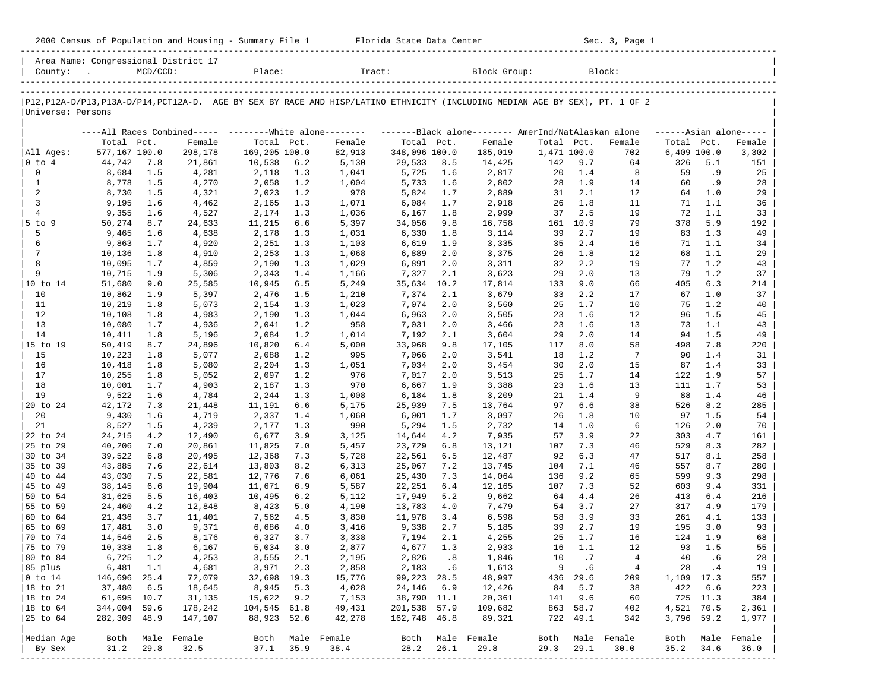2000 Census of Population and Housing - Summary File 1 Florida State Data Center Sec. 3, Page 1

Area Name: Congressional District 17
County: . MCD/CCD: Place: Tract: Block Group: Block:

P12,P12A-D/P13,P13A-D/P14,PCT12A-D. AGE BY SEX BY RACE AND HISP/LATINO ETHNICITY (INCLUDING MEDIAN AGE BY SEX), PT. 1 OF 2
Universe: Persons

| | All Races Combined | | | White alone | | | Black alone | | | AmerInd/NatAlaskan alone | | | Asian alone | | |
|---|---|---|---|---|---|---|---|---|---|---|---|---|---|---|---|
| | Total | Pct. | Female | Total | Pct. | Female | Total | Pct. | Female | Total | Pct. | Female | Total | Pct. | Female |
| All Ages: | 577,167 | 100.0 | 298,178 | 169,205 | 100.0 | 82,913 | 348,096 | 100.0 | 185,019 | 1,471 | 100.0 | 702 | 6,409 | 100.0 | 3,302 |
| 0 to 4 | 44,742 | 7.8 | 21,861 | 10,538 | 6.2 | 5,130 | 29,533 | 8.5 | 14,425 | 142 | 9.7 | 64 | 326 | 5.1 | 151 |
| 0 | 8,684 | 1.5 | 4,281 | 2,118 | 1.3 | 1,041 | 5,725 | 1.6 | 2,817 | 20 | 1.4 | 8 | 59 | .9 | 25 |
| 1 | 8,778 | 1.5 | 4,270 | 2,058 | 1.2 | 1,004 | 5,733 | 1.6 | 2,802 | 28 | 1.9 | 14 | 60 | .9 | 28 |
| 2 | 8,730 | 1.5 | 4,321 | 2,023 | 1.2 | 978 | 5,824 | 1.7 | 2,889 | 31 | 2.1 | 12 | 64 | 1.0 | 29 |
| 3 | 9,195 | 1.6 | 4,462 | 2,165 | 1.3 | 1,071 | 6,084 | 1.7 | 2,918 | 26 | 1.8 | 11 | 71 | 1.1 | 36 |
| 4 | 9,355 | 1.6 | 4,527 | 2,174 | 1.3 | 1,036 | 6,167 | 1.8 | 2,999 | 37 | 2.5 | 19 | 72 | 1.1 | 33 |
| 5 to 9 | 50,274 | 8.7 | 24,633 | 11,215 | 6.6 | 5,397 | 34,056 | 9.8 | 16,758 | 161 | 10.9 | 79 | 378 | 5.9 | 192 |
| 5 | 9,465 | 1.6 | 4,638 | 2,178 | 1.3 | 1,031 | 6,330 | 1.8 | 3,114 | 39 | 2.7 | 19 | 83 | 1.3 | 49 |
| 6 | 9,863 | 1.7 | 4,920 | 2,251 | 1.3 | 1,103 | 6,619 | 1.9 | 3,335 | 35 | 2.4 | 16 | 71 | 1.1 | 34 |
| 7 | 10,136 | 1.8 | 4,910 | 2,253 | 1.3 | 1,068 | 6,889 | 2.0 | 3,375 | 26 | 1.8 | 12 | 68 | 1.1 | 29 |
| 8 | 10,095 | 1.7 | 4,859 | 2,190 | 1.3 | 1,029 | 6,891 | 2.0 | 3,311 | 32 | 2.2 | 19 | 77 | 1.2 | 43 |
| 9 | 10,715 | 1.9 | 5,306 | 2,343 | 1.4 | 1,166 | 7,327 | 2.1 | 3,623 | 29 | 2.0 | 13 | 79 | 1.2 | 37 |
| 10 to 14 | 51,680 | 9.0 | 25,585 | 10,945 | 6.5 | 5,249 | 35,634 | 10.2 | 17,814 | 133 | 9.0 | 66 | 405 | 6.3 | 214 |
| 10 | 10,862 | 1.9 | 5,397 | 2,476 | 1.5 | 1,210 | 7,374 | 2.1 | 3,679 | 33 | 2.2 | 17 | 67 | 1.0 | 37 |
| 11 | 10,219 | 1.8 | 5,073 | 2,154 | 1.3 | 1,023 | 7,074 | 2.0 | 3,560 | 25 | 1.7 | 10 | 75 | 1.2 | 40 |
| 12 | 10,108 | 1.8 | 4,983 | 2,190 | 1.3 | 1,044 | 6,963 | 2.0 | 3,505 | 23 | 1.6 | 12 | 96 | 1.5 | 45 |
| 13 | 10,080 | 1.7 | 4,936 | 2,041 | 1.2 | 958 | 7,031 | 2.0 | 3,466 | 23 | 1.6 | 13 | 73 | 1.1 | 43 |
| 14 | 10,411 | 1.8 | 5,196 | 2,084 | 1.2 | 1,014 | 7,192 | 2.1 | 3,604 | 29 | 2.0 | 14 | 94 | 1.5 | 49 |
| 15 to 19 | 50,419 | 8.7 | 24,896 | 10,820 | 6.4 | 5,000 | 33,968 | 9.8 | 17,105 | 117 | 8.0 | 58 | 498 | 7.8 | 220 |
| 15 | 10,223 | 1.8 | 5,077 | 2,088 | 1.2 | 995 | 7,066 | 2.0 | 3,541 | 18 | 1.2 | 7 | 90 | 1.4 | 31 |
| 16 | 10,418 | 1.8 | 5,080 | 2,204 | 1.3 | 1,051 | 7,034 | 2.0 | 3,454 | 30 | 2.0 | 15 | 87 | 1.4 | 33 |
| 17 | 10,255 | 1.8 | 5,052 | 2,097 | 1.2 | 976 | 7,017 | 2.0 | 3,513 | 25 | 1.7 | 14 | 122 | 1.9 | 57 |
| 18 | 10,001 | 1.7 | 4,903 | 2,187 | 1.3 | 970 | 6,667 | 1.9 | 3,388 | 23 | 1.6 | 13 | 111 | 1.7 | 53 |
| 19 | 9,522 | 1.6 | 4,784 | 2,244 | 1.3 | 1,008 | 6,184 | 1.8 | 3,209 | 21 | 1.4 | 9 | 88 | 1.4 | 46 |
| 20 to 24 | 42,172 | 7.3 | 21,448 | 11,191 | 6.6 | 5,175 | 25,939 | 7.5 | 13,764 | 97 | 6.6 | 38 | 526 | 8.2 | 285 |
| 20 | 9,430 | 1.6 | 4,719 | 2,337 | 1.4 | 1,060 | 6,001 | 1.7 | 3,097 | 26 | 1.8 | 10 | 97 | 1.5 | 54 |
| 21 | 8,527 | 1.5 | 4,239 | 2,177 | 1.3 | 990 | 5,294 | 1.5 | 2,732 | 14 | 1.0 | 6 | 126 | 2.0 | 70 |
| 22 to 24 | 24,215 | 4.2 | 12,490 | 6,677 | 3.9 | 3,125 | 14,644 | 4.2 | 7,935 | 57 | 3.9 | 22 | 303 | 4.7 | 161 |
| 25 to 29 | 40,206 | 7.0 | 20,861 | 11,825 | 7.0 | 5,457 | 23,729 | 6.8 | 13,121 | 107 | 7.3 | 46 | 529 | 8.3 | 282 |
| 30 to 34 | 39,522 | 6.8 | 20,495 | 12,368 | 7.3 | 5,728 | 22,561 | 6.5 | 12,487 | 92 | 6.3 | 47 | 517 | 8.1 | 258 |
| 35 to 39 | 43,885 | 7.6 | 22,614 | 13,803 | 8.2 | 6,313 | 25,067 | 7.2 | 13,745 | 104 | 7.1 | 46 | 557 | 8.7 | 280 |
| 40 to 44 | 43,030 | 7.5 | 22,581 | 12,776 | 7.6 | 6,061 | 25,430 | 7.3 | 14,064 | 136 | 9.2 | 65 | 599 | 9.3 | 298 |
| 45 to 49 | 38,145 | 6.6 | 19,904 | 11,671 | 6.9 | 5,587 | 22,251 | 6.4 | 12,165 | 107 | 7.3 | 52 | 603 | 9.4 | 331 |
| 50 to 54 | 31,625 | 5.5 | 16,403 | 10,495 | 6.2 | 5,112 | 17,949 | 5.2 | 9,662 | 64 | 4.4 | 26 | 413 | 6.4 | 216 |
| 55 to 59 | 24,460 | 4.2 | 12,848 | 8,423 | 5.0 | 4,190 | 13,783 | 4.0 | 7,479 | 54 | 3.7 | 27 | 317 | 4.9 | 179 |
| 60 to 64 | 21,436 | 3.7 | 11,401 | 7,562 | 4.5 | 3,830 | 11,978 | 3.4 | 6,598 | 58 | 3.9 | 33 | 261 | 4.1 | 133 |
| 65 to 69 | 17,481 | 3.0 | 9,371 | 6,686 | 4.0 | 3,416 | 9,338 | 2.7 | 5,185 | 39 | 2.7 | 19 | 195 | 3.0 | 93 |
| 70 to 74 | 14,546 | 2.5 | 8,176 | 6,327 | 3.7 | 3,338 | 7,194 | 2.1 | 4,255 | 25 | 1.7 | 16 | 124 | 1.9 | 68 |
| 75 to 79 | 10,338 | 1.8 | 6,167 | 5,034 | 3.0 | 2,877 | 4,677 | 1.3 | 2,933 | 16 | 1.1 | 12 | 93 | 1.5 | 55 |
| 80 to 84 | 6,725 | 1.2 | 4,253 | 3,555 | 2.1 | 2,195 | 2,826 | .8 | 1,846 | 10 | .7 | 4 | 40 | .6 | 28 |
| 85 plus | 6,481 | 1.1 | 4,681 | 3,971 | 2.3 | 2,858 | 2,183 | .6 | 1,613 | 9 | .6 | 4 | 28 | .4 | 19 |
| 0 to 14 | 146,696 | 25.4 | 72,079 | 32,698 | 19.3 | 15,776 | 99,223 | 28.5 | 48,997 | 436 | 29.6 | 209 | 1,109 | 17.3 | 557 |
| 18 to 21 | 37,480 | 6.5 | 18,645 | 8,945 | 5.3 | 4,028 | 24,146 | 6.9 | 12,426 | 84 | 5.7 | 38 | 422 | 6.6 | 223 |
| 18 to 24 | 61,695 | 10.7 | 31,135 | 15,622 | 9.2 | 7,153 | 38,790 | 11.1 | 20,361 | 141 | 9.6 | 60 | 725 | 11.3 | 384 |
| 18 to 64 | 344,004 | 59.6 | 178,242 | 104,545 | 61.8 | 49,431 | 201,538 | 57.9 | 109,682 | 863 | 58.7 | 402 | 4,521 | 70.5 | 2,361 |
| 25 to 64 | 282,309 | 48.9 | 147,107 | 88,923 | 52.6 | 42,278 | 162,748 | 46.8 | 89,321 | 722 | 49.1 | 342 | 3,796 | 59.2 | 1,977 |
| Median Age | Both | Male | Female | Both | Male | Female | Both | Male | Female | Both | Male | Female | Both | Male | Female |
| By Sex | 31.2 | 29.8 | 32.5 | 37.1 | 35.9 | 38.4 | 28.2 | 26.1 | 29.8 | 29.3 | 29.1 | 30.0 | 35.2 | 34.6 | 36.0 |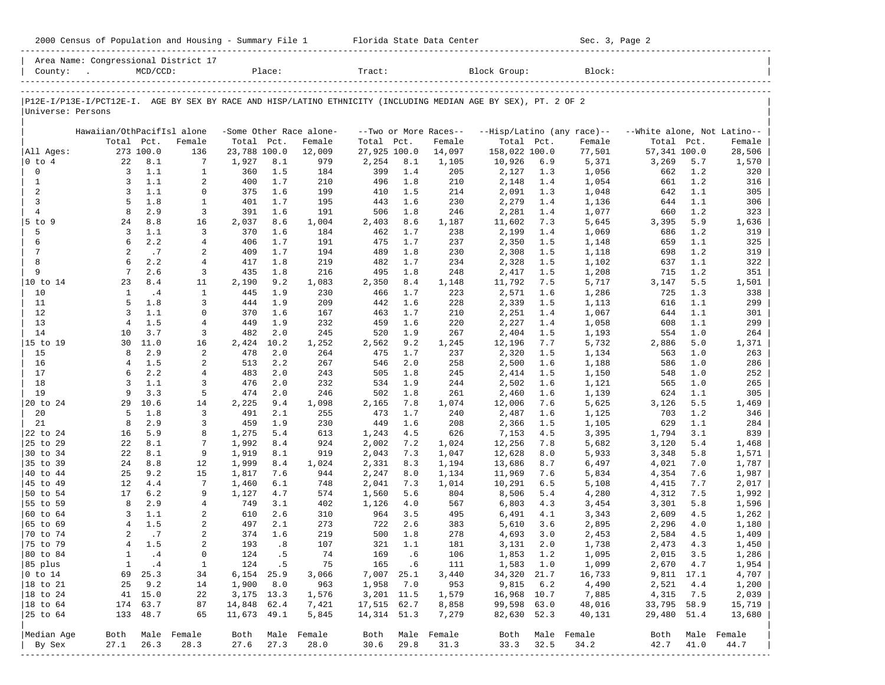2000 Census of Population and Housing - Summary File 1 Florida State Data Center Sec. 3, Page 2

Area Name: Congressional District 17
County: . MCD/CCD: Place: Tract: Block Group: Block:

P12E-I/P13E-I/PCT12E-I. AGE BY SEX BY RACE AND HISP/LATINO ETHNICITY (INCLUDING MEDIAN AGE BY SEX), PT. 2 OF 2
Universe: Persons

| | Hawaiian/OthPacifIsl alone | | | -Some Other Race alone- | | | --Two or More Races-- | | | --Hisp/Latino (any race)-- | | | --White alone, Not Latino-- | | |
|---|---|---|---|---|---|---|---|---|---|---|---|---|---|---|---|
| | Total | Pct. | Female | Total | Pct. | Female | Total | Pct. | Female | Total | Pct. | Female | Total | Pct. | Female |
| All Ages: | 273 | 100.0 | 136 | 23,788 | 100.0 | 12,009 | 27,925 | 100.0 | 14,097 | 158,022 | 100.0 | 77,501 | 57,341 | 100.0 | 28,506 |
| 0 to 4 | 22 | 8.1 | 7 | 1,927 | 8.1 | 979 | 2,254 | 8.1 | 1,105 | 10,926 | 6.9 | 5,371 | 3,269 | 5.7 | 1,570 |
| 0 | 3 | 1.1 | 1 | 360 | 1.5 | 184 | 399 | 1.4 | 205 | 2,127 | 1.3 | 1,056 | 662 | 1.2 | 320 |
| 1 | 3 | 1.1 | 2 | 400 | 1.7 | 210 | 496 | 1.8 | 210 | 2,148 | 1.4 | 1,054 | 661 | 1.2 | 316 |
| 2 | 3 | 1.1 | 0 | 375 | 1.6 | 199 | 410 | 1.5 | 214 | 2,091 | 1.3 | 1,048 | 642 | 1.1 | 305 |
| 3 | 5 | 1.8 | 1 | 401 | 1.7 | 195 | 443 | 1.6 | 230 | 2,279 | 1.4 | 1,136 | 644 | 1.1 | 306 |
| 4 | 8 | 2.9 | 3 | 391 | 1.6 | 191 | 506 | 1.8 | 246 | 2,281 | 1.4 | 1,077 | 660 | 1.2 | 323 |
| 5 to 9 | 24 | 8.8 | 16 | 2,037 | 8.6 | 1,004 | 2,403 | 8.6 | 1,187 | 11,602 | 7.3 | 5,645 | 3,395 | 5.9 | 1,636 |
| 5 | 3 | 1.1 | 3 | 370 | 1.6 | 184 | 462 | 1.7 | 238 | 2,199 | 1.4 | 1,069 | 686 | 1.2 | 319 |
| 6 | 6 | 2.2 | 4 | 406 | 1.7 | 191 | 475 | 1.7 | 237 | 2,350 | 1.5 | 1,148 | 659 | 1.1 | 325 |
| 7 | 2 | .7 | 2 | 409 | 1.7 | 194 | 489 | 1.8 | 230 | 2,308 | 1.5 | 1,118 | 698 | 1.2 | 319 |
| 8 | 6 | 2.2 | 4 | 417 | 1.8 | 219 | 482 | 1.7 | 234 | 2,328 | 1.5 | 1,102 | 637 | 1.1 | 322 |
| 9 | 7 | 2.6 | 3 | 435 | 1.8 | 216 | 495 | 1.8 | 248 | 2,417 | 1.5 | 1,208 | 715 | 1.2 | 351 |
| 10 to 14 | 23 | 8.4 | 11 | 2,190 | 9.2 | 1,083 | 2,350 | 8.4 | 1,148 | 11,792 | 7.5 | 5,717 | 3,147 | 5.5 | 1,501 |
| 10 | 1 | .4 | 1 | 445 | 1.9 | 230 | 466 | 1.7 | 223 | 2,571 | 1.6 | 1,286 | 725 | 1.3 | 338 |
| 11 | 5 | 1.8 | 3 | 444 | 1.9 | 209 | 442 | 1.6 | 228 | 2,339 | 1.5 | 1,113 | 616 | 1.1 | 299 |
| 12 | 3 | 1.1 | 0 | 370 | 1.6 | 167 | 463 | 1.7 | 210 | 2,251 | 1.4 | 1,067 | 644 | 1.1 | 301 |
| 13 | 4 | 1.5 | 4 | 449 | 1.9 | 232 | 459 | 1.6 | 220 | 2,227 | 1.4 | 1,058 | 608 | 1.1 | 299 |
| 14 | 10 | 3.7 | 3 | 482 | 2.0 | 245 | 520 | 1.9 | 267 | 2,404 | 1.5 | 1,193 | 554 | 1.0 | 264 |
| 15 to 19 | 30 | 11.0 | 16 | 2,424 | 10.2 | 1,252 | 2,562 | 9.2 | 1,245 | 12,196 | 7.7 | 5,732 | 2,886 | 5.0 | 1,371 |
| 15 | 8 | 2.9 | 2 | 478 | 2.0 | 264 | 475 | 1.7 | 237 | 2,320 | 1.5 | 1,134 | 563 | 1.0 | 263 |
| 16 | 4 | 1.5 | 2 | 513 | 2.2 | 267 | 546 | 2.0 | 258 | 2,500 | 1.6 | 1,188 | 586 | 1.0 | 286 |
| 17 | 6 | 2.2 | 4 | 483 | 2.0 | 243 | 505 | 1.8 | 245 | 2,414 | 1.5 | 1,150 | 548 | 1.0 | 252 |
| 18 | 3 | 1.1 | 3 | 476 | 2.0 | 232 | 534 | 1.9 | 244 | 2,502 | 1.6 | 1,121 | 565 | 1.0 | 265 |
| 19 | 9 | 3.3 | 5 | 474 | 2.0 | 246 | 502 | 1.8 | 261 | 2,460 | 1.6 | 1,139 | 624 | 1.1 | 305 |
| 20 to 24 | 29 | 10.6 | 14 | 2,225 | 9.4 | 1,098 | 2,165 | 7.8 | 1,074 | 12,006 | 7.6 | 5,625 | 3,126 | 5.5 | 1,469 |
| 20 | 5 | 1.8 | 3 | 491 | 2.1 | 255 | 473 | 1.7 | 240 | 2,487 | 1.6 | 1,125 | 703 | 1.2 | 346 |
| 21 | 8 | 2.9 | 3 | 459 | 1.9 | 230 | 449 | 1.6 | 208 | 2,366 | 1.5 | 1,105 | 629 | 1.1 | 284 |
| 22 to 24 | 16 | 5.9 | 8 | 1,275 | 5.4 | 613 | 1,243 | 4.5 | 626 | 7,153 | 4.5 | 3,395 | 1,794 | 3.1 | 839 |
| 25 to 29 | 22 | 8.1 | 7 | 1,992 | 8.4 | 924 | 2,002 | 7.2 | 1,024 | 12,256 | 7.8 | 5,682 | 3,120 | 5.4 | 1,468 |
| 30 to 34 | 22 | 8.1 | 9 | 1,919 | 8.1 | 919 | 2,043 | 7.3 | 1,047 | 12,628 | 8.0 | 5,933 | 3,348 | 5.8 | 1,571 |
| 35 to 39 | 24 | 8.8 | 12 | 1,999 | 8.4 | 1,024 | 2,331 | 8.3 | 1,194 | 13,686 | 8.7 | 6,497 | 4,021 | 7.0 | 1,787 |
| 40 to 44 | 25 | 9.2 | 15 | 1,817 | 7.6 | 944 | 2,247 | 8.0 | 1,134 | 11,969 | 7.6 | 5,834 | 4,354 | 7.6 | 1,987 |
| 45 to 49 | 12 | 4.4 | 7 | 1,460 | 6.1 | 748 | 2,041 | 7.3 | 1,014 | 10,291 | 6.5 | 5,108 | 4,415 | 7.7 | 2,017 |
| 50 to 54 | 17 | 6.2 | 9 | 1,127 | 4.7 | 574 | 1,560 | 5.6 | 804 | 8,506 | 5.4 | 4,280 | 4,312 | 7.5 | 1,992 |
| 55 to 59 | 8 | 2.9 | 4 | 749 | 3.1 | 402 | 1,126 | 4.0 | 567 | 6,803 | 4.3 | 3,454 | 3,301 | 5.8 | 1,596 |
| 60 to 64 | 3 | 1.1 | 2 | 610 | 2.6 | 310 | 964 | 3.5 | 495 | 6,491 | 4.1 | 3,343 | 2,609 | 4.5 | 1,262 |
| 65 to 69 | 4 | 1.5 | 2 | 497 | 2.1 | 273 | 722 | 2.6 | 383 | 5,610 | 3.6 | 2,895 | 2,296 | 4.0 | 1,180 |
| 70 to 74 | 2 | .7 | 2 | 374 | 1.6 | 219 | 500 | 1.8 | 278 | 4,693 | 3.0 | 2,453 | 2,584 | 4.5 | 1,409 |
| 75 to 79 | 4 | 1.5 | 2 | 193 | .8 | 107 | 321 | 1.1 | 181 | 3,131 | 2.0 | 1,738 | 2,473 | 4.3 | 1,450 |
| 80 to 84 | 1 | .4 | 0 | 124 | .5 | 74 | 169 | .6 | 106 | 1,853 | 1.2 | 1,095 | 2,015 | 3.5 | 1,286 |
| 85 plus | 1 | .4 | 1 | 124 | .5 | 75 | 165 | .6 | 111 | 1,583 | 1.0 | 1,099 | 2,670 | 4.7 | 1,954 |
| 0 to 14 | 69 | 25.3 | 34 | 6,154 | 25.9 | 3,066 | 7,007 | 25.1 | 3,440 | 34,320 | 21.7 | 16,733 | 9,811 | 17.1 | 4,707 |
| 18 to 21 | 25 | 9.2 | 14 | 1,900 | 8.0 | 963 | 1,958 | 7.0 | 953 | 9,815 | 6.2 | 4,490 | 2,521 | 4.4 | 1,200 |
| 18 to 24 | 41 | 15.0 | 22 | 3,175 | 13.3 | 1,576 | 3,201 | 11.5 | 1,579 | 16,968 | 10.7 | 7,885 | 4,315 | 7.5 | 2,039 |
| 18 to 64 | 174 | 63.7 | 87 | 14,848 | 62.4 | 7,421 | 17,515 | 62.7 | 8,858 | 99,598 | 63.0 | 48,016 | 33,795 | 58.9 | 15,719 |
| 25 to 64 | 133 | 48.7 | 65 | 11,673 | 49.1 | 5,845 | 14,314 | 51.3 | 7,279 | 82,630 | 52.3 | 40,131 | 29,480 | 51.4 | 13,680 |
| Median Age | Both | Male | Female | Both | Male | Female | Both | Male | Female | Both | Male | Female | Both | Male | Female |
| By Sex | 27.1 | 26.3 | 28.3 | 27.6 | 27.3 | 28.0 | 30.6 | 29.8 | 31.3 | 33.3 | 32.5 | 34.2 | 42.7 | 41.0 | 44.7 |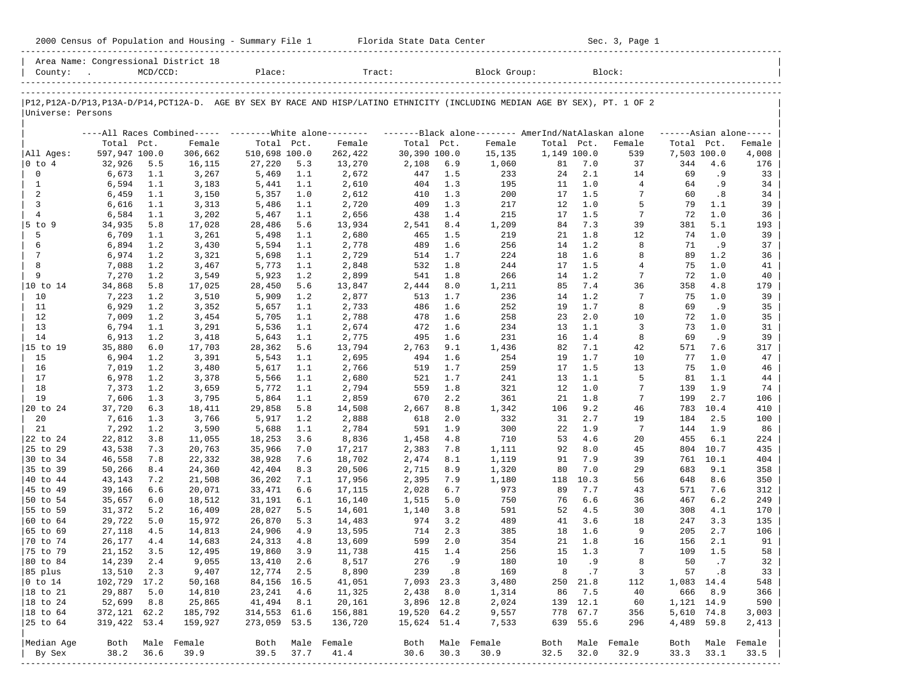2000 Census of Population and Housing - Summary File 1 Florida State Data Center Sec. 3, Page 1

Area Name: Congressional District 18
County: . MCD/CCD: Place: Tract: Block Group: Block:

P12,P12A-D/P13,P13A-D/P14,PCT12A-D. AGE BY SEX BY RACE AND HISP/LATINO ETHNICITY (INCLUDING MEDIAN AGE BY SEX), PT. 1 OF 2
Universe: Persons

| | All Races Combined | | | White alone | | | Black alone | | | AmerInd/NatAlaskan alone | | | Asian alone | | |
|---|---|---|---|---|---|---|---|---|---|---|---|---|---|---|---|
| | Total | Pct. | Female | Total | Pct. | Female | Total | Pct. | Female | Total | Pct. | Female | Total | Pct. | Female |
| All Ages: | 597,947 | 100.0 | 306,662 | 510,698 | 100.0 | 262,422 | 30,390 | 100.0 | 15,135 | 1,149 | 100.0 | 539 | 7,503 | 100.0 | 4,008 |
| 0 to 4 | 32,926 | 5.5 | 16,115 | 27,220 | 5.3 | 13,270 | 2,108 | 6.9 | 1,060 | 81 | 7.0 | 37 | 344 | 4.6 | 176 |
| 0 | 6,673 | 1.1 | 3,267 | 5,469 | 1.1 | 2,672 | 447 | 1.5 | 233 | 24 | 2.1 | 14 | 69 | .9 | 33 |
| 1 | 6,594 | 1.1 | 3,183 | 5,441 | 1.1 | 2,610 | 404 | 1.3 | 195 | 11 | 1.0 | 4 | 64 | .9 | 34 |
| 2 | 6,459 | 1.1 | 3,150 | 5,357 | 1.0 | 2,612 | 410 | 1.3 | 200 | 17 | 1.5 | 7 | 60 | .8 | 34 |
| 3 | 6,616 | 1.1 | 3,313 | 5,486 | 1.1 | 2,720 | 409 | 1.3 | 217 | 12 | 1.0 | 5 | 79 | 1.1 | 39 |
| 4 | 6,584 | 1.1 | 3,202 | 5,467 | 1.1 | 2,656 | 438 | 1.4 | 215 | 17 | 1.5 | 7 | 72 | 1.0 | 36 |
| 5 to 9 | 34,935 | 5.8 | 17,028 | 28,486 | 5.6 | 13,934 | 2,541 | 8.4 | 1,209 | 84 | 7.3 | 39 | 381 | 5.1 | 193 |
| 5 | 6,709 | 1.1 | 3,261 | 5,498 | 1.1 | 2,680 | 465 | 1.5 | 219 | 21 | 1.8 | 12 | 74 | 1.0 | 39 |
| 6 | 6,894 | 1.2 | 3,430 | 5,594 | 1.1 | 2,778 | 489 | 1.6 | 256 | 14 | 1.2 | 8 | 71 | .9 | 37 |
| 7 | 6,974 | 1.2 | 3,321 | 5,698 | 1.1 | 2,729 | 514 | 1.7 | 224 | 18 | 1.6 | 8 | 89 | 1.2 | 36 |
| 8 | 7,088 | 1.2 | 3,467 | 5,773 | 1.1 | 2,848 | 532 | 1.8 | 244 | 17 | 1.5 | 4 | 75 | 1.0 | 41 |
| 9 | 7,270 | 1.2 | 3,549 | 5,923 | 1.2 | 2,899 | 541 | 1.8 | 266 | 14 | 1.2 | 7 | 72 | 1.0 | 40 |
| 10 to 14 | 34,868 | 5.8 | 17,025 | 28,450 | 5.6 | 13,847 | 2,444 | 8.0 | 1,211 | 85 | 7.4 | 36 | 358 | 4.8 | 179 |
| 10 | 7,223 | 1.2 | 3,510 | 5,909 | 1.2 | 2,877 | 513 | 1.7 | 236 | 14 | 1.2 | 7 | 75 | 1.0 | 39 |
| 11 | 6,929 | 1.2 | 3,352 | 5,657 | 1.1 | 2,733 | 486 | 1.6 | 252 | 19 | 1.7 | 8 | 69 | .9 | 35 |
| 12 | 7,009 | 1.2 | 3,454 | 5,705 | 1.1 | 2,788 | 478 | 1.6 | 258 | 23 | 2.0 | 10 | 72 | 1.0 | 35 |
| 13 | 6,794 | 1.1 | 3,291 | 5,536 | 1.1 | 2,674 | 472 | 1.6 | 234 | 13 | 1.1 | 3 | 73 | 1.0 | 31 |
| 14 | 6,913 | 1.2 | 3,418 | 5,643 | 1.1 | 2,775 | 495 | 1.6 | 231 | 16 | 1.4 | 8 | 69 | .9 | 39 |
| 15 to 19 | 35,880 | 6.0 | 17,703 | 28,362 | 5.6 | 13,794 | 2,763 | 9.1 | 1,436 | 82 | 7.1 | 42 | 571 | 7.6 | 317 |
| 15 | 6,904 | 1.2 | 3,391 | 5,543 | 1.1 | 2,695 | 494 | 1.6 | 254 | 19 | 1.7 | 10 | 77 | 1.0 | 47 |
| 16 | 7,019 | 1.2 | 3,480 | 5,617 | 1.1 | 2,766 | 519 | 1.7 | 259 | 17 | 1.5 | 13 | 75 | 1.0 | 46 |
| 17 | 6,978 | 1.2 | 3,378 | 5,566 | 1.1 | 2,680 | 521 | 1.7 | 241 | 13 | 1.1 | 5 | 81 | 1.1 | 44 |
| 18 | 7,373 | 1.2 | 3,659 | 5,772 | 1.1 | 2,794 | 559 | 1.8 | 321 | 12 | 1.0 | 7 | 139 | 1.9 | 74 |
| 19 | 7,606 | 1.3 | 3,795 | 5,864 | 1.1 | 2,859 | 670 | 2.2 | 361 | 21 | 1.8 | 7 | 199 | 2.7 | 106 |
| 20 to 24 | 37,720 | 6.3 | 18,411 | 29,858 | 5.8 | 14,508 | 2,667 | 8.8 | 1,342 | 106 | 9.2 | 46 | 783 | 10.4 | 410 |
| 20 | 7,616 | 1.3 | 3,766 | 5,917 | 1.2 | 2,888 | 618 | 2.0 | 332 | 31 | 2.7 | 19 | 184 | 2.5 | 100 |
| 21 | 7,292 | 1.2 | 3,590 | 5,688 | 1.1 | 2,784 | 591 | 1.9 | 300 | 22 | 1.9 | 7 | 144 | 1.9 | 86 |
| 22 to 24 | 22,812 | 3.8 | 11,055 | 18,253 | 3.6 | 8,836 | 1,458 | 4.8 | 710 | 53 | 4.6 | 20 | 455 | 6.1 | 224 |
| 25 to 29 | 43,538 | 7.3 | 20,763 | 35,966 | 7.0 | 17,217 | 2,383 | 7.8 | 1,111 | 92 | 8.0 | 45 | 804 | 10.7 | 435 |
| 30 to 34 | 46,558 | 7.8 | 22,332 | 38,928 | 7.6 | 18,702 | 2,474 | 8.1 | 1,119 | 91 | 7.9 | 39 | 761 | 10.1 | 404 |
| 35 to 39 | 50,266 | 8.4 | 24,360 | 42,404 | 8.3 | 20,506 | 2,715 | 8.9 | 1,320 | 80 | 7.0 | 29 | 683 | 9.1 | 358 |
| 40 to 44 | 43,143 | 7.2 | 21,508 | 36,202 | 7.1 | 17,956 | 2,395 | 7.9 | 1,180 | 118 | 10.3 | 56 | 648 | 8.6 | 350 |
| 45 to 49 | 39,166 | 6.6 | 20,071 | 33,471 | 6.6 | 17,115 | 2,028 | 6.7 | 973 | 89 | 7.7 | 43 | 571 | 7.6 | 312 |
| 50 to 54 | 35,657 | 6.0 | 18,512 | 31,191 | 6.1 | 16,140 | 1,515 | 5.0 | 750 | 76 | 6.6 | 36 | 467 | 6.2 | 249 |
| 55 to 59 | 31,372 | 5.2 | 16,409 | 28,027 | 5.5 | 14,601 | 1,140 | 3.8 | 591 | 52 | 4.5 | 30 | 308 | 4.1 | 170 |
| 60 to 64 | 29,722 | 5.0 | 15,972 | 26,870 | 5.3 | 14,483 | 974 | 3.2 | 489 | 41 | 3.6 | 18 | 247 | 3.3 | 135 |
| 65 to 69 | 27,118 | 4.5 | 14,813 | 24,906 | 4.9 | 13,595 | 714 | 2.3 | 385 | 18 | 1.6 | 9 | 205 | 2.7 | 106 |
| 70 to 74 | 26,177 | 4.4 | 14,683 | 24,313 | 4.8 | 13,609 | 599 | 2.0 | 354 | 21 | 1.8 | 16 | 156 | 2.1 | 91 |
| 75 to 79 | 21,152 | 3.5 | 12,495 | 19,860 | 3.9 | 11,738 | 415 | 1.4 | 256 | 15 | 1.3 | 7 | 109 | 1.5 | 58 |
| 80 to 84 | 14,239 | 2.4 | 9,055 | 13,410 | 2.6 | 8,517 | 276 | .9 | 180 | 10 | .9 | 8 | 50 | .7 | 32 |
| 85 plus | 13,510 | 2.3 | 9,407 | 12,774 | 2.5 | 8,890 | 239 | .8 | 169 | 8 | .7 | 3 | 57 | .8 | 33 |
| 0 to 14 | 102,729 | 17.2 | 50,168 | 84,156 | 16.5 | 41,051 | 7,093 | 23.3 | 3,480 | 250 | 21.8 | 112 | 1,083 | 14.4 | 548 |
| 18 to 21 | 29,887 | 5.0 | 14,810 | 23,241 | 4.6 | 11,325 | 2,438 | 8.0 | 1,314 | 86 | 7.5 | 40 | 666 | 8.9 | 366 |
| 18 to 24 | 52,699 | 8.8 | 25,865 | 41,494 | 8.1 | 20,161 | 3,896 | 12.8 | 2,024 | 139 | 12.1 | 60 | 1,121 | 14.9 | 590 |
| 18 to 64 | 372,121 | 62.2 | 185,792 | 314,553 | 61.6 | 156,881 | 19,520 | 64.2 | 9,557 | 778 | 67.7 | 356 | 5,610 | 74.8 | 3,003 |
| 25 to 64 | 319,422 | 53.4 | 159,927 | 273,059 | 53.5 | 136,720 | 15,624 | 51.4 | 7,533 | 639 | 55.6 | 296 | 4,489 | 59.8 | 2,413 |

| Median Age By Sex | Both | Male | Female | Both | Male | Female | Both | Male | Female | Both | Male | Female | Both | Male | Female |
|---|---|---|---|---|---|---|---|---|---|---|---|---|---|---|---|
| | 38.2 | 36.6 | 39.9 | 39.5 | 37.7 | 41.4 | 30.6 | 30.3 | 30.9 | 32.5 | 32.0 | 32.9 | 33.3 | 33.1 | 33.5 |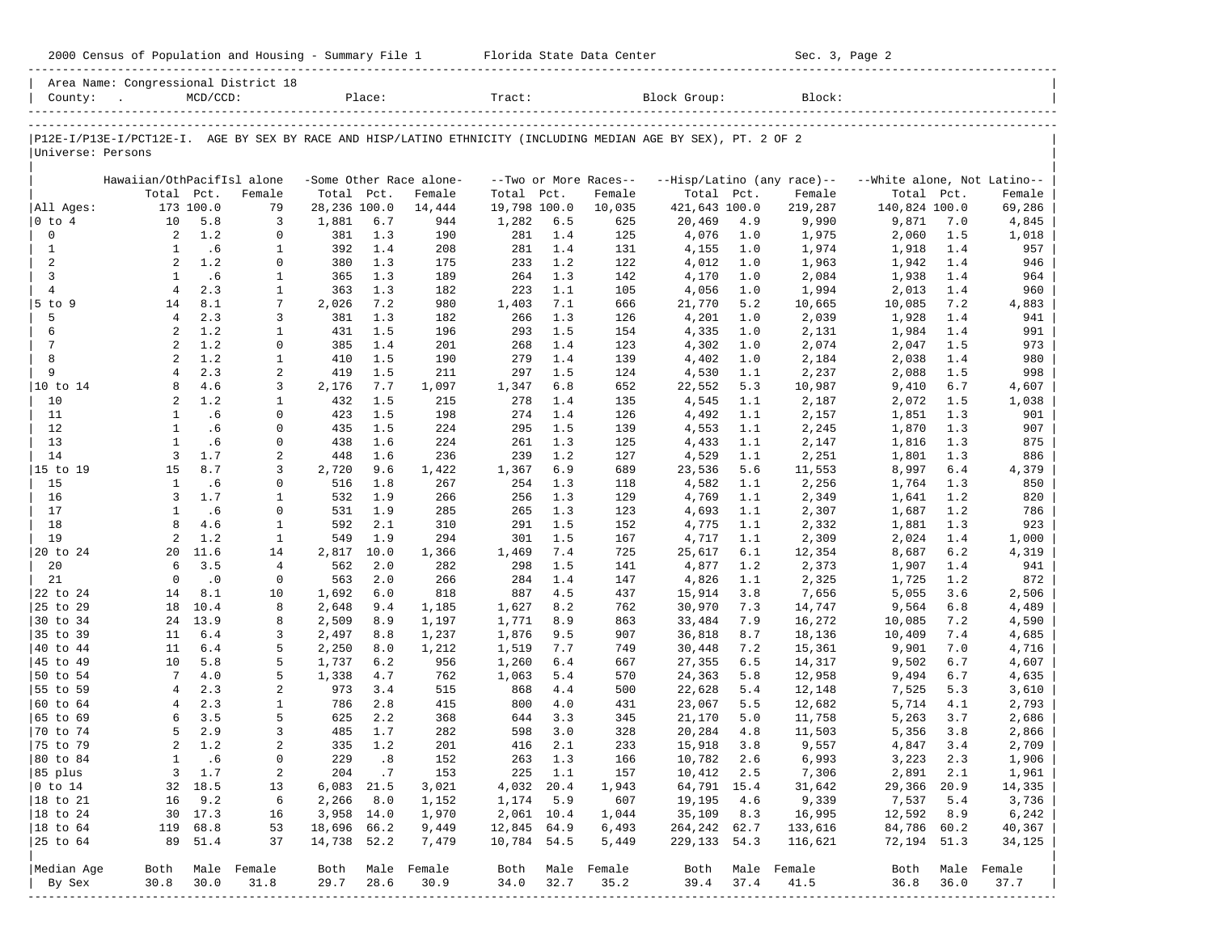2000 Census of Population and Housing - Summary File 1 Florida State Data Center Sec. 3, Page 2

Area Name: Congressional District 18
County: . MCD/CCD: Place: Tract: Block Group: Block:

P12E-I/P13E-I/PCT12E-I. AGE BY SEX BY RACE AND HISP/LATINO ETHNICITY (INCLUDING MEDIAN AGE BY SEX), PT. 2 OF 2
Universe: Persons

| | Hawaiian/OthPacifIsl alone | | | -Some Other Race alone- | | | --Two or More Races-- | | | --Hisp/Latino (any race)-- | | | --White alone, Not Latino-- | | |
|---|---|---|---|---|---|---|---|---|---|---|---|---|---|---|---|
| | Total | Pct. | Female | Total | Pct. | Female | Total | Pct. | Female | Total | Pct. | Female | Total | Pct. | Female |
| All Ages: | 173 | 100.0 | 79 | 28,236 | 100.0 | 14,444 | 19,798 | 100.0 | 10,035 | 421,643 | 100.0 | 219,287 | 140,824 | 100.0 | 69,286 |
| 0 to 4 | 10 | 5.8 | 3 | 1,881 | 6.7 | 944 | 1,282 | 6.5 | 625 | 20,469 | 4.9 | 9,990 | 9,871 | 7.0 | 4,845 |
| 0 | 2 | 1.2 | 0 | 381 | 1.3 | 190 | 281 | 1.4 | 125 | 4,076 | 1.0 | 1,975 | 2,060 | 1.5 | 1,018 |
| 1 | 1 | .6 | 1 | 392 | 1.4 | 208 | 281 | 1.4 | 131 | 4,155 | 1.0 | 1,974 | 1,918 | 1.4 | 957 |
| 2 | 2 | 1.2 | 0 | 380 | 1.3 | 175 | 233 | 1.2 | 122 | 4,012 | 1.0 | 1,963 | 1,942 | 1.4 | 946 |
| 3 | 1 | .6 | 1 | 365 | 1.3 | 189 | 264 | 1.3 | 142 | 4,170 | 1.0 | 2,084 | 1,938 | 1.4 | 964 |
| 4 | 4 | 2.3 | 1 | 363 | 1.3 | 182 | 223 | 1.1 | 105 | 4,056 | 1.0 | 1,994 | 2,013 | 1.4 | 960 |
| 5 to 9 | 14 | 8.1 | 7 | 2,026 | 7.2 | 980 | 1,403 | 7.1 | 666 | 21,770 | 5.2 | 10,665 | 10,085 | 7.2 | 4,883 |
| 5 | 4 | 2.3 | 3 | 381 | 1.3 | 182 | 266 | 1.3 | 126 | 4,201 | 1.0 | 2,039 | 1,928 | 1.4 | 941 |
| 6 | 2 | 1.2 | 1 | 431 | 1.5 | 196 | 293 | 1.5 | 154 | 4,335 | 1.0 | 2,131 | 1,984 | 1.4 | 991 |
| 7 | 2 | 1.2 | 0 | 385 | 1.4 | 201 | 268 | 1.4 | 123 | 4,302 | 1.0 | 2,074 | 2,047 | 1.5 | 973 |
| 8 | 2 | 1.2 | 1 | 410 | 1.5 | 190 | 279 | 1.4 | 139 | 4,402 | 1.0 | 2,184 | 2,038 | 1.4 | 980 |
| 9 | 4 | 2.3 | 2 | 419 | 1.5 | 211 | 297 | 1.5 | 124 | 4,530 | 1.1 | 2,237 | 2,088 | 1.5 | 998 |
| 10 to 14 | 8 | 4.6 | 3 | 2,176 | 7.7 | 1,097 | 1,347 | 6.8 | 652 | 22,552 | 5.3 | 10,987 | 9,410 | 6.7 | 4,607 |
| 10 | 2 | 1.2 | 1 | 432 | 1.5 | 215 | 278 | 1.4 | 135 | 4,545 | 1.1 | 2,187 | 2,072 | 1.5 | 1,038 |
| 11 | 1 | .6 | 0 | 423 | 1.5 | 198 | 274 | 1.4 | 126 | 4,492 | 1.1 | 2,157 | 1,851 | 1.3 | 901 |
| 12 | 1 | .6 | 0 | 435 | 1.5 | 224 | 295 | 1.5 | 139 | 4,553 | 1.1 | 2,245 | 1,870 | 1.3 | 907 |
| 13 | 1 | .6 | 0 | 438 | 1.6 | 224 | 261 | 1.3 | 125 | 4,433 | 1.1 | 2,147 | 1,816 | 1.3 | 875 |
| 14 | 3 | 1.7 | 2 | 448 | 1.6 | 236 | 239 | 1.2 | 127 | 4,529 | 1.1 | 2,251 | 1,801 | 1.3 | 886 |
| 15 to 19 | 15 | 8.7 | 3 | 2,720 | 9.6 | 1,422 | 1,367 | 6.9 | 689 | 23,536 | 5.6 | 11,553 | 8,997 | 6.4 | 4,379 |
| 15 | 1 | .6 | 0 | 516 | 1.8 | 267 | 254 | 1.3 | 118 | 4,582 | 1.1 | 2,256 | 1,764 | 1.3 | 850 |
| 16 | 3 | 1.7 | 1 | 532 | 1.9 | 266 | 256 | 1.3 | 129 | 4,769 | 1.1 | 2,349 | 1,641 | 1.2 | 820 |
| 17 | 1 | .6 | 0 | 531 | 1.9 | 285 | 265 | 1.3 | 123 | 4,693 | 1.1 | 2,307 | 1,687 | 1.2 | 786 |
| 18 | 8 | 4.6 | 1 | 592 | 2.1 | 310 | 291 | 1.5 | 152 | 4,775 | 1.1 | 2,332 | 1,881 | 1.3 | 923 |
| 19 | 2 | 1.2 | 1 | 549 | 1.9 | 294 | 301 | 1.5 | 167 | 4,717 | 1.1 | 2,309 | 2,024 | 1.4 | 1,000 |
| 20 to 24 | 20 | 11.6 | 14 | 2,817 | 10.0 | 1,366 | 1,469 | 7.4 | 725 | 25,617 | 6.1 | 12,354 | 8,687 | 6.2 | 4,319 |
| 20 | 6 | 3.5 | 4 | 562 | 2.0 | 282 | 298 | 1.5 | 141 | 4,877 | 1.2 | 2,373 | 1,907 | 1.4 | 941 |
| 21 | 0 | .0 | 0 | 563 | 2.0 | 266 | 284 | 1.4 | 147 | 4,826 | 1.1 | 2,325 | 1,725 | 1.2 | 872 |
| 22 to 24 | 14 | 8.1 | 10 | 1,692 | 6.0 | 818 | 887 | 4.5 | 437 | 15,914 | 3.8 | 7,656 | 5,055 | 3.6 | 2,506 |
| 25 to 29 | 18 | 10.4 | 8 | 2,648 | 9.4 | 1,185 | 1,627 | 8.2 | 762 | 30,970 | 7.3 | 14,747 | 9,564 | 6.8 | 4,489 |
| 30 to 34 | 24 | 13.9 | 8 | 2,509 | 8.9 | 1,197 | 1,771 | 8.9 | 863 | 33,484 | 7.9 | 16,272 | 10,085 | 7.2 | 4,590 |
| 35 to 39 | 11 | 6.4 | 3 | 2,497 | 8.8 | 1,237 | 1,876 | 9.5 | 907 | 36,818 | 8.7 | 18,136 | 10,409 | 7.4 | 4,685 |
| 40 to 44 | 11 | 6.4 | 5 | 2,250 | 8.0 | 1,212 | 1,519 | 7.7 | 749 | 30,448 | 7.2 | 15,361 | 9,901 | 7.0 | 4,716 |
| 45 to 49 | 10 | 5.8 | 5 | 1,737 | 6.2 | 956 | 1,260 | 6.4 | 667 | 27,355 | 6.5 | 14,317 | 9,502 | 6.7 | 4,607 |
| 50 to 54 | 7 | 4.0 | 5 | 1,338 | 4.7 | 762 | 1,063 | 5.4 | 570 | 24,363 | 5.8 | 12,958 | 9,494 | 6.7 | 4,635 |
| 55 to 59 | 4 | 2.3 | 2 | 973 | 3.4 | 515 | 868 | 4.4 | 500 | 22,628 | 5.4 | 12,148 | 7,525 | 5.3 | 3,610 |
| 60 to 64 | 4 | 2.3 | 1 | 786 | 2.8 | 415 | 800 | 4.0 | 431 | 23,067 | 5.5 | 12,682 | 5,714 | 4.1 | 2,793 |
| 65 to 69 | 6 | 3.5 | 5 | 625 | 2.2 | 368 | 644 | 3.3 | 345 | 21,170 | 5.0 | 11,758 | 5,263 | 3.7 | 2,686 |
| 70 to 74 | 5 | 2.9 | 3 | 485 | 1.7 | 282 | 598 | 3.0 | 328 | 20,284 | 4.8 | 11,503 | 5,356 | 3.8 | 2,866 |
| 75 to 79 | 2 | 1.2 | 2 | 335 | 1.2 | 201 | 416 | 2.1 | 233 | 15,918 | 3.8 | 9,557 | 4,847 | 3.4 | 2,709 |
| 80 to 84 | 1 | .6 | 0 | 229 | .8 | 152 | 263 | 1.3 | 166 | 10,782 | 2.6 | 6,993 | 3,223 | 2.3 | 1,906 |
| 85 plus | 3 | 1.7 | 2 | 204 | .7 | 153 | 225 | 1.1 | 157 | 10,412 | 2.5 | 7,306 | 2,891 | 2.1 | 1,961 |
| 0 to 14 | 32 | 18.5 | 13 | 6,083 | 21.5 | 3,021 | 4,032 | 20.4 | 1,943 | 64,791 | 15.4 | 31,642 | 29,366 | 20.9 | 14,335 |
| 18 to 21 | 16 | 9.2 | 6 | 2,266 | 8.0 | 1,152 | 1,174 | 5.9 | 607 | 19,195 | 4.6 | 9,339 | 7,537 | 5.4 | 3,736 |
| 18 to 24 | 30 | 17.3 | 16 | 3,958 | 14.0 | 1,970 | 2,061 | 10.4 | 1,044 | 35,109 | 8.3 | 16,995 | 12,592 | 8.9 | 6,242 |
| 18 to 64 | 119 | 68.8 | 53 | 18,696 | 66.2 | 9,449 | 12,845 | 64.9 | 6,493 | 264,242 | 62.7 | 133,616 | 84,786 | 60.2 | 40,367 |
| 25 to 64 | 89 | 51.4 | 37 | 14,738 | 52.2 | 7,479 | 10,784 | 54.5 | 5,449 | 229,133 | 54.3 | 116,621 | 72,194 | 51.3 | 34,125 |
| Median Age | Both | Male | Female | Both | Male | Female | Both | Male | Female | Both | Male | Female | Both | Male | Female |
| By Sex | 30.8 | 30.0 | 31.8 | 29.7 | 28.6 | 30.9 | 34.0 | 32.7 | 35.2 | 39.4 | 37.4 | 41.5 | 36.8 | 36.0 | 37.7 |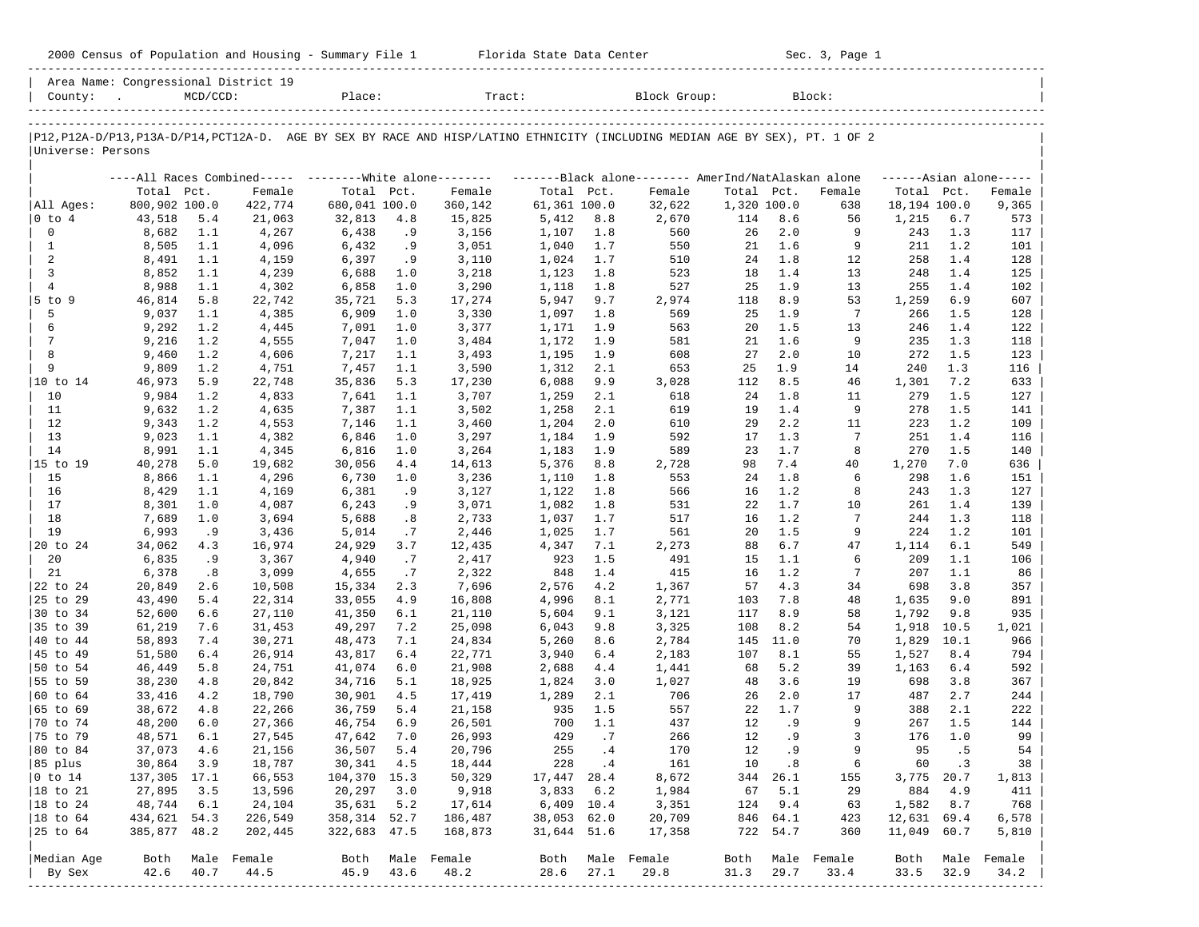2000 Census of Population and Housing - Summary File 1 Florida State Data Center Sec. 3, Page 1

Area Name: Congressional District 19
County: . MCD/CCD: Place: Tract: Block Group: Block:

P12,P12A-D/P13,P13A-D/P14,PCT12A-D. AGE BY SEX BY RACE AND HISP/LATINO ETHNICITY (INCLUDING MEDIAN AGE BY SEX), PT. 1 OF 2
Universe: Persons

| | All Races Combined | | | White alone | | | Black alone | | | AmerInd/NatAlaskan alone | | | Asian alone | | |
|---|---|---|---|---|---|---|---|---|---|---|---|---|---|---|---|
| | Total | Pct. | Female | Total | Pct. | Female | Total | Pct. | Female | Total | Pct. | Female | Total | Pct. | Female |
| All Ages: | 800,902 | 100.0 | 422,774 | 680,041 | 100.0 | 360,142 | 61,361 | 100.0 | 32,622 | 1,320 | 100.0 | 638 | 18,194 | 100.0 | 9,365 |
| 0 to 4 | 43,518 | 5.4 | 21,063 | 32,813 | 4.8 | 15,825 | 5,412 | 8.8 | 2,670 | 114 | 8.6 | 56 | 1,215 | 6.7 | 573 |
| 0 | 8,682 | 1.1 | 4,267 | 6,438 | .9 | 3,156 | 1,107 | 1.8 | 560 | 26 | 2.0 | 9 | 243 | 1.3 | 117 |
| 1 | 8,505 | 1.1 | 4,096 | 6,432 | .9 | 3,051 | 1,040 | 1.7 | 550 | 21 | 1.6 | 9 | 211 | 1.2 | 101 |
| 2 | 8,491 | 1.1 | 4,159 | 6,397 | .9 | 3,110 | 1,024 | 1.7 | 510 | 24 | 1.8 | 12 | 258 | 1.4 | 128 |
| 3 | 8,852 | 1.1 | 4,239 | 6,688 | 1.0 | 3,218 | 1,123 | 1.8 | 523 | 18 | 1.4 | 13 | 248 | 1.4 | 125 |
| 4 | 8,988 | 1.1 | 4,302 | 6,858 | 1.0 | 3,290 | 1,118 | 1.8 | 527 | 25 | 1.9 | 13 | 255 | 1.4 | 102 |
| 5 to 9 | 46,814 | 5.8 | 22,742 | 35,721 | 5.3 | 17,274 | 5,947 | 9.7 | 2,974 | 118 | 8.9 | 53 | 1,259 | 6.9 | 607 |
| 5 | 9,037 | 1.1 | 4,385 | 6,909 | 1.0 | 3,330 | 1,097 | 1.8 | 569 | 25 | 1.9 | 7 | 266 | 1.5 | 128 |
| 6 | 9,292 | 1.2 | 4,445 | 7,091 | 1.0 | 3,377 | 1,171 | 1.9 | 563 | 20 | 1.5 | 13 | 246 | 1.4 | 122 |
| 7 | 9,216 | 1.2 | 4,555 | 7,047 | 1.0 | 3,484 | 1,172 | 1.9 | 581 | 21 | 1.6 | 9 | 235 | 1.3 | 118 |
| 8 | 9,460 | 1.2 | 4,606 | 7,217 | 1.1 | 3,493 | 1,195 | 1.9 | 608 | 27 | 2.0 | 10 | 272 | 1.5 | 123 |
| 9 | 9,809 | 1.2 | 4,751 | 7,457 | 1.1 | 3,590 | 1,312 | 2.1 | 653 | 25 | 1.9 | 14 | 240 | 1.3 | 116 |
| 10 to 14 | 46,973 | 5.9 | 22,748 | 35,836 | 5.3 | 17,230 | 6,088 | 9.9 | 3,028 | 112 | 8.5 | 46 | 1,301 | 7.2 | 633 |
| 10 | 9,984 | 1.2 | 4,833 | 7,641 | 1.1 | 3,707 | 1,259 | 2.1 | 618 | 24 | 1.8 | 11 | 279 | 1.5 | 127 |
| 11 | 9,632 | 1.2 | 4,635 | 7,387 | 1.1 | 3,502 | 1,258 | 2.1 | 619 | 19 | 1.4 | 9 | 278 | 1.5 | 141 |
| 12 | 9,343 | 1.2 | 4,553 | 7,146 | 1.1 | 3,460 | 1,204 | 2.0 | 610 | 29 | 2.2 | 11 | 223 | 1.2 | 109 |
| 13 | 9,023 | 1.1 | 4,382 | 6,846 | 1.0 | 3,297 | 1,184 | 1.9 | 592 | 17 | 1.3 | 7 | 251 | 1.4 | 116 |
| 14 | 8,991 | 1.1 | 4,345 | 6,816 | 1.0 | 3,264 | 1,183 | 1.9 | 589 | 23 | 1.7 | 8 | 270 | 1.5 | 140 |
| 15 to 19 | 40,278 | 5.0 | 19,682 | 30,056 | 4.4 | 14,613 | 5,376 | 8.8 | 2,728 | 98 | 7.4 | 40 | 1,270 | 7.0 | 636 |
| 15 | 8,866 | 1.1 | 4,296 | 6,730 | 1.0 | 3,236 | 1,110 | 1.8 | 553 | 24 | 1.8 | 6 | 298 | 1.6 | 151 |
| 16 | 8,429 | 1.1 | 4,169 | 6,381 | .9 | 3,127 | 1,122 | 1.8 | 566 | 16 | 1.2 | 8 | 243 | 1.3 | 127 |
| 17 | 8,301 | 1.0 | 4,087 | 6,243 | .9 | 3,071 | 1,082 | 1.8 | 531 | 22 | 1.7 | 10 | 261 | 1.4 | 139 |
| 18 | 7,689 | 1.0 | 3,694 | 5,688 | .8 | 2,733 | 1,037 | 1.7 | 517 | 16 | 1.2 | 7 | 244 | 1.3 | 118 |
| 19 | 6,993 | .9 | 3,436 | 5,014 | .7 | 2,446 | 1,025 | 1.7 | 561 | 20 | 1.5 | 9 | 224 | 1.2 | 101 |
| 20 to 24 | 34,062 | 4.3 | 16,974 | 24,929 | 3.7 | 12,435 | 4,347 | 7.1 | 2,273 | 88 | 6.7 | 47 | 1,114 | 6.1 | 549 |
| 20 | 6,835 | .9 | 3,367 | 4,940 | .7 | 2,417 | 923 | 1.5 | 491 | 15 | 1.1 | 6 | 209 | 1.1 | 106 |
| 21 | 6,378 | .8 | 3,099 | 4,655 | .7 | 2,322 | 848 | 1.4 | 415 | 16 | 1.2 | 7 | 207 | 1.1 | 86 |
| 22 to 24 | 20,849 | 2.6 | 10,508 | 15,334 | 2.3 | 7,696 | 2,576 | 4.2 | 1,367 | 57 | 4.3 | 34 | 698 | 3.8 | 357 |
| 25 to 29 | 43,490 | 5.4 | 22,314 | 33,055 | 4.9 | 16,808 | 4,996 | 8.1 | 2,771 | 103 | 7.8 | 48 | 1,635 | 9.0 | 891 |
| 30 to 34 | 52,600 | 6.6 | 27,110 | 41,350 | 6.1 | 21,110 | 5,604 | 9.1 | 3,121 | 117 | 8.9 | 58 | 1,792 | 9.8 | 935 |
| 35 to 39 | 61,219 | 7.6 | 31,453 | 49,297 | 7.2 | 25,098 | 6,043 | 9.8 | 3,325 | 108 | 8.2 | 54 | 1,918 | 10.5 | 1,021 |
| 40 to 44 | 58,893 | 7.4 | 30,271 | 48,473 | 7.1 | 24,834 | 5,260 | 8.6 | 2,784 | 145 | 11.0 | 70 | 1,829 | 10.1 | 966 |
| 45 to 49 | 51,580 | 6.4 | 26,914 | 43,817 | 6.4 | 22,771 | 3,940 | 6.4 | 2,183 | 107 | 8.1 | 55 | 1,527 | 8.4 | 794 |
| 50 to 54 | 46,449 | 5.8 | 24,751 | 41,074 | 6.0 | 21,908 | 2,688 | 4.4 | 1,441 | 68 | 5.2 | 39 | 1,163 | 6.4 | 592 |
| 55 to 59 | 38,230 | 4.8 | 20,842 | 34,716 | 5.1 | 18,925 | 1,824 | 3.0 | 1,027 | 48 | 3.6 | 19 | 698 | 3.8 | 367 |
| 60 to 64 | 33,416 | 4.2 | 18,790 | 30,901 | 4.5 | 17,419 | 1,289 | 2.1 | 706 | 26 | 2.0 | 17 | 487 | 2.7 | 244 |
| 65 to 69 | 38,672 | 4.8 | 22,266 | 36,759 | 5.4 | 21,158 | 935 | 1.5 | 557 | 22 | 1.7 | 9 | 388 | 2.1 | 222 |
| 70 to 74 | 48,200 | 6.0 | 27,366 | 46,754 | 6.9 | 26,501 | 700 | 1.1 | 437 | 12 | .9 | 9 | 267 | 1.5 | 144 |
| 75 to 79 | 48,571 | 6.1 | 27,545 | 47,642 | 7.0 | 26,993 | 429 | .7 | 266 | 12 | .9 | 3 | 176 | 1.0 | 99 |
| 80 to 84 | 37,073 | 4.6 | 21,156 | 36,507 | 5.4 | 20,796 | 255 | .4 | 170 | 12 | .9 | 9 | 95 | .5 | 54 |
| 85 plus | 30,864 | 3.9 | 18,787 | 30,341 | 4.5 | 18,444 | 228 | .4 | 161 | 10 | .8 | 6 | 60 | .3 | 38 |
| 0 to 14 | 137,305 | 17.1 | 66,553 | 104,370 | 15.3 | 50,329 | 17,447 | 28.4 | 8,672 | 344 | 26.1 | 155 | 3,775 | 20.7 | 1,813 |
| 18 to 21 | 27,895 | 3.5 | 13,596 | 20,297 | 3.0 | 9,918 | 3,833 | 6.2 | 1,984 | 67 | 5.1 | 29 | 884 | 4.9 | 411 |
| 18 to 24 | 48,744 | 6.1 | 24,104 | 35,631 | 5.2 | 17,614 | 6,409 | 10.4 | 3,351 | 124 | 9.4 | 63 | 1,582 | 8.7 | 768 |
| 18 to 64 | 434,621 | 54.3 | 226,549 | 358,314 | 52.7 | 186,487 | 38,053 | 62.0 | 20,709 | 846 | 64.1 | 423 | 12,631 | 69.4 | 6,578 |
| 25 to 64 | 385,877 | 48.2 | 202,445 | 322,683 | 47.5 | 168,873 | 31,644 | 51.6 | 17,358 | 722 | 54.7 | 360 | 11,049 | 60.7 | 5,810 |

| Median Age By Sex | Both | Male | Female | Both | Male | Female | Both | Male | Female | Both | Male | Female | Both | Male | Female |
|---|---|---|---|---|---|---|---|---|---|---|---|---|---|---|---|
| | 42.6 | 40.7 | 44.5 | 45.9 | 43.6 | 48.2 | 28.6 | 27.1 | 29.8 | 31.3 | 29.7 | 33.4 | 33.5 | 32.9 | 34.2 |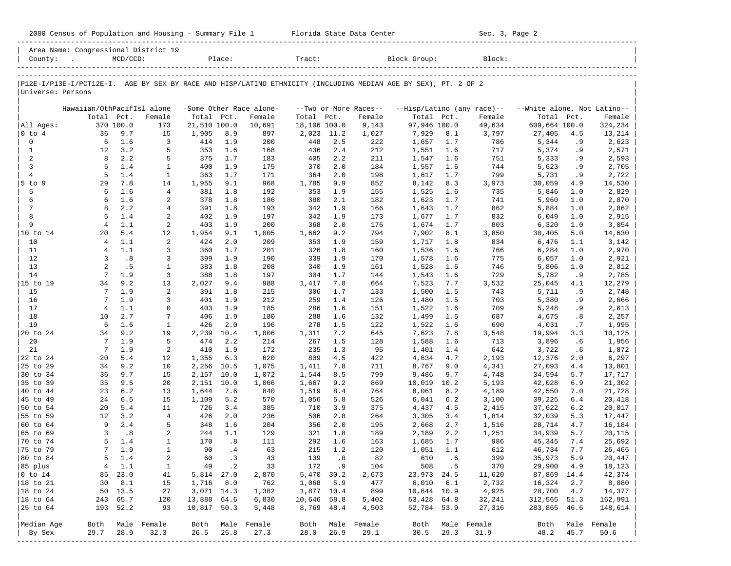2000 Census of Population and Housing - Summary File 1 Florida State Data Center Sec. 3, Page 2

Area Name: Congressional District 19
County: . MCD/CCD: Place: Tract: Block Group: Block:

P12E-I/P13E-I/PCT12E-I. AGE BY SEX BY RACE AND HISP/LATINO ETHNICITY (INCLUDING MEDIAN AGE BY SEX), PT. 2 OF 2
Universe: Persons

| | Hawaiian/OthPacifIsl alone | | | -Some Other Race alone- | | | --Two or More Races-- | | | --Hisp/Latino (any race)-- | | | --White alone, Not Latino-- | | |
|---|---|---|---|---|---|---|---|---|---|---|---|---|---|---|---|
| | Total | Pct. | Female | Total | Pct. | Female | Total | Pct. | Female | Total | Pct. | Female | Total | Pct. | Female |
| All Ages: | 370 | 100.0 | 173 | 21,510 | 100.0 | 10,691 | 18,106 | 100.0 | 9,143 | 97,946 | 100.0 | 49,634 | 609,664 | 100.0 | 324,234 |
| 0 to 4 | 36 | 9.7 | 15 | 1,905 | 8.9 | 897 | 2,023 | 11.2 | 1,027 | 7,929 | 8.1 | 3,797 | 27,405 | 4.5 | 13,214 |
| 0 | 6 | 1.6 | 3 | 414 | 1.9 | 200 | 448 | 2.5 | 222 | 1,657 | 1.7 | 786 | 5,344 | .9 | 2,623 |
| 1 | 12 | 3.2 | 5 | 353 | 1.6 | 168 | 436 | 2.4 | 212 | 1,551 | 1.6 | 717 | 5,374 | .9 | 2,571 |
| 2 | 8 | 2.2 | 5 | 375 | 1.7 | 183 | 405 | 2.2 | 211 | 1,547 | 1.6 | 751 | 5,333 | .9 | 2,593 |
| 3 | 5 | 1.4 | 1 | 400 | 1.9 | 175 | 370 | 2.0 | 184 | 1,557 | 1.6 | 744 | 5,623 | .9 | 2,705 |
| 4 | 5 | 1.4 | 1 | 363 | 1.7 | 171 | 364 | 2.0 | 198 | 1,617 | 1.7 | 799 | 5,731 | .9 | 2,722 |
| 5 to 9 | 29 | 7.8 | 14 | 1,955 | 9.1 | 968 | 1,785 | 9.9 | 852 | 8,142 | 8.3 | 3,973 | 30,059 | 4.9 | 14,530 |
| 5 | 6 | 1.6 | 4 | 381 | 1.8 | 192 | 353 | 1.9 | 155 | 1,525 | 1.6 | 735 | 5,846 | 1.0 | 2,829 |
| 6 | 6 | 1.6 | 2 | 378 | 1.8 | 186 | 380 | 2.1 | 182 | 1,623 | 1.7 | 741 | 5,960 | 1.0 | 2,870 |
| 7 | 8 | 2.2 | 4 | 391 | 1.8 | 193 | 342 | 1.9 | 166 | 1,643 | 1.7 | 862 | 5,884 | 1.0 | 2,862 |
| 8 | 5 | 1.4 | 2 | 402 | 1.9 | 197 | 342 | 1.9 | 173 | 1,677 | 1.7 | 832 | 6,049 | 1.0 | 2,915 |
| 9 | 4 | 1.1 | 2 | 403 | 1.9 | 200 | 368 | 2.0 | 176 | 1,674 | 1.7 | 803 | 6,320 | 1.0 | 3,054 |
| 10 to 14 | 20 | 5.4 | 12 | 1,954 | 9.1 | 1,005 | 1,662 | 9.2 | 794 | 7,902 | 8.1 | 3,850 | 30,405 | 5.0 | 14,630 |
| 10 | 4 | 1.1 | 2 | 424 | 2.0 | 209 | 353 | 1.9 | 159 | 1,717 | 1.8 | 834 | 6,476 | 1.1 | 3,142 |
| 11 | 4 | 1.1 | 3 | 360 | 1.7 | 201 | 326 | 1.8 | 160 | 1,536 | 1.6 | 766 | 6,284 | 1.0 | 2,970 |
| 12 | 3 | .8 | 3 | 399 | 1.9 | 190 | 339 | 1.9 | 170 | 1,578 | 1.6 | 775 | 6,057 | 1.0 | 2,921 |
| 13 | 2 | .5 | 1 | 383 | 1.8 | 208 | 340 | 1.9 | 161 | 1,528 | 1.6 | 746 | 5,806 | 1.0 | 2,812 |
| 14 | 7 | 1.9 | 3 | 388 | 1.8 | 197 | 304 | 1.7 | 144 | 1,543 | 1.6 | 729 | 5,782 | .9 | 2,785 |
| 15 to 19 | 34 | 9.2 | 13 | 2,027 | 9.4 | 988 | 1,417 | 7.8 | 664 | 7,523 | 7.7 | 3,532 | 25,045 | 4.1 | 12,279 |
| 15 | 7 | 1.9 | 2 | 391 | 1.8 | 215 | 306 | 1.7 | 133 | 1,500 | 1.5 | 743 | 5,711 | .9 | 2,748 |
| 16 | 7 | 1.9 | 3 | 401 | 1.9 | 212 | 259 | 1.4 | 126 | 1,480 | 1.5 | 703 | 5,380 | .9 | 2,666 |
| 17 | 4 | 1.1 | 0 | 403 | 1.9 | 185 | 286 | 1.6 | 151 | 1,522 | 1.6 | 709 | 5,248 | .9 | 2,613 |
| 18 | 10 | 2.7 | 7 | 406 | 1.9 | 180 | 288 | 1.6 | 132 | 1,499 | 1.5 | 687 | 4,675 | .8 | 2,257 |
| 19 | 6 | 1.6 | 1 | 426 | 2.0 | 196 | 278 | 1.5 | 122 | 1,522 | 1.6 | 690 | 4,031 | .7 | 1,995 |
| 20 to 24 | 34 | 9.2 | 19 | 2,239 | 10.4 | 1,006 | 1,311 | 7.2 | 645 | 7,623 | 7.8 | 3,548 | 19,994 | 3.3 | 10,125 |
| 20 | 7 | 1.9 | 5 | 474 | 2.2 | 214 | 267 | 1.5 | 128 | 1,588 | 1.6 | 713 | 3,896 | .6 | 1,956 |
| 21 | 7 | 1.9 | 2 | 410 | 1.9 | 172 | 235 | 1.3 | 95 | 1,401 | 1.4 | 642 | 3,722 | .6 | 1,872 |
| 22 to 24 | 20 | 5.4 | 12 | 1,355 | 6.3 | 620 | 809 | 4.5 | 422 | 4,634 | 4.7 | 2,193 | 12,376 | 2.0 | 6,297 |
| 25 to 29 | 34 | 9.2 | 10 | 2,256 | 10.5 | 1,075 | 1,411 | 7.8 | 711 | 8,767 | 9.0 | 4,341 | 27,093 | 4.4 | 13,801 |
| 30 to 34 | 36 | 9.7 | 15 | 2,157 | 10.0 | 1,072 | 1,544 | 8.5 | 799 | 9,486 | 9.7 | 4,748 | 34,594 | 5.7 | 17,717 |
| 35 to 39 | 35 | 9.5 | 20 | 2,151 | 10.0 | 1,066 | 1,667 | 9.2 | 869 | 10,019 | 10.2 | 5,193 | 42,028 | 6.9 | 21,302 |
| 40 to 44 | 23 | 6.2 | 13 | 1,644 | 7.6 | 840 | 1,519 | 8.4 | 764 | 8,061 | 8.2 | 4,189 | 42,550 | 7.0 | 21,728 |
| 45 to 49 | 24 | 6.5 | 15 | 1,109 | 5.2 | 570 | 1,056 | 5.8 | 526 | 6,041 | 6.2 | 3,100 | 39,225 | 6.4 | 20,418 |
| 50 to 54 | 20 | 5.4 | 11 | 726 | 3.4 | 385 | 710 | 3.9 | 375 | 4,437 | 4.5 | 2,415 | 37,622 | 6.2 | 20,017 |
| 55 to 59 | 12 | 3.2 | 4 | 426 | 2.0 | 236 | 506 | 2.8 | 264 | 3,305 | 3.4 | 1,814 | 32,039 | 5.3 | 17,447 |
| 60 to 64 | 9 | 2.4 | 5 | 348 | 1.6 | 204 | 356 | 2.0 | 195 | 2,668 | 2.7 | 1,516 | 28,714 | 4.7 | 16,184 |
| 65 to 69 | 3 | .8 | 2 | 244 | 1.1 | 129 | 321 | 1.8 | 189 | 2,189 | 2.2 | 1,251 | 34,939 | 5.7 | 20,115 |
| 70 to 74 | 5 | 1.4 | 1 | 170 | .8 | 111 | 292 | 1.6 | 163 | 1,685 | 1.7 | 986 | 45,345 | 7.4 | 25,692 |
| 75 to 79 | 7 | 1.9 | 1 | 90 | .4 | 63 | 215 | 1.2 | 120 | 1,051 | 1.1 | 612 | 46,734 | 7.7 | 26,465 |
| 80 to 84 | 5 | 1.4 | 2 | 60 | .3 | 43 | 139 | .8 | 82 | 610 | .6 | 399 | 35,973 | 5.9 | 20,447 |
| 85 plus | 4 | 1.1 | 1 | 49 | .2 | 33 | 172 | .9 | 104 | 508 | .5 | 370 | 29,900 | 4.9 | 18,123 |
| 0 to 14 | 85 | 23.0 | 41 | 5,814 | 27.0 | 2,870 | 5,470 | 30.2 | 2,673 | 23,973 | 24.5 | 11,620 | 87,869 | 14.4 | 42,374 |
| 18 to 21 | 30 | 8.1 | 15 | 1,716 | 8.0 | 762 | 1,068 | 5.9 | 477 | 6,010 | 6.1 | 2,732 | 16,324 | 2.7 | 8,080 |
| 18 to 24 | 50 | 13.5 | 27 | 3,071 | 14.3 | 1,382 | 1,877 | 10.4 | 899 | 10,644 | 10.9 | 4,925 | 28,700 | 4.7 | 14,377 |
| 18 to 64 | 243 | 65.7 | 120 | 13,888 | 64.6 | 6,830 | 10,646 | 58.8 | 5,402 | 63,428 | 64.8 | 32,241 | 312,565 | 51.3 | 162,991 |
| 25 to 64 | 193 | 52.2 | 93 | 10,817 | 50.3 | 5,448 | 8,769 | 48.4 | 4,503 | 52,784 | 53.9 | 27,316 | 283,865 | 46.6 | 148,614 |
| Median Age | Both | Male | Female | Both | Male | Female | Both | Male | Female | Both | Male | Female | Both | Male | Female |
| By Sex | 29.7 | 28.9 | 32.3 | 26.5 | 25.8 | 27.3 | 28.0 | 26.9 | 29.1 | 30.5 | 29.3 | 31.9 | 48.2 | 45.7 | 50.6 |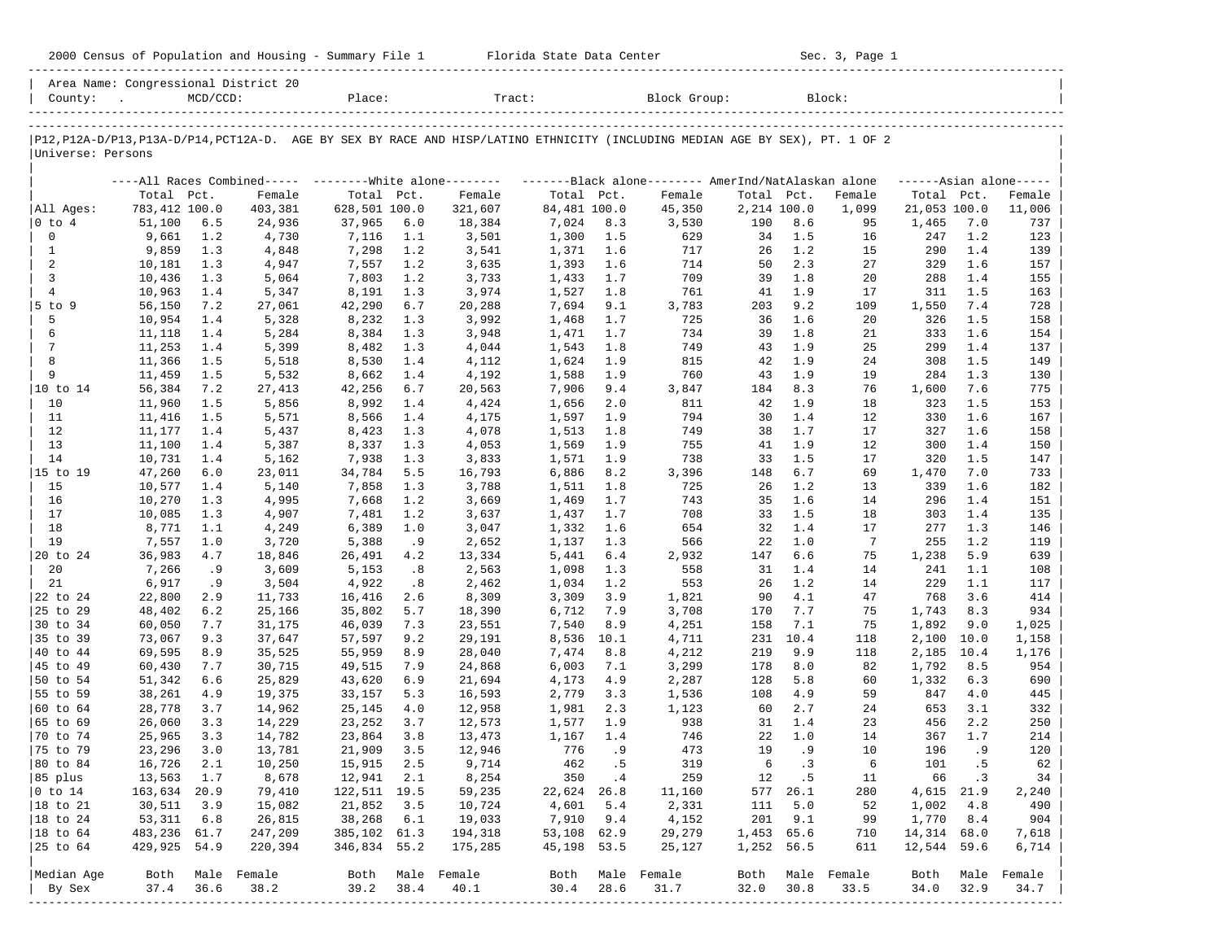2000 Census of Population and Housing - Summary File 1 Florida State Data Center Sec. 3, Page 1

Area Name: Congressional District 20
County: . MCD/CCD: Place: Tract: Block Group: Block:

P12,P12A-D/P13,P13A-D/P14,PCT12A-D. AGE BY SEX BY RACE AND HISP/LATINO ETHNICITY (INCLUDING MEDIAN AGE BY SEX), PT. 1 OF 2
Universe: Persons

| | All Races Combined Total | Pct. | Female | White alone Total | Pct. | Female | Black alone Total | Pct. | Female | AmerInd/NatAlaskan alone Total | Pct. | Female | Asian alone Total | Pct. | Female |
|---|---|---|---|---|---|---|---|---|---|---|---|---|---|---|---|
| All Ages: | 783,412 | 100.0 | 403,381 | 628,501 | 100.0 | 321,607 | 84,481 | 100.0 | 45,350 | 2,214 | 100.0 | 1,099 | 21,053 | 100.0 | 11,006 |
| 0 to 4 | 51,100 | 6.5 | 24,936 | 37,965 | 6.0 | 18,384 | 7,024 | 8.3 | 3,530 | 190 | 8.6 | 95 | 1,465 | 7.0 | 737 |
| 0 | 9,661 | 1.2 | 4,730 | 7,116 | 1.1 | 3,501 | 1,300 | 1.5 | 629 | 34 | 1.5 | 16 | 247 | 1.2 | 123 |
| 1 | 9,859 | 1.3 | 4,848 | 7,298 | 1.2 | 3,541 | 1,371 | 1.6 | 717 | 26 | 1.2 | 15 | 290 | 1.4 | 139 |
| 2 | 10,181 | 1.3 | 4,947 | 7,557 | 1.2 | 3,635 | 1,393 | 1.6 | 714 | 50 | 2.3 | 27 | 329 | 1.6 | 157 |
| 3 | 10,436 | 1.3 | 5,064 | 7,803 | 1.2 | 3,733 | 1,433 | 1.7 | 709 | 39 | 1.8 | 20 | 288 | 1.4 | 155 |
| 4 | 10,963 | 1.4 | 5,347 | 8,191 | 1.3 | 3,974 | 1,527 | 1.8 | 761 | 41 | 1.9 | 17 | 311 | 1.5 | 163 |
| 5 to 9 | 56,150 | 7.2 | 27,061 | 42,290 | 6.7 | 20,288 | 7,694 | 9.1 | 3,783 | 203 | 9.2 | 109 | 1,550 | 7.4 | 728 |
| 5 | 10,954 | 1.4 | 5,328 | 8,232 | 1.3 | 3,992 | 1,468 | 1.7 | 725 | 36 | 1.6 | 20 | 326 | 1.5 | 158 |
| 6 | 11,118 | 1.4 | 5,284 | 8,384 | 1.3 | 3,948 | 1,471 | 1.7 | 734 | 39 | 1.8 | 21 | 333 | 1.6 | 154 |
| 7 | 11,253 | 1.4 | 5,399 | 8,482 | 1.3 | 4,044 | 1,543 | 1.8 | 749 | 43 | 1.9 | 25 | 299 | 1.4 | 137 |
| 8 | 11,366 | 1.5 | 5,518 | 8,530 | 1.4 | 4,112 | 1,624 | 1.9 | 815 | 42 | 1.9 | 24 | 308 | 1.5 | 149 |
| 9 | 11,459 | 1.5 | 5,532 | 8,662 | 1.4 | 4,192 | 1,588 | 1.9 | 760 | 43 | 1.9 | 19 | 284 | 1.3 | 130 |
| 10 to 14 | 56,384 | 7.2 | 27,413 | 42,256 | 6.7 | 20,563 | 7,906 | 9.4 | 3,847 | 184 | 8.3 | 76 | 1,600 | 7.6 | 775 |
| 10 | 11,960 | 1.5 | 5,856 | 8,992 | 1.4 | 4,424 | 1,656 | 2.0 | 811 | 42 | 1.9 | 18 | 323 | 1.5 | 153 |
| 11 | 11,416 | 1.5 | 5,571 | 8,566 | 1.4 | 4,175 | 1,597 | 1.9 | 794 | 30 | 1.4 | 12 | 330 | 1.6 | 167 |
| 12 | 11,177 | 1.4 | 5,437 | 8,423 | 1.3 | 4,078 | 1,513 | 1.8 | 749 | 38 | 1.7 | 17 | 327 | 1.6 | 158 |
| 13 | 11,100 | 1.4 | 5,387 | 8,337 | 1.3 | 4,053 | 1,569 | 1.9 | 755 | 41 | 1.9 | 12 | 300 | 1.4 | 150 |
| 14 | 10,731 | 1.4 | 5,162 | 7,938 | 1.3 | 3,833 | 1,571 | 1.9 | 738 | 33 | 1.5 | 17 | 320 | 1.5 | 147 |
| 15 to 19 | 47,260 | 6.0 | 23,011 | 34,784 | 5.5 | 16,793 | 6,886 | 8.2 | 3,396 | 148 | 6.7 | 69 | 1,470 | 7.0 | 733 |
| 15 | 10,577 | 1.4 | 5,140 | 7,858 | 1.3 | 3,788 | 1,511 | 1.8 | 725 | 26 | 1.2 | 13 | 339 | 1.6 | 182 |
| 16 | 10,270 | 1.3 | 4,995 | 7,668 | 1.2 | 3,669 | 1,469 | 1.7 | 743 | 35 | 1.6 | 14 | 296 | 1.4 | 151 |
| 17 | 10,085 | 1.3 | 4,907 | 7,481 | 1.2 | 3,637 | 1,437 | 1.7 | 708 | 33 | 1.5 | 18 | 303 | 1.4 | 135 |
| 18 | 8,771 | 1.1 | 4,249 | 6,389 | 1.0 | 3,047 | 1,332 | 1.6 | 654 | 32 | 1.4 | 17 | 277 | 1.3 | 146 |
| 19 | 7,557 | 1.0 | 3,720 | 5,388 | .9 | 2,652 | 1,137 | 1.3 | 566 | 22 | 1.0 | 7 | 255 | 1.2 | 119 |
| 20 to 24 | 36,983 | 4.7 | 18,846 | 26,491 | 4.2 | 13,334 | 5,441 | 6.4 | 2,932 | 147 | 6.6 | 75 | 1,238 | 5.9 | 639 |
| 20 | 7,266 | .9 | 3,609 | 5,153 | .8 | 2,563 | 1,098 | 1.3 | 558 | 31 | 1.4 | 14 | 241 | 1.1 | 108 |
| 21 | 6,917 | .9 | 3,504 | 4,922 | .8 | 2,462 | 1,034 | 1.2 | 553 | 26 | 1.2 | 14 | 229 | 1.1 | 117 |
| 22 to 24 | 22,800 | 2.9 | 11,733 | 16,416 | 2.6 | 8,309 | 3,309 | 3.9 | 1,821 | 90 | 4.1 | 47 | 768 | 3.6 | 414 |
| 25 to 29 | 48,402 | 6.2 | 25,166 | 35,802 | 5.7 | 18,390 | 6,712 | 7.9 | 3,708 | 170 | 7.7 | 75 | 1,743 | 8.3 | 934 |
| 30 to 34 | 60,050 | 7.7 | 31,175 | 46,039 | 7.3 | 23,551 | 7,540 | 8.9 | 4,251 | 158 | 7.1 | 75 | 1,892 | 9.0 | 1,025 |
| 35 to 39 | 73,067 | 9.3 | 37,647 | 57,597 | 9.2 | 29,191 | 8,536 | 10.1 | 4,711 | 231 | 10.4 | 118 | 2,100 | 10.0 | 1,158 |
| 40 to 44 | 69,595 | 8.9 | 35,525 | 55,959 | 8.9 | 28,040 | 7,474 | 8.8 | 4,212 | 219 | 9.9 | 118 | 2,185 | 10.4 | 1,176 |
| 45 to 49 | 60,430 | 7.7 | 30,715 | 49,515 | 7.9 | 24,868 | 6,003 | 7.1 | 3,299 | 178 | 8.0 | 82 | 1,792 | 8.5 | 954 |
| 50 to 54 | 51,342 | 6.6 | 25,829 | 43,620 | 6.9 | 21,694 | 4,173 | 4.9 | 2,287 | 128 | 5.8 | 60 | 1,332 | 6.3 | 690 |
| 55 to 59 | 38,261 | 4.9 | 19,375 | 33,157 | 5.3 | 16,593 | 2,779 | 3.3 | 1,536 | 108 | 4.9 | 59 | 847 | 4.0 | 445 |
| 60 to 64 | 28,778 | 3.7 | 14,962 | 25,145 | 4.0 | 12,958 | 1,981 | 2.3 | 1,123 | 60 | 2.7 | 24 | 653 | 3.1 | 332 |
| 65 to 69 | 26,060 | 3.3 | 14,229 | 23,252 | 3.7 | 12,573 | 1,577 | 1.9 | 938 | 31 | 1.4 | 23 | 456 | 2.2 | 250 |
| 70 to 74 | 25,965 | 3.3 | 14,782 | 23,864 | 3.8 | 13,473 | 1,167 | 1.4 | 746 | 22 | 1.0 | 14 | 367 | 1.7 | 214 |
| 75 to 79 | 23,296 | 3.0 | 13,781 | 21,909 | 3.5 | 12,946 | 776 | .9 | 473 | 19 | .9 | 10 | 196 | .9 | 120 |
| 80 to 84 | 16,726 | 2.1 | 10,250 | 15,915 | 2.5 | 9,714 | 462 | .5 | 319 | 6 | .3 | 6 | 101 | .5 | 62 |
| 85 plus | 13,563 | 1.7 | 8,678 | 12,941 | 2.1 | 8,254 | 350 | .4 | 259 | 12 | .5 | 11 | 66 | .3 | 34 |
| 0 to 14 | 163,634 | 20.9 | 79,410 | 122,511 | 19.5 | 59,235 | 22,624 | 26.8 | 11,160 | 577 | 26.1 | 280 | 4,615 | 21.9 | 2,240 |
| 18 to 21 | 30,511 | 3.9 | 15,082 | 21,852 | 3.5 | 10,724 | 4,601 | 5.4 | 2,331 | 111 | 5.0 | 52 | 1,002 | 4.8 | 490 |
| 18 to 24 | 53,311 | 6.8 | 26,815 | 38,268 | 6.1 | 19,033 | 7,910 | 9.4 | 4,152 | 201 | 9.1 | 99 | 1,770 | 8.4 | 904 |
| 18 to 64 | 483,236 | 61.7 | 247,209 | 385,102 | 61.3 | 194,318 | 53,108 | 62.9 | 29,279 | 1,453 | 65.6 | 710 | 14,314 | 68.0 | 7,618 |
| 25 to 64 | 429,925 | 54.9 | 220,394 | 346,834 | 55.2 | 175,285 | 45,198 | 53.5 | 25,127 | 1,252 | 56.5 | 611 | 12,544 | 59.6 | 6,714 |
| Median Age By Sex | Both | Male | Female | Both | Male | Female | Both | Male | Female | Both | Male | Female | Both | Male | Female |
| | 37.4 | 36.6 | 38.2 | 39.2 | 38.4 | 40.1 | 30.4 | 28.6 | 31.7 | 32.0 | 30.8 | 33.5 | 34.0 | 32.9 | 34.7 |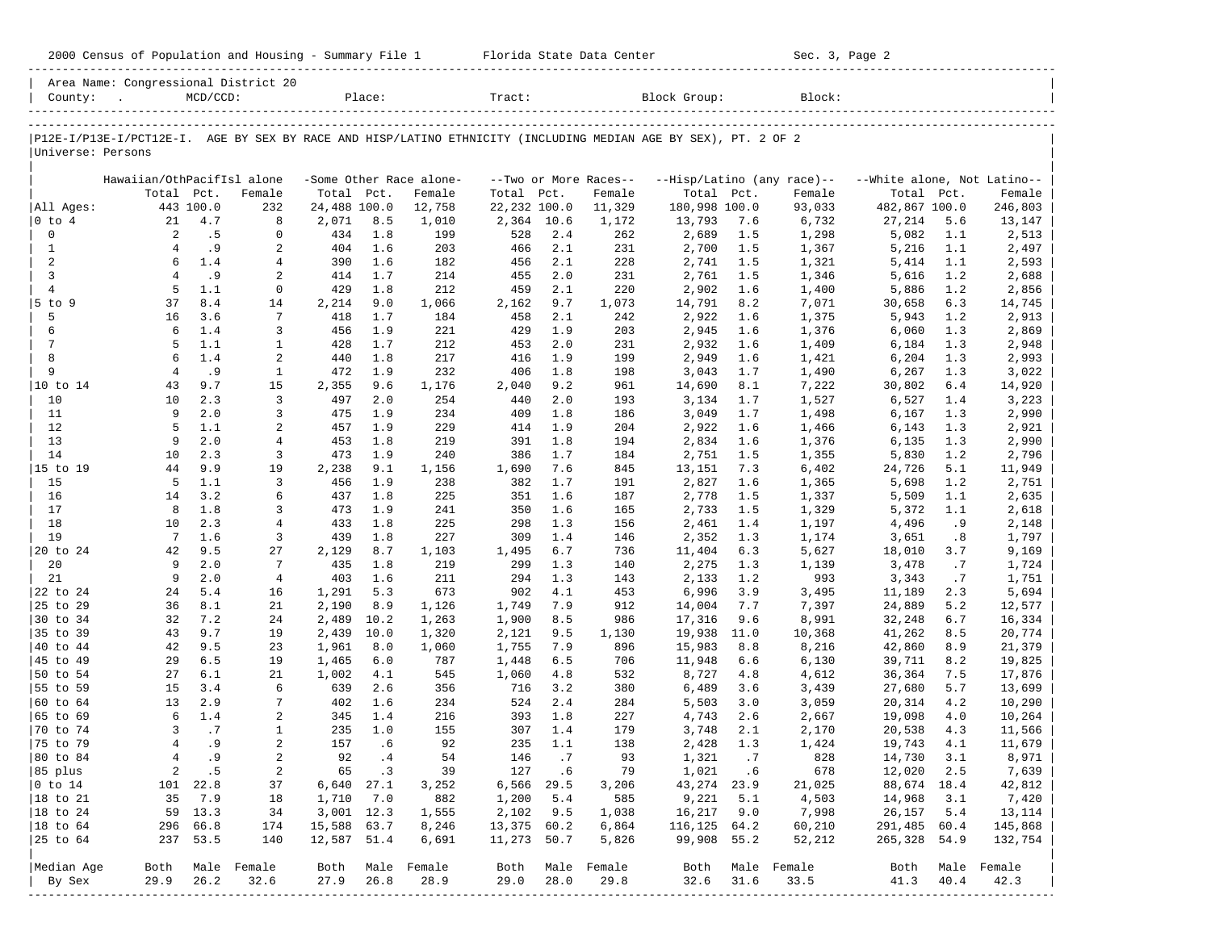2000 Census of Population and Housing - Summary File 1 Florida State Data Center Sec. 3, Page 2

Area Name: Congressional District 20
County: . MCD/CCD: Place: Tract: Block Group: Block:

P12E-I/P13E-I/PCT12E-I. AGE BY SEX BY RACE AND HISP/LATINO ETHNICITY (INCLUDING MEDIAN AGE BY SEX), PT. 2 OF 2
Universe: Persons

| | Hawaiian/OthPacifIsl alone | | | -Some Other Race alone- | | | --Two or More Races-- | | | --Hisp/Latino (any race)-- | | | --White alone, Not Latino-- | | |
|---|---|---|---|---|---|---|---|---|---|---|---|---|---|---|---|
| | Total | Pct. | Female | Total | Pct. | Female | Total | Pct. | Female | Total | Pct. | Female | Total | Pct. | Female |
| All Ages: | 443 | 100.0 | 232 | 24,488 | 100.0 | 12,758 | 22,232 | 100.0 | 11,329 | 180,998 | 100.0 | 93,033 | 482,867 | 100.0 | 246,803 |
| 0 to 4 | 21 | 4.7 | 8 | 2,071 | 8.5 | 1,010 | 2,364 | 10.6 | 1,172 | 13,793 | 7.6 | 6,732 | 27,214 | 5.6 | 13,147 |
| 0 | 2 | .5 | 0 | 434 | 1.8 | 199 | 528 | 2.4 | 262 | 2,689 | 1.5 | 1,298 | 5,082 | 1.1 | 2,513 |
| 1 | 4 | .9 | 2 | 404 | 1.6 | 203 | 466 | 2.1 | 231 | 2,700 | 1.5 | 1,367 | 5,216 | 1.1 | 2,497 |
| 2 | 6 | 1.4 | 4 | 390 | 1.6 | 182 | 456 | 2.1 | 228 | 2,741 | 1.5 | 1,321 | 5,414 | 1.1 | 2,593 |
| 3 | 4 | .9 | 2 | 414 | 1.7 | 214 | 455 | 2.0 | 231 | 2,761 | 1.5 | 1,346 | 5,616 | 1.2 | 2,688 |
| 4 | 5 | 1.1 | 0 | 429 | 1.8 | 212 | 459 | 2.1 | 220 | 2,902 | 1.6 | 1,400 | 5,886 | 1.2 | 2,856 |
| 5 to 9 | 37 | 8.4 | 14 | 2,214 | 9.0 | 1,066 | 2,162 | 9.7 | 1,073 | 14,791 | 8.2 | 7,071 | 30,658 | 6.3 | 14,745 |
| 5 | 16 | 3.6 | 7 | 418 | 1.7 | 184 | 458 | 2.1 | 242 | 2,922 | 1.6 | 1,375 | 5,943 | 1.2 | 2,913 |
| 6 | 6 | 1.4 | 3 | 456 | 1.9 | 221 | 429 | 1.9 | 203 | 2,945 | 1.6 | 1,376 | 6,060 | 1.3 | 2,869 |
| 7 | 5 | 1.1 | 1 | 428 | 1.7 | 212 | 453 | 2.0 | 231 | 2,932 | 1.6 | 1,409 | 6,184 | 1.3 | 2,948 |
| 8 | 6 | 1.4 | 2 | 440 | 1.8 | 217 | 416 | 1.9 | 199 | 2,949 | 1.6 | 1,421 | 6,204 | 1.3 | 2,993 |
| 9 | 4 | .9 | 1 | 472 | 1.9 | 232 | 406 | 1.8 | 198 | 3,043 | 1.7 | 1,490 | 6,267 | 1.3 | 3,022 |
| 10 to 14 | 43 | 9.7 | 15 | 2,355 | 9.6 | 1,176 | 2,040 | 9.2 | 961 | 14,690 | 8.1 | 7,222 | 30,802 | 6.4 | 14,920 |
| 10 | 10 | 2.3 | 3 | 497 | 2.0 | 254 | 440 | 2.0 | 193 | 3,134 | 1.7 | 1,527 | 6,527 | 1.4 | 3,223 |
| 11 | 9 | 2.0 | 3 | 475 | 1.9 | 234 | 409 | 1.8 | 186 | 3,049 | 1.7 | 1,498 | 6,167 | 1.3 | 2,990 |
| 12 | 5 | 1.1 | 2 | 457 | 1.9 | 229 | 414 | 1.9 | 204 | 2,922 | 1.6 | 1,466 | 6,143 | 1.3 | 2,921 |
| 13 | 9 | 2.0 | 4 | 453 | 1.8 | 219 | 391 | 1.8 | 194 | 2,834 | 1.6 | 1,376 | 6,135 | 1.3 | 2,990 |
| 14 | 10 | 2.3 | 3 | 473 | 1.9 | 240 | 386 | 1.7 | 184 | 2,751 | 1.5 | 1,355 | 5,830 | 1.2 | 2,796 |
| 15 to 19 | 44 | 9.9 | 19 | 2,238 | 9.1 | 1,156 | 1,690 | 7.6 | 845 | 13,151 | 7.3 | 6,402 | 24,726 | 5.1 | 11,949 |
| 15 | 5 | 1.1 | 3 | 456 | 1.9 | 238 | 382 | 1.7 | 191 | 2,827 | 1.6 | 1,365 | 5,698 | 1.2 | 2,751 |
| 16 | 14 | 3.2 | 6 | 437 | 1.8 | 225 | 351 | 1.6 | 187 | 2,778 | 1.5 | 1,337 | 5,509 | 1.1 | 2,635 |
| 17 | 8 | 1.8 | 3 | 473 | 1.9 | 241 | 350 | 1.6 | 165 | 2,733 | 1.5 | 1,329 | 5,372 | 1.1 | 2,618 |
| 18 | 10 | 2.3 | 4 | 433 | 1.8 | 225 | 298 | 1.3 | 156 | 2,461 | 1.4 | 1,197 | 4,496 | .9 | 2,148 |
| 19 | 7 | 1.6 | 3 | 439 | 1.8 | 227 | 309 | 1.4 | 146 | 2,352 | 1.3 | 1,174 | 3,651 | .8 | 1,797 |
| 20 to 24 | 42 | 9.5 | 27 | 2,129 | 8.7 | 1,103 | 1,495 | 6.7 | 736 | 11,404 | 6.3 | 5,627 | 18,010 | 3.7 | 9,169 |
| 20 | 9 | 2.0 | 7 | 435 | 1.8 | 219 | 299 | 1.3 | 140 | 2,275 | 1.3 | 1,139 | 3,478 | .7 | 1,724 |
| 21 | 9 | 2.0 | 4 | 403 | 1.6 | 211 | 294 | 1.3 | 143 | 2,133 | 1.2 | 993 | 3,343 | .7 | 1,751 |
| 22 to 24 | 24 | 5.4 | 16 | 1,291 | 5.3 | 673 | 902 | 4.1 | 453 | 6,996 | 3.9 | 3,495 | 11,189 | 2.3 | 5,694 |
| 25 to 29 | 36 | 8.1 | 21 | 2,190 | 8.9 | 1,126 | 1,749 | 7.9 | 912 | 14,004 | 7.7 | 7,397 | 24,889 | 5.2 | 12,577 |
| 30 to 34 | 32 | 7.2 | 24 | 2,489 | 10.2 | 1,263 | 1,900 | 8.5 | 986 | 17,316 | 9.6 | 8,991 | 32,248 | 6.7 | 16,334 |
| 35 to 39 | 43 | 9.7 | 19 | 2,439 | 10.0 | 1,320 | 2,121 | 9.5 | 1,130 | 19,938 | 11.0 | 10,368 | 41,262 | 8.5 | 20,774 |
| 40 to 44 | 42 | 9.5 | 23 | 1,961 | 8.0 | 1,060 | 1,755 | 7.9 | 896 | 15,983 | 8.8 | 8,216 | 42,860 | 8.9 | 21,379 |
| 45 to 49 | 29 | 6.5 | 19 | 1,465 | 6.0 | 787 | 1,448 | 6.5 | 706 | 11,948 | 6.6 | 6,130 | 39,711 | 8.2 | 19,825 |
| 50 to 54 | 27 | 6.1 | 21 | 1,002 | 4.1 | 545 | 1,060 | 4.8 | 532 | 8,727 | 4.8 | 4,612 | 36,364 | 7.5 | 17,876 |
| 55 to 59 | 15 | 3.4 | 6 | 639 | 2.6 | 356 | 716 | 3.2 | 380 | 6,489 | 3.6 | 3,439 | 27,680 | 5.7 | 13,699 |
| 60 to 64 | 13 | 2.9 | 7 | 402 | 1.6 | 234 | 524 | 2.4 | 284 | 5,503 | 3.0 | 3,059 | 20,314 | 4.2 | 10,290 |
| 65 to 69 | 6 | 1.4 | 2 | 345 | 1.4 | 216 | 393 | 1.8 | 227 | 4,743 | 2.6 | 2,667 | 19,098 | 4.0 | 10,264 |
| 70 to 74 | 3 | .7 | 1 | 235 | 1.0 | 155 | 307 | 1.4 | 179 | 3,748 | 2.1 | 2,170 | 20,538 | 4.3 | 11,566 |
| 75 to 79 | 4 | .9 | 2 | 157 | .6 | 92 | 235 | 1.1 | 138 | 2,428 | 1.3 | 1,424 | 19,743 | 4.1 | 11,679 |
| 80 to 84 | 4 | .9 | 2 | 92 | .4 | 54 | 146 | .7 | 93 | 1,321 | .7 | 828 | 14,730 | 3.1 | 8,971 |
| 85 plus | 2 | .5 | 2 | 65 | .3 | 39 | 127 | .6 | 79 | 1,021 | .6 | 678 | 12,020 | 2.5 | 7,639 |
| 0 to 14 | 101 | 22.8 | 37 | 6,640 | 27.1 | 3,252 | 6,566 | 29.5 | 3,206 | 43,274 | 23.9 | 21,025 | 88,674 | 18.4 | 42,812 |
| 18 to 21 | 35 | 7.9 | 18 | 1,710 | 7.0 | 882 | 1,200 | 5.4 | 585 | 9,221 | 5.1 | 4,503 | 14,968 | 3.1 | 7,420 |
| 18 to 24 | 59 | 13.3 | 34 | 3,001 | 12.3 | 1,555 | 2,102 | 9.5 | 1,038 | 16,217 | 9.0 | 7,998 | 26,157 | 5.4 | 13,114 |
| 18 to 64 | 296 | 66.8 | 174 | 15,588 | 63.7 | 8,246 | 13,375 | 60.2 | 6,864 | 116,125 | 64.2 | 60,210 | 291,485 | 60.4 | 145,868 |
| 25 to 64 | 237 | 53.5 | 140 | 12,587 | 51.4 | 6,691 | 11,273 | 50.7 | 5,826 | 99,908 | 55.2 | 52,212 | 265,328 | 54.9 | 132,754 |
| Median Age | Both | Male | Female | Both | Male | Female | Both | Male | Female | Both | Male | Female | Both | Male | Female |
| By Sex | 29.9 | 26.2 | 32.6 | 27.9 | 26.8 | 28.9 | 29.0 | 28.0 | 29.8 | 32.6 | 31.6 | 33.5 | 41.3 | 40.4 | 42.3 |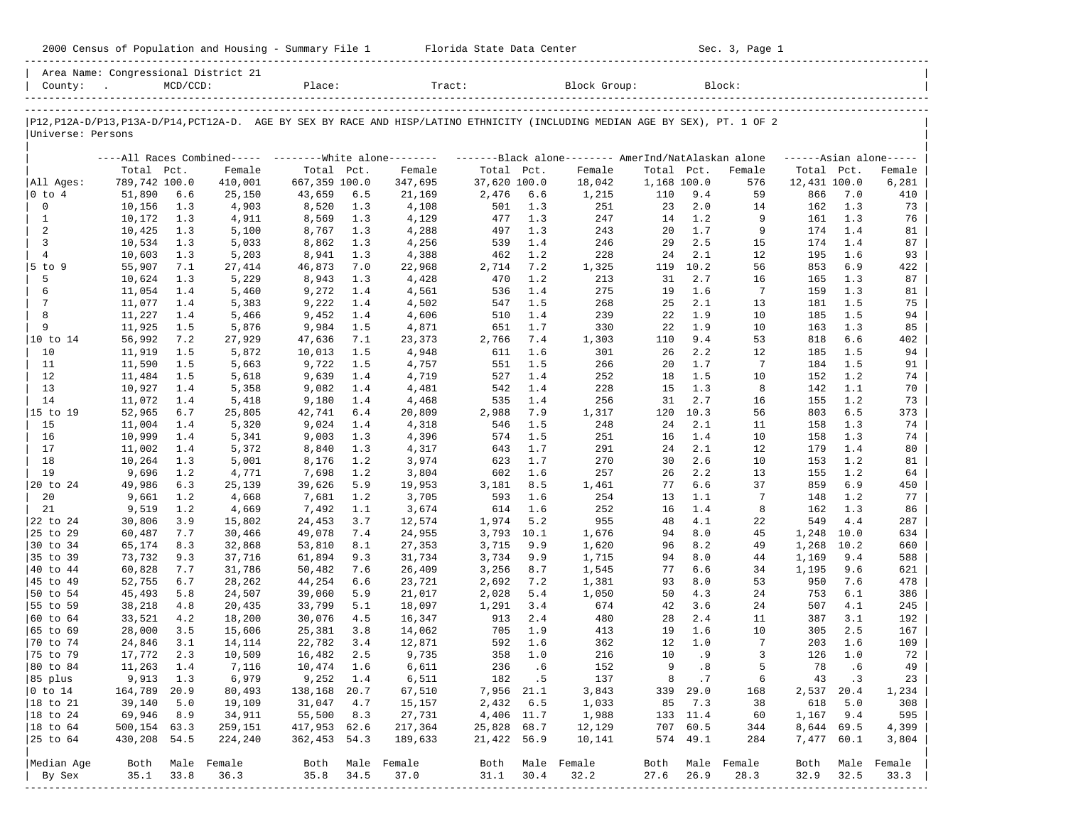2000 Census of Population and Housing - Summary File 1 Florida State Data Center Sec. 3, Page 1

Area Name: Congressional District 21
County: . MCD/CCD: Place: Tract: Block Group: Block:

P12,P12A-D/P13,P13A-D/P14,PCT12A-D. AGE BY SEX BY RACE AND HISP/LATINO ETHNICITY (INCLUDING MEDIAN AGE BY SEX), PT. 1 OF 2
Universe: Persons

| | All Races Combined | | | White alone | | | Black alone | | | AmerInd/NatAlaskan alone | | | Asian alone | | |
|---|---|---|---|---|---|---|---|---|---|---|---|---|---|---|---|
| | Total | Pct. | Female | Total | Pct. | Female | Total | Pct. | Female | Total | Pct. | Female | Total | Pct. | Female |
| All Ages: | 789,742 | 100.0 | 410,001 | 667,359 | 100.0 | 347,695 | 37,620 | 100.0 | 18,042 | 1,168 | 100.0 | 576 | 12,431 | 100.0 | 6,281 |
| 0 to 4 | 51,890 | 6.6 | 25,150 | 43,659 | 6.5 | 21,169 | 2,476 | 6.6 | 1,215 | 110 | 9.4 | 59 | 866 | 7.0 | 410 |
| 0 | 10,156 | 1.3 | 4,903 | 8,520 | 1.3 | 4,108 | 501 | 1.3 | 251 | 23 | 2.0 | 14 | 162 | 1.3 | 73 |
| 1 | 10,172 | 1.3 | 4,911 | 8,569 | 1.3 | 4,129 | 477 | 1.3 | 247 | 14 | 1.2 | 9 | 161 | 1.3 | 76 |
| 2 | 10,425 | 1.3 | 5,100 | 8,767 | 1.3 | 4,288 | 497 | 1.3 | 243 | 20 | 1.7 | 9 | 174 | 1.4 | 81 |
| 3 | 10,534 | 1.3 | 5,033 | 8,862 | 1.3 | 4,256 | 539 | 1.4 | 246 | 29 | 2.5 | 15 | 174 | 1.4 | 87 |
| 4 | 10,603 | 1.3 | 5,203 | 8,941 | 1.3 | 4,388 | 462 | 1.2 | 228 | 24 | 2.1 | 12 | 195 | 1.6 | 93 |
| 5 to 9 | 55,907 | 7.1 | 27,414 | 46,873 | 7.0 | 22,968 | 2,714 | 7.2 | 1,325 | 119 | 10.2 | 56 | 853 | 6.9 | 422 |
| 5 | 10,624 | 1.3 | 5,229 | 8,943 | 1.3 | 4,428 | 470 | 1.2 | 213 | 31 | 2.7 | 16 | 165 | 1.3 | 87 |
| 6 | 11,054 | 1.4 | 5,460 | 9,272 | 1.4 | 4,561 | 536 | 1.4 | 275 | 19 | 1.6 | 7 | 159 | 1.3 | 81 |
| 7 | 11,077 | 1.4 | 5,383 | 9,222 | 1.4 | 4,502 | 547 | 1.5 | 268 | 25 | 2.1 | 13 | 181 | 1.5 | 75 |
| 8 | 11,227 | 1.4 | 5,466 | 9,452 | 1.4 | 4,606 | 510 | 1.4 | 239 | 22 | 1.9 | 10 | 185 | 1.5 | 94 |
| 9 | 11,925 | 1.5 | 5,876 | 9,984 | 1.5 | 4,871 | 651 | 1.7 | 330 | 22 | 1.9 | 10 | 163 | 1.3 | 85 |
| 10 to 14 | 56,992 | 7.2 | 27,929 | 47,636 | 7.1 | 23,373 | 2,766 | 7.4 | 1,303 | 110 | 9.4 | 53 | 818 | 6.6 | 402 |
| 10 | 11,919 | 1.5 | 5,872 | 10,013 | 1.5 | 4,948 | 611 | 1.6 | 301 | 26 | 2.2 | 12 | 185 | 1.5 | 94 |
| 11 | 11,590 | 1.5 | 5,663 | 9,722 | 1.5 | 4,757 | 551 | 1.5 | 266 | 20 | 1.7 | 7 | 184 | 1.5 | 91 |
| 12 | 11,484 | 1.5 | 5,618 | 9,639 | 1.4 | 4,719 | 527 | 1.4 | 252 | 18 | 1.5 | 10 | 152 | 1.2 | 74 |
| 13 | 10,927 | 1.4 | 5,358 | 9,082 | 1.4 | 4,481 | 542 | 1.4 | 228 | 15 | 1.3 | 8 | 142 | 1.1 | 70 |
| 14 | 11,072 | 1.4 | 5,418 | 9,180 | 1.4 | 4,468 | 535 | 1.4 | 256 | 31 | 2.7 | 16 | 155 | 1.2 | 73 |
| 15 to 19 | 52,965 | 6.7 | 25,805 | 42,741 | 6.4 | 20,809 | 2,988 | 7.9 | 1,317 | 120 | 10.3 | 56 | 803 | 6.5 | 373 |
| 15 | 11,004 | 1.4 | 5,320 | 9,024 | 1.4 | 4,318 | 546 | 1.5 | 248 | 24 | 2.1 | 11 | 158 | 1.3 | 74 |
| 16 | 10,999 | 1.4 | 5,341 | 9,003 | 1.3 | 4,396 | 574 | 1.5 | 251 | 16 | 1.4 | 10 | 158 | 1.3 | 74 |
| 17 | 11,002 | 1.4 | 5,372 | 8,840 | 1.3 | 4,317 | 643 | 1.7 | 291 | 24 | 2.1 | 12 | 179 | 1.4 | 80 |
| 18 | 10,264 | 1.3 | 5,001 | 8,176 | 1.2 | 3,974 | 623 | 1.7 | 270 | 30 | 2.6 | 10 | 153 | 1.2 | 81 |
| 19 | 9,696 | 1.2 | 4,771 | 7,698 | 1.2 | 3,804 | 602 | 1.6 | 257 | 26 | 2.2 | 13 | 155 | 1.2 | 64 |
| 20 to 24 | 49,986 | 6.3 | 25,139 | 39,626 | 5.9 | 19,953 | 3,181 | 8.5 | 1,461 | 77 | 6.6 | 37 | 859 | 6.9 | 450 |
| 20 | 9,661 | 1.2 | 4,668 | 7,681 | 1.2 | 3,705 | 593 | 1.6 | 254 | 13 | 1.1 | 7 | 148 | 1.2 | 77 |
| 21 | 9,519 | 1.2 | 4,669 | 7,492 | 1.1 | 3,674 | 614 | 1.6 | 252 | 16 | 1.4 | 8 | 162 | 1.3 | 86 |
| 22 to 24 | 30,806 | 3.9 | 15,802 | 24,453 | 3.7 | 12,574 | 1,974 | 5.2 | 955 | 48 | 4.1 | 22 | 549 | 4.4 | 287 |
| 25 to 29 | 60,487 | 7.7 | 30,466 | 49,078 | 7.4 | 24,955 | 3,793 | 10.1 | 1,676 | 94 | 8.0 | 45 | 1,248 | 10.0 | 634 |
| 30 to 34 | 65,174 | 8.3 | 32,868 | 53,810 | 8.1 | 27,353 | 3,715 | 9.9 | 1,620 | 96 | 8.2 | 49 | 1,268 | 10.2 | 660 |
| 35 to 39 | 73,732 | 9.3 | 37,716 | 61,894 | 9.3 | 31,734 | 3,734 | 9.9 | 1,715 | 94 | 8.0 | 44 | 1,169 | 9.4 | 588 |
| 40 to 44 | 60,828 | 7.7 | 31,786 | 50,482 | 7.6 | 26,409 | 3,256 | 8.7 | 1,545 | 77 | 6.6 | 34 | 1,195 | 9.6 | 621 |
| 45 to 49 | 52,755 | 6.7 | 28,262 | 44,254 | 6.6 | 23,721 | 2,692 | 7.2 | 1,381 | 93 | 8.0 | 53 | 950 | 7.6 | 478 |
| 50 to 54 | 45,493 | 5.8 | 24,507 | 39,060 | 5.9 | 21,017 | 2,028 | 5.4 | 1,050 | 50 | 4.3 | 24 | 753 | 6.1 | 386 |
| 55 to 59 | 38,218 | 4.8 | 20,435 | 33,799 | 5.1 | 18,097 | 1,291 | 3.4 | 674 | 42 | 3.6 | 24 | 507 | 4.1 | 245 |
| 60 to 64 | 33,521 | 4.2 | 18,200 | 30,076 | 4.5 | 16,347 | 913 | 2.4 | 480 | 28 | 2.4 | 11 | 387 | 3.1 | 192 |
| 65 to 69 | 28,000 | 3.5 | 15,606 | 25,381 | 3.8 | 14,062 | 705 | 1.9 | 413 | 19 | 1.6 | 10 | 305 | 2.5 | 167 |
| 70 to 74 | 24,846 | 3.1 | 14,114 | 22,782 | 3.4 | 12,871 | 592 | 1.6 | 362 | 12 | 1.0 | 7 | 203 | 1.6 | 109 |
| 75 to 79 | 17,772 | 2.3 | 10,509 | 16,482 | 2.5 | 9,735 | 358 | 1.0 | 216 | 10 | .9 | 3 | 126 | 1.0 | 72 |
| 80 to 84 | 11,263 | 1.4 | 7,116 | 10,474 | 1.6 | 6,611 | 236 | .6 | 152 | 9 | .8 | 5 | 78 | .6 | 49 |
| 85 plus | 9,913 | 1.3 | 6,979 | 9,252 | 1.4 | 6,511 | 182 | .5 | 137 | 8 | .7 | 6 | 43 | .3 | 23 |
| 0 to 14 | 164,789 | 20.9 | 80,493 | 138,168 | 20.7 | 67,510 | 7,956 | 21.1 | 3,843 | 339 | 29.0 | 168 | 2,537 | 20.4 | 1,234 |
| 18 to 21 | 39,140 | 5.0 | 19,109 | 31,047 | 4.7 | 15,157 | 2,432 | 6.5 | 1,033 | 85 | 7.3 | 38 | 618 | 5.0 | 308 |
| 18 to 24 | 69,946 | 8.9 | 34,911 | 55,500 | 8.3 | 27,731 | 4,406 | 11.7 | 1,988 | 133 | 11.4 | 60 | 1,167 | 9.4 | 595 |
| 18 to 64 | 500,154 | 63.3 | 259,151 | 417,953 | 62.6 | 217,364 | 25,828 | 68.7 | 12,129 | 707 | 60.5 | 344 | 8,644 | 69.5 | 4,399 |
| 25 to 64 | 430,208 | 54.5 | 224,240 | 362,453 | 54.3 | 189,633 | 21,422 | 56.9 | 10,141 | 574 | 49.1 | 284 | 7,477 | 60.1 | 3,804 |
| Median Age | Both | Male | Female | Both | Male | Female | Both | Male | Female | Both | Male | Female | Both | Male | Female |
| By Sex | 35.1 | 33.8 | 36.3 | 35.8 | 34.5 | 37.0 | 31.1 | 30.4 | 32.2 | 27.6 | 26.9 | 28.3 | 32.9 | 32.5 | 33.3 |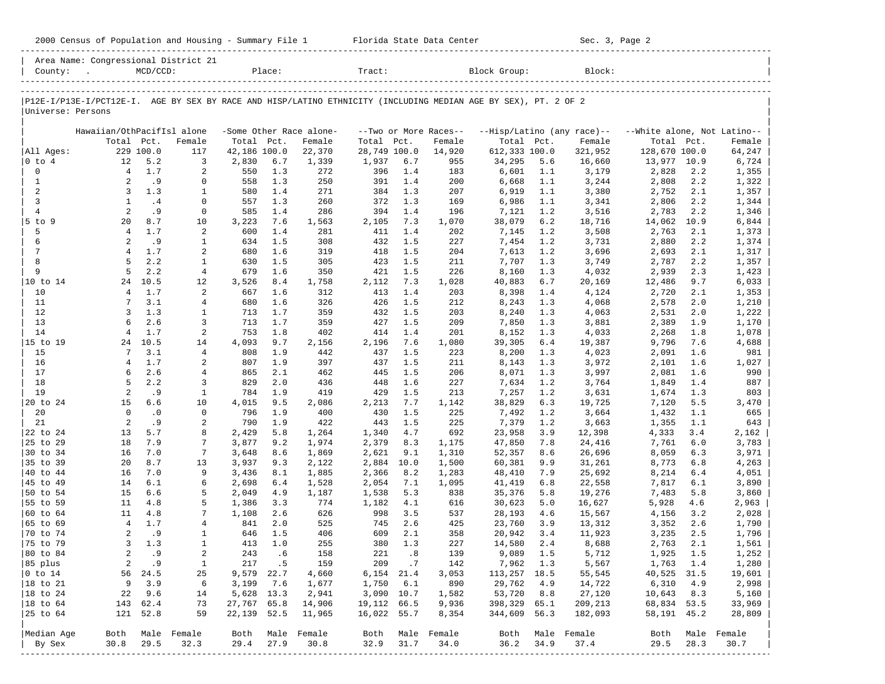2000 Census of Population and Housing - Summary File 1 Florida State Data Center Sec. 3, Page 2

Area Name: Congressional District 21
County: . MCD/CCD: Place: Tract: Block Group: Block:

P12E-I/P13E-I/PCT12E-I. AGE BY SEX BY RACE AND HISP/LATINO ETHNICITY (INCLUDING MEDIAN AGE BY SEX), PT. 2 OF 2
Universe: Persons

| | Hawaiian/OthPacifIsl alone | | | -Some Other Race alone- | | | --Two or More Races-- | | | --Hisp/Latino (any race)-- | | | --White alone, Not Latino-- | | |
|---|---|---|---|---|---|---|---|---|---|---|---|---|---|---|---|
| | Total | Pct. | Female | Total | Pct. | Female | Total | Pct. | Female | Total | Pct. | Female | Total | Pct. | Female |
| All Ages: | 229 | 100.0 | 117 | 42,186 | 100.0 | 22,370 | 28,749 | 100.0 | 14,920 | 612,333 | 100.0 | 321,952 | 128,670 | 100.0 | 64,247 |
| 0 to 4 | 12 | 5.2 | 3 | 2,830 | 6.7 | 1,339 | 1,937 | 6.7 | 955 | 34,295 | 5.6 | 16,660 | 13,977 | 10.9 | 6,724 |
| 0 | 4 | 1.7 | 2 | 550 | 1.3 | 272 | 396 | 1.4 | 183 | 6,601 | 1.1 | 3,179 | 2,828 | 2.2 | 1,355 |
| 1 | 2 | .9 | 0 | 558 | 1.3 | 250 | 391 | 1.4 | 200 | 6,668 | 1.1 | 3,244 | 2,808 | 2.2 | 1,322 |
| 2 | 3 | 1.3 | 1 | 580 | 1.4 | 271 | 384 | 1.3 | 207 | 6,919 | 1.1 | 3,380 | 2,752 | 2.1 | 1,357 |
| 3 | 1 | .4 | 0 | 557 | 1.3 | 260 | 372 | 1.3 | 169 | 6,986 | 1.1 | 3,341 | 2,806 | 2.2 | 1,344 |
| 4 | 2 | .9 | 0 | 585 | 1.4 | 286 | 394 | 1.4 | 196 | 7,121 | 1.2 | 3,516 | 2,783 | 2.2 | 1,346 |
| 5 to 9 | 20 | 8.7 | 10 | 3,223 | 7.6 | 1,563 | 2,105 | 7.3 | 1,070 | 38,079 | 6.2 | 18,716 | 14,062 | 10.9 | 6,844 |
| 5 | 4 | 1.7 | 2 | 600 | 1.4 | 281 | 411 | 1.4 | 202 | 7,145 | 1.2 | 3,508 | 2,763 | 2.1 | 1,373 |
| 6 | 2 | .9 | 1 | 634 | 1.5 | 308 | 432 | 1.5 | 227 | 7,454 | 1.2 | 3,731 | 2,880 | 2.2 | 1,374 |
| 7 | 4 | 1.7 | 2 | 680 | 1.6 | 319 | 418 | 1.5 | 204 | 7,613 | 1.2 | 3,696 | 2,693 | 2.1 | 1,317 |
| 8 | 5 | 2.2 | 1 | 630 | 1.5 | 305 | 423 | 1.5 | 211 | 7,707 | 1.3 | 3,749 | 2,787 | 2.2 | 1,357 |
| 9 | 5 | 2.2 | 4 | 679 | 1.6 | 350 | 421 | 1.5 | 226 | 8,160 | 1.3 | 4,032 | 2,939 | 2.3 | 1,423 |
| 10 to 14 | 24 | 10.5 | 12 | 3,526 | 8.4 | 1,758 | 2,112 | 7.3 | 1,028 | 40,883 | 6.7 | 20,169 | 12,486 | 9.7 | 6,033 |
| 10 | 4 | 1.7 | 2 | 667 | 1.6 | 312 | 413 | 1.4 | 203 | 8,398 | 1.4 | 4,124 | 2,720 | 2.1 | 1,353 |
| 11 | 7 | 3.1 | 4 | 680 | 1.6 | 326 | 426 | 1.5 | 212 | 8,243 | 1.3 | 4,068 | 2,578 | 2.0 | 1,210 |
| 12 | 3 | 1.3 | 1 | 713 | 1.7 | 359 | 432 | 1.5 | 203 | 8,240 | 1.3 | 4,063 | 2,531 | 2.0 | 1,222 |
| 13 | 6 | 2.6 | 3 | 713 | 1.7 | 359 | 427 | 1.5 | 209 | 7,850 | 1.3 | 3,881 | 2,389 | 1.9 | 1,170 |
| 14 | 4 | 1.7 | 2 | 753 | 1.8 | 402 | 414 | 1.4 | 201 | 8,152 | 1.3 | 4,033 | 2,268 | 1.8 | 1,078 |
| 15 to 19 | 24 | 10.5 | 14 | 4,093 | 9.7 | 2,156 | 2,196 | 7.6 | 1,080 | 39,305 | 6.4 | 19,387 | 9,796 | 7.6 | 4,688 |
| 15 | 7 | 3.1 | 4 | 808 | 1.9 | 442 | 437 | 1.5 | 223 | 8,200 | 1.3 | 4,023 | 2,091 | 1.6 | 981 |
| 16 | 4 | 1.7 | 2 | 807 | 1.9 | 397 | 437 | 1.5 | 211 | 8,143 | 1.3 | 3,972 | 2,101 | 1.6 | 1,027 |
| 17 | 6 | 2.6 | 4 | 865 | 2.1 | 462 | 445 | 1.5 | 206 | 8,071 | 1.3 | 3,997 | 2,081 | 1.6 | 990 |
| 18 | 5 | 2.2 | 3 | 829 | 2.0 | 436 | 448 | 1.6 | 227 | 7,634 | 1.2 | 3,764 | 1,849 | 1.4 | 887 |
| 19 | 2 | .9 | 1 | 784 | 1.9 | 419 | 429 | 1.5 | 213 | 7,257 | 1.2 | 3,631 | 1,674 | 1.3 | 803 |
| 20 to 24 | 15 | 6.6 | 10 | 4,015 | 9.5 | 2,086 | 2,213 | 7.7 | 1,142 | 38,829 | 6.3 | 19,725 | 7,120 | 5.5 | 3,470 |
| 20 | 0 | .0 | 0 | 796 | 1.9 | 400 | 430 | 1.5 | 225 | 7,492 | 1.2 | 3,664 | 1,432 | 1.1 | 665 |
| 21 | 2 | .9 | 2 | 790 | 1.9 | 422 | 443 | 1.5 | 225 | 7,379 | 1.2 | 3,663 | 1,355 | 1.1 | 643 |
| 22 to 24 | 13 | 5.7 | 8 | 2,429 | 5.8 | 1,264 | 1,340 | 4.7 | 692 | 23,958 | 3.9 | 12,398 | 4,333 | 3.4 | 2,162 |
| 25 to 29 | 18 | 7.9 | 7 | 3,877 | 9.2 | 1,974 | 2,379 | 8.3 | 1,175 | 47,850 | 7.8 | 24,416 | 7,761 | 6.0 | 3,783 |
| 30 to 34 | 16 | 7.0 | 7 | 3,648 | 8.6 | 1,869 | 2,621 | 9.1 | 1,310 | 52,357 | 8.6 | 26,696 | 8,059 | 6.3 | 3,971 |
| 35 to 39 | 20 | 8.7 | 13 | 3,937 | 9.3 | 2,122 | 2,884 | 10.0 | 1,500 | 60,381 | 9.9 | 31,261 | 8,773 | 6.8 | 4,263 |
| 40 to 44 | 16 | 7.0 | 9 | 3,436 | 8.1 | 1,885 | 2,366 | 8.2 | 1,283 | 48,410 | 7.9 | 25,692 | 8,214 | 6.4 | 4,051 |
| 45 to 49 | 14 | 6.1 | 6 | 2,698 | 6.4 | 1,528 | 2,054 | 7.1 | 1,095 | 41,419 | 6.8 | 22,558 | 7,817 | 6.1 | 3,890 |
| 50 to 54 | 15 | 6.6 | 5 | 2,049 | 4.9 | 1,187 | 1,538 | 5.3 | 838 | 35,376 | 5.8 | 19,276 | 7,483 | 5.8 | 3,860 |
| 55 to 59 | 11 | 4.8 | 5 | 1,386 | 3.3 | 774 | 1,182 | 4.1 | 616 | 30,623 | 5.0 | 16,627 | 5,928 | 4.6 | 2,963 |
| 60 to 64 | 11 | 4.8 | 7 | 1,108 | 2.6 | 626 | 998 | 3.5 | 537 | 28,193 | 4.6 | 15,567 | 4,156 | 3.2 | 2,028 |
| 65 to 69 | 4 | 1.7 | 4 | 841 | 2.0 | 525 | 745 | 2.6 | 425 | 23,760 | 3.9 | 13,312 | 3,352 | 2.6 | 1,790 |
| 70 to 74 | 2 | .9 | 1 | 646 | 1.5 | 406 | 609 | 2.1 | 358 | 20,942 | 3.4 | 11,923 | 3,235 | 2.5 | 1,796 |
| 75 to 79 | 3 | 1.3 | 1 | 413 | 1.0 | 255 | 380 | 1.3 | 227 | 14,580 | 2.4 | 8,688 | 2,763 | 2.1 | 1,561 |
| 80 to 84 | 2 | .9 | 2 | 243 | .6 | 158 | 221 | .8 | 139 | 9,089 | 1.5 | 5,712 | 1,925 | 1.5 | 1,252 |
| 85 plus | 2 | .9 | 1 | 217 | .5 | 159 | 209 | .7 | 142 | 7,962 | 1.3 | 5,567 | 1,763 | 1.4 | 1,280 |
| 0 to 14 | 56 | 24.5 | 25 | 9,579 | 22.7 | 4,660 | 6,154 | 21.4 | 3,053 | 113,257 | 18.5 | 55,545 | 40,525 | 31.5 | 19,601 |
| 18 to 21 | 9 | 3.9 | 6 | 3,199 | 7.6 | 1,677 | 1,750 | 6.1 | 890 | 29,762 | 4.9 | 14,722 | 6,310 | 4.9 | 2,998 |
| 18 to 24 | 22 | 9.6 | 14 | 5,628 | 13.3 | 2,941 | 3,090 | 10.7 | 1,582 | 53,720 | 8.8 | 27,120 | 10,643 | 8.3 | 5,160 |
| 18 to 64 | 143 | 62.4 | 73 | 27,767 | 65.8 | 14,906 | 19,112 | 66.5 | 9,936 | 398,329 | 65.1 | 209,213 | 68,834 | 53.5 | 33,969 |
| 25 to 64 | 121 | 52.8 | 59 | 22,139 | 52.5 | 11,965 | 16,022 | 55.7 | 8,354 | 344,609 | 56.3 | 182,093 | 58,191 | 45.2 | 28,809 |
| Median Age | Both | Male | Female | Both | Male | Female | Both | Male | Female | Both | Male | Female | Both | Male | Female |
| By Sex | 30.8 | 29.5 | 32.3 | 29.4 | 27.9 | 30.8 | 32.9 | 31.7 | 34.0 | 36.2 | 34.9 | 37.4 | 29.5 | 28.3 | 30.7 |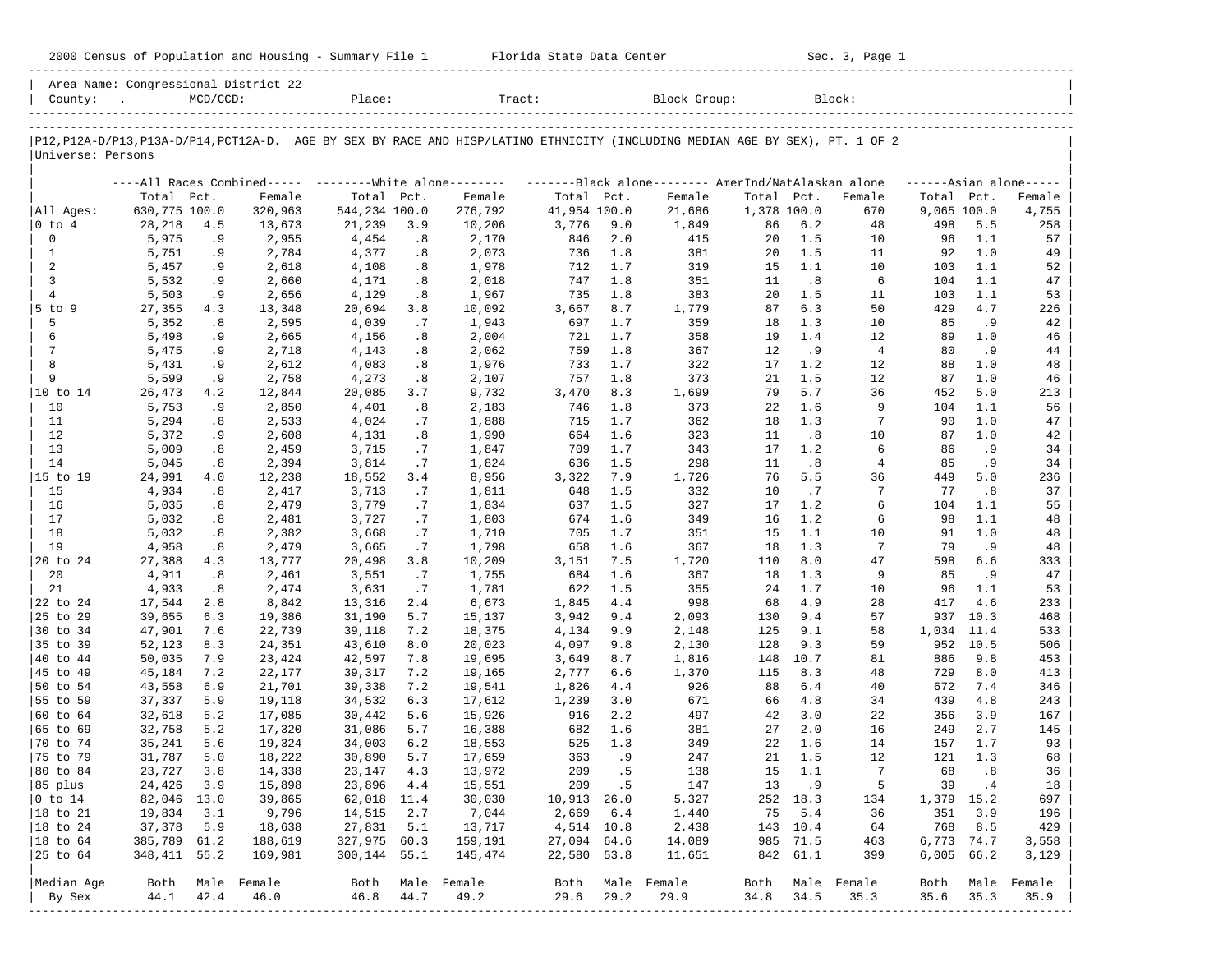2000 Census of Population and Housing - Summary File 1 Florida State Data Center Sec. 3, Page 1

Area Name: Congressional District 22
County: . MCD/CCD: Place: Tract: Block Group: Block:

P12,P12A-D/P13,P13A-D/P14,PCT12A-D. AGE BY SEX BY RACE AND HISP/LATINO ETHNICITY (INCLUDING MEDIAN AGE BY SEX), PT. 1 OF 2
Universe: Persons

| | All Races Combined | | | White alone | | | Black alone | | | AmerInd/NatAlaskan alone | | | Asian alone | | |
|---|---|---|---|---|---|---|---|---|---|---|---|---|---|---|---|
| | Total | Pct. | Female | Total | Pct. | Female | Total | Pct. | Female | Total | Pct. | Female | Total | Pct. | Female |
| All Ages: | 630,775 | 100.0 | 320,963 | 544,234 | 100.0 | 276,792 | 41,954 | 100.0 | 21,686 | 1,378 | 100.0 | 670 | 9,065 | 100.0 | 4,755 |
| 0 to 4 | 28,218 | 4.5 | 13,673 | 21,239 | 3.9 | 10,206 | 3,776 | 9.0 | 1,849 | 86 | 6.2 | 48 | 498 | 5.5 | 258 |
| 0 | 5,975 | .9 | 2,955 | 4,454 | .8 | 2,170 | 846 | 2.0 | 415 | 20 | 1.5 | 10 | 96 | 1.1 | 57 |
| 1 | 5,751 | .9 | 2,784 | 4,377 | .8 | 2,073 | 736 | 1.8 | 381 | 20 | 1.5 | 11 | 92 | 1.0 | 49 |
| 2 | 5,457 | .9 | 2,618 | 4,108 | .8 | 1,978 | 712 | 1.7 | 319 | 15 | 1.1 | 10 | 103 | 1.1 | 52 |
| 3 | 5,532 | .9 | 2,660 | 4,171 | .8 | 2,018 | 747 | 1.8 | 351 | 11 | .8 | 6 | 104 | 1.1 | 47 |
| 4 | 5,503 | .9 | 2,656 | 4,129 | .8 | 1,967 | 735 | 1.8 | 383 | 20 | 1.5 | 11 | 103 | 1.1 | 53 |
| 5 to 9 | 27,355 | 4.3 | 13,348 | 20,694 | 3.8 | 10,092 | 3,667 | 8.7 | 1,779 | 87 | 6.3 | 50 | 429 | 4.7 | 226 |
| 5 | 5,352 | .8 | 2,595 | 4,039 | .7 | 1,943 | 697 | 1.7 | 359 | 18 | 1.3 | 10 | 85 | .9 | 42 |
| 6 | 5,498 | .9 | 2,665 | 4,156 | .8 | 2,004 | 721 | 1.7 | 358 | 19 | 1.4 | 12 | 89 | 1.0 | 46 |
| 7 | 5,475 | .9 | 2,718 | 4,143 | .8 | 2,062 | 759 | 1.8 | 367 | 12 | .9 | 4 | 80 | .9 | 44 |
| 8 | 5,431 | .9 | 2,612 | 4,083 | .8 | 1,976 | 733 | 1.7 | 322 | 17 | 1.2 | 12 | 88 | 1.0 | 48 |
| 9 | 5,599 | .9 | 2,758 | 4,273 | .8 | 2,107 | 757 | 1.8 | 373 | 21 | 1.5 | 12 | 87 | 1.0 | 46 |
| 10 to 14 | 26,473 | 4.2 | 12,844 | 20,085 | 3.7 | 9,732 | 3,470 | 8.3 | 1,699 | 79 | 5.7 | 36 | 452 | 5.0 | 213 |
| 10 | 5,753 | .9 | 2,850 | 4,401 | .8 | 2,183 | 746 | 1.8 | 373 | 22 | 1.6 | 9 | 104 | 1.1 | 56 |
| 11 | 5,294 | .8 | 2,533 | 4,024 | .7 | 1,888 | 715 | 1.7 | 362 | 18 | 1.3 | 7 | 90 | 1.0 | 47 |
| 12 | 5,372 | .9 | 2,608 | 4,131 | .8 | 1,990 | 664 | 1.6 | 323 | 11 | .8 | 10 | 87 | 1.0 | 42 |
| 13 | 5,009 | .8 | 2,459 | 3,715 | .7 | 1,847 | 709 | 1.7 | 343 | 17 | 1.2 | 6 | 86 | .9 | 34 |
| 14 | 5,045 | .8 | 2,394 | 3,814 | .7 | 1,824 | 636 | 1.5 | 298 | 11 | .8 | 4 | 85 | .9 | 34 |
| 15 to 19 | 24,991 | 4.0 | 12,238 | 18,552 | 3.4 | 8,956 | 3,322 | 7.9 | 1,726 | 76 | 5.5 | 36 | 449 | 5.0 | 236 |
| 15 | 4,934 | .8 | 2,417 | 3,713 | .7 | 1,811 | 648 | 1.5 | 332 | 10 | .7 | 7 | 77 | .8 | 37 |
| 16 | 5,035 | .8 | 2,479 | 3,779 | .7 | 1,834 | 637 | 1.5 | 327 | 17 | 1.2 | 6 | 104 | 1.1 | 55 |
| 17 | 5,032 | .8 | 2,481 | 3,727 | .7 | 1,803 | 674 | 1.6 | 349 | 16 | 1.2 | 6 | 98 | 1.1 | 48 |
| 18 | 5,032 | .8 | 2,382 | 3,668 | .7 | 1,710 | 705 | 1.7 | 351 | 15 | 1.1 | 10 | 91 | 1.0 | 48 |
| 19 | 4,958 | .8 | 2,479 | 3,665 | .7 | 1,798 | 658 | 1.6 | 367 | 18 | 1.3 | 7 | 79 | .9 | 48 |
| 20 to 24 | 27,388 | 4.3 | 13,777 | 20,498 | 3.8 | 10,209 | 3,151 | 7.5 | 1,720 | 110 | 8.0 | 47 | 598 | 6.6 | 333 |
| 20 | 4,911 | .8 | 2,461 | 3,551 | .7 | 1,755 | 684 | 1.6 | 367 | 18 | 1.3 | 9 | 85 | .9 | 47 |
| 21 | 4,933 | .8 | 2,474 | 3,631 | .7 | 1,781 | 622 | 1.5 | 355 | 24 | 1.7 | 10 | 96 | 1.1 | 53 |
| 22 to 24 | 17,544 | 2.8 | 8,842 | 13,316 | 2.4 | 6,673 | 1,845 | 4.4 | 998 | 68 | 4.9 | 28 | 417 | 4.6 | 233 |
| 25 to 29 | 39,655 | 6.3 | 19,386 | 31,190 | 5.7 | 15,137 | 3,942 | 9.4 | 2,093 | 130 | 9.4 | 57 | 937 | 10.3 | 468 |
| 30 to 34 | 47,901 | 7.6 | 22,739 | 39,118 | 7.2 | 18,375 | 4,134 | 9.9 | 2,148 | 125 | 9.1 | 58 | 1,034 | 11.4 | 533 |
| 35 to 39 | 52,123 | 8.3 | 24,351 | 43,610 | 8.0 | 20,023 | 4,097 | 9.8 | 2,130 | 128 | 9.3 | 59 | 952 | 10.5 | 506 |
| 40 to 44 | 50,035 | 7.9 | 23,424 | 42,597 | 7.8 | 19,695 | 3,649 | 8.7 | 1,816 | 148 | 10.7 | 81 | 886 | 9.8 | 453 |
| 45 to 49 | 45,184 | 7.2 | 22,177 | 39,317 | 7.2 | 19,165 | 2,777 | 6.6 | 1,370 | 115 | 8.3 | 48 | 729 | 8.0 | 413 |
| 50 to 54 | 43,558 | 6.9 | 21,701 | 39,338 | 7.2 | 19,541 | 1,826 | 4.4 | 926 | 88 | 6.4 | 40 | 672 | 7.4 | 346 |
| 55 to 59 | 37,337 | 5.9 | 19,118 | 34,532 | 6.3 | 17,612 | 1,239 | 3.0 | 671 | 66 | 4.8 | 34 | 439 | 4.8 | 243 |
| 60 to 64 | 32,618 | 5.2 | 17,085 | 30,442 | 5.6 | 15,926 | 916 | 2.2 | 497 | 42 | 3.0 | 22 | 356 | 3.9 | 167 |
| 65 to 69 | 32,758 | 5.2 | 17,320 | 31,086 | 5.7 | 16,388 | 682 | 1.6 | 381 | 27 | 2.0 | 16 | 249 | 2.7 | 145 |
| 70 to 74 | 35,241 | 5.6 | 19,324 | 34,003 | 6.2 | 18,553 | 525 | 1.3 | 349 | 22 | 1.6 | 14 | 157 | 1.7 | 93 |
| 75 to 79 | 31,787 | 5.0 | 18,222 | 30,890 | 5.7 | 17,659 | 363 | .9 | 247 | 21 | 1.5 | 12 | 121 | 1.3 | 68 |
| 80 to 84 | 23,727 | 3.8 | 14,338 | 23,147 | 4.3 | 13,972 | 209 | .5 | 138 | 15 | 1.1 | 7 | 68 | .8 | 36 |
| 85 plus | 24,426 | 3.9 | 15,898 | 23,896 | 4.4 | 15,551 | 209 | .5 | 147 | 13 | .9 | 5 | 39 | .4 | 18 |
| 0 to 14 | 82,046 | 13.0 | 39,865 | 62,018 | 11.4 | 30,030 | 10,913 | 26.0 | 5,327 | 252 | 18.3 | 134 | 1,379 | 15.2 | 697 |
| 18 to 21 | 19,834 | 3.1 | 9,796 | 14,515 | 2.7 | 7,044 | 2,669 | 6.4 | 1,440 | 75 | 5.4 | 36 | 351 | 3.9 | 196 |
| 18 to 24 | 37,378 | 5.9 | 18,638 | 27,831 | 5.1 | 13,717 | 4,514 | 10.8 | 2,438 | 143 | 10.4 | 64 | 768 | 8.5 | 429 |
| 18 to 64 | 385,789 | 61.2 | 188,619 | 327,975 | 60.3 | 159,191 | 27,094 | 64.6 | 14,089 | 985 | 71.5 | 463 | 6,773 | 74.7 | 3,558 |
| 25 to 64 | 348,411 | 55.2 | 169,981 | 300,144 | 55.1 | 145,474 | 22,580 | 53.8 | 11,651 | 842 | 61.1 | 399 | 6,005 | 66.2 | 3,129 |
| Median Age | Both | Male | Female | Both | Male | Female | Both | Male | Female | Both | Male | Female | Both | Male | Female |
| By Sex | 44.1 | 42.4 | 46.0 | 46.8 | 44.7 | 49.2 | 29.6 | 29.2 | 29.9 | 34.8 | 34.5 | 35.3 | 35.6 | 35.3 | 35.9 |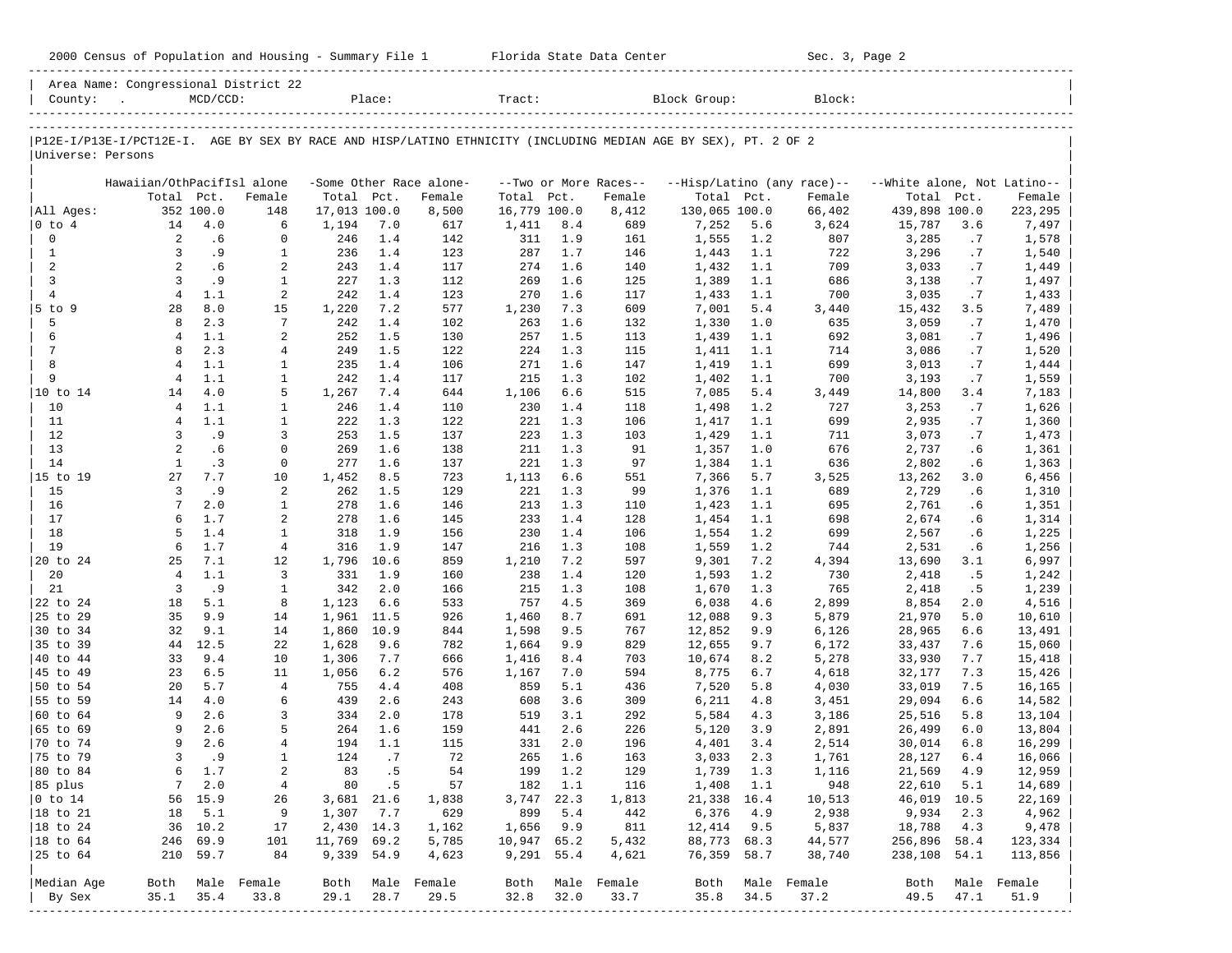2000 Census of Population and Housing - Summary File 1    Florida State Data Center    Sec. 3, Page 2

Area Name: Congressional District 22
County: .    MCD/CCD:    Place:    Tract:    Block Group:    Block:

P12E-I/P13E-I/PCT12E-I. AGE BY SEX BY RACE AND HISP/LATINO ETHNICITY (INCLUDING MEDIAN AGE BY SEX), PT. 2 OF 2
Universe: Persons

| | Hawaiian/OthPacifIsl alone | | | -Some Other Race alone- | | | --Two or More Races-- | | | --Hisp/Latino (any race)-- | | | --White alone, Not Latino-- | | |
|---|---|---|---|---|---|---|---|---|---|---|---|---|---|---|---|
| | Total | Pct. | Female | Total | Pct. | Female | Total | Pct. | Female | Total | Pct. | Female | Total | Pct. | Female |
| All Ages: | 352 | 100.0 | 148 | 17,013 | 100.0 | 8,500 | 16,779 | 100.0 | 8,412 | 130,065 | 100.0 | 66,402 | 439,898 | 100.0 | 223,295 |
| 0 to 4 | 14 | 4.0 | 6 | 1,194 | 7.0 | 617 | 1,411 | 8.4 | 689 | 7,252 | 5.6 | 3,624 | 15,787 | 3.6 | 7,497 |
| 0 | 2 | .6 | 0 | 246 | 1.4 | 142 | 311 | 1.9 | 161 | 1,555 | 1.2 | 807 | 3,285 | .7 | 1,578 |
| 1 | 3 | .9 | 1 | 236 | 1.4 | 123 | 287 | 1.7 | 146 | 1,443 | 1.1 | 722 | 3,296 | .7 | 1,540 |
| 2 | 2 | .6 | 2 | 243 | 1.4 | 117 | 274 | 1.6 | 140 | 1,432 | 1.1 | 709 | 3,033 | .7 | 1,449 |
| 3 | 3 | .9 | 1 | 227 | 1.3 | 112 | 269 | 1.6 | 125 | 1,389 | 1.1 | 686 | 3,138 | .7 | 1,497 |
| 4 | 4 | 1.1 | 2 | 242 | 1.4 | 123 | 270 | 1.6 | 117 | 1,433 | 1.1 | 700 | 3,035 | .7 | 1,433 |
| 5 to 9 | 28 | 8.0 | 15 | 1,220 | 7.2 | 577 | 1,230 | 7.3 | 609 | 7,001 | 5.4 | 3,440 | 15,432 | 3.5 | 7,489 |
| 5 | 8 | 2.3 | 7 | 242 | 1.4 | 102 | 263 | 1.6 | 132 | 1,330 | 1.0 | 635 | 3,059 | .7 | 1,470 |
| 6 | 4 | 1.1 | 2 | 252 | 1.5 | 130 | 257 | 1.5 | 113 | 1,439 | 1.1 | 692 | 3,081 | .7 | 1,496 |
| 7 | 8 | 2.3 | 4 | 249 | 1.5 | 122 | 224 | 1.3 | 115 | 1,411 | 1.1 | 714 | 3,086 | .7 | 1,520 |
| 8 | 4 | 1.1 | 1 | 235 | 1.4 | 106 | 271 | 1.6 | 147 | 1,419 | 1.1 | 699 | 3,013 | .7 | 1,444 |
| 9 | 4 | 1.1 | 1 | 242 | 1.4 | 117 | 215 | 1.3 | 102 | 1,402 | 1.1 | 700 | 3,193 | .7 | 1,559 |
| 10 to 14 | 14 | 4.0 | 5 | 1,267 | 7.4 | 644 | 1,106 | 6.6 | 515 | 7,085 | 5.4 | 3,449 | 14,800 | 3.4 | 7,183 |
| 10 | 4 | 1.1 | 1 | 246 | 1.4 | 110 | 230 | 1.4 | 118 | 1,498 | 1.2 | 727 | 3,253 | .7 | 1,626 |
| 11 | 4 | 1.1 | 1 | 222 | 1.3 | 122 | 221 | 1.3 | 106 | 1,417 | 1.1 | 699 | 2,935 | .7 | 1,360 |
| 12 | 3 | .9 | 3 | 253 | 1.5 | 137 | 223 | 1.3 | 103 | 1,429 | 1.1 | 711 | 3,073 | .7 | 1,473 |
| 13 | 2 | .6 | 0 | 269 | 1.6 | 138 | 211 | 1.3 | 91 | 1,357 | 1.0 | 676 | 2,737 | .6 | 1,361 |
| 14 | 1 | .3 | 0 | 277 | 1.6 | 137 | 221 | 1.3 | 97 | 1,384 | 1.1 | 636 | 2,802 | .6 | 1,363 |
| 15 to 19 | 27 | 7.7 | 10 | 1,452 | 8.5 | 723 | 1,113 | 6.6 | 551 | 7,366 | 5.7 | 3,525 | 13,262 | 3.0 | 6,456 |
| 15 | 3 | .9 | 2 | 262 | 1.5 | 129 | 221 | 1.3 | 99 | 1,376 | 1.1 | 689 | 2,729 | .6 | 1,310 |
| 16 | 7 | 2.0 | 1 | 278 | 1.6 | 146 | 213 | 1.3 | 110 | 1,423 | 1.1 | 695 | 2,761 | .6 | 1,351 |
| 17 | 6 | 1.7 | 2 | 278 | 1.6 | 145 | 233 | 1.4 | 128 | 1,454 | 1.1 | 698 | 2,674 | .6 | 1,314 |
| 18 | 5 | 1.4 | 1 | 318 | 1.9 | 156 | 230 | 1.4 | 106 | 1,554 | 1.2 | 699 | 2,567 | .6 | 1,225 |
| 19 | 6 | 1.7 | 4 | 316 | 1.9 | 147 | 216 | 1.3 | 108 | 1,559 | 1.2 | 744 | 2,531 | .6 | 1,256 |
| 20 to 24 | 25 | 7.1 | 12 | 1,796 | 10.6 | 859 | 1,210 | 7.2 | 597 | 9,301 | 7.2 | 4,394 | 13,690 | 3.1 | 6,997 |
| 20 | 4 | 1.1 | 3 | 331 | 1.9 | 160 | 238 | 1.4 | 120 | 1,593 | 1.2 | 730 | 2,418 | .5 | 1,242 |
| 21 | 3 | .9 | 1 | 342 | 2.0 | 166 | 215 | 1.3 | 108 | 1,670 | 1.3 | 765 | 2,418 | .5 | 1,239 |
| 22 to 24 | 18 | 5.1 | 8 | 1,123 | 6.6 | 533 | 757 | 4.5 | 369 | 6,038 | 4.6 | 2,899 | 8,854 | 2.0 | 4,516 |
| 25 to 29 | 35 | 9.9 | 14 | 1,961 | 11.5 | 926 | 1,460 | 8.7 | 691 | 12,088 | 9.3 | 5,879 | 21,970 | 5.0 | 10,610 |
| 30 to 34 | 32 | 9.1 | 14 | 1,860 | 10.9 | 844 | 1,598 | 9.5 | 767 | 12,852 | 9.9 | 6,126 | 28,965 | 6.6 | 13,491 |
| 35 to 39 | 44 | 12.5 | 22 | 1,628 | 9.6 | 782 | 1,664 | 9.9 | 829 | 12,655 | 9.7 | 6,172 | 33,437 | 7.6 | 15,060 |
| 40 to 44 | 33 | 9.4 | 10 | 1,306 | 7.7 | 666 | 1,416 | 8.4 | 703 | 10,674 | 8.2 | 5,278 | 33,930 | 7.7 | 15,418 |
| 45 to 49 | 23 | 6.5 | 11 | 1,056 | 6.2 | 576 | 1,167 | 7.0 | 594 | 8,775 | 6.7 | 4,618 | 32,177 | 7.3 | 15,426 |
| 50 to 54 | 20 | 5.7 | 4 | 755 | 4.4 | 408 | 859 | 5.1 | 436 | 7,520 | 5.8 | 4,030 | 33,019 | 7.5 | 16,165 |
| 55 to 59 | 14 | 4.0 | 6 | 439 | 2.6 | 243 | 608 | 3.6 | 309 | 6,211 | 4.8 | 3,451 | 29,094 | 6.6 | 14,582 |
| 60 to 64 | 9 | 2.6 | 3 | 334 | 2.0 | 178 | 519 | 3.1 | 292 | 5,584 | 4.3 | 3,186 | 25,516 | 5.8 | 13,104 |
| 65 to 69 | 9 | 2.6 | 5 | 264 | 1.6 | 159 | 441 | 2.6 | 226 | 5,120 | 3.9 | 2,891 | 26,499 | 6.0 | 13,804 |
| 70 to 74 | 9 | 2.6 | 4 | 194 | 1.1 | 115 | 331 | 2.0 | 196 | 4,401 | 3.4 | 2,514 | 30,014 | 6.8 | 16,299 |
| 75 to 79 | 3 | .9 | 1 | 124 | .7 | 72 | 265 | 1.6 | 163 | 3,033 | 2.3 | 1,761 | 28,127 | 6.4 | 16,066 |
| 80 to 84 | 6 | 1.7 | 2 | 83 | .5 | 54 | 199 | 1.2 | 129 | 1,739 | 1.3 | 1,116 | 21,569 | 4.9 | 12,959 |
| 85 plus | 7 | 2.0 | 4 | 80 | .5 | 57 | 182 | 1.1 | 116 | 1,408 | 1.1 | 948 | 22,610 | 5.1 | 14,689 |
| 0 to 14 | 56 | 15.9 | 26 | 3,681 | 21.6 | 1,838 | 3,747 | 22.3 | 1,813 | 21,338 | 16.4 | 10,513 | 46,019 | 10.5 | 22,169 |
| 18 to 21 | 18 | 5.1 | 9 | 1,307 | 7.7 | 629 | 899 | 5.4 | 442 | 6,376 | 4.9 | 2,938 | 9,934 | 2.3 | 4,962 |
| 18 to 24 | 36 | 10.2 | 17 | 2,430 | 14.3 | 1,162 | 1,656 | 9.9 | 811 | 12,414 | 9.5 | 5,837 | 18,788 | 4.3 | 9,478 |
| 18 to 64 | 246 | 69.9 | 101 | 11,769 | 69.2 | 5,785 | 10,947 | 65.2 | 5,432 | 88,773 | 68.3 | 44,577 | 256,896 | 58.4 | 123,334 |
| 25 to 64 | 210 | 59.7 | 84 | 9,339 | 54.9 | 4,623 | 9,291 | 55.4 | 4,621 | 76,359 | 58.7 | 38,740 | 238,108 | 54.1 | 113,856 |
| Median Age | Both | Male | Female | Both | Male | Female | Both | Male | Female | Both | Male | Female | Both | Male | Female |
| By Sex | 35.1 | 35.4 | 33.8 | 29.1 | 28.7 | 29.5 | 32.8 | 32.0 | 33.7 | 35.8 | 34.5 | 37.2 | 49.5 | 47.1 | 51.9 |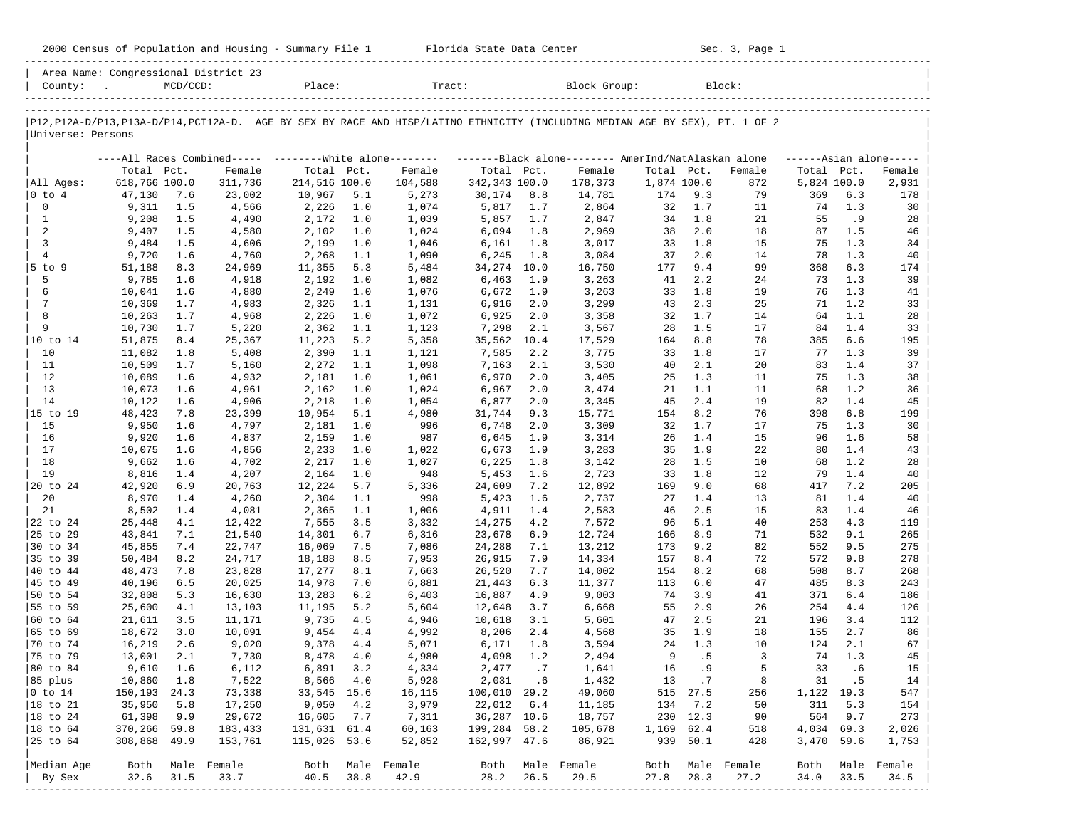2000 Census of Population and Housing - Summary File 1    Florida State Data Center    Sec. 3, Page 1

Area Name: Congressional District 23
County: .    MCD/CCD:    Place:    Tract:    Block Group:    Block:

P12,P12A-D/P13,P13A-D/P14,PCT12A-D. AGE BY SEX BY RACE AND HISP/LATINO ETHNICITY (INCLUDING MEDIAN AGE BY SEX), PT. 1 OF 2
Universe: Persons

| | All Races Combined | | | White alone | | | Black alone | | | AmerInd/NatAlaskan alone | | | Asian alone | | |
|---|---|---|---|---|---|---|---|---|---|---|---|---|---|---|---|
| | Total | Pct. | Female | Total | Pct. | Female | Total | Pct. | Female | Total | Pct. | Female | Total | Pct. | Female |
| All Ages: | 618,766 | 100.0 | 311,736 | 214,516 | 100.0 | 104,588 | 342,343 | 100.0 | 178,373 | 1,874 | 100.0 | 872 | 5,824 | 100.0 | 2,931 |
| 0 to 4 | 47,130 | 7.6 | 23,002 | 10,967 | 5.1 | 5,273 | 30,174 | 8.8 | 14,781 | 174 | 9.3 | 79 | 369 | 6.3 | 178 |
| 0 | 9,311 | 1.5 | 4,566 | 2,226 | 1.0 | 1,074 | 5,817 | 1.7 | 2,864 | 32 | 1.7 | 11 | 74 | 1.3 | 30 |
| 1 | 9,208 | 1.5 | 4,490 | 2,172 | 1.0 | 1,039 | 5,857 | 1.7 | 2,847 | 34 | 1.8 | 21 | 55 | .9 | 28 |
| 2 | 9,407 | 1.5 | 4,580 | 2,102 | 1.0 | 1,024 | 6,094 | 1.8 | 2,969 | 38 | 2.0 | 18 | 87 | 1.5 | 46 |
| 3 | 9,484 | 1.5 | 4,606 | 2,199 | 1.0 | 1,046 | 6,161 | 1.8 | 3,017 | 33 | 1.8 | 15 | 75 | 1.3 | 34 |
| 4 | 9,720 | 1.6 | 4,760 | 2,268 | 1.1 | 1,090 | 6,245 | 1.8 | 3,084 | 37 | 2.0 | 14 | 78 | 1.3 | 40 |
| 5 to 9 | 51,188 | 8.3 | 24,969 | 11,355 | 5.3 | 5,484 | 34,274 | 10.0 | 16,750 | 177 | 9.4 | 99 | 368 | 6.3 | 174 |
| 5 | 9,785 | 1.6 | 4,918 | 2,192 | 1.0 | 1,082 | 6,463 | 1.9 | 3,263 | 41 | 2.2 | 24 | 73 | 1.3 | 39 |
| 6 | 10,041 | 1.6 | 4,880 | 2,249 | 1.0 | 1,076 | 6,672 | 1.9 | 3,263 | 33 | 1.8 | 19 | 76 | 1.3 | 41 |
| 7 | 10,369 | 1.7 | 4,983 | 2,326 | 1.1 | 1,131 | 6,916 | 2.0 | 3,299 | 43 | 2.3 | 25 | 71 | 1.2 | 33 |
| 8 | 10,263 | 1.7 | 4,968 | 2,226 | 1.0 | 1,072 | 6,925 | 2.0 | 3,358 | 32 | 1.7 | 14 | 64 | 1.1 | 28 |
| 9 | 10,730 | 1.7 | 5,220 | 2,362 | 1.1 | 1,123 | 7,298 | 2.1 | 3,567 | 28 | 1.5 | 17 | 84 | 1.4 | 33 |
| 10 to 14 | 51,875 | 8.4 | 25,367 | 11,223 | 5.2 | 5,358 | 35,562 | 10.4 | 17,529 | 164 | 8.8 | 78 | 385 | 6.6 | 195 |
| 10 | 11,082 | 1.8 | 5,408 | 2,390 | 1.1 | 1,121 | 7,585 | 2.2 | 3,775 | 33 | 1.8 | 17 | 77 | 1.3 | 39 |
| 11 | 10,509 | 1.7 | 5,160 | 2,272 | 1.1 | 1,098 | 7,163 | 2.1 | 3,530 | 40 | 2.1 | 20 | 83 | 1.4 | 37 |
| 12 | 10,089 | 1.6 | 4,932 | 2,181 | 1.0 | 1,061 | 6,970 | 2.0 | 3,405 | 25 | 1.3 | 11 | 75 | 1.3 | 38 |
| 13 | 10,073 | 1.6 | 4,961 | 2,162 | 1.0 | 1,024 | 6,967 | 2.0 | 3,474 | 21 | 1.1 | 11 | 68 | 1.2 | 36 |
| 14 | 10,122 | 1.6 | 4,906 | 2,218 | 1.0 | 1,054 | 6,877 | 2.0 | 3,345 | 45 | 2.4 | 19 | 82 | 1.4 | 45 |
| 15 to 19 | 48,423 | 7.8 | 23,399 | 10,954 | 5.1 | 4,980 | 31,744 | 9.3 | 15,771 | 154 | 8.2 | 76 | 398 | 6.8 | 199 |
| 15 | 9,950 | 1.6 | 4,797 | 2,181 | 1.0 | 996 | 6,748 | 2.0 | 3,309 | 32 | 1.7 | 17 | 75 | 1.3 | 30 |
| 16 | 9,920 | 1.6 | 4,837 | 2,159 | 1.0 | 987 | 6,645 | 1.9 | 3,314 | 26 | 1.4 | 15 | 96 | 1.6 | 58 |
| 17 | 10,075 | 1.6 | 4,856 | 2,233 | 1.0 | 1,022 | 6,673 | 1.9 | 3,283 | 35 | 1.9 | 22 | 80 | 1.4 | 43 |
| 18 | 9,662 | 1.6 | 4,702 | 2,217 | 1.0 | 1,027 | 6,225 | 1.8 | 3,142 | 28 | 1.5 | 10 | 68 | 1.2 | 28 |
| 19 | 8,816 | 1.4 | 4,207 | 2,164 | 1.0 | 948 | 5,453 | 1.6 | 2,723 | 33 | 1.8 | 12 | 79 | 1.4 | 40 |
| 20 to 24 | 42,920 | 6.9 | 20,763 | 12,224 | 5.7 | 5,336 | 24,609 | 7.2 | 12,892 | 169 | 9.0 | 68 | 417 | 7.2 | 205 |
| 20 | 8,970 | 1.4 | 4,260 | 2,304 | 1.1 | 998 | 5,423 | 1.6 | 2,737 | 27 | 1.4 | 13 | 81 | 1.4 | 40 |
| 21 | 8,502 | 1.4 | 4,081 | 2,365 | 1.1 | 1,006 | 4,911 | 1.4 | 2,583 | 46 | 2.5 | 15 | 83 | 1.4 | 46 |
| 22 to 24 | 25,448 | 4.1 | 12,422 | 7,555 | 3.5 | 3,332 | 14,275 | 4.2 | 7,572 | 96 | 5.1 | 40 | 253 | 4.3 | 119 |
| 25 to 29 | 43,841 | 7.1 | 21,540 | 14,301 | 6.7 | 6,316 | 23,678 | 6.9 | 12,724 | 166 | 8.9 | 71 | 532 | 9.1 | 265 |
| 30 to 34 | 45,855 | 7.4 | 22,747 | 16,069 | 7.5 | 7,086 | 24,288 | 7.1 | 13,212 | 173 | 9.2 | 82 | 552 | 9.5 | 275 |
| 35 to 39 | 50,484 | 8.2 | 24,717 | 18,188 | 8.5 | 7,953 | 26,915 | 7.9 | 14,334 | 157 | 8.4 | 72 | 572 | 9.8 | 278 |
| 40 to 44 | 48,473 | 7.8 | 23,828 | 17,277 | 8.1 | 7,663 | 26,520 | 7.7 | 14,002 | 154 | 8.2 | 68 | 508 | 8.7 | 268 |
| 45 to 49 | 40,196 | 6.5 | 20,025 | 14,978 | 7.0 | 6,881 | 21,443 | 6.3 | 11,377 | 113 | 6.0 | 47 | 485 | 8.3 | 243 |
| 50 to 54 | 32,808 | 5.3 | 16,630 | 13,283 | 6.2 | 6,403 | 16,887 | 4.9 | 9,003 | 74 | 3.9 | 41 | 371 | 6.4 | 186 |
| 55 to 59 | 25,600 | 4.1 | 13,103 | 11,195 | 5.2 | 5,604 | 12,648 | 3.7 | 6,668 | 55 | 2.9 | 26 | 254 | 4.4 | 126 |
| 60 to 64 | 21,611 | 3.5 | 11,171 | 9,735 | 4.5 | 4,946 | 10,618 | 3.1 | 5,601 | 47 | 2.5 | 21 | 196 | 3.4 | 112 |
| 65 to 69 | 18,672 | 3.0 | 10,091 | 9,454 | 4.4 | 4,992 | 8,206 | 2.4 | 4,568 | 35 | 1.9 | 18 | 155 | 2.7 | 86 |
| 70 to 74 | 16,219 | 2.6 | 9,020 | 9,378 | 4.4 | 5,071 | 6,171 | 1.8 | 3,594 | 24 | 1.3 | 10 | 124 | 2.1 | 67 |
| 75 to 79 | 13,001 | 2.1 | 7,730 | 8,478 | 4.0 | 4,980 | 4,098 | 1.2 | 2,494 | 9 | .5 | 3 | 74 | 1.3 | 45 |
| 80 to 84 | 9,610 | 1.6 | 6,112 | 6,891 | 3.2 | 4,334 | 2,477 | .7 | 1,641 | 16 | .9 | 5 | 33 | .6 | 15 |
| 85 plus | 10,860 | 1.8 | 7,522 | 8,566 | 4.0 | 5,928 | 2,031 | .6 | 1,432 | 13 | .7 | 8 | 31 | .5 | 14 |
| 0 to 14 | 150,193 | 24.3 | 73,338 | 33,545 | 15.6 | 16,115 | 100,010 | 29.2 | 49,060 | 515 | 27.5 | 256 | 1,122 | 19.3 | 547 |
| 18 to 21 | 35,950 | 5.8 | 17,250 | 9,050 | 4.2 | 3,979 | 22,012 | 6.4 | 11,185 | 134 | 7.2 | 50 | 311 | 5.3 | 154 |
| 18 to 24 | 61,398 | 9.9 | 29,672 | 16,605 | 7.7 | 7,311 | 36,287 | 10.6 | 18,757 | 230 | 12.3 | 90 | 564 | 9.7 | 273 |
| 18 to 64 | 370,266 | 59.8 | 183,433 | 131,631 | 61.4 | 60,163 | 199,284 | 58.2 | 105,678 | 1,169 | 62.4 | 518 | 4,034 | 69.3 | 2,026 |
| 25 to 64 | 308,868 | 49.9 | 153,761 | 115,026 | 53.6 | 52,852 | 162,997 | 47.6 | 86,921 | 939 | 50.1 | 428 | 3,470 | 59.6 | 1,753 |
| Median Age | Both | Male | Female | Both | Male | Female | Both | Male | Female | Both | Male | Female | Both | Male | Female |
| By Sex | 32.6 | 31.5 | 33.7 | 40.5 | 38.8 | 42.9 | 28.2 | 26.5 | 29.5 | 27.8 | 28.3 | 27.2 | 34.0 | 33.5 | 34.5 |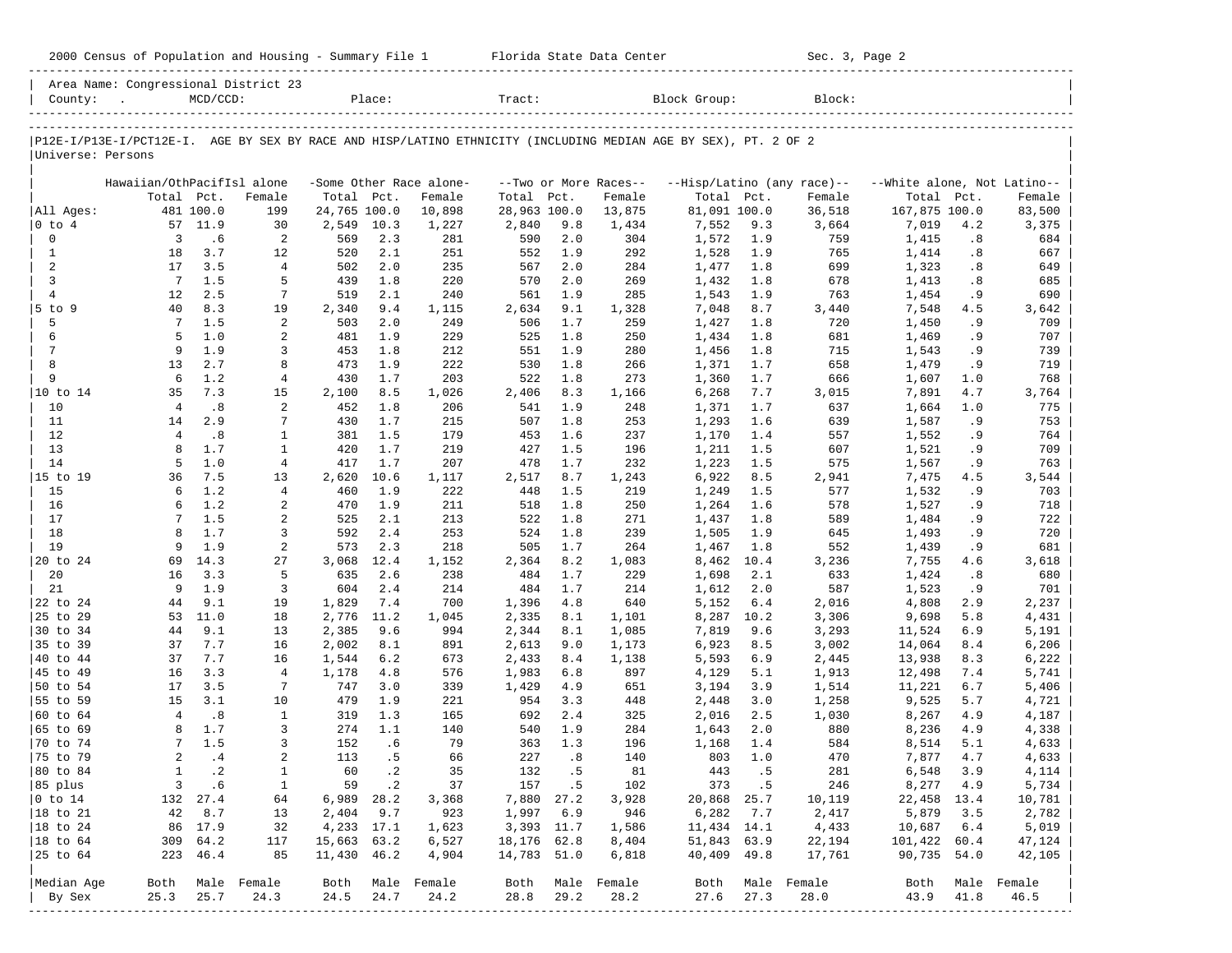2000 Census of Population and Housing - Summary File 1 &nbsp;&nbsp;&nbsp;&nbsp; Florida State Data Center &nbsp;&nbsp;&nbsp;&nbsp; Sec. 3, Page 2

Area Name: Congressional District 23
County: . &nbsp; MCD/CCD: &nbsp; Place: &nbsp; Tract: &nbsp; Block Group: &nbsp; Block:

P12E-I/P13E-I/PCT12E-I. AGE BY SEX BY RACE AND HISP/LATINO ETHNICITY (INCLUDING MEDIAN AGE BY SEX), PT. 2 OF 2
Universe: Persons

| | Hawaiian/OthPacifIsl alone | | | -Some Other Race alone- | | | --Two or More Races-- | | | --Hisp/Latino (any race)-- | | | --White alone, Not Latino-- | | |
|---|---|---|---|---|---|---|---|---|---|---|---|---|---|---|---|
| | Total | Pct. | Female | Total | Pct. | Female | Total | Pct. | Female | Total | Pct. | Female | Total | Pct. | Female |
| All Ages: | 481 | 100.0 | 199 | 24,765 | 100.0 | 10,898 | 28,963 | 100.0 | 13,875 | 81,091 | 100.0 | 36,518 | 167,875 | 100.0 | 83,500 |
| 0 to 4 | 57 | 11.9 | 30 | 2,549 | 10.3 | 1,227 | 2,840 | 9.8 | 1,434 | 7,552 | 9.3 | 3,664 | 7,019 | 4.2 | 3,375 |
| 0 | 3 | .6 | 2 | 569 | 2.3 | 281 | 590 | 2.0 | 304 | 1,572 | 1.9 | 759 | 1,415 | .8 | 684 |
| 1 | 18 | 3.7 | 12 | 520 | 2.1 | 251 | 552 | 1.9 | 292 | 1,528 | 1.9 | 765 | 1,414 | .8 | 667 |
| 2 | 17 | 3.5 | 4 | 502 | 2.0 | 235 | 567 | 2.0 | 284 | 1,477 | 1.8 | 699 | 1,323 | .8 | 649 |
| 3 | 7 | 1.5 | 5 | 439 | 1.8 | 220 | 570 | 2.0 | 269 | 1,432 | 1.8 | 678 | 1,413 | .8 | 685 |
| 4 | 12 | 2.5 | 7 | 519 | 2.1 | 240 | 561 | 1.9 | 285 | 1,543 | 1.9 | 763 | 1,454 | .9 | 690 |
| 5 to 9 | 40 | 8.3 | 19 | 2,340 | 9.4 | 1,115 | 2,634 | 9.1 | 1,328 | 7,048 | 8.7 | 3,440 | 7,548 | 4.5 | 3,642 |
| 5 | 7 | 1.5 | 2 | 503 | 2.0 | 249 | 506 | 1.7 | 259 | 1,427 | 1.8 | 720 | 1,450 | .9 | 709 |
| 6 | 5 | 1.0 | 2 | 481 | 1.9 | 229 | 525 | 1.8 | 250 | 1,434 | 1.8 | 681 | 1,469 | .9 | 707 |
| 7 | 9 | 1.9 | 3 | 453 | 1.8 | 212 | 551 | 1.9 | 280 | 1,456 | 1.8 | 715 | 1,543 | .9 | 739 |
| 8 | 13 | 2.7 | 8 | 473 | 1.9 | 222 | 530 | 1.8 | 266 | 1,371 | 1.7 | 658 | 1,479 | .9 | 719 |
| 9 | 6 | 1.2 | 4 | 430 | 1.7 | 203 | 522 | 1.8 | 273 | 1,360 | 1.7 | 666 | 1,607 | 1.0 | 768 |
| 10 to 14 | 35 | 7.3 | 15 | 2,100 | 8.5 | 1,026 | 2,406 | 8.3 | 1,166 | 6,268 | 7.7 | 3,015 | 7,891 | 4.7 | 3,764 |
| 10 | 4 | .8 | 2 | 452 | 1.8 | 206 | 541 | 1.9 | 248 | 1,371 | 1.7 | 637 | 1,664 | 1.0 | 775 |
| 11 | 14 | 2.9 | 7 | 430 | 1.7 | 215 | 507 | 1.8 | 253 | 1,293 | 1.6 | 639 | 1,587 | .9 | 753 |
| 12 | 4 | .8 | 1 | 381 | 1.5 | 179 | 453 | 1.6 | 237 | 1,170 | 1.4 | 557 | 1,552 | .9 | 764 |
| 13 | 8 | 1.7 | 1 | 420 | 1.7 | 219 | 427 | 1.5 | 196 | 1,211 | 1.5 | 607 | 1,521 | .9 | 709 |
| 14 | 5 | 1.0 | 4 | 417 | 1.7 | 207 | 478 | 1.7 | 232 | 1,223 | 1.5 | 575 | 1,567 | .9 | 763 |
| 15 to 19 | 36 | 7.5 | 13 | 2,620 | 10.6 | 1,117 | 2,517 | 8.7 | 1,243 | 6,922 | 8.5 | 2,941 | 7,475 | 4.5 | 3,544 |
| 15 | 6 | 1.2 | 4 | 460 | 1.9 | 222 | 448 | 1.5 | 219 | 1,249 | 1.5 | 577 | 1,532 | .9 | 703 |
| 16 | 6 | 1.2 | 2 | 470 | 1.9 | 211 | 518 | 1.8 | 250 | 1,264 | 1.6 | 578 | 1,527 | .9 | 718 |
| 17 | 7 | 1.5 | 2 | 525 | 2.1 | 213 | 522 | 1.8 | 271 | 1,437 | 1.8 | 589 | 1,484 | .9 | 722 |
| 18 | 8 | 1.7 | 3 | 592 | 2.4 | 253 | 524 | 1.8 | 239 | 1,505 | 1.9 | 645 | 1,493 | .9 | 720 |
| 19 | 9 | 1.9 | 2 | 573 | 2.3 | 218 | 505 | 1.7 | 264 | 1,467 | 1.8 | 552 | 1,439 | .9 | 681 |
| 20 to 24 | 69 | 14.3 | 27 | 3,068 | 12.4 | 1,152 | 2,364 | 8.2 | 1,083 | 8,462 | 10.4 | 3,236 | 7,755 | 4.6 | 3,618 |
| 20 | 16 | 3.3 | 5 | 635 | 2.6 | 238 | 484 | 1.7 | 229 | 1,698 | 2.1 | 633 | 1,424 | .8 | 680 |
| 21 | 9 | 1.9 | 3 | 604 | 2.4 | 214 | 484 | 1.7 | 214 | 1,612 | 2.0 | 587 | 1,523 | .9 | 701 |
| 22 to 24 | 44 | 9.1 | 19 | 1,829 | 7.4 | 700 | 1,396 | 4.8 | 640 | 5,152 | 6.4 | 2,016 | 4,808 | 2.9 | 2,237 |
| 25 to 29 | 53 | 11.0 | 18 | 2,776 | 11.2 | 1,045 | 2,335 | 8.1 | 1,101 | 8,287 | 10.2 | 3,306 | 9,698 | 5.8 | 4,431 |
| 30 to 34 | 44 | 9.1 | 13 | 2,385 | 9.6 | 994 | 2,344 | 8.1 | 1,085 | 7,819 | 9.6 | 3,293 | 11,524 | 6.9 | 5,191 |
| 35 to 39 | 37 | 7.7 | 16 | 2,002 | 8.1 | 891 | 2,613 | 9.0 | 1,173 | 6,923 | 8.5 | 3,002 | 14,064 | 8.4 | 6,206 |
| 40 to 44 | 37 | 7.7 | 16 | 1,544 | 6.2 | 673 | 2,433 | 8.4 | 1,138 | 5,593 | 6.9 | 2,445 | 13,938 | 8.3 | 6,222 |
| 45 to 49 | 16 | 3.3 | 4 | 1,178 | 4.8 | 576 | 1,983 | 6.8 | 897 | 4,129 | 5.1 | 1,913 | 12,498 | 7.4 | 5,741 |
| 50 to 54 | 17 | 3.5 | 7 | 747 | 3.0 | 339 | 1,429 | 4.9 | 651 | 3,194 | 3.9 | 1,514 | 11,221 | 6.7 | 5,406 |
| 55 to 59 | 15 | 3.1 | 10 | 479 | 1.9 | 221 | 954 | 3.3 | 448 | 2,448 | 3.0 | 1,258 | 9,525 | 5.7 | 4,721 |
| 60 to 64 | 4 | .8 | 1 | 319 | 1.3 | 165 | 692 | 2.4 | 325 | 2,016 | 2.5 | 1,030 | 8,267 | 4.9 | 4,187 |
| 65 to 69 | 8 | 1.7 | 3 | 274 | 1.1 | 140 | 540 | 1.9 | 284 | 1,643 | 2.0 | 880 | 8,236 | 4.9 | 4,338 |
| 70 to 74 | 7 | 1.5 | 3 | 152 | .6 | 79 | 363 | 1.3 | 196 | 1,168 | 1.4 | 584 | 8,514 | 5.1 | 4,633 |
| 75 to 79 | 2 | .4 | 2 | 113 | .5 | 66 | 227 | .8 | 140 | 803 | 1.0 | 470 | 7,877 | 4.7 | 4,633 |
| 80 to 84 | 1 | .2 | 1 | 60 | .2 | 35 | 132 | .5 | 81 | 443 | .5 | 281 | 6,548 | 3.9 | 4,114 |
| 85 plus | 3 | .6 | 1 | 59 | .2 | 37 | 157 | .5 | 102 | 373 | .5 | 246 | 8,277 | 4.9 | 5,734 |
| 0 to 14 | 132 | 27.4 | 64 | 6,989 | 28.2 | 3,368 | 7,880 | 27.2 | 3,928 | 20,868 | 25.7 | 10,119 | 22,458 | 13.4 | 10,781 |
| 18 to 21 | 42 | 8.7 | 13 | 2,404 | 9.7 | 923 | 1,997 | 6.9 | 946 | 6,282 | 7.7 | 2,417 | 5,879 | 3.5 | 2,782 |
| 18 to 24 | 86 | 17.9 | 32 | 4,233 | 17.1 | 1,623 | 3,393 | 11.7 | 1,586 | 11,434 | 14.1 | 4,433 | 10,687 | 6.4 | 5,019 |
| 18 to 64 | 309 | 64.2 | 117 | 15,663 | 63.2 | 6,527 | 18,176 | 62.8 | 8,404 | 51,843 | 63.9 | 22,194 | 101,422 | 60.4 | 47,124 |
| 25 to 64 | 223 | 46.4 | 85 | 11,430 | 46.2 | 4,904 | 14,783 | 51.0 | 6,818 | 40,409 | 49.8 | 17,761 | 90,735 | 54.0 | 42,105 |
| Median Age | Both | Male | Female | Both | Male | Female | Both | Male | Female | Both | Male | Female | Both | Male | Female |
| By Sex | 25.3 | 25.7 | 24.3 | 24.5 | 24.7 | 24.2 | 28.8 | 29.2 | 28.2 | 27.6 | 27.3 | 28.0 | 43.9 | 41.8 | 46.5 |